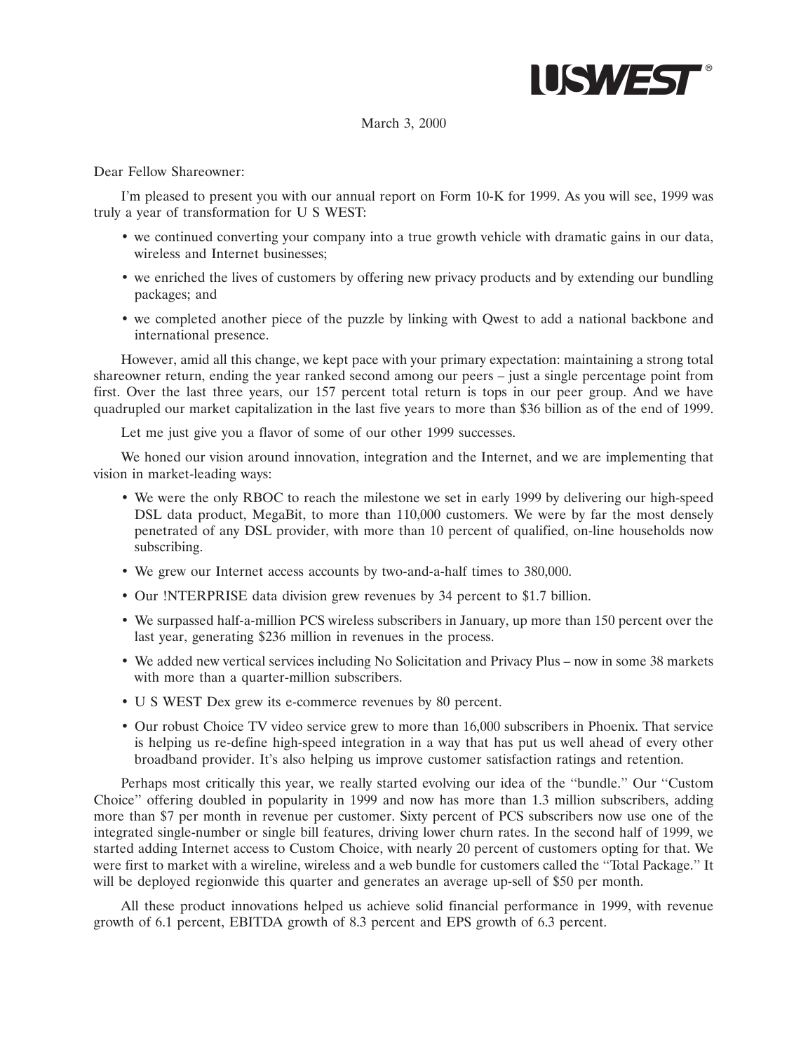USWEST®

March 3, 2000

Dear Fellow Shareowner:

I'm pleased to present you with our annual report on Form 10-K for 1999. As you will see, 1999 was truly a year of transformation for U S WEST:

- we continued converting your company into a true growth vehicle with dramatic gains in our data, wireless and Internet businesses;
- we enriched the lives of customers by offering new privacy products and by extending our bundling packages; and
- we completed another piece of the puzzle by linking with Qwest to add a national backbone and international presence.

However, amid all this change, we kept pace with your primary expectation: maintaining a strong total shareowner return, ending the year ranked second among our peers – just a single percentage point from first. Over the last three years, our 157 percent total return is tops in our peer group. And we have quadrupled our market capitalization in the last five years to more than $36 billion as of the end of 1999.

Let me just give you a flavor of some of our other 1999 successes.

We honed our vision around innovation, integration and the Internet, and we are implementing that vision in market-leading ways:

- We were the only RBOC to reach the milestone we set in early 1999 by delivering our high-speed DSL data product, MegaBit, to more than 110,000 customers. We were by far the most densely penetrated of any DSL provider, with more than 10 percent of qualified, on-line households now subscribing.
- We grew our Internet access accounts by two-and-a-half times to 380,000.
- Our !NTERPRISE data division grew revenues by 34 percent to $1.7 billion.
- We surpassed half-a-million PCS wireless subscribers in January, up more than 150 percent over the last year, generating $236 million in revenues in the process.
- We added new vertical services including No Solicitation and Privacy Plus – now in some 38 markets with more than a quarter-million subscribers.
- U S WEST Dex grew its e-commerce revenues by 80 percent.
- Our robust Choice TV video service grew to more than 16,000 subscribers in Phoenix. That service is helping us re-define high-speed integration in a way that has put us well ahead of every other broadband provider. It's also helping us improve customer satisfaction ratings and retention.

Perhaps most critically this year, we really started evolving our idea of the "bundle." Our "Custom Choice" offering doubled in popularity in 1999 and now has more than 1.3 million subscribers, adding more than $7 per month in revenue per customer. Sixty percent of PCS subscribers now use one of the integrated single-number or single bill features, driving lower churn rates. In the second half of 1999, we started adding Internet access to Custom Choice, with nearly 20 percent of customers opting for that. We were first to market with a wireline, wireless and a web bundle for customers called the "Total Package." It will be deployed regionwide this quarter and generates an average up-sell of $50 per month.

All these product innovations helped us achieve solid financial performance in 1999, with revenue growth of 6.1 percent, EBITDA growth of 8.3 percent and EPS growth of 6.3 percent.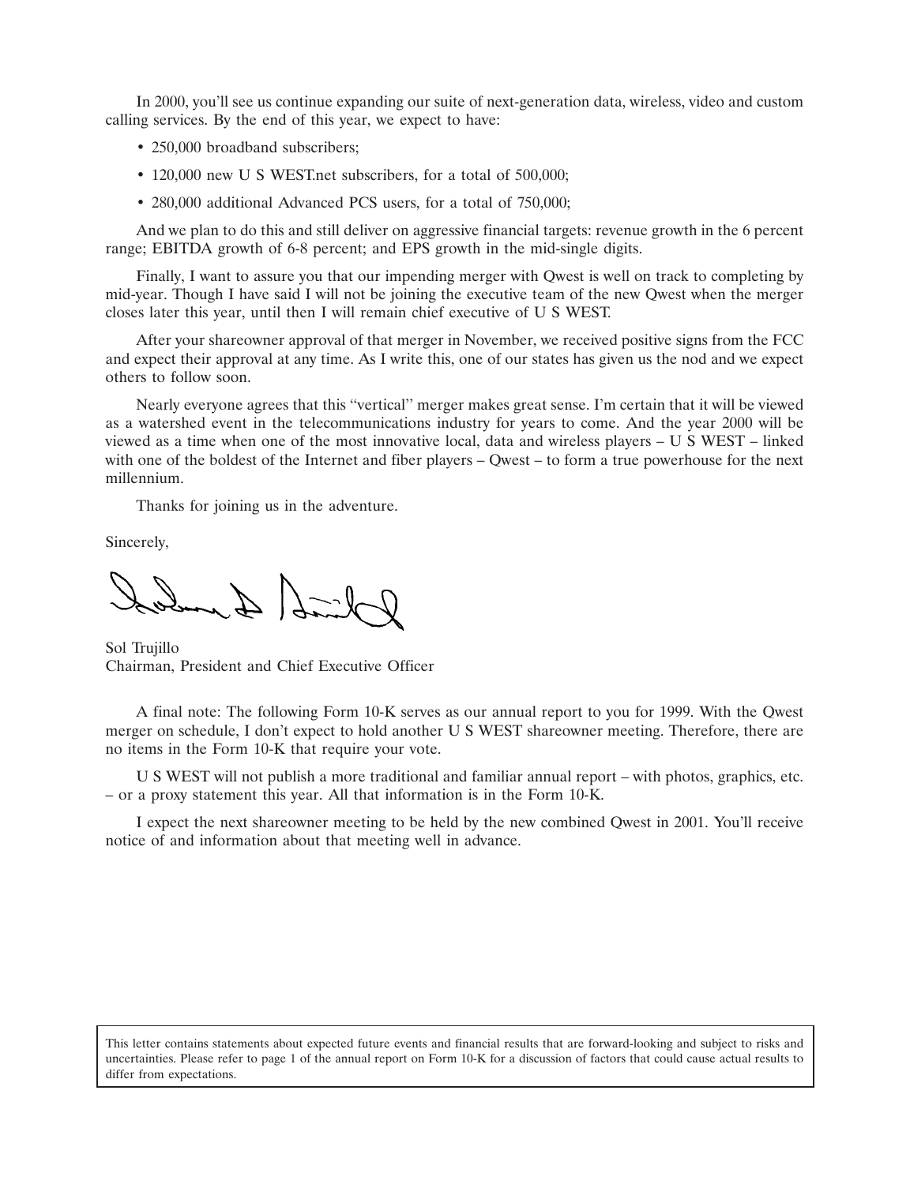In 2000, you'll see us continue expanding our suite of next-generation data, wireless, video and custom calling services. By the end of this year, we expect to have:

- 250,000 broadband subscribers;
- 120,000 new U S WEST.net subscribers, for a total of 500,000;
- 280,000 additional Advanced PCS users, for a total of 750,000;

And we plan to do this and still deliver on aggressive financial targets: revenue growth in the 6 percent range; EBITDA growth of 6-8 percent; and EPS growth in the mid-single digits.

Finally, I want to assure you that our impending merger with Qwest is well on track to completing by mid-year. Though I have said I will not be joining the executive team of the new Qwest when the merger closes later this year, until then I will remain chief executive of U S WEST.

After your shareowner approval of that merger in November, we received positive signs from the FCC and expect their approval at any time. As I write this, one of our states has given us the nod and we expect others to follow soon.

Nearly everyone agrees that this "vertical" merger makes great sense. I'm certain that it will be viewed as a watershed event in the telecommunications industry for years to come. And the year 2000 will be viewed as a time when one of the most innovative local, data and wireless players – U S WEST – linked with one of the boldest of the Internet and fiber players – Qwest – to form a true powerhouse for the next millennium.

Thanks for joining us in the adventure.

Sincerely,

Sol Trujillo
Chairman, President and Chief Executive Officer

A final note: The following Form 10-K serves as our annual report to you for 1999. With the Qwest merger on schedule, I don't expect to hold another U S WEST shareowner meeting. Therefore, there are no items in the Form 10-K that require your vote.

U S WEST will not publish a more traditional and familiar annual report – with photos, graphics, etc. – or a proxy statement this year. All that information is in the Form 10-K.

I expect the next shareowner meeting to be held by the new combined Qwest in 2001. You'll receive notice of and information about that meeting well in advance.

This letter contains statements about expected future events and financial results that are forward-looking and subject to risks and uncertainties. Please refer to page 1 of the annual report on Form 10-K for a discussion of factors that could cause actual results to differ from expectations.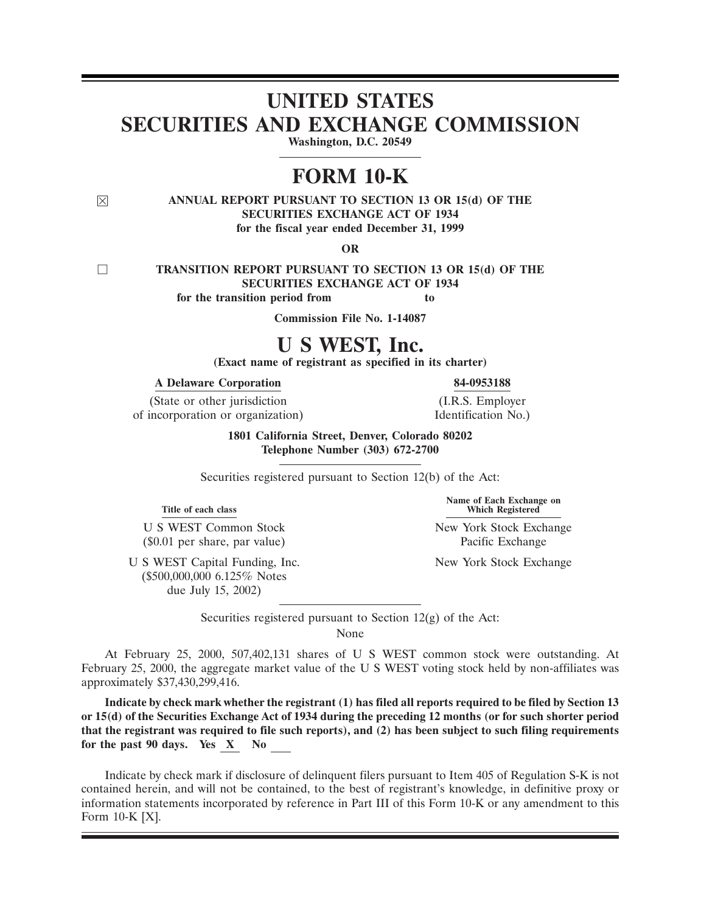# UNITED STATES SECURITIES AND EXCHANGE COMMISSION

**Washington, D.C. 20549**

# FORM 10-K

☒ **ANNUAL REPORT PURSUANT TO SECTION 13 OR 15(d) OF THE SECURITIES EXCHANGE ACT OF 1934**
**for the fiscal year ended December 31, 1999**

**OR**

☐ **TRANSITION REPORT PURSUANT TO SECTION 13 OR 15(d) OF THE SECURITIES EXCHANGE ACT OF 1934**
**for the transition period from to**

**Commission File No. 1-14087**

# U S WEST, Inc.

**(Exact name of registrant as specified in its charter)**

| **A Delaware Corporation** | **84-0953188** |
|---|---|
| (State or other jurisdiction of incorporation or organization) | (I.R.S. Employer Identification No.) |

**1801 California Street, Denver, Colorado 80202**
**Telephone Number (303) 672-2700**

Securities registered pursuant to Section 12(b) of the Act:

| Title of each class | Name of Each Exchange on Which Registered |
|---|---|
| U S WEST Common Stock ($0.01 per share, par value) | New York Stock Exchange<br>Pacific Exchange |
| U S WEST Capital Funding, Inc. ($500,000,000 6.125% Notes due July 15, 2002) | New York Stock Exchange |

Securities registered pursuant to Section 12(g) of the Act:
None

At February 25, 2000, 507,402,131 shares of U S WEST common stock were outstanding. At February 25, 2000, the aggregate market value of the U S WEST voting stock held by non-affiliates was approximately $37,430,299,416.

**Indicate by check mark whether the registrant (1) has filed all reports required to be filed by Section 13 or 15(d) of the Securities Exchange Act of 1934 during the preceding 12 months (or for such shorter period that the registrant was required to file such reports), and (2) has been subject to such filing requirements for the past 90 days. Yes X No \_\_\_**

Indicate by check mark if disclosure of delinquent filers pursuant to Item 405 of Regulation S-K is not contained herein, and will not be contained, to the best of registrant's knowledge, in definitive proxy or information statements incorporated by reference in Part III of this Form 10-K or any amendment to this Form 10-K [X].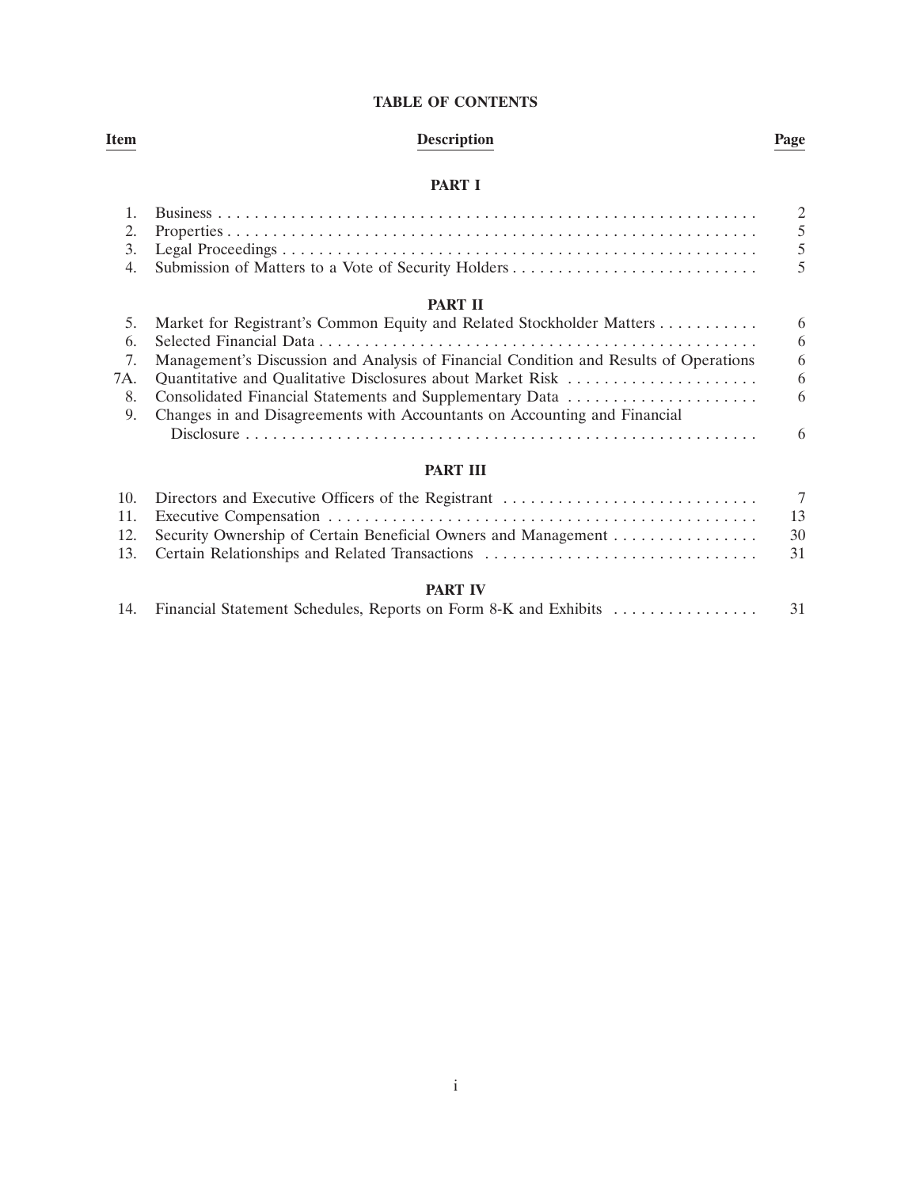# TABLE OF CONTENTS

| Item | Description | Page |
|---|---|---|
| | **PART I** | |
| 1. | Business | 2 |
| 2. | Properties | 5 |
| 3. | Legal Proceedings | 5 |
| 4. | Submission of Matters to a Vote of Security Holders | 5 |
| | **PART II** | |
| 5. | Market for Registrant's Common Equity and Related Stockholder Matters | 6 |
| 6. | Selected Financial Data | 6 |
| 7. | Management's Discussion and Analysis of Financial Condition and Results of Operations | 6 |
| 7A. | Quantitative and Qualitative Disclosures about Market Risk | 6 |
| 8. | Consolidated Financial Statements and Supplementary Data | 6 |
| 9. | Changes in and Disagreements with Accountants on Accounting and Financial Disclosure | 6 |
| | **PART III** | |
| 10. | Directors and Executive Officers of the Registrant | 7 |
| 11. | Executive Compensation | 13 |
| 12. | Security Ownership of Certain Beneficial Owners and Management | 30 |
| 13. | Certain Relationships and Related Transactions | 31 |
| | **PART IV** | |
| 14. | Financial Statement Schedules, Reports on Form 8-K and Exhibits | 31 |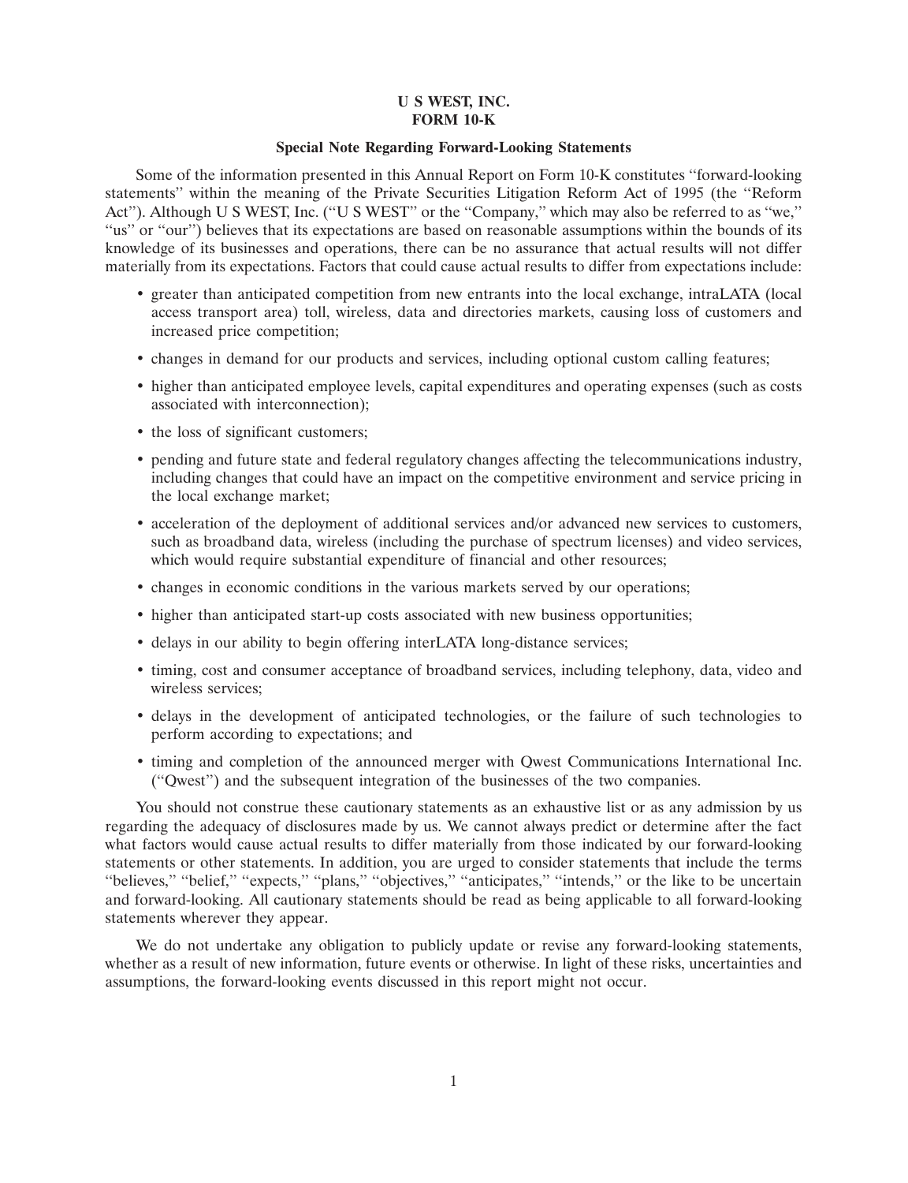# U S WEST, INC.
# FORM 10-K

## Special Note Regarding Forward-Looking Statements

Some of the information presented in this Annual Report on Form 10-K constitutes ''forward-looking statements'' within the meaning of the Private Securities Litigation Reform Act of 1995 (the ''Reform Act''). Although U S WEST, Inc. (''U S WEST'' or the ''Company,'' which may also be referred to as ''we,'' ''us'' or ''our'') believes that its expectations are based on reasonable assumptions within the bounds of its knowledge of its businesses and operations, there can be no assurance that actual results will not differ materially from its expectations. Factors that could cause actual results to differ from expectations include:

- greater than anticipated competition from new entrants into the local exchange, intraLATA (local access transport area) toll, wireless, data and directories markets, causing loss of customers and increased price competition;
- changes in demand for our products and services, including optional custom calling features;
- higher than anticipated employee levels, capital expenditures and operating expenses (such as costs associated with interconnection);
- the loss of significant customers;
- pending and future state and federal regulatory changes affecting the telecommunications industry, including changes that could have an impact on the competitive environment and service pricing in the local exchange market;
- acceleration of the deployment of additional services and/or advanced new services to customers, such as broadband data, wireless (including the purchase of spectrum licenses) and video services, which would require substantial expenditure of financial and other resources;
- changes in economic conditions in the various markets served by our operations;
- higher than anticipated start-up costs associated with new business opportunities;
- delays in our ability to begin offering interLATA long-distance services;
- timing, cost and consumer acceptance of broadband services, including telephony, data, video and wireless services;
- delays in the development of anticipated technologies, or the failure of such technologies to perform according to expectations; and
- timing and completion of the announced merger with Qwest Communications International Inc. (''Qwest'') and the subsequent integration of the businesses of the two companies.

You should not construe these cautionary statements as an exhaustive list or as any admission by us regarding the adequacy of disclosures made by us. We cannot always predict or determine after the fact what factors would cause actual results to differ materially from those indicated by our forward-looking statements or other statements. In addition, you are urged to consider statements that include the terms ''believes,'' ''belief,'' ''expects,'' ''plans,'' ''objectives,'' ''anticipates,'' ''intends,'' or the like to be uncertain and forward-looking. All cautionary statements should be read as being applicable to all forward-looking statements wherever they appear.

We do not undertake any obligation to publicly update or revise any forward-looking statements, whether as a result of new information, future events or otherwise. In light of these risks, uncertainties and assumptions, the forward-looking events discussed in this report might not occur.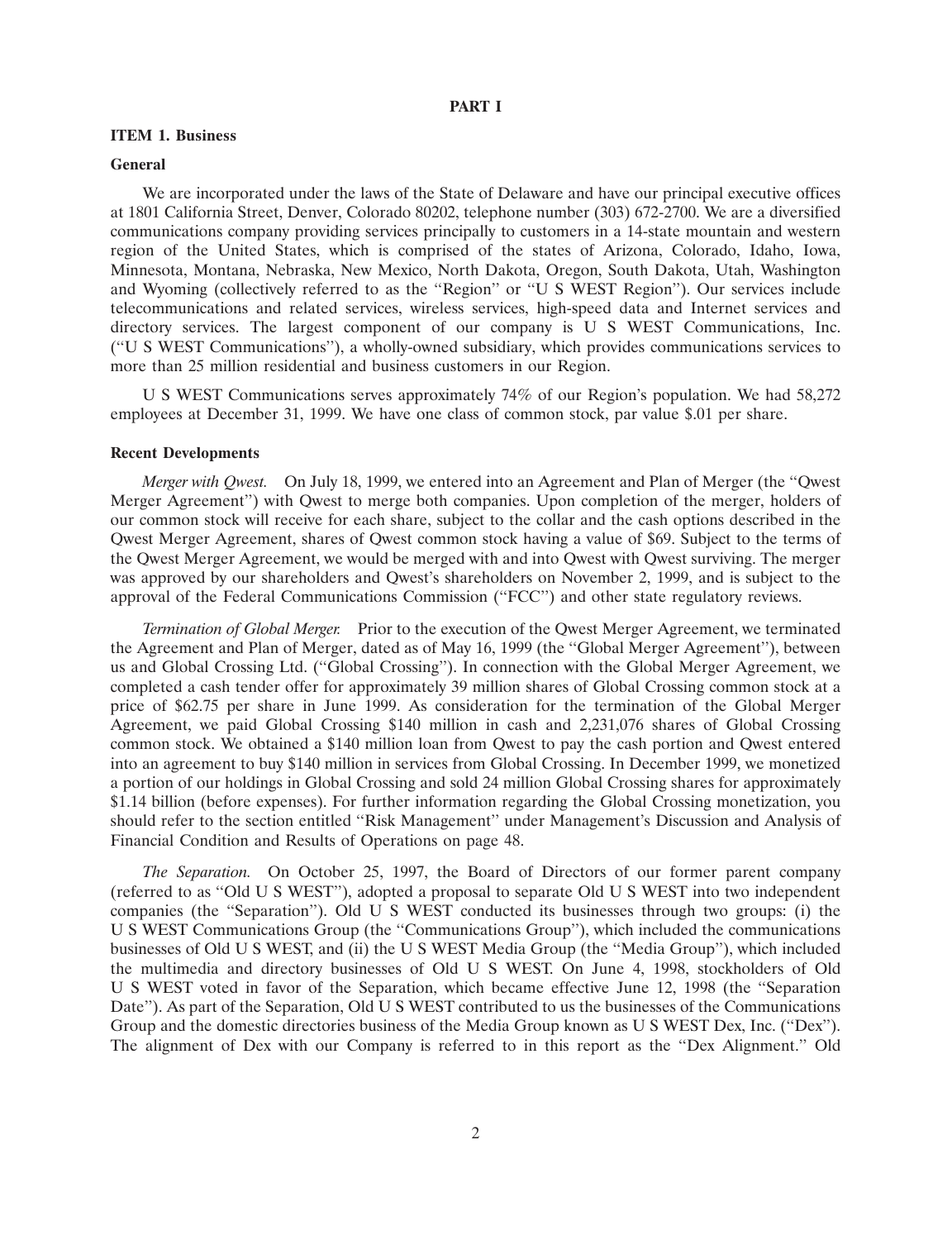# PART I

## ITEM 1. Business

### General

We are incorporated under the laws of the State of Delaware and have our principal executive offices at 1801 California Street, Denver, Colorado 80202, telephone number (303) 672-2700. We are a diversified communications company providing services principally to customers in a 14-state mountain and western region of the United States, which is comprised of the states of Arizona, Colorado, Idaho, Iowa, Minnesota, Montana, Nebraska, New Mexico, North Dakota, Oregon, South Dakota, Utah, Washington and Wyoming (collectively referred to as the ''Region'' or ''U S WEST Region''). Our services include telecommunications and related services, wireless services, high-speed data and Internet services and directory services. The largest component of our company is U S WEST Communications, Inc. (''U S WEST Communications''), a wholly-owned subsidiary, which provides communications services to more than 25 million residential and business customers in our Region.

U S WEST Communications serves approximately 74% of our Region's population. We had 58,272 employees at December 31, 1999. We have one class of common stock, par value $.01 per share.

### Recent Developments

*Merger with Qwest.* On July 18, 1999, we entered into an Agreement and Plan of Merger (the ''Qwest Merger Agreement'') with Qwest to merge both companies. Upon completion of the merger, holders of our common stock will receive for each share, subject to the collar and the cash options described in the Qwest Merger Agreement, shares of Qwest common stock having a value of $69. Subject to the terms of the Qwest Merger Agreement, we would be merged with and into Qwest with Qwest surviving. The merger was approved by our shareholders and Qwest's shareholders on November 2, 1999, and is subject to the approval of the Federal Communications Commission (''FCC'') and other state regulatory reviews.

*Termination of Global Merger.* Prior to the execution of the Qwest Merger Agreement, we terminated the Agreement and Plan of Merger, dated as of May 16, 1999 (the ''Global Merger Agreement''), between us and Global Crossing Ltd. (''Global Crossing''). In connection with the Global Merger Agreement, we completed a cash tender offer for approximately 39 million shares of Global Crossing common stock at a price of $62.75 per share in June 1999. As consideration for the termination of the Global Merger Agreement, we paid Global Crossing $140 million in cash and 2,231,076 shares of Global Crossing common stock. We obtained a $140 million loan from Qwest to pay the cash portion and Qwest entered into an agreement to buy $140 million in services from Global Crossing. In December 1999, we monetized a portion of our holdings in Global Crossing and sold 24 million Global Crossing shares for approximately $1.14 billion (before expenses). For further information regarding the Global Crossing monetization, you should refer to the section entitled ''Risk Management'' under Management's Discussion and Analysis of Financial Condition and Results of Operations on page 48.

*The Separation.* On October 25, 1997, the Board of Directors of our former parent company (referred to as ''Old U S WEST''), adopted a proposal to separate Old U S WEST into two independent companies (the ''Separation''). Old U S WEST conducted its businesses through two groups: (i) the U S WEST Communications Group (the ''Communications Group''), which included the communications businesses of Old U S WEST, and (ii) the U S WEST Media Group (the ''Media Group''), which included the multimedia and directory businesses of Old U S WEST. On June 4, 1998, stockholders of Old U S WEST voted in favor of the Separation, which became effective June 12, 1998 (the ''Separation Date''). As part of the Separation, Old U S WEST contributed to us the businesses of the Communications Group and the domestic directories business of the Media Group known as U S WEST Dex, Inc. (''Dex''). The alignment of Dex with our Company is referred to in this report as the ''Dex Alignment.'' Old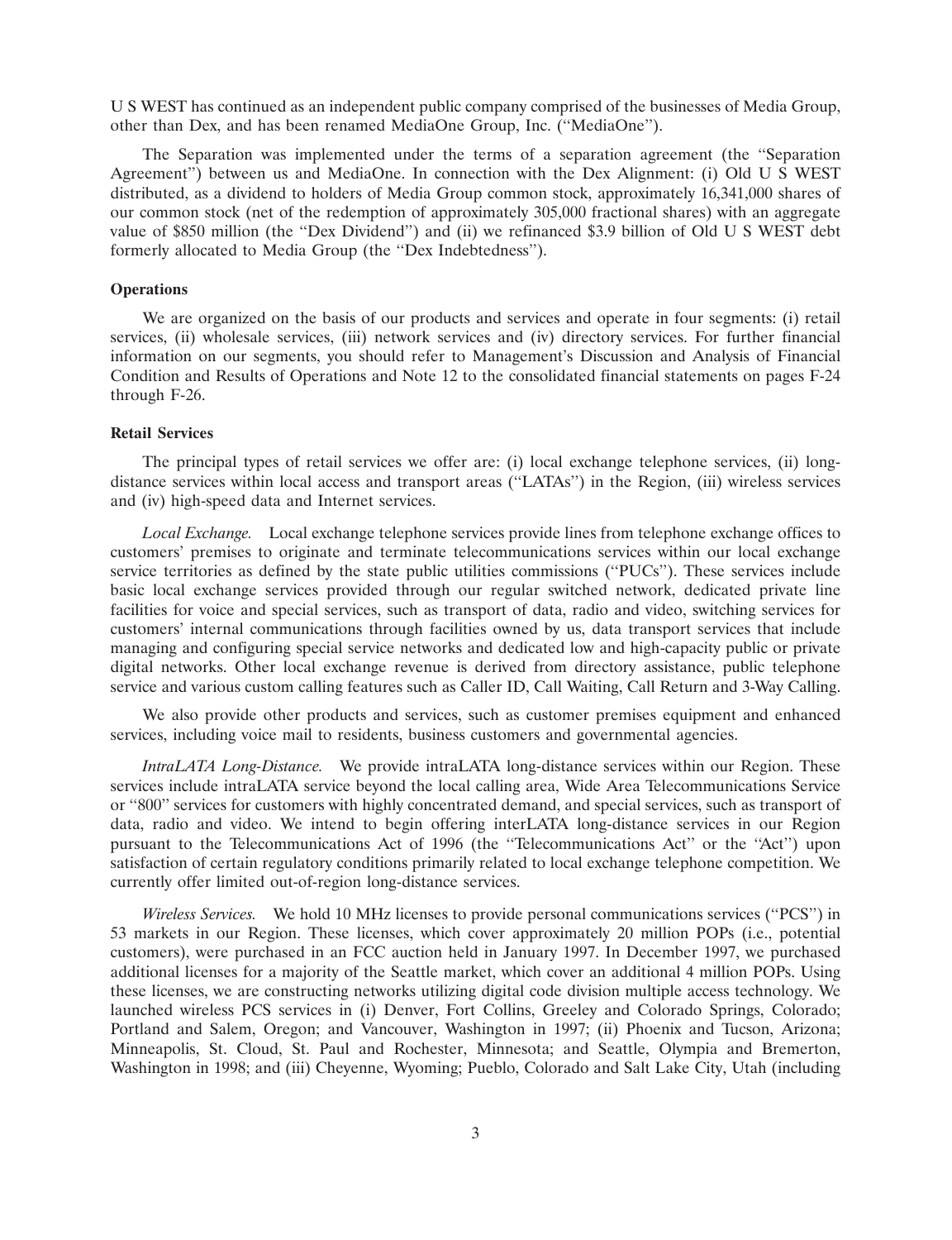U S WEST has continued as an independent public company comprised of the businesses of Media Group, other than Dex, and has been renamed MediaOne Group, Inc. (''MediaOne'').

The Separation was implemented under the terms of a separation agreement (the ''Separation Agreement'') between us and MediaOne. In connection with the Dex Alignment: (i) Old U S WEST distributed, as a dividend to holders of Media Group common stock, approximately 16,341,000 shares of our common stock (net of the redemption of approximately 305,000 fractional shares) with an aggregate value of $850 million (the ''Dex Dividend'') and (ii) we refinanced $3.9 billion of Old U S WEST debt formerly allocated to Media Group (the ''Dex Indebtedness'').

**Operations**

We are organized on the basis of our products and services and operate in four segments: (i) retail services, (ii) wholesale services, (iii) network services and (iv) directory services. For further financial information on our segments, you should refer to Management's Discussion and Analysis of Financial Condition and Results of Operations and Note 12 to the consolidated financial statements on pages F-24 through F-26.

**Retail Services**

The principal types of retail services we offer are: (i) local exchange telephone services, (ii) long-distance services within local access and transport areas (''LATAs'') in the Region, (iii) wireless services and (iv) high-speed data and Internet services.

*Local Exchange.* Local exchange telephone services provide lines from telephone exchange offices to customers' premises to originate and terminate telecommunications services within our local exchange service territories as defined by the state public utilities commissions (''PUCs''). These services include basic local exchange services provided through our regular switched network, dedicated private line facilities for voice and special services, such as transport of data, radio and video, switching services for customers' internal communications through facilities owned by us, data transport services that include managing and configuring special service networks and dedicated low and high-capacity public or private digital networks. Other local exchange revenue is derived from directory assistance, public telephone service and various custom calling features such as Caller ID, Call Waiting, Call Return and 3-Way Calling.

We also provide other products and services, such as customer premises equipment and enhanced services, including voice mail to residents, business customers and governmental agencies.

*IntraLATA Long-Distance.* We provide intraLATA long-distance services within our Region. These services include intraLATA service beyond the local calling area, Wide Area Telecommunications Service or ''800'' services for customers with highly concentrated demand, and special services, such as transport of data, radio and video. We intend to begin offering interLATA long-distance services in our Region pursuant to the Telecommunications Act of 1996 (the ''Telecommunications Act'' or the ''Act'') upon satisfaction of certain regulatory conditions primarily related to local exchange telephone competition. We currently offer limited out-of-region long-distance services.

*Wireless Services.* We hold 10 MHz licenses to provide personal communications services (''PCS'') in 53 markets in our Region. These licenses, which cover approximately 20 million POPs (i.e., potential customers), were purchased in an FCC auction held in January 1997. In December 1997, we purchased additional licenses for a majority of the Seattle market, which cover an additional 4 million POPs. Using these licenses, we are constructing networks utilizing digital code division multiple access technology. We launched wireless PCS services in (i) Denver, Fort Collins, Greeley and Colorado Springs, Colorado; Portland and Salem, Oregon; and Vancouver, Washington in 1997; (ii) Phoenix and Tucson, Arizona; Minneapolis, St. Cloud, St. Paul and Rochester, Minnesota; and Seattle, Olympia and Bremerton, Washington in 1998; and (iii) Cheyenne, Wyoming; Pueblo, Colorado and Salt Lake City, Utah (including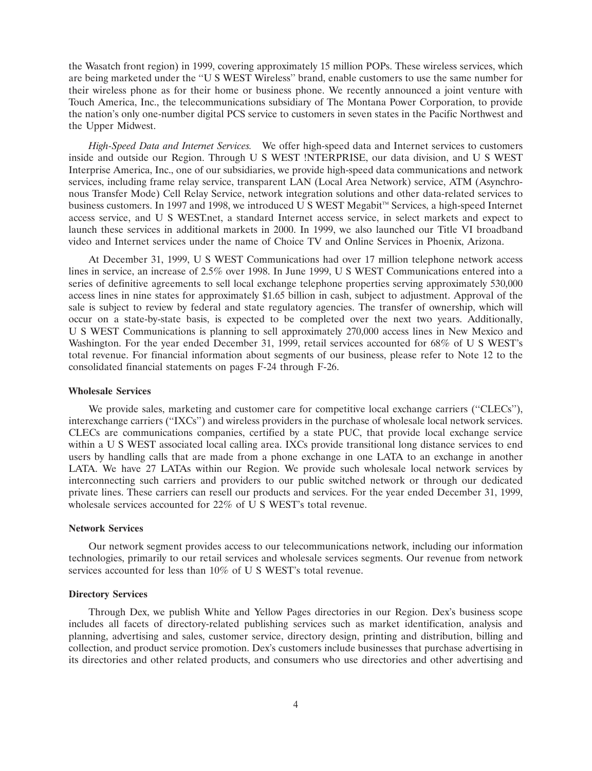the Wasatch front region) in 1999, covering approximately 15 million POPs. These wireless services, which are being marketed under the ''U S WEST Wireless'' brand, enable customers to use the same number for their wireless phone as for their home or business phone. We recently announced a joint venture with Touch America, Inc., the telecommunications subsidiary of The Montana Power Corporation, to provide the nation's only one-number digital PCS service to customers in seven states in the Pacific Northwest and the Upper Midwest.

*High-Speed Data and Internet Services.* We offer high-speed data and Internet services to customers inside and outside our Region. Through U S WEST !NTERPRISE, our data division, and U S WEST Interprise America, Inc., one of our subsidiaries, we provide high-speed data communications and network services, including frame relay service, transparent LAN (Local Area Network) service, ATM (Asynchronous Transfer Mode) Cell Relay Service, network integration solutions and other data-related services to business customers. In 1997 and 1998, we introduced U S WEST Megabit™ Services, a high-speed Internet access service, and U S WEST.net, a standard Internet access service, in select markets and expect to launch these services in additional markets in 2000. In 1999, we also launched our Title VI broadband video and Internet services under the name of Choice TV and Online Services in Phoenix, Arizona.

At December 31, 1999, U S WEST Communications had over 17 million telephone network access lines in service, an increase of 2.5% over 1998. In June 1999, U S WEST Communications entered into a series of definitive agreements to sell local exchange telephone properties serving approximately 530,000 access lines in nine states for approximately $1.65 billion in cash, subject to adjustment. Approval of the sale is subject to review by federal and state regulatory agencies. The transfer of ownership, which will occur on a state-by-state basis, is expected to be completed over the next two years. Additionally, U S WEST Communications is planning to sell approximately 270,000 access lines in New Mexico and Washington. For the year ended December 31, 1999, retail services accounted for 68% of U S WEST's total revenue. For financial information about segments of our business, please refer to Note 12 to the consolidated financial statements on pages F-24 through F-26.

### Wholesale Services

We provide sales, marketing and customer care for competitive local exchange carriers (''CLECs''), interexchange carriers (''IXCs'') and wireless providers in the purchase of wholesale local network services. CLECs are communications companies, certified by a state PUC, that provide local exchange service within a U S WEST associated local calling area. IXCs provide transitional long distance services to end users by handling calls that are made from a phone exchange in one LATA to an exchange in another LATA. We have 27 LATAs within our Region. We provide such wholesale local network services by interconnecting such carriers and providers to our public switched network or through our dedicated private lines. These carriers can resell our products and services. For the year ended December 31, 1999, wholesale services accounted for 22% of U S WEST's total revenue.

### Network Services

Our network segment provides access to our telecommunications network, including our information technologies, primarily to our retail services and wholesale services segments. Our revenue from network services accounted for less than 10% of U S WEST's total revenue.

### Directory Services

Through Dex, we publish White and Yellow Pages directories in our Region. Dex's business scope includes all facets of directory-related publishing services such as market identification, analysis and planning, advertising and sales, customer service, directory design, printing and distribution, billing and collection, and product service promotion. Dex's customers include businesses that purchase advertising in its directories and other related products, and consumers who use directories and other advertising and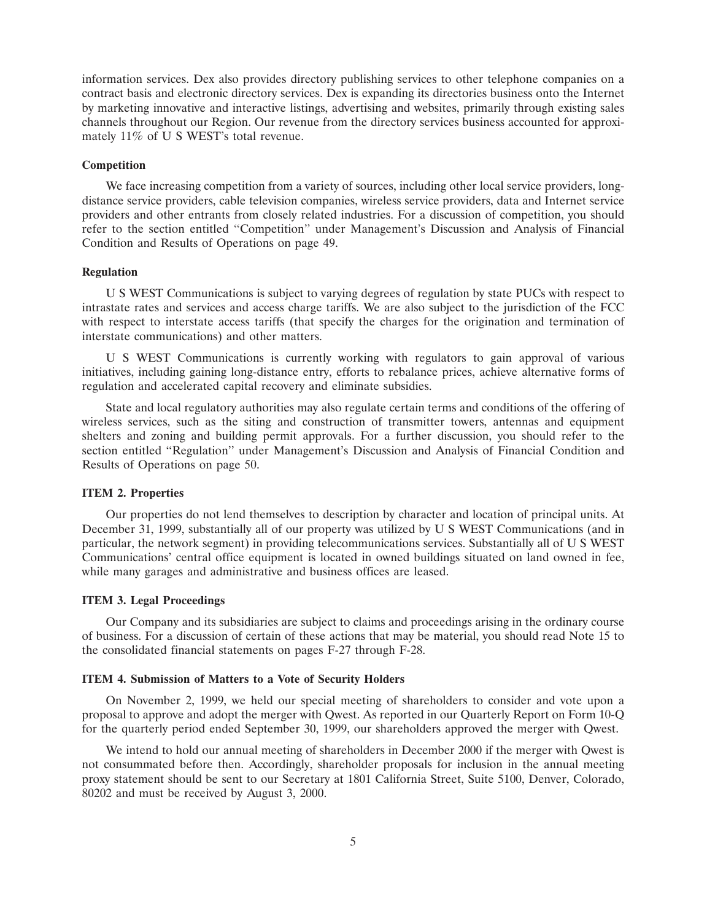information services. Dex also provides directory publishing services to other telephone companies on a contract basis and electronic directory services. Dex is expanding its directories business onto the Internet by marketing innovative and interactive listings, advertising and websites, primarily through existing sales channels throughout our Region. Our revenue from the directory services business accounted for approximately 11% of U S WEST's total revenue.

**Competition**

We face increasing competition from a variety of sources, including other local service providers, long-distance service providers, cable television companies, wireless service providers, data and Internet service providers and other entrants from closely related industries. For a discussion of competition, you should refer to the section entitled ''Competition'' under Management's Discussion and Analysis of Financial Condition and Results of Operations on page 49.

**Regulation**

U S WEST Communications is subject to varying degrees of regulation by state PUCs with respect to intrastate rates and services and access charge tariffs. We are also subject to the jurisdiction of the FCC with respect to interstate access tariffs (that specify the charges for the origination and termination of interstate communications) and other matters.

U S WEST Communications is currently working with regulators to gain approval of various initiatives, including gaining long-distance entry, efforts to rebalance prices, achieve alternative forms of regulation and accelerated capital recovery and eliminate subsidies.

State and local regulatory authorities may also regulate certain terms and conditions of the offering of wireless services, such as the siting and construction of transmitter towers, antennas and equipment shelters and zoning and building permit approvals. For a further discussion, you should refer to the section entitled ''Regulation'' under Management's Discussion and Analysis of Financial Condition and Results of Operations on page 50.

**ITEM 2. Properties**

Our properties do not lend themselves to description by character and location of principal units. At December 31, 1999, substantially all of our property was utilized by U S WEST Communications (and in particular, the network segment) in providing telecommunications services. Substantially all of U S WEST Communications' central office equipment is located in owned buildings situated on land owned in fee, while many garages and administrative and business offices are leased.

**ITEM 3. Legal Proceedings**

Our Company and its subsidiaries are subject to claims and proceedings arising in the ordinary course of business. For a discussion of certain of these actions that may be material, you should read Note 15 to the consolidated financial statements on pages F-27 through F-28.

**ITEM 4. Submission of Matters to a Vote of Security Holders**

On November 2, 1999, we held our special meeting of shareholders to consider and vote upon a proposal to approve and adopt the merger with Qwest. As reported in our Quarterly Report on Form 10-Q for the quarterly period ended September 30, 1999, our shareholders approved the merger with Qwest.

We intend to hold our annual meeting of shareholders in December 2000 if the merger with Qwest is not consummated before then. Accordingly, shareholder proposals for inclusion in the annual meeting proxy statement should be sent to our Secretary at 1801 California Street, Suite 5100, Denver, Colorado, 80202 and must be received by August 3, 2000.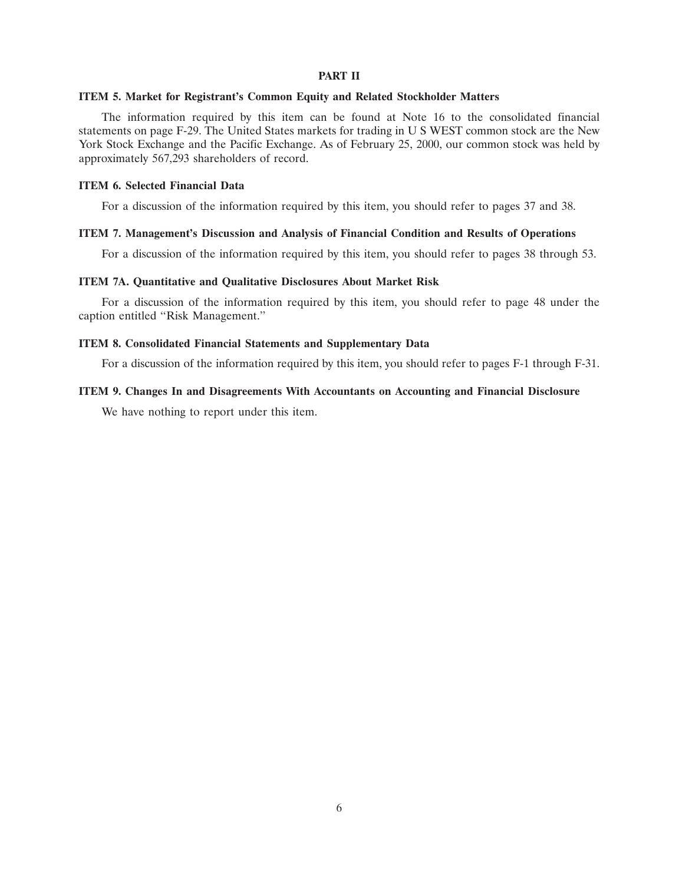# PART II

## ITEM 5. Market for Registrant's Common Equity and Related Stockholder Matters

The information required by this item can be found at Note 16 to the consolidated financial statements on page F-29. The United States markets for trading in U S WEST common stock are the New York Stock Exchange and the Pacific Exchange. As of February 25, 2000, our common stock was held by approximately 567,293 shareholders of record.

## ITEM 6. Selected Financial Data

For a discussion of the information required by this item, you should refer to pages 37 and 38.

## ITEM 7. Management's Discussion and Analysis of Financial Condition and Results of Operations

For a discussion of the information required by this item, you should refer to pages 38 through 53.

## ITEM 7A. Quantitative and Qualitative Disclosures About Market Risk

For a discussion of the information required by this item, you should refer to page 48 under the caption entitled "Risk Management."

## ITEM 8. Consolidated Financial Statements and Supplementary Data

For a discussion of the information required by this item, you should refer to pages F-1 through F-31.

## ITEM 9. Changes In and Disagreements With Accountants on Accounting and Financial Disclosure

We have nothing to report under this item.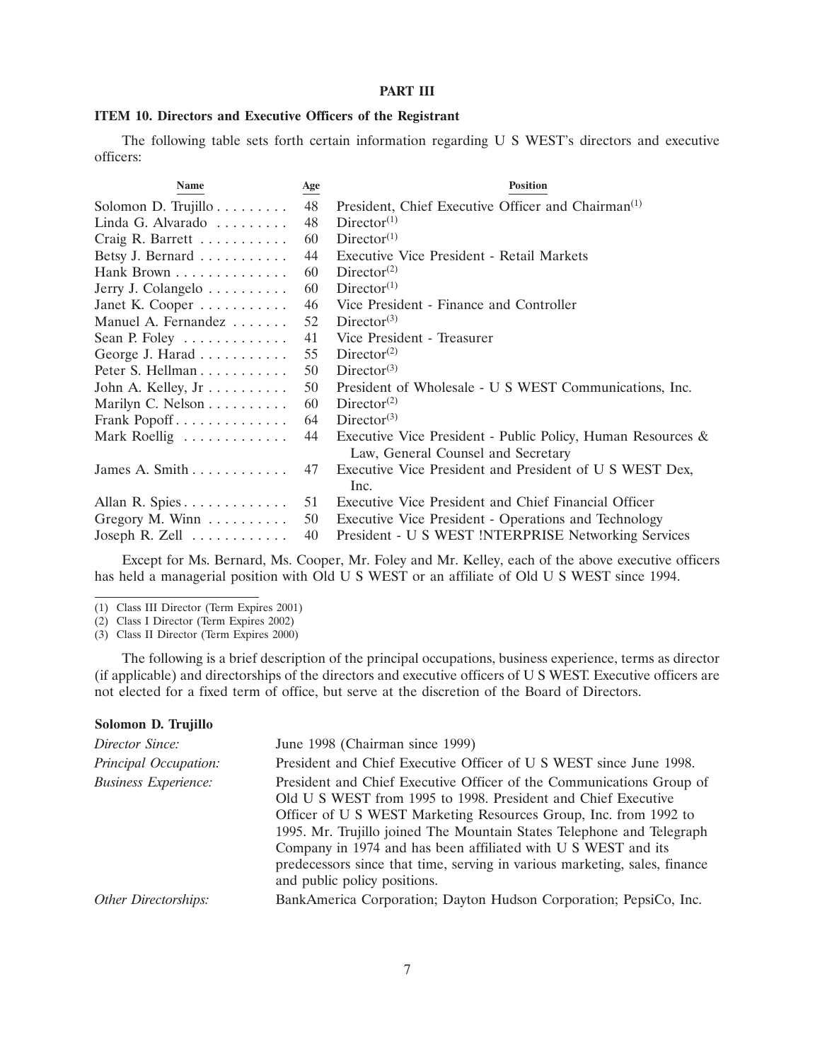## PART III

### ITEM 10. Directors and Executive Officers of the Registrant

The following table sets forth certain information regarding U S WEST's directors and executive officers:

| Name | Age | Position |
|---|---|---|
| Solomon D. Trujillo | 48 | President, Chief Executive Officer and Chairman[(1)] |
| Linda G. Alvarado | 48 | Director[(1)] |
| Craig R. Barrett | 60 | Director[(1)] |
| Betsy J. Bernard | 44 | Executive Vice President - Retail Markets |
| Hank Brown | 60 | Director[(2)] |
| Jerry J. Colangelo | 60 | Director[(1)] |
| Janet K. Cooper | 46 | Vice President - Finance and Controller |
| Manuel A. Fernandez | 52 | Director[(3)] |
| Sean P. Foley | 41 | Vice President - Treasurer |
| George J. Harad | 55 | Director[(2)] |
| Peter S. Hellman | 50 | Director[(3)] |
| John A. Kelley, Jr | 50 | President of Wholesale - U S WEST Communications, Inc. |
| Marilyn C. Nelson | 60 | Director[(2)] |
| Frank Popoff | 64 | Director[(3)] |
| Mark Roellig | 44 | Executive Vice President - Public Policy, Human Resources & Law, General Counsel and Secretary |
| James A. Smith | 47 | Executive Vice President and President of U S WEST Dex, Inc. |
| Allan R. Spies | 51 | Executive Vice President and Chief Financial Officer |
| Gregory M. Winn | 50 | Executive Vice President - Operations and Technology |
| Joseph R. Zell | 40 | President - U S WEST !NTERPRISE Networking Services |

Except for Ms. Bernard, Ms. Cooper, Mr. Foley and Mr. Kelley, each of the above executive officers has held a managerial position with Old U S WEST or an affiliate of Old U S WEST since 1994.

(1) Class III Director (Term Expires 2001)

(2) Class I Director (Term Expires 2002)

(3) Class II Director (Term Expires 2000)

The following is a brief description of the principal occupations, business experience, terms as director (if applicable) and directorships of the directors and executive officers of U S WEST. Executive officers are not elected for a fixed term of office, but serve at the discretion of the Board of Directors.

**Solomon D. Trujillo**

| | |
|---|---|
| *Director Since:* | June 1998 (Chairman since 1999) |
| *Principal Occupation:* | President and Chief Executive Officer of U S WEST since June 1998. |
| *Business Experience:* | President and Chief Executive Officer of the Communications Group of Old U S WEST from 1995 to 1998. President and Chief Executive Officer of U S WEST Marketing Resources Group, Inc. from 1992 to 1995. Mr. Trujillo joined The Mountain States Telephone and Telegraph Company in 1974 and has been affiliated with U S WEST and its predecessors since that time, serving in various marketing, sales, finance and public policy positions. |
| *Other Directorships:* | BankAmerica Corporation; Dayton Hudson Corporation; PepsiCo, Inc. |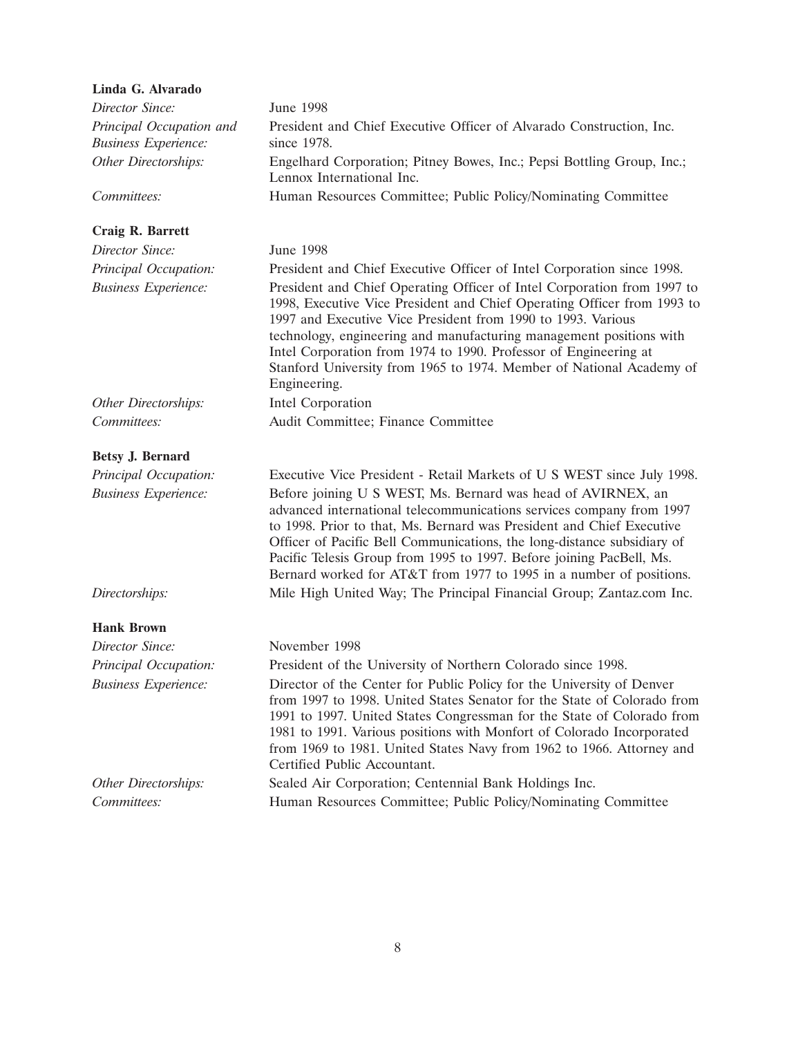**Linda G. Alvarado**

| | |
|---|---|
| *Director Since:* | June 1998 |
| *Principal Occupation and Business Experience:* | President and Chief Executive Officer of Alvarado Construction, Inc. since 1978. |
| *Other Directorships:* | Engelhard Corporation; Pitney Bowes, Inc.; Pepsi Bottling Group, Inc.; Lennox International Inc. |
| *Committees:* | Human Resources Committee; Public Policy/Nominating Committee |

**Craig R. Barrett**

| | |
|---|---|
| *Director Since:* | June 1998 |
| *Principal Occupation:* | President and Chief Executive Officer of Intel Corporation since 1998. |
| *Business Experience:* | President and Chief Operating Officer of Intel Corporation from 1997 to 1998, Executive Vice President and Chief Operating Officer from 1993 to 1997 and Executive Vice President from 1990 to 1993. Various technology, engineering and manufacturing management positions with Intel Corporation from 1974 to 1990. Professor of Engineering at Stanford University from 1965 to 1974. Member of National Academy of Engineering. |
| *Other Directorships:* | Intel Corporation |
| *Committees:* | Audit Committee; Finance Committee |

**Betsy J. Bernard**

| | |
|---|---|
| *Principal Occupation:* | Executive Vice President - Retail Markets of U S WEST since July 1998. |
| *Business Experience:* | Before joining U S WEST, Ms. Bernard was head of AVIRNEX, an advanced international telecommunications services company from 1997 to 1998. Prior to that, Ms. Bernard was President and Chief Executive Officer of Pacific Bell Communications, the long-distance subsidiary of Pacific Telesis Group from 1995 to 1997. Before joining PacBell, Ms. Bernard worked for AT&T from 1977 to 1995 in a number of positions. |
| *Directorships:* | Mile High United Way; The Principal Financial Group; Zantaz.com Inc. |

**Hank Brown**

| | |
|---|---|
| *Director Since:* | November 1998 |
| *Principal Occupation:* | President of the University of Northern Colorado since 1998. |
| *Business Experience:* | Director of the Center for Public Policy for the University of Denver from 1997 to 1998. United States Senator for the State of Colorado from 1991 to 1997. United States Congressman for the State of Colorado from 1981 to 1991. Various positions with Monfort of Colorado Incorporated from 1969 to 1981. United States Navy from 1962 to 1966. Attorney and Certified Public Accountant. |
| *Other Directorships:* | Sealed Air Corporation; Centennial Bank Holdings Inc. |
| *Committees:* | Human Resources Committee; Public Policy/Nominating Committee |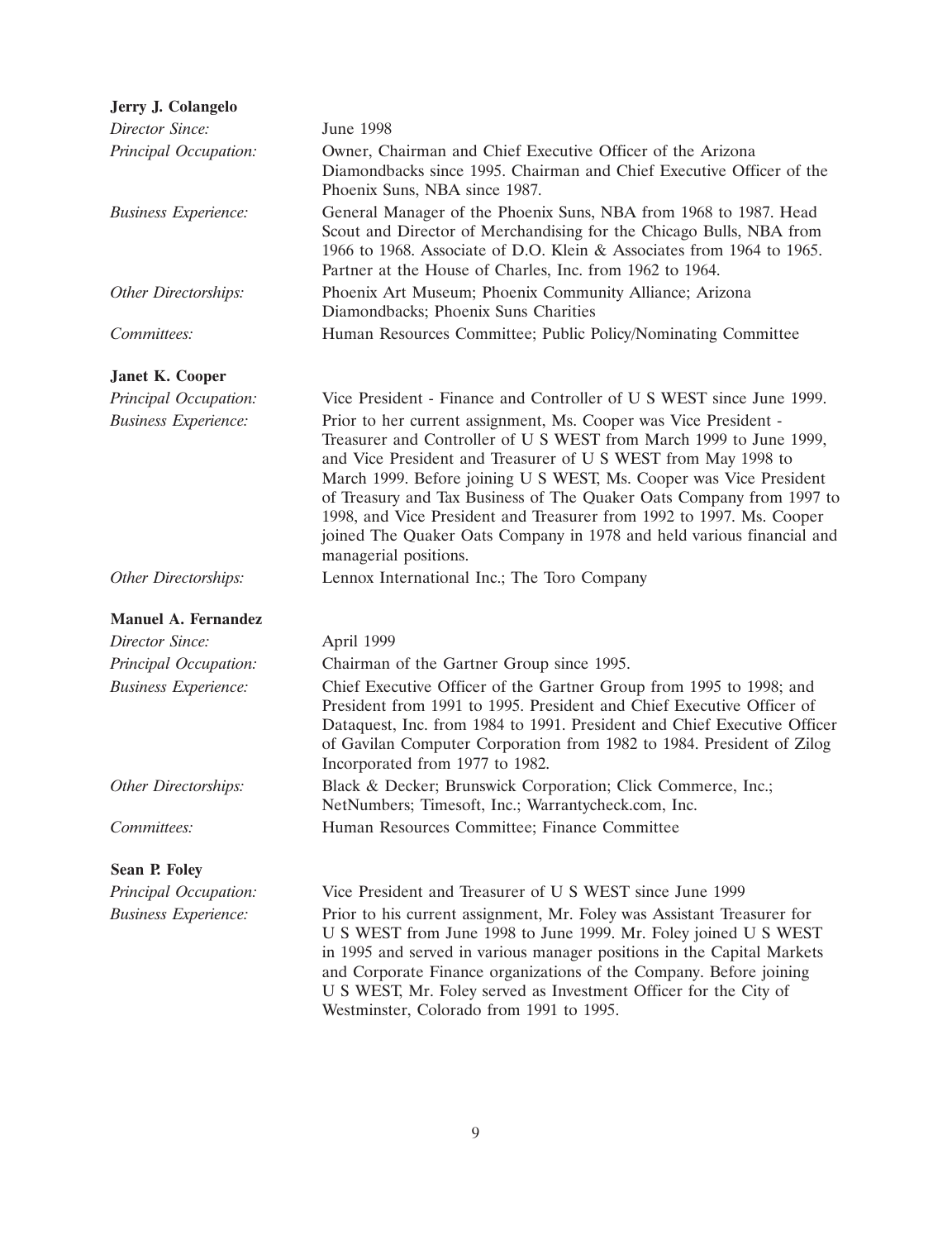**Jerry J. Colangelo**

| | |
|---|---|
| *Director Since:* | June 1998 |
| *Principal Occupation:* | Owner, Chairman and Chief Executive Officer of the Arizona Diamondbacks since 1995. Chairman and Chief Executive Officer of the Phoenix Suns, NBA since 1987. |
| *Business Experience:* | General Manager of the Phoenix Suns, NBA from 1968 to 1987. Head Scout and Director of Merchandising for the Chicago Bulls, NBA from 1966 to 1968. Associate of D.O. Klein & Associates from 1964 to 1965. Partner at the House of Charles, Inc. from 1962 to 1964. |
| *Other Directorships:* | Phoenix Art Museum; Phoenix Community Alliance; Arizona Diamondbacks; Phoenix Suns Charities |
| *Committees:* | Human Resources Committee; Public Policy/Nominating Committee |

**Janet K. Cooper**

| | |
|---|---|
| *Principal Occupation:* | Vice President - Finance and Controller of U S WEST since June 1999. |
| *Business Experience:* | Prior to her current assignment, Ms. Cooper was Vice President - Treasurer and Controller of U S WEST from March 1999 to June 1999, and Vice President and Treasurer of U S WEST from May 1998 to March 1999. Before joining U S WEST, Ms. Cooper was Vice President of Treasury and Tax Business of The Quaker Oats Company from 1997 to 1998, and Vice President and Treasurer from 1992 to 1997. Ms. Cooper joined The Quaker Oats Company in 1978 and held various financial and managerial positions. |
| *Other Directorships:* | Lennox International Inc.; The Toro Company |

**Manuel A. Fernandez**

| | |
|---|---|
| *Director Since:* | April 1999 |
| *Principal Occupation:* | Chairman of the Gartner Group since 1995. |
| *Business Experience:* | Chief Executive Officer of the Gartner Group from 1995 to 1998; and President from 1991 to 1995. President and Chief Executive Officer of Dataquest, Inc. from 1984 to 1991. President and Chief Executive Officer of Gavilan Computer Corporation from 1982 to 1984. President of Zilog Incorporated from 1977 to 1982. |
| *Other Directorships:* | Black & Decker; Brunswick Corporation; Click Commerce, Inc.; NetNumbers; Timesoft, Inc.; Warrantycheck.com, Inc. |
| *Committees:* | Human Resources Committee; Finance Committee |

**Sean P. Foley**

| | |
|---|---|
| *Principal Occupation:* | Vice President and Treasurer of U S WEST since June 1999 |
| *Business Experience:* | Prior to his current assignment, Mr. Foley was Assistant Treasurer for U S WEST from June 1998 to June 1999. Mr. Foley joined U S WEST in 1995 and served in various manager positions in the Capital Markets and Corporate Finance organizations of the Company. Before joining U S WEST, Mr. Foley served as Investment Officer for the City of Westminster, Colorado from 1991 to 1995. |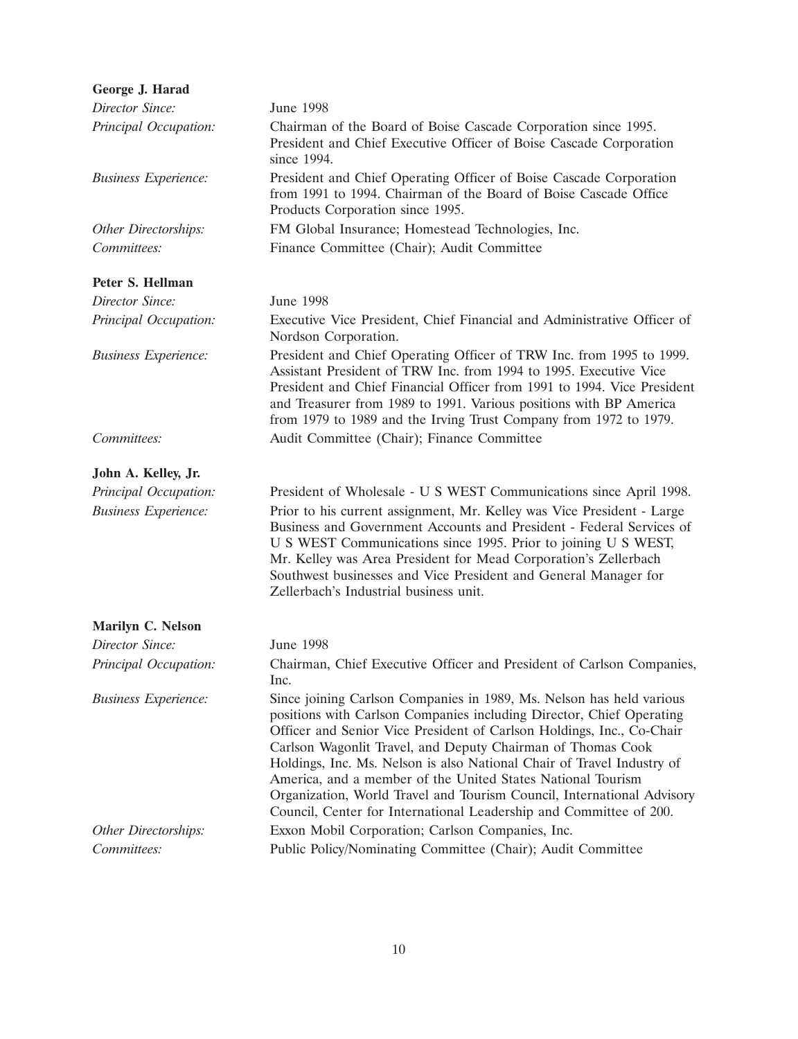**George J. Harad**

*Director Since:* June 1998

*Principal Occupation:* Chairman of the Board of Boise Cascade Corporation since 1995. President and Chief Executive Officer of Boise Cascade Corporation since 1994.

*Business Experience:* President and Chief Operating Officer of Boise Cascade Corporation from 1991 to 1994. Chairman of the Board of Boise Cascade Office Products Corporation since 1995.

*Other Directorships:* FM Global Insurance; Homestead Technologies, Inc.

*Committees:* Finance Committee (Chair); Audit Committee

**Peter S. Hellman**

*Director Since:* June 1998

*Principal Occupation:* Executive Vice President, Chief Financial and Administrative Officer of Nordson Corporation.

*Business Experience:* President and Chief Operating Officer of TRW Inc. from 1995 to 1999. Assistant President of TRW Inc. from 1994 to 1995. Executive Vice President and Chief Financial Officer from 1991 to 1994. Vice President and Treasurer from 1989 to 1991. Various positions with BP America from 1979 to 1989 and the Irving Trust Company from 1972 to 1979.

*Committees:* Audit Committee (Chair); Finance Committee

**John A. Kelley, Jr.**

*Principal Occupation:* President of Wholesale - U S WEST Communications since April 1998.

*Business Experience:* Prior to his current assignment, Mr. Kelley was Vice President - Large Business and Government Accounts and President - Federal Services of U S WEST Communications since 1995. Prior to joining U S WEST, Mr. Kelley was Area President for Mead Corporation's Zellerbach Southwest businesses and Vice President and General Manager for Zellerbach's Industrial business unit.

**Marilyn C. Nelson**

*Director Since:* June 1998

*Principal Occupation:* Chairman, Chief Executive Officer and President of Carlson Companies, Inc.

*Business Experience:* Since joining Carlson Companies in 1989, Ms. Nelson has held various positions with Carlson Companies including Director, Chief Operating Officer and Senior Vice President of Carlson Holdings, Inc., Co-Chair Carlson Wagonlit Travel, and Deputy Chairman of Thomas Cook Holdings, Inc. Ms. Nelson is also National Chair of Travel Industry of America, and a member of the United States National Tourism Organization, World Travel and Tourism Council, International Advisory Council, Center for International Leadership and Committee of 200.

*Other Directorships:* Exxon Mobil Corporation; Carlson Companies, Inc.

*Committees:* Public Policy/Nominating Committee (Chair); Audit Committee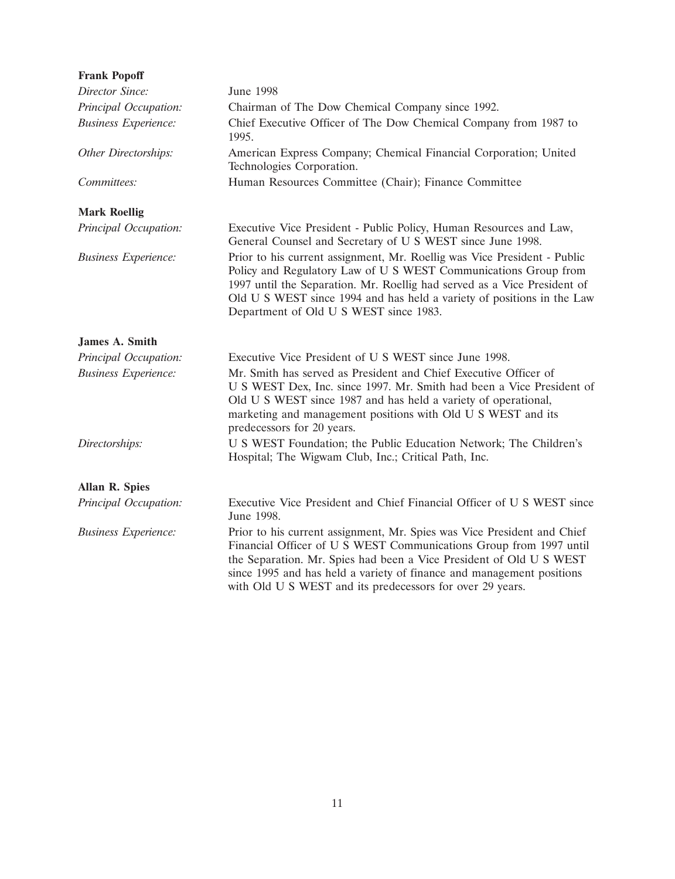**Frank Popoff**

| | |
|---|---|
| *Director Since:* | June 1998 |
| *Principal Occupation:* | Chairman of The Dow Chemical Company since 1992. |
| *Business Experience:* | Chief Executive Officer of The Dow Chemical Company from 1987 to 1995. |
| *Other Directorships:* | American Express Company; Chemical Financial Corporation; United Technologies Corporation. |
| *Committees:* | Human Resources Committee (Chair); Finance Committee |

**Mark Roellig**

| | |
|---|---|
| *Principal Occupation:* | Executive Vice President - Public Policy, Human Resources and Law, General Counsel and Secretary of U S WEST since June 1998. |
| *Business Experience:* | Prior to his current assignment, Mr. Roellig was Vice President - Public Policy and Regulatory Law of U S WEST Communications Group from 1997 until the Separation. Mr. Roellig had served as a Vice President of Old U S WEST since 1994 and has held a variety of positions in the Law Department of Old U S WEST since 1983. |

**James A. Smith**

| | |
|---|---|
| *Principal Occupation:* | Executive Vice President of U S WEST since June 1998. |
| *Business Experience:* | Mr. Smith has served as President and Chief Executive Officer of U S WEST Dex, Inc. since 1997. Mr. Smith had been a Vice President of Old U S WEST since 1987 and has held a variety of operational, marketing and management positions with Old U S WEST and its predecessors for 20 years. |
| *Directorships:* | U S WEST Foundation; the Public Education Network; The Children's Hospital; The Wigwam Club, Inc.; Critical Path, Inc. |

**Allan R. Spies**

| | |
|---|---|
| *Principal Occupation:* | Executive Vice President and Chief Financial Officer of U S WEST since June 1998. |
| *Business Experience:* | Prior to his current assignment, Mr. Spies was Vice President and Chief Financial Officer of U S WEST Communications Group from 1997 until the Separation. Mr. Spies had been a Vice President of Old U S WEST since 1995 and has held a variety of finance and management positions with Old U S WEST and its predecessors for over 29 years. |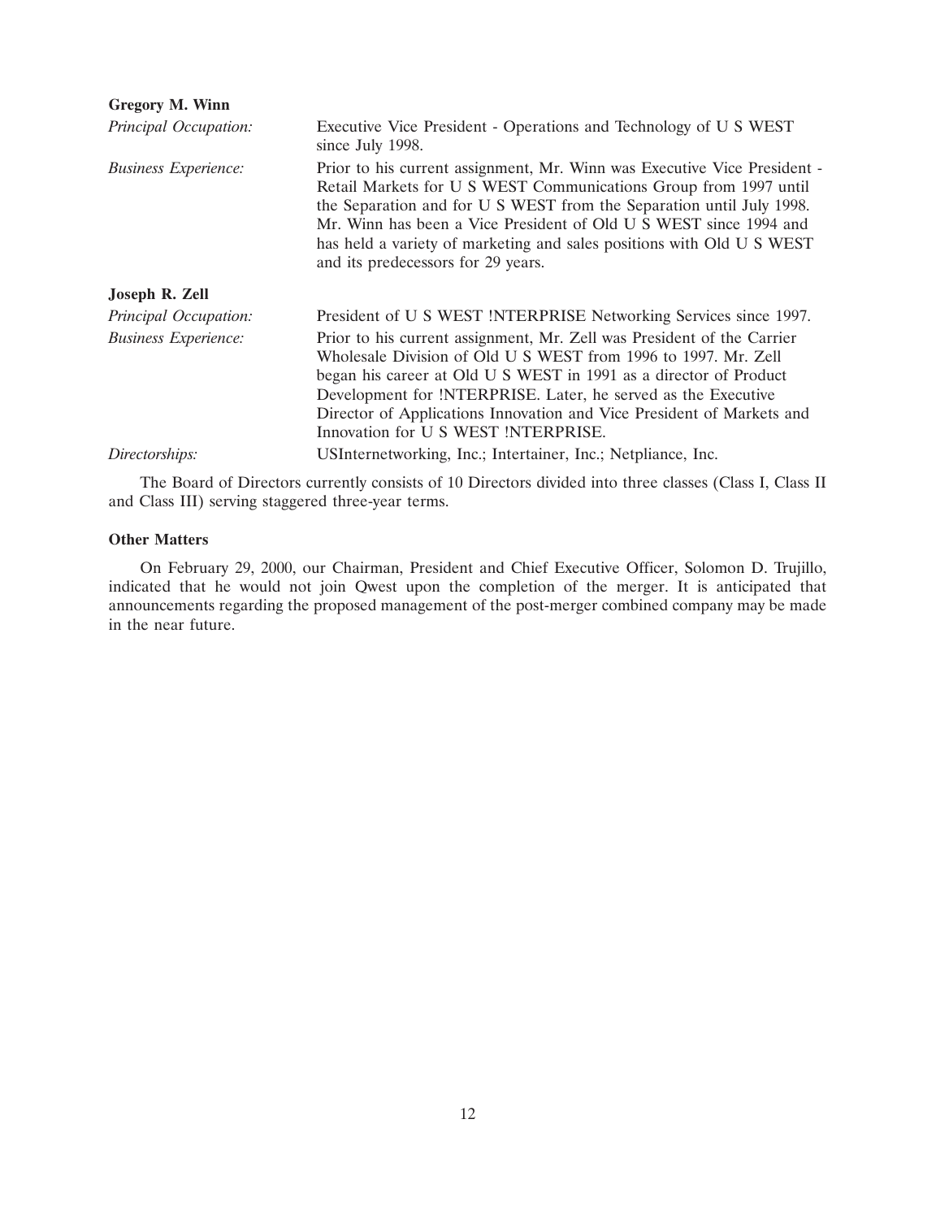**Gregory M. Winn**

| | |
|---|---|
| *Principal Occupation:* | Executive Vice President - Operations and Technology of U S WEST since July 1998. |
| *Business Experience:* | Prior to his current assignment, Mr. Winn was Executive Vice President - Retail Markets for U S WEST Communications Group from 1997 until the Separation and for U S WEST from the Separation until July 1998. Mr. Winn has been a Vice President of Old U S WEST since 1994 and has held a variety of marketing and sales positions with Old U S WEST and its predecessors for 29 years. |

**Joseph R. Zell**

| | |
|---|---|
| *Principal Occupation:* | President of U S WEST !NTERPRISE Networking Services since 1997. |
| *Business Experience:* | Prior to his current assignment, Mr. Zell was President of the Carrier Wholesale Division of Old U S WEST from 1996 to 1997. Mr. Zell began his career at Old U S WEST in 1991 as a director of Product Development for !NTERPRISE. Later, he served as the Executive Director of Applications Innovation and Vice President of Markets and Innovation for U S WEST !NTERPRISE. |
| *Directorships:* | USInternetworking, Inc.; Intertainer, Inc.; Netpliance, Inc. |

The Board of Directors currently consists of 10 Directors divided into three classes (Class I, Class II and Class III) serving staggered three-year terms.

**Other Matters**

On February 29, 2000, our Chairman, President and Chief Executive Officer, Solomon D. Trujillo, indicated that he would not join Qwest upon the completion of the merger. It is anticipated that announcements regarding the proposed management of the post-merger combined company may be made in the near future.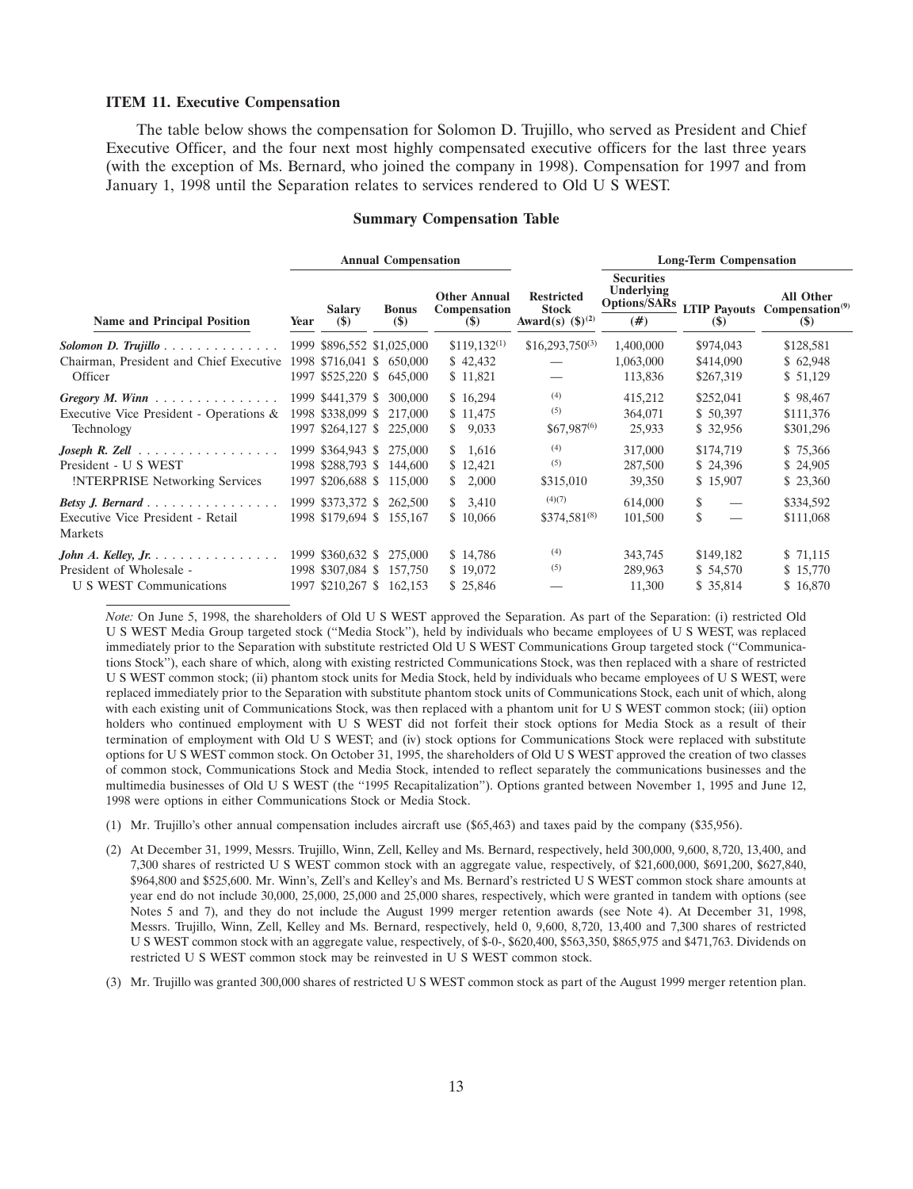### ITEM 11. Executive Compensation

The table below shows the compensation for Solomon D. Trujillo, who served as President and Chief Executive Officer, and the four next most highly compensated executive officers for the last three years (with the exception of Ms. Bernard, who joined the company in 1998). Compensation for 1997 and from January 1, 1998 until the Separation relates to services rendered to Old U S WEST.

#### Summary Compensation Table

| | | Annual Compensation | | | | Long-Term Compensation | | |
|---|---|---|---|---|---|---|---|---|
| Name and Principal Position | Year | Salary ($) | Bonus ($) | Other Annual Compensation ($) | Restricted Stock Award(s) ($)[2] | Securities Underlying Options/SARs (#) | LTIP Payouts ($) | All Other Compensation[9] ($) |
| ***Solomon D. Trujillo*** | 1999 | $896,552 | $1,025,000 | $119,132[1] | $16,293,750[3] | 1,400,000 | $974,043 | $128,581 |
| Chairman, President and Chief Executive | 1998 | $716,041 | $ 650,000 | $ 42,432 | — | 1,063,000 | $414,090 | $ 62,948 |
| Officer | 1997 | $525,220 | $ 645,000 | $ 11,821 | — | 113,836 | $267,319 | $ 51,129 |
| ***Gregory M. Winn*** | 1999 | $441,379 | $ 300,000 | $ 16,294 | [4] | 415,212 | $252,041 | $ 98,467 |
| Executive Vice President - Operations & | 1998 | $338,099 | $ 217,000 | $ 11,475 | [5] | 364,071 | $ 50,397 | $111,376 |
| Technology | 1997 | $264,127 | $ 225,000 | $ 9,033 | $67,987[6] | 25,933 | $ 32,956 | $301,296 |
| ***Joseph R. Zell*** | 1999 | $364,943 | $ 275,000 | $ 1,616 | [4] | 317,000 | $174,719 | $ 75,366 |
| President - U S WEST | 1998 | $288,793 | $ 144,600 | $ 12,421 | [5] | 287,500 | $ 24,396 | $ 24,905 |
| !NTERPRISE Networking Services | 1997 | $206,688 | $ 115,000 | $ 2,000 | $315,010 | 39,350 | $ 15,907 | $ 23,360 |
| ***Betsy J. Bernard*** | 1999 | $373,372 | $ 262,500 | $ 3,410 | [4][7] | 614,000 | $ — | $334,592 |
| Executive Vice President - Retail Markets | 1998 | $179,694 | $ 155,167 | $ 10,066 | $374,581[8] | 101,500 | $ — | $111,068 |
| ***John A. Kelley, Jr.*** | 1999 | $360,632 | $ 275,000 | $ 14,786 | [4] | 343,745 | $149,182 | $ 71,115 |
| President of Wholesale - | 1998 | $307,084 | $ 157,750 | $ 19,072 | [5] | 289,963 | $ 54,570 | $ 15,770 |
| U S WEST Communications | 1997 | $210,267 | $ 162,153 | $ 25,846 | — | 11,300 | $ 35,814 | $ 16,870 |

*Note:* On June 5, 1998, the shareholders of Old U S WEST approved the Separation. As part of the Separation: (i) restricted Old U S WEST Media Group targeted stock ("Media Stock"), held by individuals who became employees of U S WEST, was replaced immediately prior to the Separation with substitute restricted Old U S WEST Communications Group targeted stock ("Communications Stock"), each share of which, along with existing restricted Communications Stock, was then replaced with a share of restricted U S WEST common stock; (ii) phantom stock units for Media Stock, held by individuals who became employees of U S WEST, were replaced immediately prior to the Separation with substitute phantom stock units of Communications Stock, each unit of which, along with each existing unit of Communications Stock, was then replaced with a phantom unit for U S WEST common stock; (iii) option holders who continued employment with U S WEST did not forfeit their stock options for Media Stock as a result of their termination of employment with Old U S WEST; and (iv) stock options for Communications Stock were replaced with substitute options for U S WEST common stock. On October 31, 1995, the shareholders of Old U S WEST approved the creation of two classes of common stock, Communications Stock and Media Stock, intended to reflect separately the communications businesses and the multimedia businesses of Old U S WEST (the "1995 Recapitalization"). Options granted between November 1, 1995 and June 12, 1998 were options in either Communications Stock or Media Stock.

(1) Mr. Trujillo's other annual compensation includes aircraft use ($65,463) and taxes paid by the company ($35,956).

(2) At December 31, 1999, Messrs. Trujillo, Winn, Zell, Kelley and Ms. Bernard, respectively, held 300,000, 9,600, 8,720, 13,400, and 7,300 shares of restricted U S WEST common stock with an aggregate value, respectively, of $21,600,000, $691,200, $627,840, $964,800 and $525,600. Mr. Winn's, Zell's and Kelley's and Ms. Bernard's restricted U S WEST common stock share amounts at year end do not include 30,000, 25,000, 25,000 and 25,000 shares, respectively, which were granted in tandem with options (see Notes 5 and 7), and they do not include the August 1999 merger retention awards (see Note 4). At December 31, 1998, Messrs. Trujillo, Winn, Zell, Kelley and Ms. Bernard, respectively, held 0, 9,600, 8,720, 13,400 and 7,300 shares of restricted U S WEST common stock with an aggregate value, respectively, of $-0-, $620,400, $563,350, $865,975 and $471,763. Dividends on restricted U S WEST common stock may be reinvested in U S WEST common stock.

(3) Mr. Trujillo was granted 300,000 shares of restricted U S WEST common stock as part of the August 1999 merger retention plan.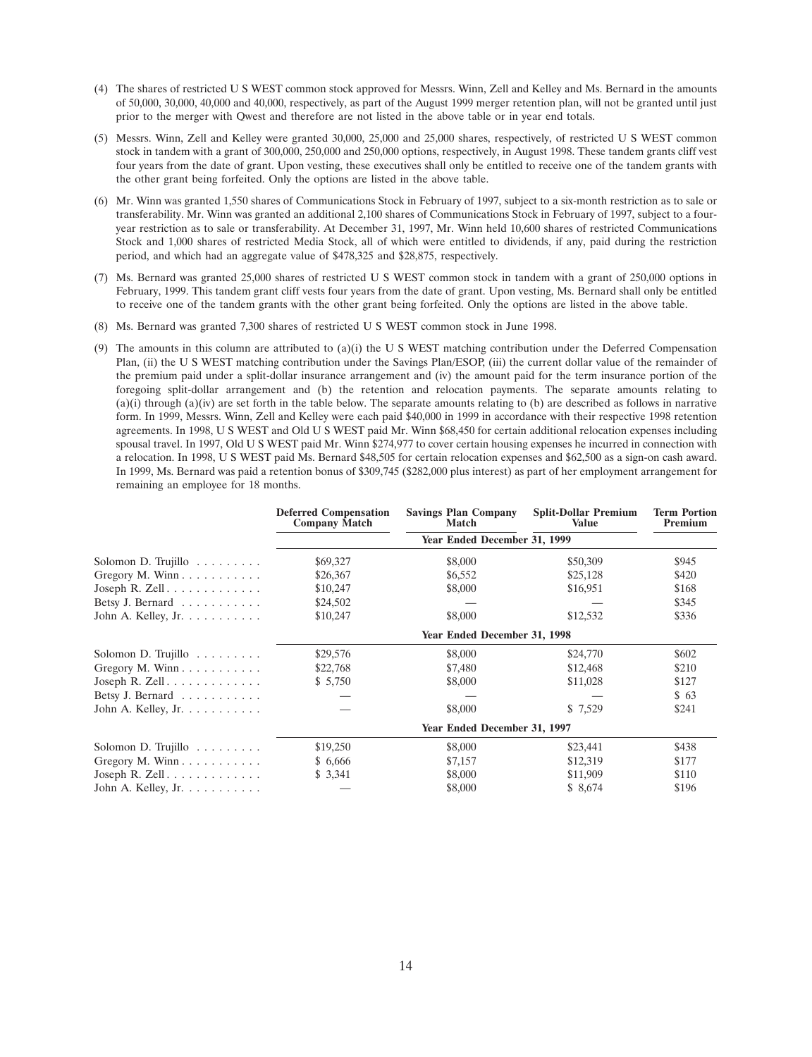(4) The shares of restricted U S WEST common stock approved for Messrs. Winn, Zell and Kelley and Ms. Bernard in the amounts of 50,000, 30,000, 40,000 and 40,000, respectively, as part of the August 1999 merger retention plan, will not be granted until just prior to the merger with Qwest and therefore are not listed in the above table or in year end totals.

(5) Messrs. Winn, Zell and Kelley were granted 30,000, 25,000 and 25,000 shares, respectively, of restricted U S WEST common stock in tandem with a grant of 300,000, 250,000 and 250,000 options, respectively, in August 1998. These tandem grants cliff vest four years from the date of grant. Upon vesting, these executives shall only be entitled to receive one of the tandem grants with the other grant being forfeited. Only the options are listed in the above table.

(6) Mr. Winn was granted 1,550 shares of Communications Stock in February of 1997, subject to a six-month restriction as to sale or transferability. Mr. Winn was granted an additional 2,100 shares of Communications Stock in February of 1997, subject to a four-year restriction as to sale or transferability. At December 31, 1997, Mr. Winn held 10,600 shares of restricted Communications Stock and 1,000 shares of restricted Media Stock, all of which were entitled to dividends, if any, paid during the restriction period, and which had an aggregate value of $478,325 and $28,875, respectively.

(7) Ms. Bernard was granted 25,000 shares of restricted U S WEST common stock in tandem with a grant of 250,000 options in February, 1999. This tandem grant cliff vests four years from the date of grant. Upon vesting, Ms. Bernard shall only be entitled to receive one of the tandem grants with the other grant being forfeited. Only the options are listed in the above table.

(8) Ms. Bernard was granted 7,300 shares of restricted U S WEST common stock in June 1998.

(9) The amounts in this column are attributed to (a)(i) the U S WEST matching contribution under the Deferred Compensation Plan, (ii) the U S WEST matching contribution under the Savings Plan/ESOP, (iii) the current dollar value of the remainder of the premium paid under a split-dollar insurance arrangement and (iv) the amount paid for the term insurance portion of the foregoing split-dollar arrangement and (b) the retention and relocation payments. The separate amounts relating to (a)(i) through (a)(iv) are set forth in the table below. The separate amounts relating to (b) are described as follows in narrative form. In 1999, Messrs. Winn, Zell and Kelley were each paid $40,000 in 1999 in accordance with their respective 1998 retention agreements. In 1998, U S WEST and Old U S WEST paid Mr. Winn $68,450 for certain additional relocation expenses including spousal travel. In 1997, Old U S WEST paid Mr. Winn $274,977 to cover certain housing expenses he incurred in connection with a relocation. In 1998, U S WEST paid Ms. Bernard $48,505 for certain relocation expenses and $62,500 as a sign-on cash award. In 1999, Ms. Bernard was paid a retention bonus of $309,745 ($282,000 plus interest) as part of her employment arrangement for remaining an employee for 18 months.

| | Deferred Compensation Company Match | Savings Plan Company Match | Split-Dollar Premium Value | Term Portion Premium |
|---|---|---|---|---|
| | **Year Ended December 31, 1999** | | | |
| Solomon D. Trujillo | $69,327 | $8,000 | $50,309 | $945 |
| Gregory M. Winn | $26,367 | $6,552 | $25,128 | $420 |
| Joseph R. Zell | $10,247 | $8,000 | $16,951 | $168 |
| Betsy J. Bernard | $24,502 | — | — | $345 |
| John A. Kelley, Jr. | $10,247 | $8,000 | $12,532 | $336 |
| | **Year Ended December 31, 1998** | | | |
| Solomon D. Trujillo | $29,576 | $8,000 | $24,770 | $602 |
| Gregory M. Winn | $22,768 | $7,480 | $12,468 | $210 |
| Joseph R. Zell | $ 5,750 | $8,000 | $11,028 | $127 |
| Betsy J. Bernard | — | — | — | $ 63 |
| John A. Kelley, Jr. | — | $8,000 | $ 7,529 | $241 |
| | **Year Ended December 31, 1997** | | | |
| Solomon D. Trujillo | $19,250 | $8,000 | $23,441 | $438 |
| Gregory M. Winn | $ 6,666 | $7,157 | $12,319 | $177 |
| Joseph R. Zell | $ 3,341 | $8,000 | $11,909 | $110 |
| John A. Kelley, Jr. | — | $8,000 | $ 8,674 | $196 |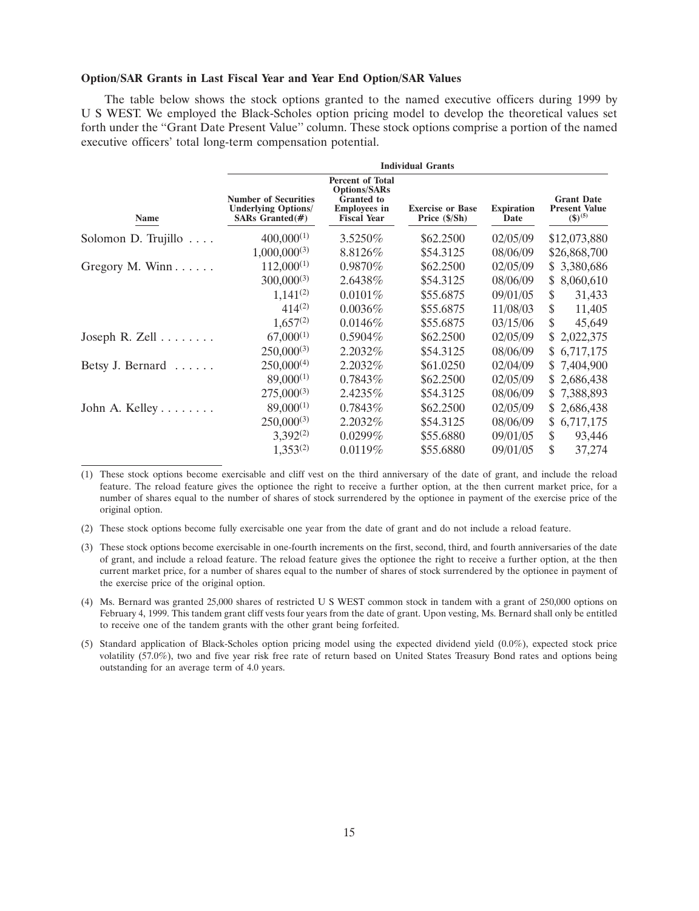**Option/SAR Grants in Last Fiscal Year and Year End Option/SAR Values**

The table below shows the stock options granted to the named executive officers during 1999 by U S WEST. We employed the Black-Scholes option pricing model to develop the theoretical values set forth under the "Grant Date Present Value" column. These stock options comprise a portion of the named executive officers' total long-term compensation potential.

| | Individual Grants | | | | |
|---|---|---|---|---|---|
| Name | Number of Securities Underlying Options/ SARs Granted(#) | Percent of Total Options/SARs Granted to Employees in Fiscal Year | Exercise or Base Price ($/Sh) | Expiration Date | Grant Date Present Value ($)[(5)] |
| Solomon D. Trujillo | 400,000[(1)] | 3.5250% | $62.2500 | 02/05/09 | $12,073,880 |
| | 1,000,000[(3)] | 8.8126% | $54.3125 | 08/06/09 | $26,868,700 |
| Gregory M. Winn | 112,000[(1)] | 0.9870% | $62.2500 | 02/05/09 | $ 3,380,686 |
| | 300,000[(3)] | 2.6438% | $54.3125 | 08/06/09 | $ 8,060,610 |
| | 1,141[(2)] | 0.0101% | $55.6875 | 09/01/05 | $ 31,433 |
| | 414[(2)] | 0.0036% | $55.6875 | 11/08/03 | $ 11,405 |
| | 1,657[(2)] | 0.0146% | $55.6875 | 03/15/06 | $ 45,649 |
| Joseph R. Zell | 67,000[(1)] | 0.5904% | $62.2500 | 02/05/09 | $ 2,022,375 |
| | 250,000[(3)] | 2.2032% | $54.3125 | 08/06/09 | $ 6,717,175 |
| Betsy J. Bernard | 250,000[(4)] | 2.2032% | $61.0250 | 02/04/09 | $ 7,404,900 |
| | 89,000[(1)] | 0.7843% | $62.2500 | 02/05/09 | $ 2,686,438 |
| | 275,000[(3)] | 2.4235% | $54.3125 | 08/06/09 | $ 7,388,893 |
| John A. Kelley | 89,000[(1)] | 0.7843% | $62.2500 | 02/05/09 | $ 2,686,438 |
| | 250,000[(3)] | 2.2032% | $54.3125 | 08/06/09 | $ 6,717,175 |
| | 3,392[(2)] | 0.0299% | $55.6880 | 09/01/05 | $ 93,446 |
| | 1,353[(2)] | 0.0119% | $55.6880 | 09/01/05 | $ 37,274 |

(1) These stock options become exercisable and cliff vest on the third anniversary of the date of grant, and include the reload feature. The reload feature gives the optionee the right to receive a further option, at the then current market price, for a number of shares equal to the number of shares of stock surrendered by the optionee in payment of the exercise price of the original option.

(2) These stock options become fully exercisable one year from the date of grant and do not include a reload feature.

(3) These stock options become exercisable in one-fourth increments on the first, second, third, and fourth anniversaries of the date of grant, and include a reload feature. The reload feature gives the optionee the right to receive a further option, at the then current market price, for a number of shares equal to the number of shares of stock surrendered by the optionee in payment of the exercise price of the original option.

(4) Ms. Bernard was granted 25,000 shares of restricted U S WEST common stock in tandem with a grant of 250,000 options on February 4, 1999. This tandem grant cliff vests four years from the date of grant. Upon vesting, Ms. Bernard shall only be entitled to receive one of the tandem grants with the other grant being forfeited.

(5) Standard application of Black-Scholes option pricing model using the expected dividend yield (0.0%), expected stock price volatility (57.0%), two and five year risk free rate of return based on United States Treasury Bond rates and options being outstanding for an average term of 4.0 years.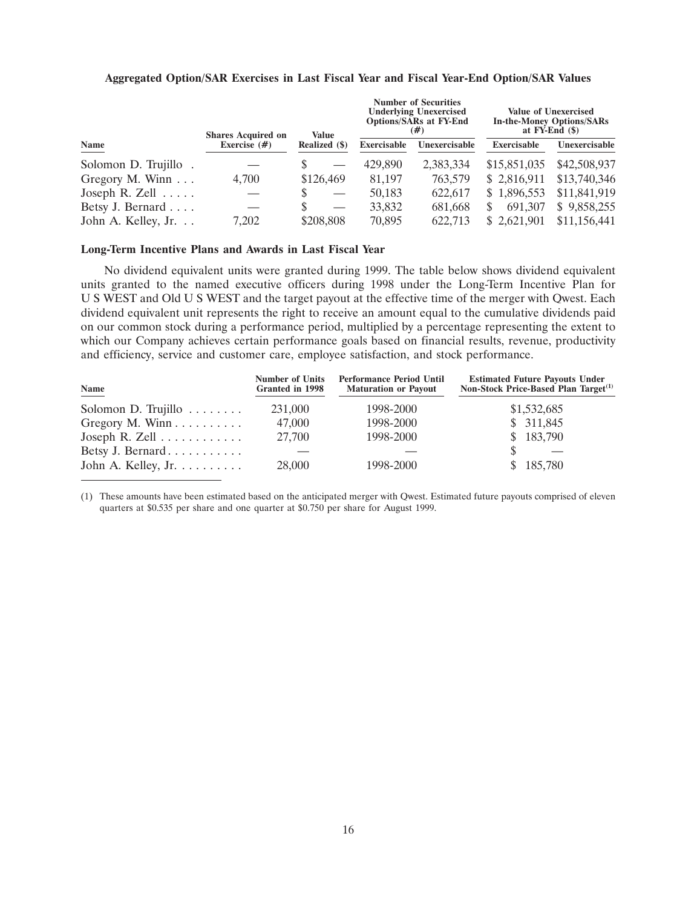### Aggregated Option/SAR Exercises in Last Fiscal Year and Fiscal Year-End Option/SAR Values

| Name | Shares Acquired on Exercise (#) | Value Realized ($) | Number of Securities Underlying Unexercised Options/SARs at FY-End (#) | | Value of Unexercised In-the-Money Options/SARs at FY-End ($) | |
|---|---|---|---|---|---|---|
| | | | Exercisable | Unexercisable | Exercisable | Unexercisable |
| Solomon D. Trujillo | — | $ — | 429,890 | 2,383,334 | $15,851,035 | $42,508,937 |
| Gregory M. Winn | 4,700 | $126,469 | 81,197 | 763,579 | $ 2,816,911 | $13,740,346 |
| Joseph R. Zell | — | $ — | 50,183 | 622,617 | $ 1,896,553 | $11,841,919 |
| Betsy J. Bernard | — | $ — | 33,832 | 681,668 | $ 691,307 | $ 9,858,255 |
| John A. Kelley, Jr. | 7,202 | $208,808 | 70,895 | 622,713 | $ 2,621,901 | $11,156,441 |

### Long-Term Incentive Plans and Awards in Last Fiscal Year

No dividend equivalent units were granted during 1999. The table below shows dividend equivalent units granted to the named executive officers during 1998 under the Long-Term Incentive Plan for U S WEST and Old U S WEST and the target payout at the effective time of the merger with Qwest. Each dividend equivalent unit represents the right to receive an amount equal to the cumulative dividends paid on our common stock during a performance period, multiplied by a percentage representing the extent to which our Company achieves certain performance goals based on financial results, revenue, productivity and efficiency, service and customer care, employee satisfaction, and stock performance.

| Name | Number of Units Granted in 1998 | Performance Period Until Maturation or Payout | Estimated Future Payouts Under Non-Stock Price-Based Plan Target[1] |
|---|---|---|---|
| Solomon D. Trujillo | 231,000 | 1998-2000 | $1,532,685 |
| Gregory M. Winn | 47,000 | 1998-2000 | $ 311,845 |
| Joseph R. Zell | 27,700 | 1998-2000 | $ 183,790 |
| Betsy J. Bernard | — | — | $ — |
| John A. Kelley, Jr. | 28,000 | 1998-2000 | $ 185,780 |

(1) These amounts have been estimated based on the anticipated merger with Qwest. Estimated future payouts comprised of eleven quarters at $0.535 per share and one quarter at $0.750 per share for August 1999.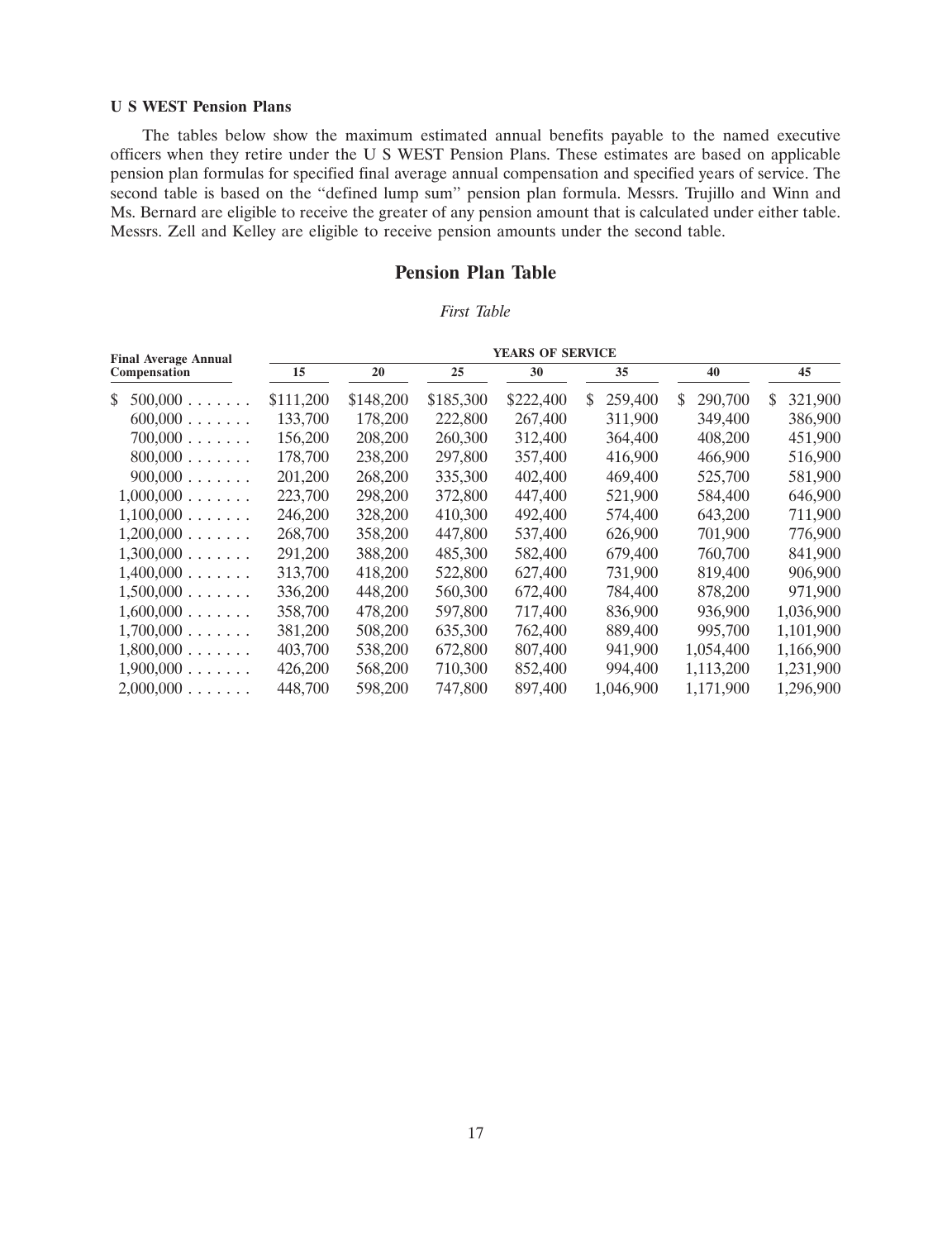**U S WEST Pension Plans**

The tables below show the maximum estimated annual benefits payable to the named executive officers when they retire under the U S WEST Pension Plans. These estimates are based on applicable pension plan formulas for specified final average annual compensation and specified years of service. The second table is based on the "defined lump sum" pension plan formula. Messrs. Trujillo and Winn and Ms. Bernard are eligible to receive the greater of any pension amount that is calculated under either table. Messrs. Zell and Kelley are eligible to receive pension amounts under the second table.

## Pension Plan Table

*First Table*

| Final Average Annual Compensation | YEARS OF SERVICE | | | | | | |
|---|---|---|---|---|---|---|---|
| | 15 | 20 | 25 | 30 | 35 | 40 | 45 |
| $ 500,000 | $111,200 | $148,200 | $185,300 | $222,400 | $ 259,400 | $ 290,700 | $ 321,900 |
| 600,000 | 133,700 | 178,200 | 222,800 | 267,400 | 311,900 | 349,400 | 386,900 |
| 700,000 | 156,200 | 208,200 | 260,300 | 312,400 | 364,400 | 408,200 | 451,900 |
| 800,000 | 178,700 | 238,200 | 297,800 | 357,400 | 416,900 | 466,900 | 516,900 |
| 900,000 | 201,200 | 268,200 | 335,300 | 402,400 | 469,400 | 525,700 | 581,900 |
| 1,000,000 | 223,700 | 298,200 | 372,800 | 447,400 | 521,900 | 584,400 | 646,900 |
| 1,100,000 | 246,200 | 328,200 | 410,300 | 492,400 | 574,400 | 643,200 | 711,900 |
| 1,200,000 | 268,700 | 358,200 | 447,800 | 537,400 | 626,900 | 701,900 | 776,900 |
| 1,300,000 | 291,200 | 388,200 | 485,300 | 582,400 | 679,400 | 760,700 | 841,900 |
| 1,400,000 | 313,700 | 418,200 | 522,800 | 627,400 | 731,900 | 819,400 | 906,900 |
| 1,500,000 | 336,200 | 448,200 | 560,300 | 672,400 | 784,400 | 878,200 | 971,900 |
| 1,600,000 | 358,700 | 478,200 | 597,800 | 717,400 | 836,900 | 936,900 | 1,036,900 |
| 1,700,000 | 381,200 | 508,200 | 635,300 | 762,400 | 889,400 | 995,700 | 1,101,900 |
| 1,800,000 | 403,700 | 538,200 | 672,800 | 807,400 | 941,900 | 1,054,400 | 1,166,900 |
| 1,900,000 | 426,200 | 568,200 | 710,300 | 852,400 | 994,400 | 1,113,200 | 1,231,900 |
| 2,000,000 | 448,700 | 598,200 | 747,800 | 897,400 | 1,046,900 | 1,171,900 | 1,296,900 |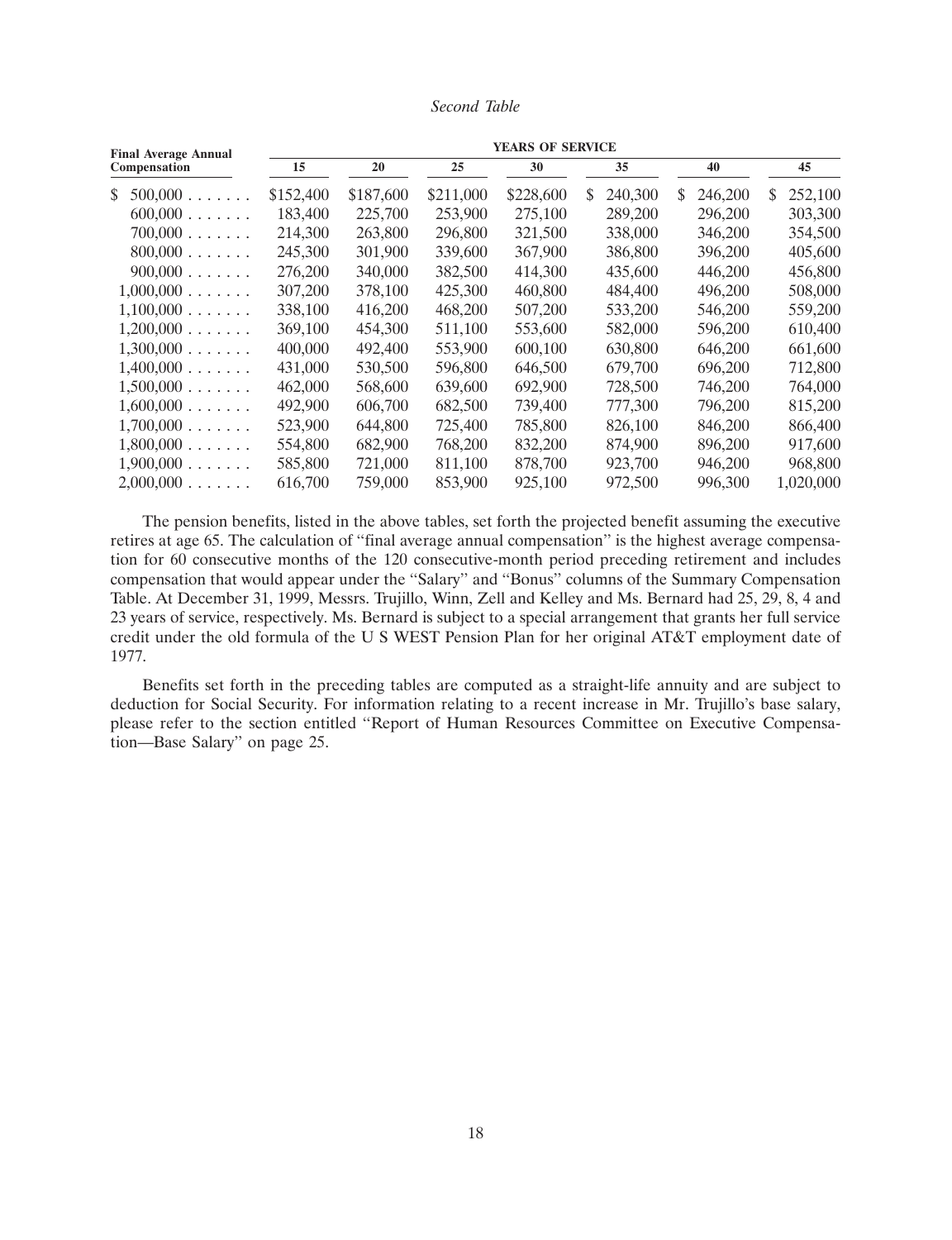*Second Table*

| Final Average Annual Compensation | YEARS OF SERVICE | | | | | | |
|---|---|---|---|---|---|---|---|
| | 15 | 20 | 25 | 30 | 35 | 40 | 45 |
| $ 500,000 . . . . . . . | $152,400 | $187,600 | $211,000 | $228,600 | $ 240,300 | $ 246,200 | $ 252,100 |
| 600,000 . . . . . . . | 183,400 | 225,700 | 253,900 | 275,100 | 289,200 | 296,200 | 303,300 |
| 700,000 . . . . . . . | 214,300 | 263,800 | 296,800 | 321,500 | 338,000 | 346,200 | 354,500 |
| 800,000 . . . . . . . | 245,300 | 301,900 | 339,600 | 367,900 | 386,800 | 396,200 | 405,600 |
| 900,000 . . . . . . . | 276,200 | 340,000 | 382,500 | 414,300 | 435,600 | 446,200 | 456,800 |
| 1,000,000 . . . . . . . | 307,200 | 378,100 | 425,300 | 460,800 | 484,400 | 496,200 | 508,000 |
| 1,100,000 . . . . . . . | 338,100 | 416,200 | 468,200 | 507,200 | 533,200 | 546,200 | 559,200 |
| 1,200,000 . . . . . . . | 369,100 | 454,300 | 511,100 | 553,600 | 582,000 | 596,200 | 610,400 |
| 1,300,000 . . . . . . . | 400,000 | 492,400 | 553,900 | 600,100 | 630,800 | 646,200 | 661,600 |
| 1,400,000 . . . . . . . | 431,000 | 530,500 | 596,800 | 646,500 | 679,700 | 696,200 | 712,800 |
| 1,500,000 . . . . . . . | 462,000 | 568,600 | 639,600 | 692,900 | 728,500 | 746,200 | 764,000 |
| 1,600,000 . . . . . . . | 492,900 | 606,700 | 682,500 | 739,400 | 777,300 | 796,200 | 815,200 |
| 1,700,000 . . . . . . . | 523,900 | 644,800 | 725,400 | 785,800 | 826,100 | 846,200 | 866,400 |
| 1,800,000 . . . . . . . | 554,800 | 682,900 | 768,200 | 832,200 | 874,900 | 896,200 | 917,600 |
| 1,900,000 . . . . . . . | 585,800 | 721,000 | 811,100 | 878,700 | 923,700 | 946,200 | 968,800 |
| 2,000,000 . . . . . . . | 616,700 | 759,000 | 853,900 | 925,100 | 972,500 | 996,300 | 1,020,000 |

The pension benefits, listed in the above tables, set forth the projected benefit assuming the executive retires at age 65. The calculation of "final average annual compensation" is the highest average compensation for 60 consecutive months of the 120 consecutive-month period preceding retirement and includes compensation that would appear under the "Salary" and "Bonus" columns of the Summary Compensation Table. At December 31, 1999, Messrs. Trujillo, Winn, Zell and Kelley and Ms. Bernard had 25, 29, 8, 4 and 23 years of service, respectively. Ms. Bernard is subject to a special arrangement that grants her full service credit under the old formula of the U S WEST Pension Plan for her original AT&T employment date of 1977.

Benefits set forth in the preceding tables are computed as a straight-life annuity and are subject to deduction for Social Security. For information relating to a recent increase in Mr. Trujillo's base salary, please refer to the section entitled "Report of Human Resources Committee on Executive Compensation—Base Salary" on page 25.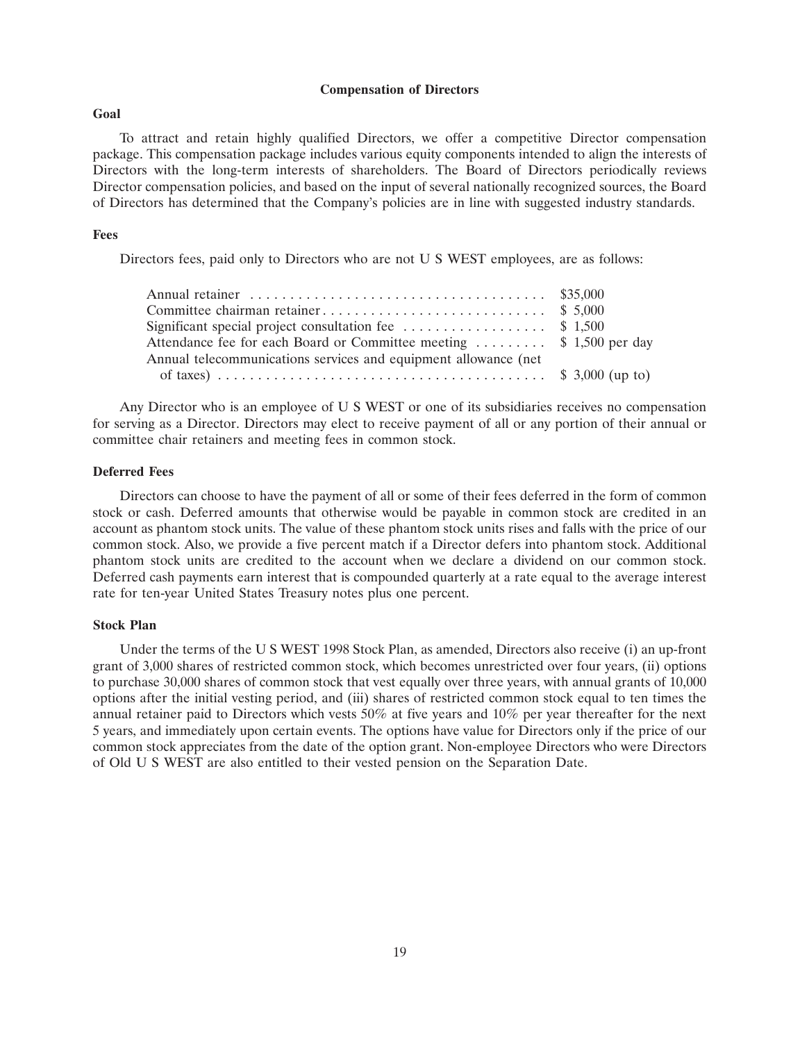## Compensation of Directors

### Goal

To attract and retain highly qualified Directors, we offer a competitive Director compensation package. This compensation package includes various equity components intended to align the interests of Directors with the long-term interests of shareholders. The Board of Directors periodically reviews Director compensation policies, and based on the input of several nationally recognized sources, the Board of Directors has determined that the Company's policies are in line with suggested industry standards.

### Fees

Directors fees, paid only to Directors who are not U S WEST employees, are as follows:

| | |
|---|---|
| Annual retainer | \$35,000 |
| Committee chairman retainer | \$ 5,000 |
| Significant special project consultation fee | \$ 1,500 |
| Attendance fee for each Board or Committee meeting | \$ 1,500 per day |
| Annual telecommunications services and equipment allowance (net of taxes) | \$ 3,000 (up to) |

Any Director who is an employee of U S WEST or one of its subsidiaries receives no compensation for serving as a Director. Directors may elect to receive payment of all or any portion of their annual or committee chair retainers and meeting fees in common stock.

### Deferred Fees

Directors can choose to have the payment of all or some of their fees deferred in the form of common stock or cash. Deferred amounts that otherwise would be payable in common stock are credited in an account as phantom stock units. The value of these phantom stock units rises and falls with the price of our common stock. Also, we provide a five percent match if a Director defers into phantom stock. Additional phantom stock units are credited to the account when we declare a dividend on our common stock. Deferred cash payments earn interest that is compounded quarterly at a rate equal to the average interest rate for ten-year United States Treasury notes plus one percent.

### Stock Plan

Under the terms of the U S WEST 1998 Stock Plan, as amended, Directors also receive (i) an up-front grant of 3,000 shares of restricted common stock, which becomes unrestricted over four years, (ii) options to purchase 30,000 shares of common stock that vest equally over three years, with annual grants of 10,000 options after the initial vesting period, and (iii) shares of restricted common stock equal to ten times the annual retainer paid to Directors which vests 50% at five years and 10% per year thereafter for the next 5 years, and immediately upon certain events. The options have value for Directors only if the price of our common stock appreciates from the date of the option grant. Non-employee Directors who were Directors of Old U S WEST are also entitled to their vested pension on the Separation Date.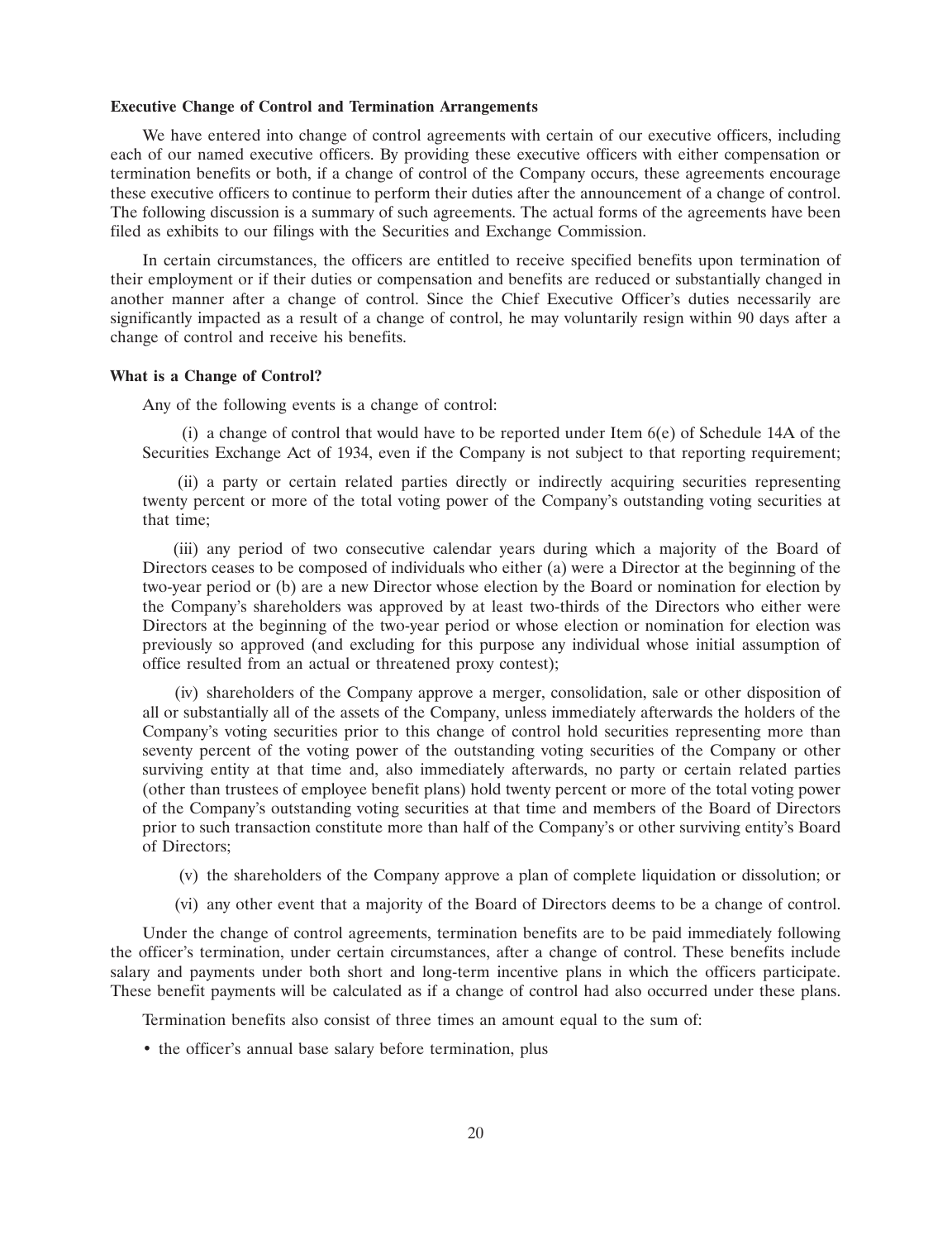### Executive Change of Control and Termination Arrangements

We have entered into change of control agreements with certain of our executive officers, including each of our named executive officers. By providing these executive officers with either compensation or termination benefits or both, if a change of control of the Company occurs, these agreements encourage these executive officers to continue to perform their duties after the announcement of a change of control. The following discussion is a summary of such agreements. The actual forms of the agreements have been filed as exhibits to our filings with the Securities and Exchange Commission.

In certain circumstances, the officers are entitled to receive specified benefits upon termination of their employment or if their duties or compensation and benefits are reduced or substantially changed in another manner after a change of control. Since the Chief Executive Officer's duties necessarily are significantly impacted as a result of a change of control, he may voluntarily resign within 90 days after a change of control and receive his benefits.

### What is a Change of Control?

Any of the following events is a change of control:

(i) a change of control that would have to be reported under Item 6(e) of Schedule 14A of the Securities Exchange Act of 1934, even if the Company is not subject to that reporting requirement;

(ii) a party or certain related parties directly or indirectly acquiring securities representing twenty percent or more of the total voting power of the Company's outstanding voting securities at that time;

(iii) any period of two consecutive calendar years during which a majority of the Board of Directors ceases to be composed of individuals who either (a) were a Director at the beginning of the two-year period or (b) are a new Director whose election by the Board or nomination for election by the Company's shareholders was approved by at least two-thirds of the Directors who either were Directors at the beginning of the two-year period or whose election or nomination for election was previously so approved (and excluding for this purpose any individual whose initial assumption of office resulted from an actual or threatened proxy contest);

(iv) shareholders of the Company approve a merger, consolidation, sale or other disposition of all or substantially all of the assets of the Company, unless immediately afterwards the holders of the Company's voting securities prior to this change of control hold securities representing more than seventy percent of the voting power of the outstanding voting securities of the Company or other surviving entity at that time and, also immediately afterwards, no party or certain related parties (other than trustees of employee benefit plans) hold twenty percent or more of the total voting power of the Company's outstanding voting securities at that time and members of the Board of Directors prior to such transaction constitute more than half of the Company's or other surviving entity's Board of Directors;

(v) the shareholders of the Company approve a plan of complete liquidation or dissolution; or

(vi) any other event that a majority of the Board of Directors deems to be a change of control.

Under the change of control agreements, termination benefits are to be paid immediately following the officer's termination, under certain circumstances, after a change of control. These benefits include salary and payments under both short and long-term incentive plans in which the officers participate. These benefit payments will be calculated as if a change of control had also occurred under these plans.

Termination benefits also consist of three times an amount equal to the sum of:

- the officer's annual base salary before termination, plus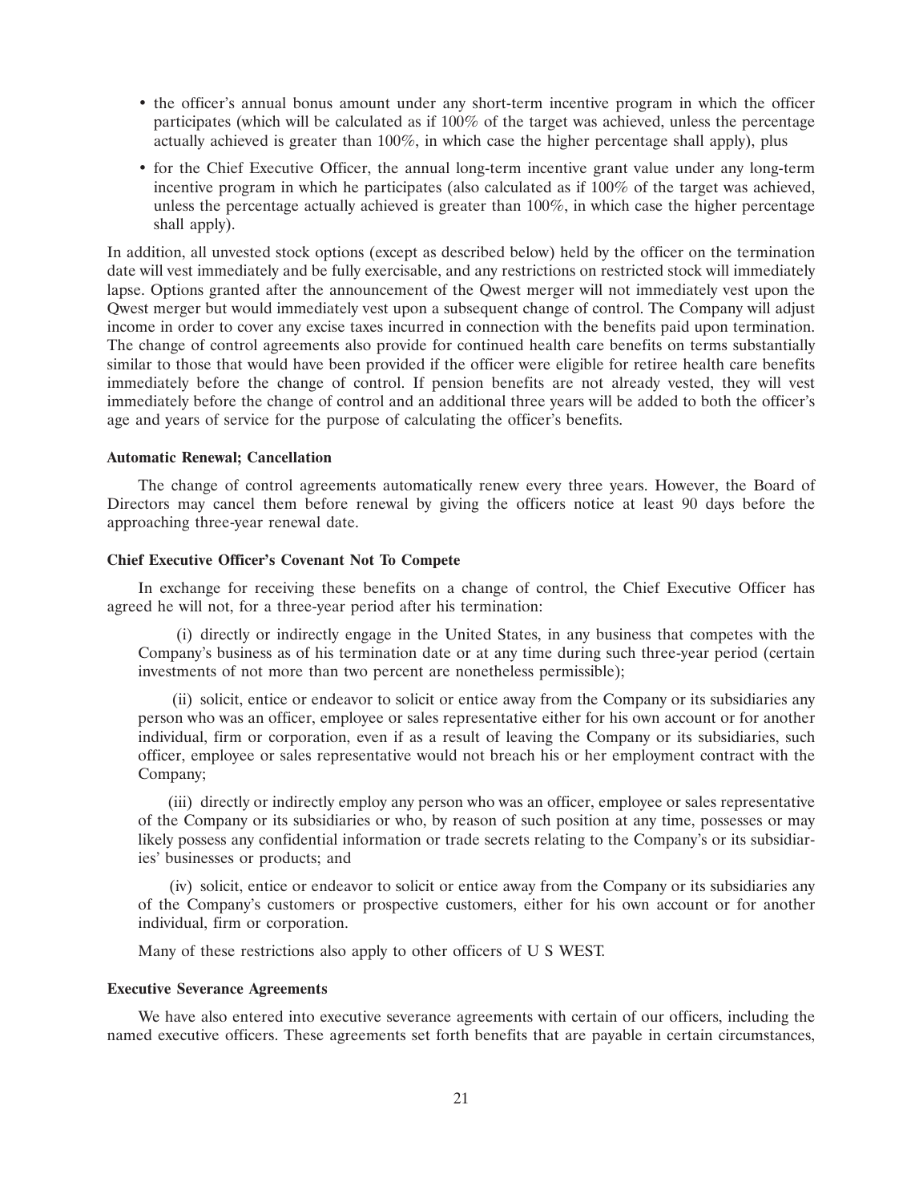- the officer's annual bonus amount under any short-term incentive program in which the officer participates (which will be calculated as if 100% of the target was achieved, unless the percentage actually achieved is greater than 100%, in which case the higher percentage shall apply), plus
- for the Chief Executive Officer, the annual long-term incentive grant value under any long-term incentive program in which he participates (also calculated as if 100% of the target was achieved, unless the percentage actually achieved is greater than 100%, in which case the higher percentage shall apply).

In addition, all unvested stock options (except as described below) held by the officer on the termination date will vest immediately and be fully exercisable, and any restrictions on restricted stock will immediately lapse. Options granted after the announcement of the Qwest merger will not immediately vest upon the Qwest merger but would immediately vest upon a subsequent change of control. The Company will adjust income in order to cover any excise taxes incurred in connection with the benefits paid upon termination. The change of control agreements also provide for continued health care benefits on terms substantially similar to those that would have been provided if the officer were eligible for retiree health care benefits immediately before the change of control. If pension benefits are not already vested, they will vest immediately before the change of control and an additional three years will be added to both the officer's age and years of service for the purpose of calculating the officer's benefits.

**Automatic Renewal; Cancellation**

The change of control agreements automatically renew every three years. However, the Board of Directors may cancel them before renewal by giving the officers notice at least 90 days before the approaching three-year renewal date.

**Chief Executive Officer's Covenant Not To Compete**

In exchange for receiving these benefits on a change of control, the Chief Executive Officer has agreed he will not, for a three-year period after his termination:

(i) directly or indirectly engage in the United States, in any business that competes with the Company's business as of his termination date or at any time during such three-year period (certain investments of not more than two percent are nonetheless permissible);

(ii) solicit, entice or endeavor to solicit or entice away from the Company or its subsidiaries any person who was an officer, employee or sales representative either for his own account or for another individual, firm or corporation, even if as a result of leaving the Company or its subsidiaries, such officer, employee or sales representative would not breach his or her employment contract with the Company;

(iii) directly or indirectly employ any person who was an officer, employee or sales representative of the Company or its subsidiaries or who, by reason of such position at any time, possesses or may likely possess any confidential information or trade secrets relating to the Company's or its subsidiaries' businesses or products; and

(iv) solicit, entice or endeavor to solicit or entice away from the Company or its subsidiaries any of the Company's customers or prospective customers, either for his own account or for another individual, firm or corporation.

Many of these restrictions also apply to other officers of U S WEST.

**Executive Severance Agreements**

We have also entered into executive severance agreements with certain of our officers, including the named executive officers. These agreements set forth benefits that are payable in certain circumstances,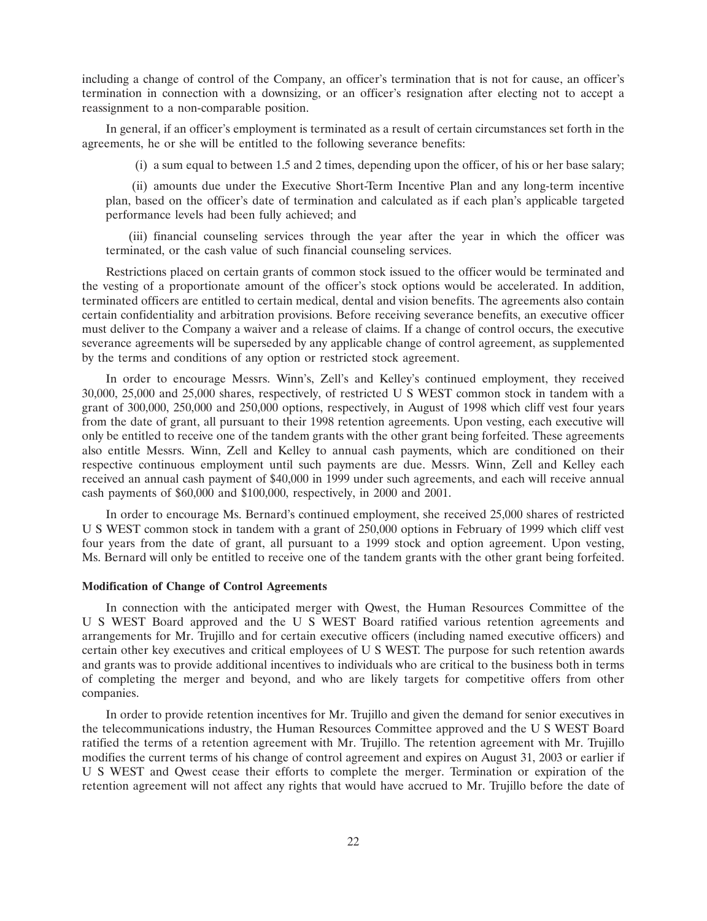including a change of control of the Company, an officer's termination that is not for cause, an officer's termination in connection with a downsizing, or an officer's resignation after electing not to accept a reassignment to a non-comparable position.

In general, if an officer's employment is terminated as a result of certain circumstances set forth in the agreements, he or she will be entitled to the following severance benefits:

(i) a sum equal to between 1.5 and 2 times, depending upon the officer, of his or her base salary;

(ii) amounts due under the Executive Short-Term Incentive Plan and any long-term incentive plan, based on the officer's date of termination and calculated as if each plan's applicable targeted performance levels had been fully achieved; and

(iii) financial counseling services through the year after the year in which the officer was terminated, or the cash value of such financial counseling services.

Restrictions placed on certain grants of common stock issued to the officer would be terminated and the vesting of a proportionate amount of the officer's stock options would be accelerated. In addition, terminated officers are entitled to certain medical, dental and vision benefits. The agreements also contain certain confidentiality and arbitration provisions. Before receiving severance benefits, an executive officer must deliver to the Company a waiver and a release of claims. If a change of control occurs, the executive severance agreements will be superseded by any applicable change of control agreement, as supplemented by the terms and conditions of any option or restricted stock agreement.

In order to encourage Messrs. Winn's, Zell's and Kelley's continued employment, they received 30,000, 25,000 and 25,000 shares, respectively, of restricted U S WEST common stock in tandem with a grant of 300,000, 250,000 and 250,000 options, respectively, in August of 1998 which cliff vest four years from the date of grant, all pursuant to their 1998 retention agreements. Upon vesting, each executive will only be entitled to receive one of the tandem grants with the other grant being forfeited. These agreements also entitle Messrs. Winn, Zell and Kelley to annual cash payments, which are conditioned on their respective continuous employment until such payments are due. Messrs. Winn, Zell and Kelley each received an annual cash payment of $40,000 in 1999 under such agreements, and each will receive annual cash payments of $60,000 and $100,000, respectively, in 2000 and 2001.

In order to encourage Ms. Bernard's continued employment, she received 25,000 shares of restricted U S WEST common stock in tandem with a grant of 250,000 options in February of 1999 which cliff vest four years from the date of grant, all pursuant to a 1999 stock and option agreement. Upon vesting, Ms. Bernard will only be entitled to receive one of the tandem grants with the other grant being forfeited.

**Modification of Change of Control Agreements**

In connection with the anticipated merger with Qwest, the Human Resources Committee of the U S WEST Board approved and the U S WEST Board ratified various retention agreements and arrangements for Mr. Trujillo and for certain executive officers (including named executive officers) and certain other key executives and critical employees of U S WEST. The purpose for such retention awards and grants was to provide additional incentives to individuals who are critical to the business both in terms of completing the merger and beyond, and who are likely targets for competitive offers from other companies.

In order to provide retention incentives for Mr. Trujillo and given the demand for senior executives in the telecommunications industry, the Human Resources Committee approved and the U S WEST Board ratified the terms of a retention agreement with Mr. Trujillo. The retention agreement with Mr. Trujillo modifies the current terms of his change of control agreement and expires on August 31, 2003 or earlier if U S WEST and Qwest cease their efforts to complete the merger. Termination or expiration of the retention agreement will not affect any rights that would have accrued to Mr. Trujillo before the date of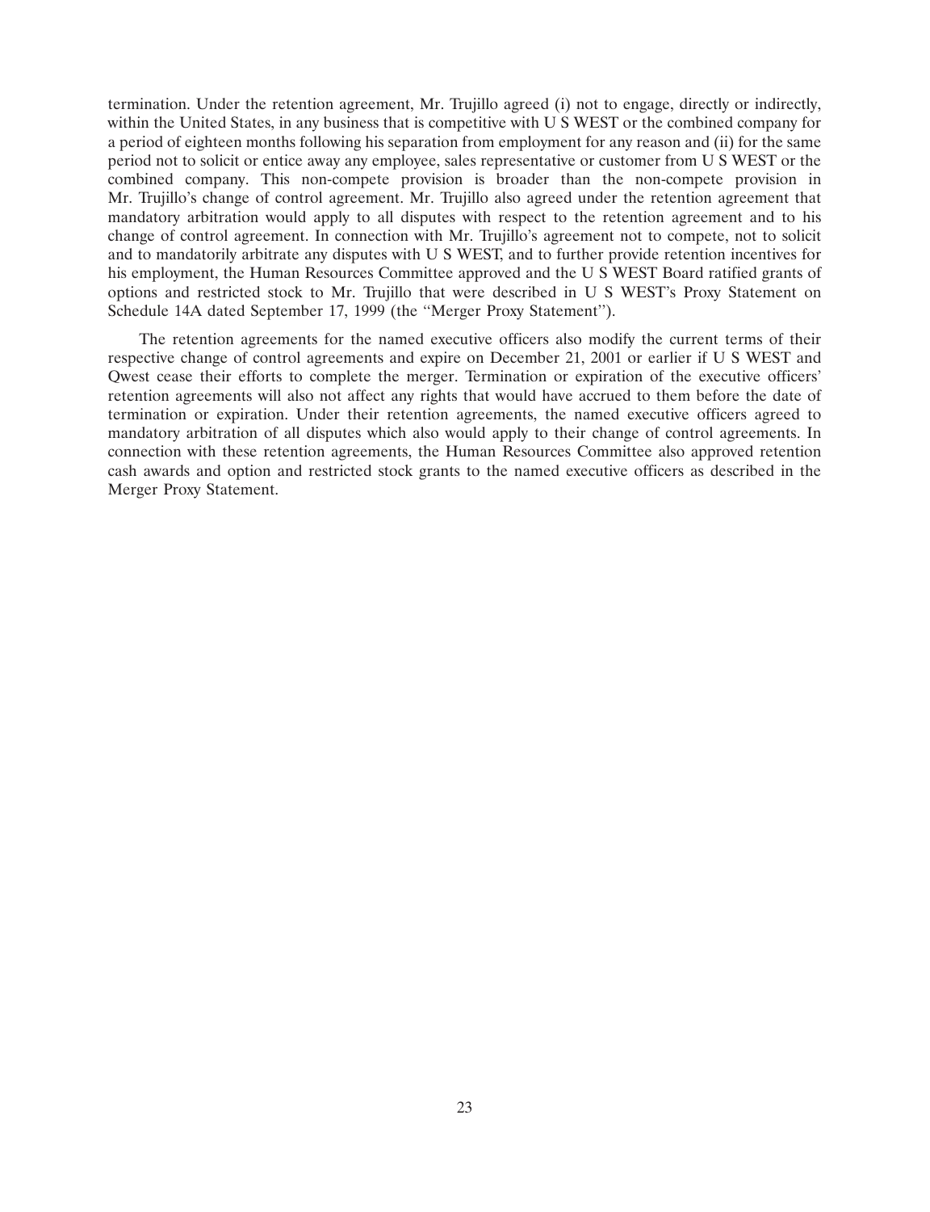termination. Under the retention agreement, Mr. Trujillo agreed (i) not to engage, directly or indirectly, within the United States, in any business that is competitive with U S WEST or the combined company for a period of eighteen months following his separation from employment for any reason and (ii) for the same period not to solicit or entice away any employee, sales representative or customer from U S WEST or the combined company. This non-compete provision is broader than the non-compete provision in Mr. Trujillo's change of control agreement. Mr. Trujillo also agreed under the retention agreement that mandatory arbitration would apply to all disputes with respect to the retention agreement and to his change of control agreement. In connection with Mr. Trujillo's agreement not to compete, not to solicit and to mandatorily arbitrate any disputes with U S WEST, and to further provide retention incentives for his employment, the Human Resources Committee approved and the U S WEST Board ratified grants of options and restricted stock to Mr. Trujillo that were described in U S WEST's Proxy Statement on Schedule 14A dated September 17, 1999 (the ''Merger Proxy Statement'').

The retention agreements for the named executive officers also modify the current terms of their respective change of control agreements and expire on December 21, 2001 or earlier if U S WEST and Qwest cease their efforts to complete the merger. Termination or expiration of the executive officers' retention agreements will also not affect any rights that would have accrued to them before the date of termination or expiration. Under their retention agreements, the named executive officers agreed to mandatory arbitration of all disputes which also would apply to their change of control agreements. In connection with these retention agreements, the Human Resources Committee also approved retention cash awards and option and restricted stock grants to the named executive officers as described in the Merger Proxy Statement.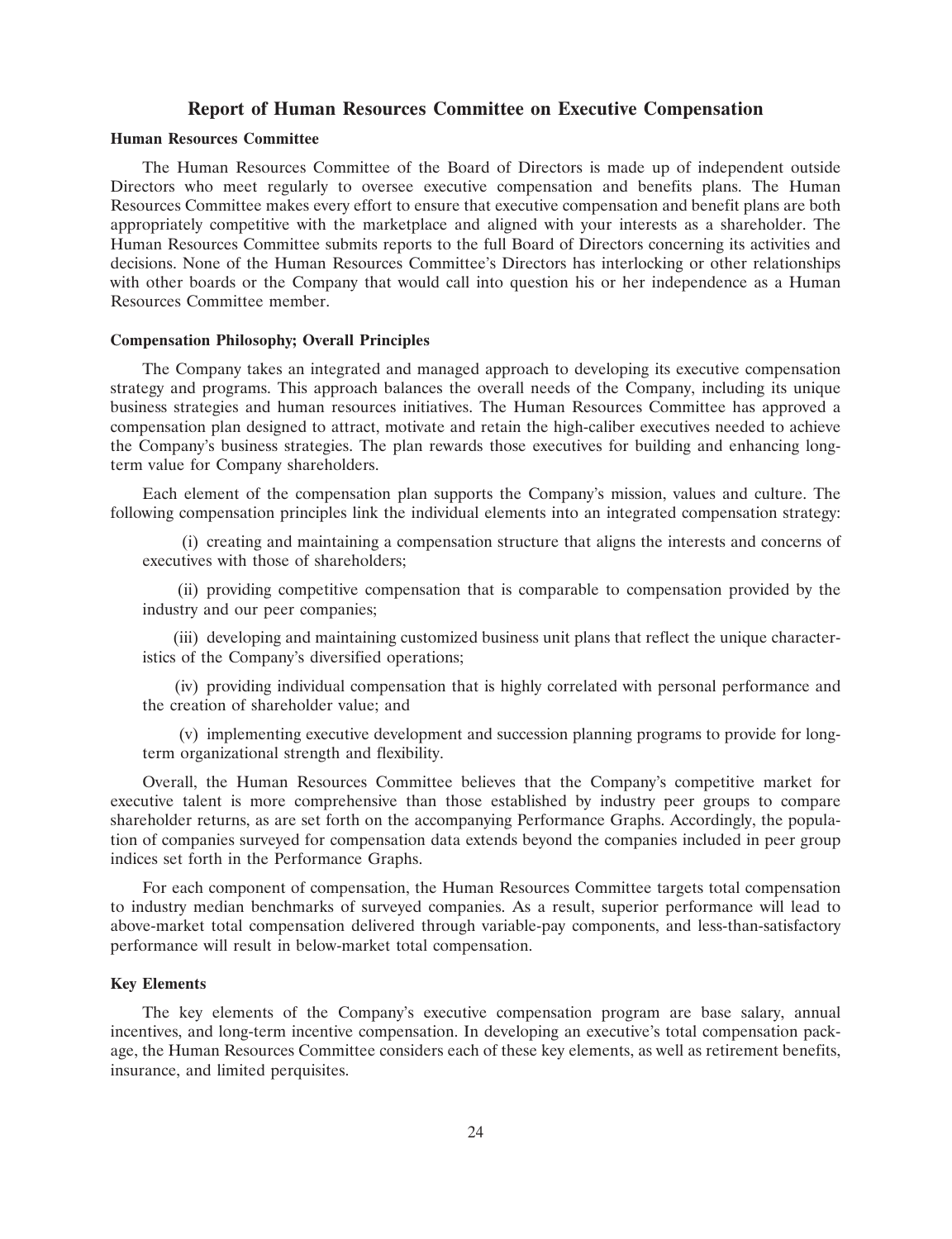## Report of Human Resources Committee on Executive Compensation

### Human Resources Committee

The Human Resources Committee of the Board of Directors is made up of independent outside Directors who meet regularly to oversee executive compensation and benefits plans. The Human Resources Committee makes every effort to ensure that executive compensation and benefit plans are both appropriately competitive with the marketplace and aligned with your interests as a shareholder. The Human Resources Committee submits reports to the full Board of Directors concerning its activities and decisions. None of the Human Resources Committee's Directors has interlocking or other relationships with other boards or the Company that would call into question his or her independence as a Human Resources Committee member.

### Compensation Philosophy; Overall Principles

The Company takes an integrated and managed approach to developing its executive compensation strategy and programs. This approach balances the overall needs of the Company, including its unique business strategies and human resources initiatives. The Human Resources Committee has approved a compensation plan designed to attract, motivate and retain the high-caliber executives needed to achieve the Company's business strategies. The plan rewards those executives for building and enhancing long-term value for Company shareholders.

Each element of the compensation plan supports the Company's mission, values and culture. The following compensation principles link the individual elements into an integrated compensation strategy:

(i) creating and maintaining a compensation structure that aligns the interests and concerns of executives with those of shareholders;

(ii) providing competitive compensation that is comparable to compensation provided by the industry and our peer companies;

(iii) developing and maintaining customized business unit plans that reflect the unique characteristics of the Company's diversified operations;

(iv) providing individual compensation that is highly correlated with personal performance and the creation of shareholder value; and

(v) implementing executive development and succession planning programs to provide for long-term organizational strength and flexibility.

Overall, the Human Resources Committee believes that the Company's competitive market for executive talent is more comprehensive than those established by industry peer groups to compare shareholder returns, as are set forth on the accompanying Performance Graphs. Accordingly, the population of companies surveyed for compensation data extends beyond the companies included in peer group indices set forth in the Performance Graphs.

For each component of compensation, the Human Resources Committee targets total compensation to industry median benchmarks of surveyed companies. As a result, superior performance will lead to above-market total compensation delivered through variable-pay components, and less-than-satisfactory performance will result in below-market total compensation.

### Key Elements

The key elements of the Company's executive compensation program are base salary, annual incentives, and long-term incentive compensation. In developing an executive's total compensation package, the Human Resources Committee considers each of these key elements, as well as retirement benefits, insurance, and limited perquisites.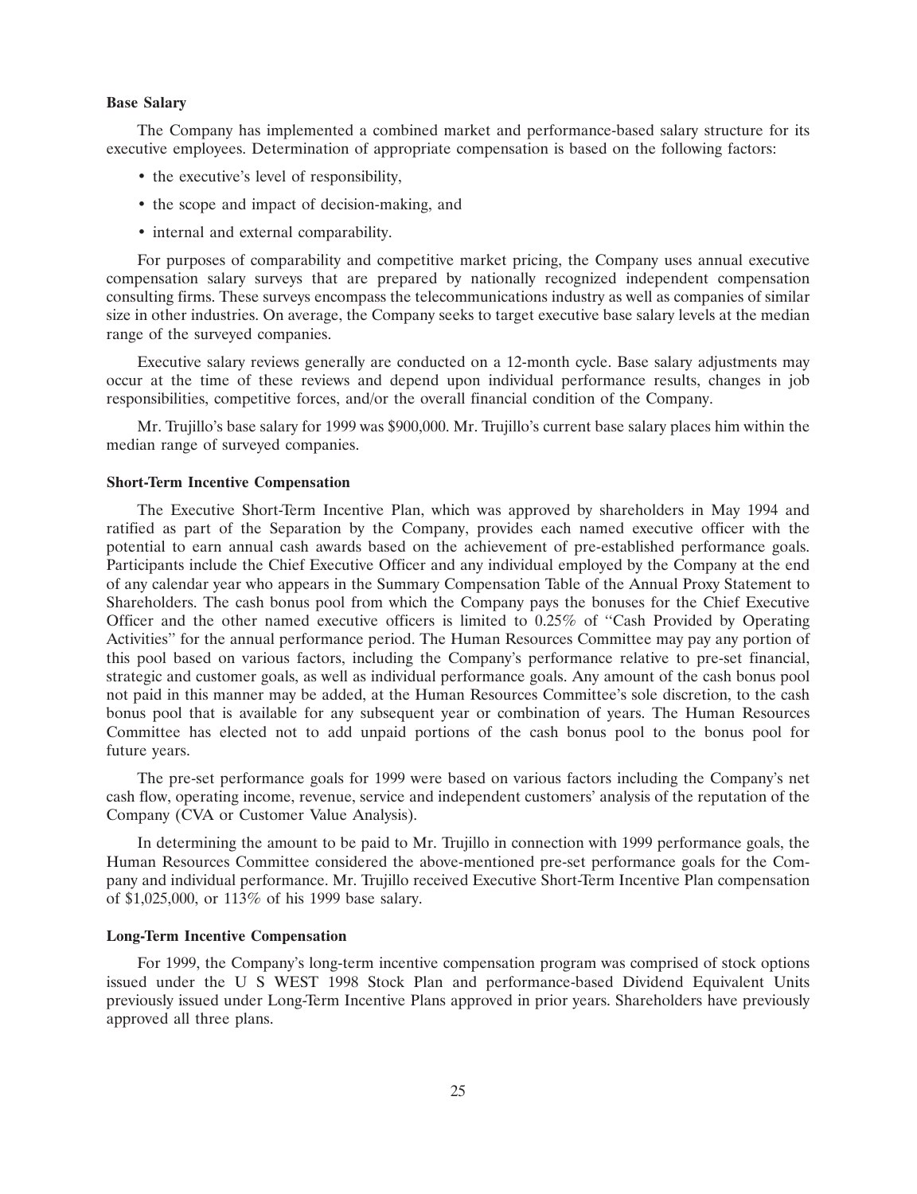**Base Salary**

The Company has implemented a combined market and performance-based salary structure for its executive employees. Determination of appropriate compensation is based on the following factors:

- the executive's level of responsibility,
- the scope and impact of decision-making, and
- internal and external comparability.

For purposes of comparability and competitive market pricing, the Company uses annual executive compensation salary surveys that are prepared by nationally recognized independent compensation consulting firms. These surveys encompass the telecommunications industry as well as companies of similar size in other industries. On average, the Company seeks to target executive base salary levels at the median range of the surveyed companies.

Executive salary reviews generally are conducted on a 12-month cycle. Base salary adjustments may occur at the time of these reviews and depend upon individual performance results, changes in job responsibilities, competitive forces, and/or the overall financial condition of the Company.

Mr. Trujillo's base salary for 1999 was $900,000. Mr. Trujillo's current base salary places him within the median range of surveyed companies.

**Short-Term Incentive Compensation**

The Executive Short-Term Incentive Plan, which was approved by shareholders in May 1994 and ratified as part of the Separation by the Company, provides each named executive officer with the potential to earn annual cash awards based on the achievement of pre-established performance goals. Participants include the Chief Executive Officer and any individual employed by the Company at the end of any calendar year who appears in the Summary Compensation Table of the Annual Proxy Statement to Shareholders. The cash bonus pool from which the Company pays the bonuses for the Chief Executive Officer and the other named executive officers is limited to 0.25% of "Cash Provided by Operating Activities" for the annual performance period. The Human Resources Committee may pay any portion of this pool based on various factors, including the Company's performance relative to pre-set financial, strategic and customer goals, as well as individual performance goals. Any amount of the cash bonus pool not paid in this manner may be added, at the Human Resources Committee's sole discretion, to the cash bonus pool that is available for any subsequent year or combination of years. The Human Resources Committee has elected not to add unpaid portions of the cash bonus pool to the bonus pool for future years.

The pre-set performance goals for 1999 were based on various factors including the Company's net cash flow, operating income, revenue, service and independent customers' analysis of the reputation of the Company (CVA or Customer Value Analysis).

In determining the amount to be paid to Mr. Trujillo in connection with 1999 performance goals, the Human Resources Committee considered the above-mentioned pre-set performance goals for the Company and individual performance. Mr. Trujillo received Executive Short-Term Incentive Plan compensation of $1,025,000, or 113% of his 1999 base salary.

**Long-Term Incentive Compensation**

For 1999, the Company's long-term incentive compensation program was comprised of stock options issued under the U S WEST 1998 Stock Plan and performance-based Dividend Equivalent Units previously issued under Long-Term Incentive Plans approved in prior years. Shareholders have previously approved all three plans.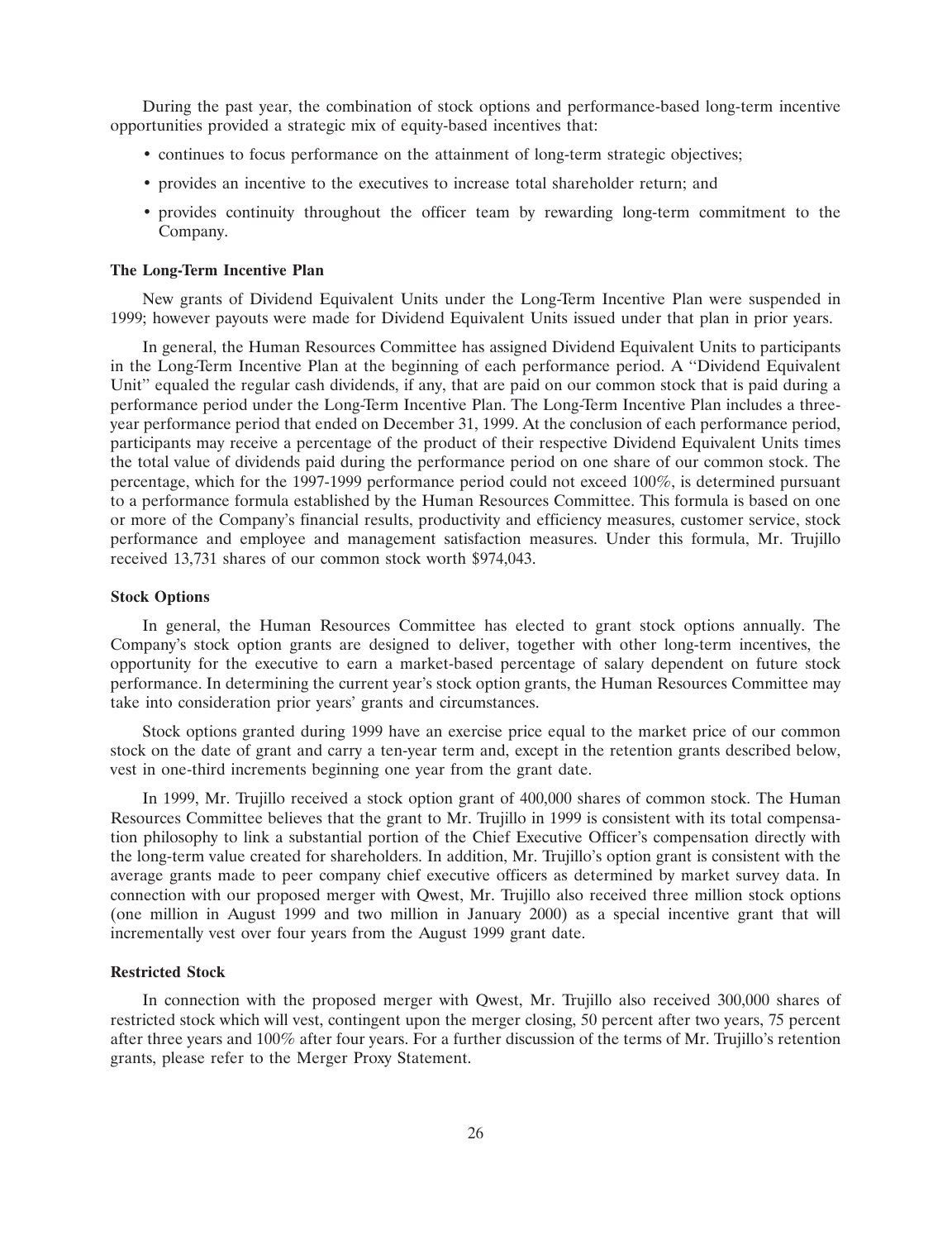During the past year, the combination of stock options and performance-based long-term incentive opportunities provided a strategic mix of equity-based incentives that:

- continues to focus performance on the attainment of long-term strategic objectives;
- provides an incentive to the executives to increase total shareholder return; and
- provides continuity throughout the officer team by rewarding long-term commitment to the Company.

**The Long-Term Incentive Plan**

New grants of Dividend Equivalent Units under the Long-Term Incentive Plan were suspended in 1999; however payouts were made for Dividend Equivalent Units issued under that plan in prior years.

In general, the Human Resources Committee has assigned Dividend Equivalent Units to participants in the Long-Term Incentive Plan at the beginning of each performance period. A ''Dividend Equivalent Unit'' equaled the regular cash dividends, if any, that are paid on our common stock that is paid during a performance period under the Long-Term Incentive Plan. The Long-Term Incentive Plan includes a three-year performance period that ended on December 31, 1999. At the conclusion of each performance period, participants may receive a percentage of the product of their respective Dividend Equivalent Units times the total value of dividends paid during the performance period on one share of our common stock. The percentage, which for the 1997-1999 performance period could not exceed 100%, is determined pursuant to a performance formula established by the Human Resources Committee. This formula is based on one or more of the Company's financial results, productivity and efficiency measures, customer service, stock performance and employee and management satisfaction measures. Under this formula, Mr. Trujillo received 13,731 shares of our common stock worth $974,043.

**Stock Options**

In general, the Human Resources Committee has elected to grant stock options annually. The Company's stock option grants are designed to deliver, together with other long-term incentives, the opportunity for the executive to earn a market-based percentage of salary dependent on future stock performance. In determining the current year's stock option grants, the Human Resources Committee may take into consideration prior years' grants and circumstances.

Stock options granted during 1999 have an exercise price equal to the market price of our common stock on the date of grant and carry a ten-year term and, except in the retention grants described below, vest in one-third increments beginning one year from the grant date.

In 1999, Mr. Trujillo received a stock option grant of 400,000 shares of common stock. The Human Resources Committee believes that the grant to Mr. Trujillo in 1999 is consistent with its total compensation philosophy to link a substantial portion of the Chief Executive Officer's compensation directly with the long-term value created for shareholders. In addition, Mr. Trujillo's option grant is consistent with the average grants made to peer company chief executive officers as determined by market survey data. In connection with our proposed merger with Qwest, Mr. Trujillo also received three million stock options (one million in August 1999 and two million in January 2000) as a special incentive grant that will incrementally vest over four years from the August 1999 grant date.

**Restricted Stock**

In connection with the proposed merger with Qwest, Mr. Trujillo also received 300,000 shares of restricted stock which will vest, contingent upon the merger closing, 50 percent after two years, 75 percent after three years and 100% after four years. For a further discussion of the terms of Mr. Trujillo's retention grants, please refer to the Merger Proxy Statement.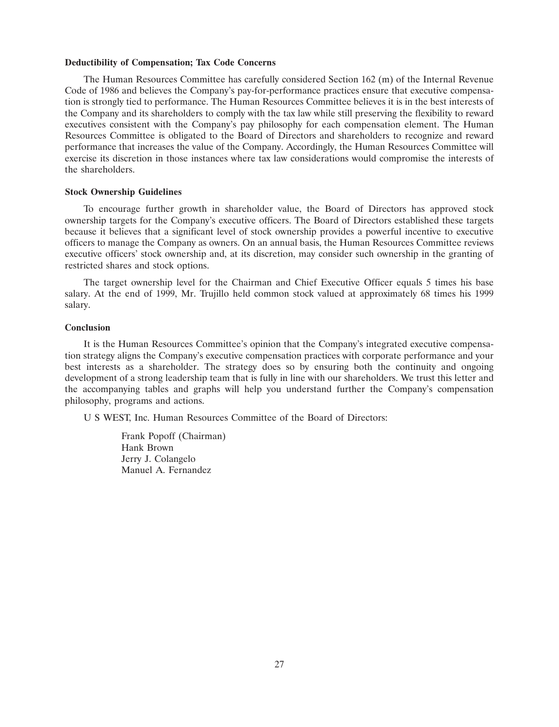**Deductibility of Compensation; Tax Code Concerns**

The Human Resources Committee has carefully considered Section 162 (m) of the Internal Revenue Code of 1986 and believes the Company's pay-for-performance practices ensure that executive compensation is strongly tied to performance. The Human Resources Committee believes it is in the best interests of the Company and its shareholders to comply with the tax law while still preserving the flexibility to reward executives consistent with the Company's pay philosophy for each compensation element. The Human Resources Committee is obligated to the Board of Directors and shareholders to recognize and reward performance that increases the value of the Company. Accordingly, the Human Resources Committee will exercise its discretion in those instances where tax law considerations would compromise the interests of the shareholders.

**Stock Ownership Guidelines**

To encourage further growth in shareholder value, the Board of Directors has approved stock ownership targets for the Company's executive officers. The Board of Directors established these targets because it believes that a significant level of stock ownership provides a powerful incentive to executive officers to manage the Company as owners. On an annual basis, the Human Resources Committee reviews executive officers' stock ownership and, at its discretion, may consider such ownership in the granting of restricted shares and stock options.

The target ownership level for the Chairman and Chief Executive Officer equals 5 times his base salary. At the end of 1999, Mr. Trujillo held common stock valued at approximately 68 times his 1999 salary.

**Conclusion**

It is the Human Resources Committee's opinion that the Company's integrated executive compensation strategy aligns the Company's executive compensation practices with corporate performance and your best interests as a shareholder. The strategy does so by ensuring both the continuity and ongoing development of a strong leadership team that is fully in line with our shareholders. We trust this letter and the accompanying tables and graphs will help you understand further the Company's compensation philosophy, programs and actions.

U S WEST, Inc. Human Resources Committee of the Board of Directors:

Frank Popoff (Chairman)
Hank Brown
Jerry J. Colangelo
Manuel A. Fernandez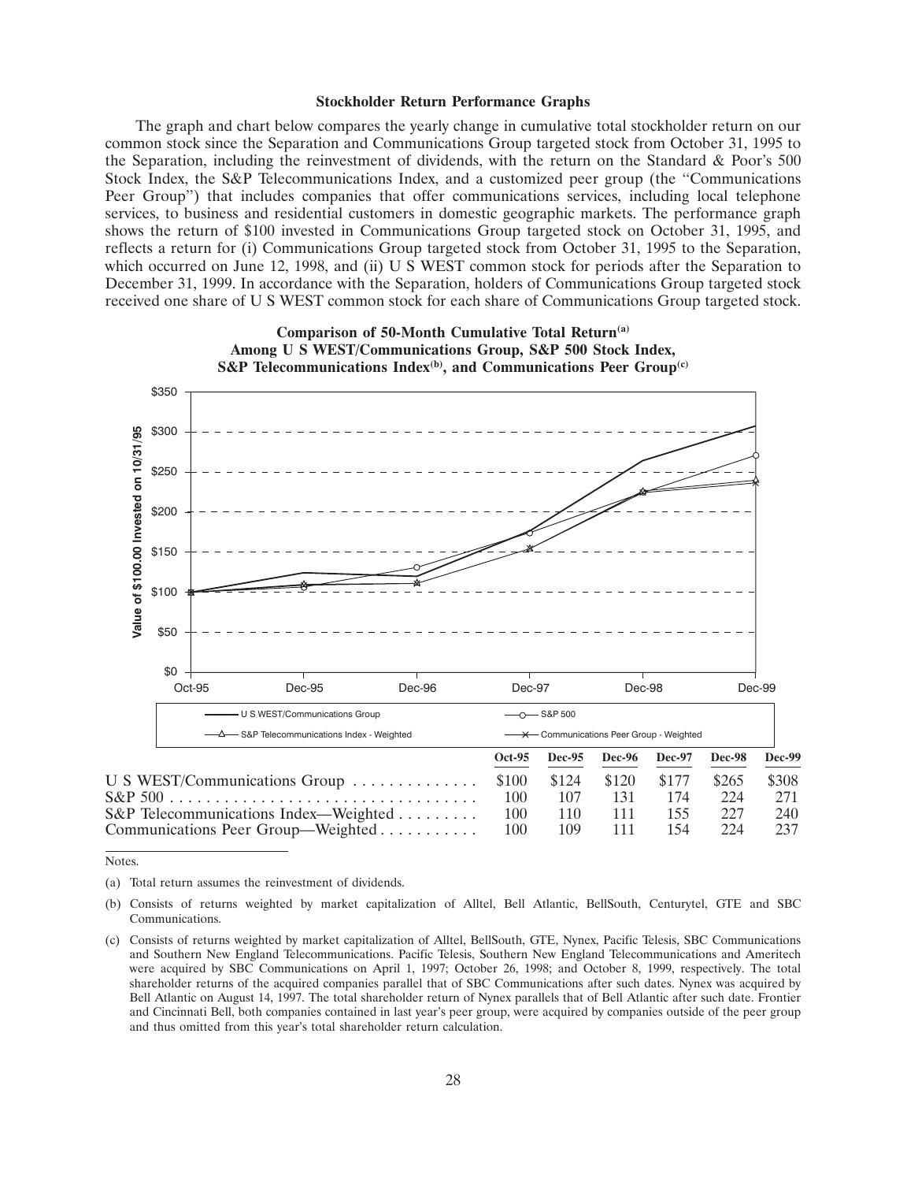### Stockholder Return Performance Graphs

The graph and chart below compares the yearly change in cumulative total stockholder return on our common stock since the Separation and Communications Group targeted stock from October 31, 1995 to the Separation, including the reinvestment of dividends, with the return on the Standard & Poor's 500 Stock Index, the S&P Telecommunications Index, and a customized peer group (the "Communications Peer Group") that includes companies that offer communications services, including local telephone services, to business and residential customers in domestic geographic markets. The performance graph shows the return of $100 invested in Communications Group targeted stock on October 31, 1995, and reflects a return for (i) Communications Group targeted stock from October 31, 1995 to the Separation, which occurred on June 12, 1998, and (ii) U S WEST common stock for periods after the Separation to December 31, 1999. In accordance with the Separation, holders of Communications Group targeted stock received one share of U S WEST common stock for each share of Communications Group targeted stock.

**Comparison of 50-Month Cumulative Total Return[(a)]**
**Among U S WEST/Communications Group, S&P 500 Stock Index,**
**S&P Telecommunications Index[(b)], and Communications Peer Group[(c)]**

| | Oct-95 | Dec-95 | Dec-96 | Dec-97 | Dec-98 | Dec-99 |
|---|---|---|---|---|---|---|
| U S WEST/Communications Group | $100 | $124 | $120 | $177 | $265 | $308 |
| S&P 500 | 100 | 107 | 131 | 174 | 224 | 271 |
| S&P Telecommunications Index—Weighted | 100 | 110 | 111 | 155 | 227 | 240 |
| Communications Peer Group—Weighted | 100 | 109 | 111 | 154 | 224 | 237 |

Notes.

(a) Total return assumes the reinvestment of dividends.

(b) Consists of returns weighted by market capitalization of Alltel, Bell Atlantic, BellSouth, Centurytel, GTE and SBC Communications.

(c) Consists of returns weighted by market capitalization of Alltel, BellSouth, GTE, Nynex, Pacific Telesis, SBC Communications and Southern New England Telecommunications. Pacific Telesis, Southern New England Telecommunications and Ameritech were acquired by SBC Communications on April 1, 1997; October 26, 1998; and October 8, 1999, respectively. The total shareholder returns of the acquired companies parallel that of SBC Communications after such dates. Nynex was acquired by Bell Atlantic on August 14, 1997. The total shareholder return of Nynex parallels that of Bell Atlantic after such date. Frontier and Cincinnati Bell, both companies contained in last year's peer group, were acquired by companies outside of the peer group and thus omitted from this year's total shareholder return calculation.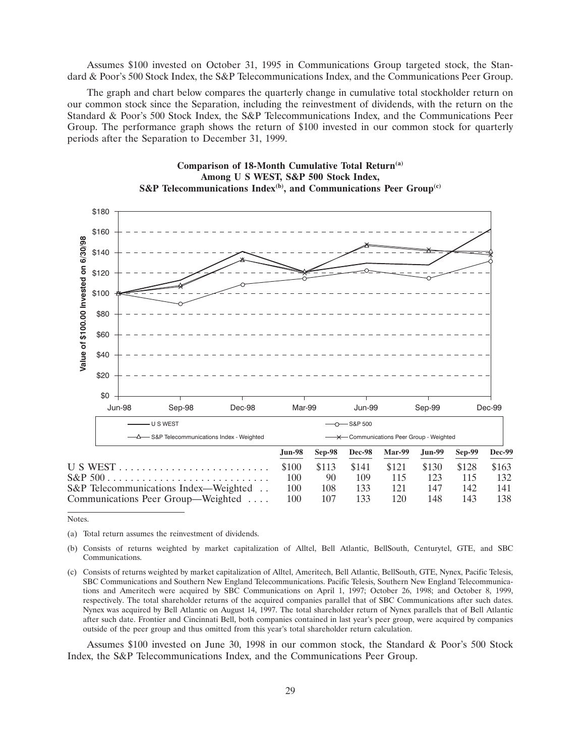Assumes $100 invested on October 31, 1995 in Communications Group targeted stock, the Standard & Poor's 500 Stock Index, the S&P Telecommunications Index, and the Communications Peer Group.

The graph and chart below compares the quarterly change in cumulative total stockholder return on our common stock since the Separation, including the reinvestment of dividends, with the return on the Standard & Poor's 500 Stock Index, the S&P Telecommunications Index, and the Communications Peer Group. The performance graph shows the return of $100 invested in our common stock for quarterly periods after the Separation to December 31, 1999.

**Comparison of 18-Month Cumulative Total Return[(a)]**
**Among U S WEST, S&P 500 Stock Index,**
**S&P Telecommunications Index[(b)], and Communications Peer Group[(c)]**

| | Jun-98 | Sep-98 | Dec-98 | Mar-99 | Jun-99 | Sep-99 | Dec-99 |
|---|---|---|---|---|---|---|---|
| U S WEST | $100 | $113 | $141 | $121 | $130 | $128 | $163 |
| S&P 500 | 100 | 90 | 109 | 115 | 123 | 115 | 132 |
| S&P Telecommunications Index—Weighted | 100 | 108 | 133 | 121 | 147 | 142 | 141 |
| Communications Peer Group—Weighted | 100 | 107 | 133 | 120 | 148 | 143 | 138 |

Notes.

(a) Total return assumes the reinvestment of dividends.

(b) Consists of returns weighted by market capitalization of Alltel, Bell Atlantic, BellSouth, Centurytel, GTE, and SBC Communications.

(c) Consists of returns weighted by market capitalization of Alltel, Ameritech, Bell Atlantic, BellSouth, GTE, Nynex, Pacific Telesis, SBC Communications and Southern New England Telecommunications. Pacific Telesis, Southern New England Telecommunications and Ameritech were acquired by SBC Communications on April 1, 1997; October 26, 1998; and October 8, 1999, respectively. The total shareholder returns of the acquired companies parallel that of SBC Communications after such dates. Nynex was acquired by Bell Atlantic on August 14, 1997. The total shareholder return of Nynex parallels that of Bell Atlantic after such date. Frontier and Cincinnati Bell, both companies contained in last year's peer group, were acquired by companies outside of the peer group and thus omitted from this year's total shareholder return calculation.

Assumes $100 invested on June 30, 1998 in our common stock, the Standard & Poor's 500 Stock Index, the S&P Telecommunications Index, and the Communications Peer Group.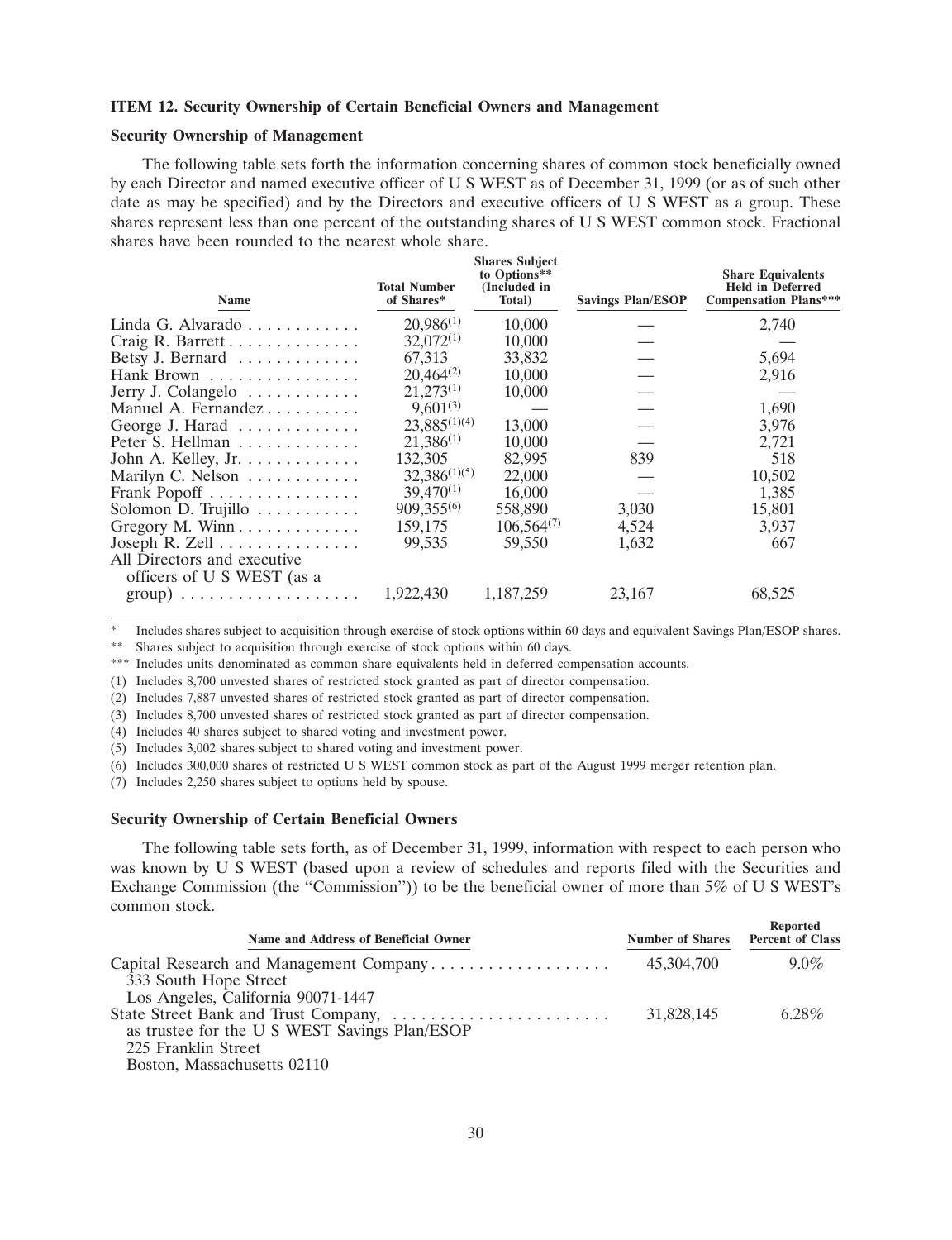### ITEM 12. Security Ownership of Certain Beneficial Owners and Management

#### Security Ownership of Management

The following table sets forth the information concerning shares of common stock beneficially owned by each Director and named executive officer of U S WEST as of December 31, 1999 (or as of such other date as may be specified) and by the Directors and executive officers of U S WEST as a group. These shares represent less than one percent of the outstanding shares of U S WEST common stock. Fractional shares have been rounded to the nearest whole share.

| Name | Total Number of Shares* | Shares Subject to Options** (Included in Total) | Savings Plan/ESOP | Share Equivalents Held in Deferred Compensation Plans*** |
|---|---|---|---|---|
| Linda G. Alvarado | 20,986[(1)] | 10,000 | — | 2,740 |
| Craig R. Barrett | 32,072[(1)] | 10,000 | — | — |
| Betsy J. Bernard | 67,313 | 33,832 | — | 5,694 |
| Hank Brown | 20,464[(2)] | 10,000 | — | 2,916 |
| Jerry J. Colangelo | 21,273[(1)] | 10,000 | — | — |
| Manuel A. Fernandez | 9,601[(3)] | — | — | 1,690 |
| George J. Harad | 23,885[(1)(4)] | 13,000 | — | 3,976 |
| Peter S. Hellman | 21,386[(1)] | 10,000 | — | 2,721 |
| John A. Kelley, Jr. | 132,305 | 82,995 | 839 | 518 |
| Marilyn C. Nelson | 32,386[(1)(5)] | 22,000 | — | 10,502 |
| Frank Popoff | 39,470[(1)] | 16,000 | — | 1,385 |
| Solomon D. Trujillo | 909,355[(6)] | 558,890 | 3,030 | 15,801 |
| Gregory M. Winn | 159,175 | 106,564[(7)] | 4,524 | 3,937 |
| Joseph R. Zell | 99,535 | 59,550 | 1,632 | 667 |
| All Directors and executive officers of U S WEST (as a group) | 1,922,430 | 1,187,259 | 23,167 | 68,525 |

\* Includes shares subject to acquisition through exercise of stock options within 60 days and equivalent Savings Plan/ESOP shares.

\*\* Shares subject to acquisition through exercise of stock options within 60 days.

\*\*\* Includes units denominated as common share equivalents held in deferred compensation accounts.

(1) Includes 8,700 unvested shares of restricted stock granted as part of director compensation.

(2) Includes 7,887 unvested shares of restricted stock granted as part of director compensation.

(3) Includes 8,700 unvested shares of restricted stock granted as part of director compensation.

(4) Includes 40 shares subject to shared voting and investment power.

(5) Includes 3,002 shares subject to shared voting and investment power.

(6) Includes 300,000 shares of restricted U S WEST common stock as part of the August 1999 merger retention plan.

(7) Includes 2,250 shares subject to options held by spouse.

#### Security Ownership of Certain Beneficial Owners

The following table sets forth, as of December 31, 1999, information with respect to each person who was known by U S WEST (based upon a review of schedules and reports filed with the Securities and Exchange Commission (the "Commission")) to be the beneficial owner of more than 5% of U S WEST's common stock.

| Name and Address of Beneficial Owner | Number of Shares | Reported Percent of Class |
|---|---|---|
| Capital Research and Management Company<br>333 South Hope Street<br>Los Angeles, California 90071-1447 | 45,304,700 | 9.0% |
| State Street Bank and Trust Company,<br>as trustee for the U S WEST Savings Plan/ESOP<br>225 Franklin Street<br>Boston, Massachusetts 02110 | 31,828,145 | 6.28% |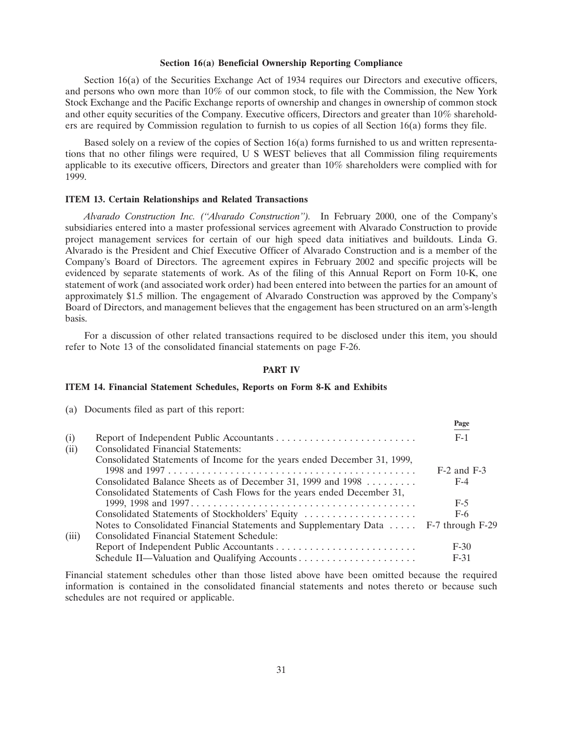### Section 16(a) Beneficial Ownership Reporting Compliance

Section 16(a) of the Securities Exchange Act of 1934 requires our Directors and executive officers, and persons who own more than 10% of our common stock, to file with the Commission, the New York Stock Exchange and the Pacific Exchange reports of ownership and changes in ownership of common stock and other equity securities of the Company. Executive officers, Directors and greater than 10% shareholders are required by Commission regulation to furnish to us copies of all Section 16(a) forms they file.

Based solely on a review of the copies of Section 16(a) forms furnished to us and written representations that no other filings were required, U S WEST believes that all Commission filing requirements applicable to its executive officers, Directors and greater than 10% shareholders were complied with for 1999.

### ITEM 13. Certain Relationships and Related Transactions

*Alvarado Construction Inc. ("Alvarado Construction").* In February 2000, one of the Company's subsidiaries entered into a master professional services agreement with Alvarado Construction to provide project management services for certain of our high speed data initiatives and buildouts. Linda G. Alvarado is the President and Chief Executive Officer of Alvarado Construction and is a member of the Company's Board of Directors. The agreement expires in February 2002 and specific projects will be evidenced by separate statements of work. As of the filing of this Annual Report on Form 10-K, one statement of work (and associated work order) had been entered into between the parties for an amount of approximately $1.5 million. The engagement of Alvarado Construction was approved by the Company's Board of Directors, and management believes that the engagement has been structured on an arm's-length basis.

For a discussion of other related transactions required to be disclosed under this item, you should refer to Note 13 of the consolidated financial statements on page F-26.

## PART IV

### ITEM 14. Financial Statement Schedules, Reports on Form 8-K and Exhibits

(a) Documents filed as part of this report:

| | | Page |
|---|---|---|
| (i) | Report of Independent Public Accountants | F-1 |
| (ii) | Consolidated Financial Statements: | |
| | Consolidated Statements of Income for the years ended December 31, 1999, 1998 and 1997 | F-2 and F-3 |
| | Consolidated Balance Sheets as of December 31, 1999 and 1998 | F-4 |
| | Consolidated Statements of Cash Flows for the years ended December 31, 1999, 1998 and 1997 | F-5 |
| | Consolidated Statements of Stockholders' Equity | F-6 |
| | Notes to Consolidated Financial Statements and Supplementary Data | F-7 through F-29 |
| (iii) | Consolidated Financial Statement Schedule: | |
| | Report of Independent Public Accountants | F-30 |
| | Schedule II—Valuation and Qualifying Accounts | F-31 |

Financial statement schedules other than those listed above have been omitted because the required information is contained in the consolidated financial statements and notes thereto or because such schedules are not required or applicable.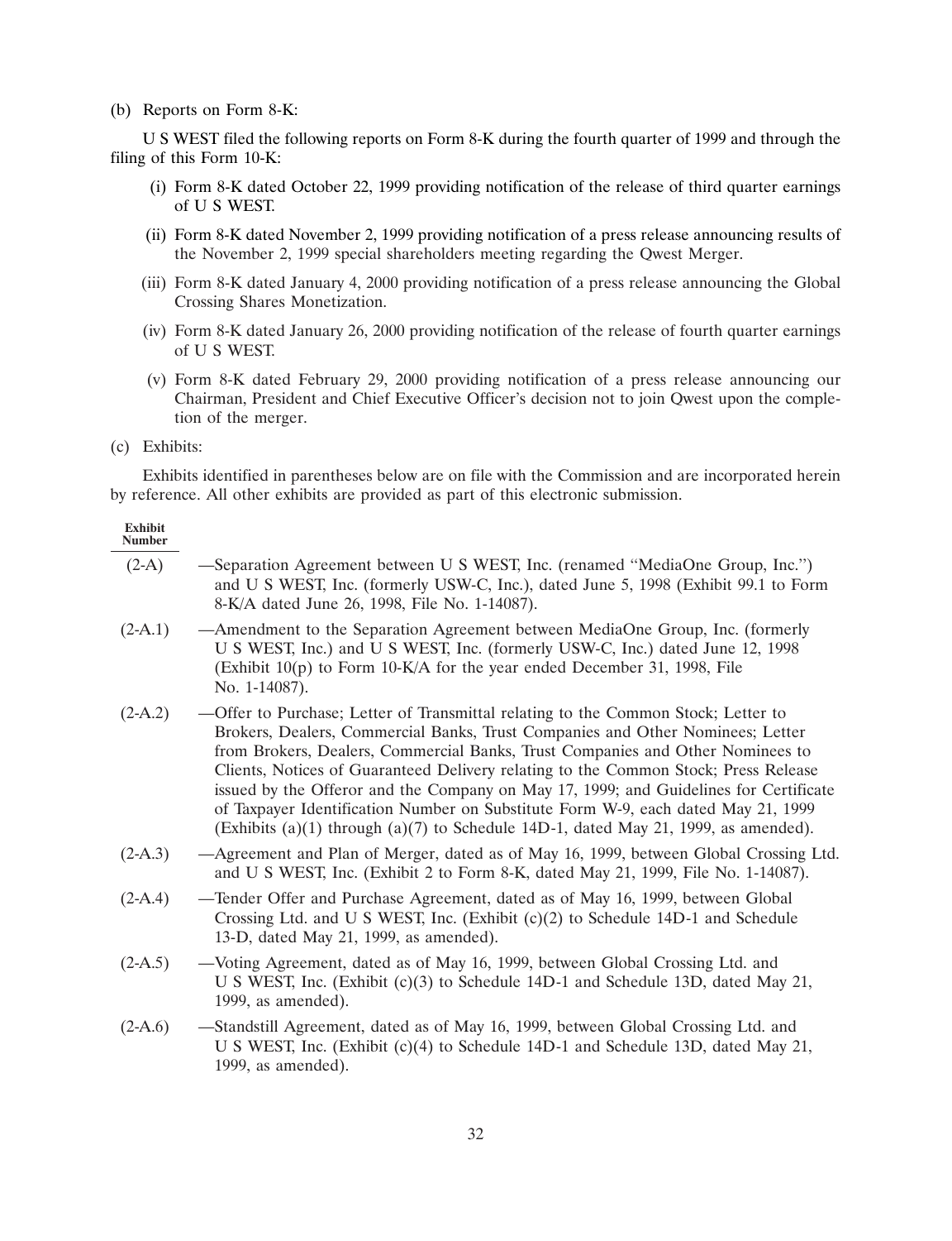(b) Reports on Form 8-K:

U S WEST filed the following reports on Form 8-K during the fourth quarter of 1999 and through the filing of this Form 10-K:

(i) Form 8-K dated October 22, 1999 providing notification of the release of third quarter earnings of U S WEST.

(ii) Form 8-K dated November 2, 1999 providing notification of a press release announcing results of the November 2, 1999 special shareholders meeting regarding the Qwest Merger.

(iii) Form 8-K dated January 4, 2000 providing notification of a press release announcing the Global Crossing Shares Monetization.

(iv) Form 8-K dated January 26, 2000 providing notification of the release of fourth quarter earnings of U S WEST.

(v) Form 8-K dated February 29, 2000 providing notification of a press release announcing our Chairman, President and Chief Executive Officer's decision not to join Qwest upon the completion of the merger.

(c) Exhibits:

Exhibits identified in parentheses below are on file with the Commission and are incorporated herein by reference. All other exhibits are provided as part of this electronic submission.

| Exhibit Number | |
|---|---|
| (2-A) | —Separation Agreement between U S WEST, Inc. (renamed "MediaOne Group, Inc.") and U S WEST, Inc. (formerly USW-C, Inc.), dated June 5, 1998 (Exhibit 99.1 to Form 8-K/A dated June 26, 1998, File No. 1-14087). |
| (2-A.1) | —Amendment to the Separation Agreement between MediaOne Group, Inc. (formerly U S WEST, Inc.) and U S WEST, Inc. (formerly USW-C, Inc.) dated June 12, 1998 (Exhibit 10(p) to Form 10-K/A for the year ended December 31, 1998, File No. 1-14087). |
| (2-A.2) | —Offer to Purchase; Letter of Transmittal relating to the Common Stock; Letter to Brokers, Dealers, Commercial Banks, Trust Companies and Other Nominees; Letter from Brokers, Dealers, Commercial Banks, Trust Companies and Other Nominees to Clients, Notices of Guaranteed Delivery relating to the Common Stock; Press Release issued by the Offeror and the Company on May 17, 1999; and Guidelines for Certificate of Taxpayer Identification Number on Substitute Form W-9, each dated May 21, 1999 (Exhibits (a)(1) through (a)(7) to Schedule 14D-1, dated May 21, 1999, as amended). |
| (2-A.3) | —Agreement and Plan of Merger, dated as of May 16, 1999, between Global Crossing Ltd. and U S WEST, Inc. (Exhibit 2 to Form 8-K, dated May 21, 1999, File No. 1-14087). |
| (2-A.4) | —Tender Offer and Purchase Agreement, dated as of May 16, 1999, between Global Crossing Ltd. and U S WEST, Inc. (Exhibit (c)(2) to Schedule 14D-1 and Schedule 13-D, dated May 21, 1999, as amended). |
| (2-A.5) | —Voting Agreement, dated as of May 16, 1999, between Global Crossing Ltd. and U S WEST, Inc. (Exhibit (c)(3) to Schedule 14D-1 and Schedule 13D, dated May 21, 1999, as amended). |
| (2-A.6) | —Standstill Agreement, dated as of May 16, 1999, between Global Crossing Ltd. and U S WEST, Inc. (Exhibit (c)(4) to Schedule 14D-1 and Schedule 13D, dated May 21, 1999, as amended). |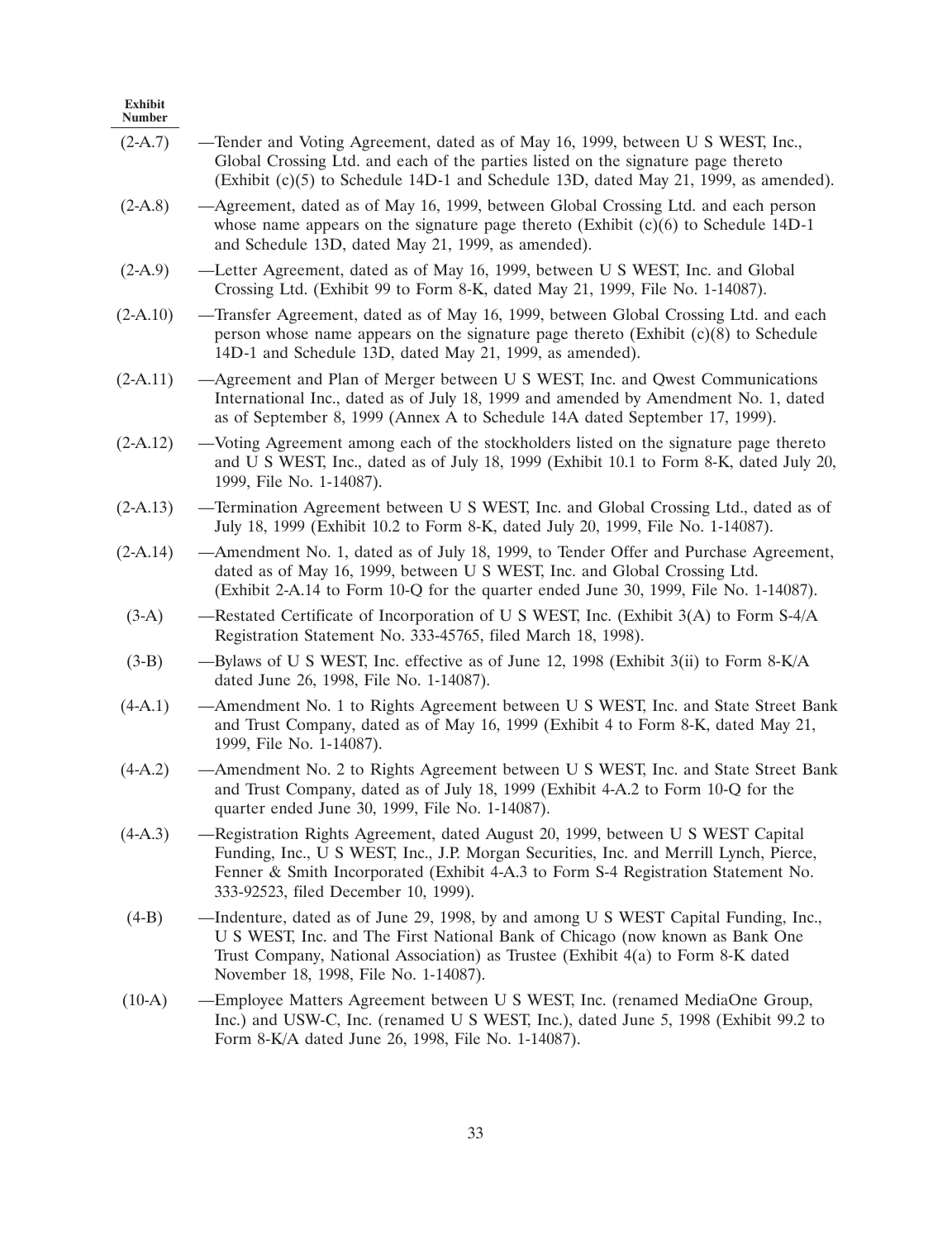| Exhibit Number | |
|---|---|
| (2-A.7) | —Tender and Voting Agreement, dated as of May 16, 1999, between U S WEST, Inc., Global Crossing Ltd. and each of the parties listed on the signature page thereto (Exhibit (c)(5) to Schedule 14D-1 and Schedule 13D, dated May 21, 1999, as amended). |
| (2-A.8) | —Agreement, dated as of May 16, 1999, between Global Crossing Ltd. and each person whose name appears on the signature page thereto (Exhibit (c)(6) to Schedule 14D-1 and Schedule 13D, dated May 21, 1999, as amended). |
| (2-A.9) | —Letter Agreement, dated as of May 16, 1999, between U S WEST, Inc. and Global Crossing Ltd. (Exhibit 99 to Form 8-K, dated May 21, 1999, File No. 1-14087). |
| (2-A.10) | —Transfer Agreement, dated as of May 16, 1999, between Global Crossing Ltd. and each person whose name appears on the signature page thereto (Exhibit (c)(8) to Schedule 14D-1 and Schedule 13D, dated May 21, 1999, as amended). |
| (2-A.11) | —Agreement and Plan of Merger between U S WEST, Inc. and Qwest Communications International Inc., dated as of July 18, 1999 and amended by Amendment No. 1, dated as of September 8, 1999 (Annex A to Schedule 14A dated September 17, 1999). |
| (2-A.12) | —Voting Agreement among each of the stockholders listed on the signature page thereto and U S WEST, Inc., dated as of July 18, 1999 (Exhibit 10.1 to Form 8-K, dated July 20, 1999, File No. 1-14087). |
| (2-A.13) | —Termination Agreement between U S WEST, Inc. and Global Crossing Ltd., dated as of July 18, 1999 (Exhibit 10.2 to Form 8-K, dated July 20, 1999, File No. 1-14087). |
| (2-A.14) | —Amendment No. 1, dated as of July 18, 1999, to Tender Offer and Purchase Agreement, dated as of May 16, 1999, between U S WEST, Inc. and Global Crossing Ltd. (Exhibit 2-A.14 to Form 10-Q for the quarter ended June 30, 1999, File No. 1-14087). |
| (3-A) | —Restated Certificate of Incorporation of U S WEST, Inc. (Exhibit 3(A) to Form S-4/A Registration Statement No. 333-45765, filed March 18, 1998). |
| (3-B) | —Bylaws of U S WEST, Inc. effective as of June 12, 1998 (Exhibit 3(ii) to Form 8-K/A dated June 26, 1998, File No. 1-14087). |
| (4-A.1) | —Amendment No. 1 to Rights Agreement between U S WEST, Inc. and State Street Bank and Trust Company, dated as of May 16, 1999 (Exhibit 4 to Form 8-K, dated May 21, 1999, File No. 1-14087). |
| (4-A.2) | —Amendment No. 2 to Rights Agreement between U S WEST, Inc. and State Street Bank and Trust Company, dated as of July 18, 1999 (Exhibit 4-A.2 to Form 10-Q for the quarter ended June 30, 1999, File No. 1-14087). |
| (4-A.3) | —Registration Rights Agreement, dated August 20, 1999, between U S WEST Capital Funding, Inc., U S WEST, Inc., J.P. Morgan Securities, Inc. and Merrill Lynch, Pierce, Fenner & Smith Incorporated (Exhibit 4-A.3 to Form S-4 Registration Statement No. 333-92523, filed December 10, 1999). |
| (4-B) | —Indenture, dated as of June 29, 1998, by and among U S WEST Capital Funding, Inc., U S WEST, Inc. and The First National Bank of Chicago (now known as Bank One Trust Company, National Association) as Trustee (Exhibit 4(a) to Form 8-K dated November 18, 1998, File No. 1-14087). |
| (10-A) | —Employee Matters Agreement between U S WEST, Inc. (renamed MediaOne Group, Inc.) and USW-C, Inc. (renamed U S WEST, Inc.), dated June 5, 1998 (Exhibit 99.2 to Form 8-K/A dated June 26, 1998, File No. 1-14087). |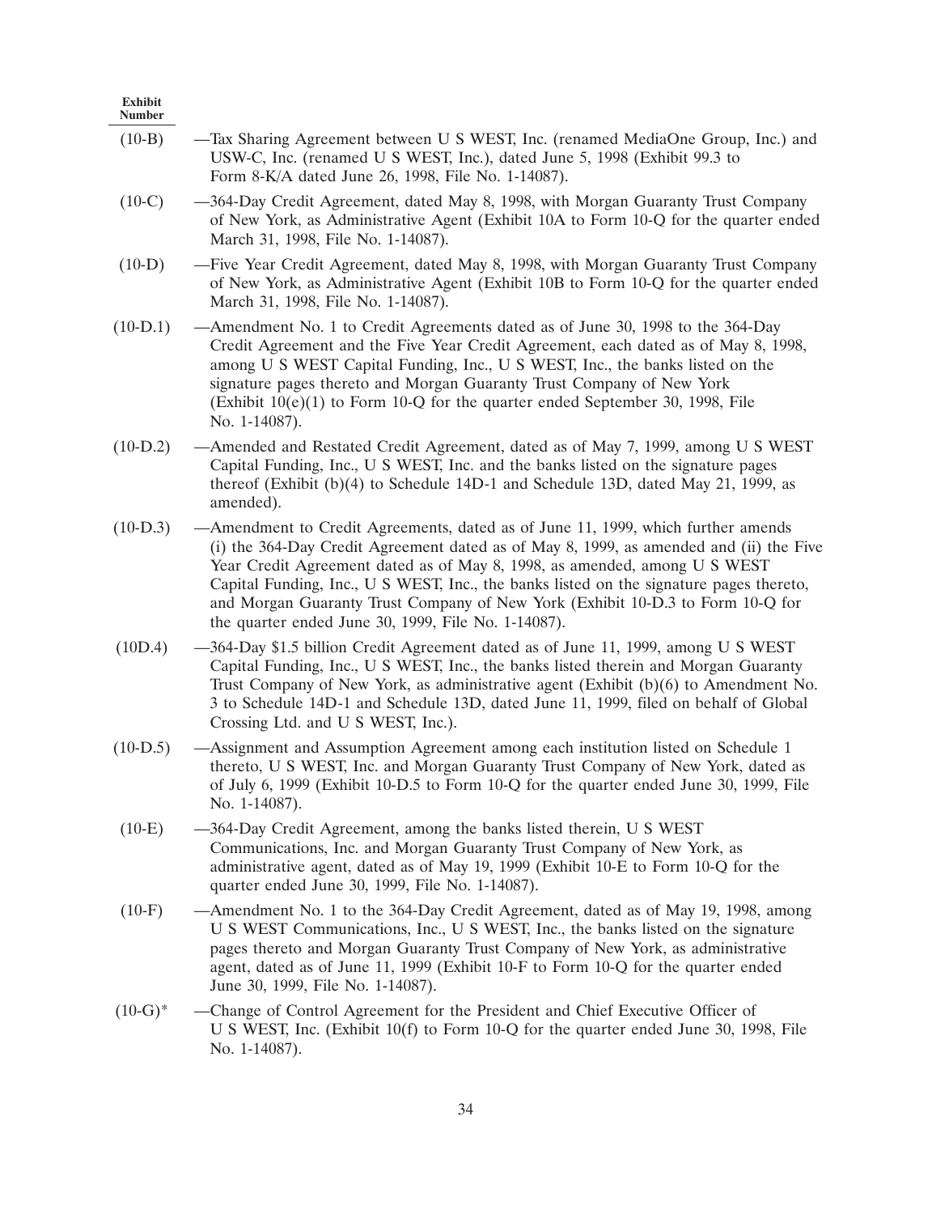| Exhibit Number | |
|---|---|
| (10-B) | —Tax Sharing Agreement between U S WEST, Inc. (renamed MediaOne Group, Inc.) and USW-C, Inc. (renamed U S WEST, Inc.), dated June 5, 1998 (Exhibit 99.3 to Form 8-K/A dated June 26, 1998, File No. 1-14087). |
| (10-C) | —364-Day Credit Agreement, dated May 8, 1998, with Morgan Guaranty Trust Company of New York, as Administrative Agent (Exhibit 10A to Form 10-Q for the quarter ended March 31, 1998, File No. 1-14087). |
| (10-D) | —Five Year Credit Agreement, dated May 8, 1998, with Morgan Guaranty Trust Company of New York, as Administrative Agent (Exhibit 10B to Form 10-Q for the quarter ended March 31, 1998, File No. 1-14087). |
| (10-D.1) | —Amendment No. 1 to Credit Agreements dated as of June 30, 1998 to the 364-Day Credit Agreement and the Five Year Credit Agreement, each dated as of May 8, 1998, among U S WEST Capital Funding, Inc., U S WEST, Inc., the banks listed on the signature pages thereto and Morgan Guaranty Trust Company of New York (Exhibit 10(e)(1) to Form 10-Q for the quarter ended September 30, 1998, File No. 1-14087). |
| (10-D.2) | —Amended and Restated Credit Agreement, dated as of May 7, 1999, among U S WEST Capital Funding, Inc., U S WEST, Inc. and the banks listed on the signature pages thereof (Exhibit (b)(4) to Schedule 14D-1 and Schedule 13D, dated May 21, 1999, as amended). |
| (10-D.3) | —Amendment to Credit Agreements, dated as of June 11, 1999, which further amends (i) the 364-Day Credit Agreement dated as of May 8, 1999, as amended and (ii) the Five Year Credit Agreement dated as of May 8, 1998, as amended, among U S WEST Capital Funding, Inc., U S WEST, Inc., the banks listed on the signature pages thereto, and Morgan Guaranty Trust Company of New York (Exhibit 10-D.3 to Form 10-Q for the quarter ended June 30, 1999, File No. 1-14087). |
| (10D.4) | —364-Day $1.5 billion Credit Agreement dated as of June 11, 1999, among U S WEST Capital Funding, Inc., U S WEST, Inc., the banks listed therein and Morgan Guaranty Trust Company of New York, as administrative agent (Exhibit (b)(6) to Amendment No. 3 to Schedule 14D-1 and Schedule 13D, dated June 11, 1999, filed on behalf of Global Crossing Ltd. and U S WEST, Inc.). |
| (10-D.5) | —Assignment and Assumption Agreement among each institution listed on Schedule 1 thereto, U S WEST, Inc. and Morgan Guaranty Trust Company of New York, dated as of July 6, 1999 (Exhibit 10-D.5 to Form 10-Q for the quarter ended June 30, 1999, File No. 1-14087). |
| (10-E) | —364-Day Credit Agreement, among the banks listed therein, U S WEST Communications, Inc. and Morgan Guaranty Trust Company of New York, as administrative agent, dated as of May 19, 1999 (Exhibit 10-E to Form 10-Q for the quarter ended June 30, 1999, File No. 1-14087). |
| (10-F) | —Amendment No. 1 to the 364-Day Credit Agreement, dated as of May 19, 1998, among U S WEST Communications, Inc., U S WEST, Inc., the banks listed on the signature pages thereto and Morgan Guaranty Trust Company of New York, as administrative agent, dated as of June 11, 1999 (Exhibit 10-F to Form 10-Q for the quarter ended June 30, 1999, File No. 1-14087). |
| (10-G)* | —Change of Control Agreement for the President and Chief Executive Officer of U S WEST, Inc. (Exhibit 10(f) to Form 10-Q for the quarter ended June 30, 1998, File No. 1-14087). |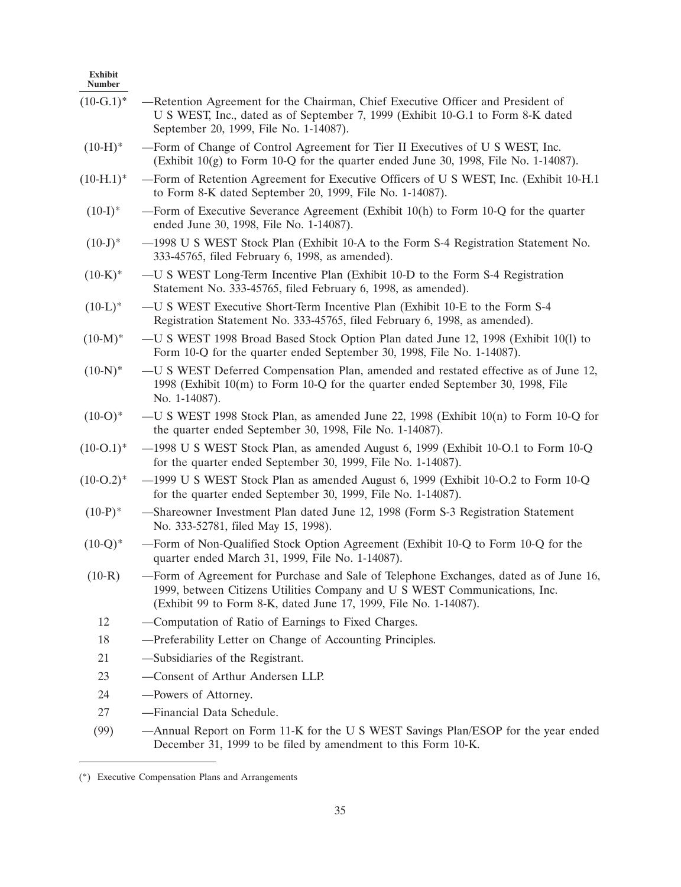| Exhibit Number | |
|---|---|
| (10-G.1)* | —Retention Agreement for the Chairman, Chief Executive Officer and President of U S WEST, Inc., dated as of September 7, 1999 (Exhibit 10-G.1 to Form 8-K dated September 20, 1999, File No. 1-14087). |
| (10-H)* | —Form of Change of Control Agreement for Tier II Executives of U S WEST, Inc. (Exhibit 10(g) to Form 10-Q for the quarter ended June 30, 1998, File No. 1-14087). |
| (10-H.1)* | —Form of Retention Agreement for Executive Officers of U S WEST, Inc. (Exhibit 10-H.1 to Form 8-K dated September 20, 1999, File No. 1-14087). |
| (10-I)* | —Form of Executive Severance Agreement (Exhibit 10(h) to Form 10-Q for the quarter ended June 30, 1998, File No. 1-14087). |
| (10-J)* | —1998 U S WEST Stock Plan (Exhibit 10-A to the Form S-4 Registration Statement No. 333-45765, filed February 6, 1998, as amended). |
| (10-K)* | —U S WEST Long-Term Incentive Plan (Exhibit 10-D to the Form S-4 Registration Statement No. 333-45765, filed February 6, 1998, as amended). |
| (10-L)* | —U S WEST Executive Short-Term Incentive Plan (Exhibit 10-E to the Form S-4 Registration Statement No. 333-45765, filed February 6, 1998, as amended). |
| (10-M)* | —U S WEST 1998 Broad Based Stock Option Plan dated June 12, 1998 (Exhibit 10(l) to Form 10-Q for the quarter ended September 30, 1998, File No. 1-14087). |
| (10-N)* | —U S WEST Deferred Compensation Plan, amended and restated effective as of June 12, 1998 (Exhibit 10(m) to Form 10-Q for the quarter ended September 30, 1998, File No. 1-14087). |
| (10-O)* | —U S WEST 1998 Stock Plan, as amended June 22, 1998 (Exhibit 10(n) to Form 10-Q for the quarter ended September 30, 1998, File No. 1-14087). |
| (10-O.1)* | —1998 U S WEST Stock Plan, as amended August 6, 1999 (Exhibit 10-O.1 to Form 10-Q for the quarter ended September 30, 1999, File No. 1-14087). |
| (10-O.2)* | —1999 U S WEST Stock Plan as amended August 6, 1999 (Exhibit 10-O.2 to Form 10-Q for the quarter ended September 30, 1999, File No. 1-14087). |
| (10-P)* | —Shareowner Investment Plan dated June 12, 1998 (Form S-3 Registration Statement No. 333-52781, filed May 15, 1998). |
| (10-Q)* | —Form of Non-Qualified Stock Option Agreement (Exhibit 10-Q to Form 10-Q for the quarter ended March 31, 1999, File No. 1-14087). |
| (10-R) | —Form of Agreement for Purchase and Sale of Telephone Exchanges, dated as of June 16, 1999, between Citizens Utilities Company and U S WEST Communications, Inc. (Exhibit 99 to Form 8-K, dated June 17, 1999, File No. 1-14087). |
| 12 | —Computation of Ratio of Earnings to Fixed Charges. |
| 18 | —Preferability Letter on Change of Accounting Principles. |
| 21 | —Subsidiaries of the Registrant. |
| 23 | —Consent of Arthur Andersen LLP. |
| 24 | —Powers of Attorney. |
| 27 | —Financial Data Schedule. |
| (99) | —Annual Report on Form 11-K for the U S WEST Savings Plan/ESOP for the year ended December 31, 1999 to be filed by amendment to this Form 10-K. |

(*) Executive Compensation Plans and Arrangements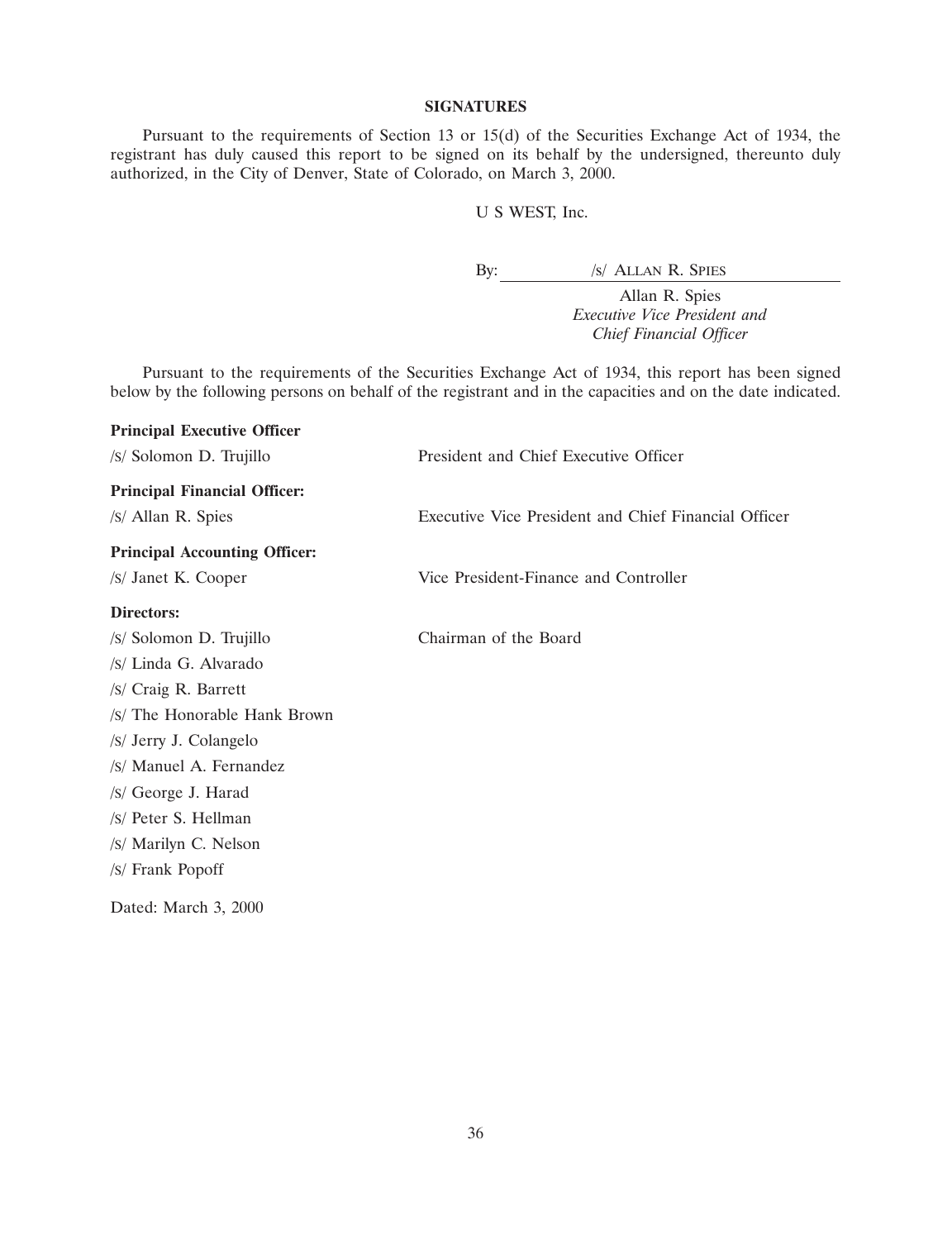**SIGNATURES**

Pursuant to the requirements of Section 13 or 15(d) of the Securities Exchange Act of 1934, the registrant has duly caused this report to be signed on its behalf by the undersigned, thereunto duly authorized, in the City of Denver, State of Colorado, on March 3, 2000.

U S WEST, Inc.

By: /s/ ALLAN R. SPIES

Allan R. Spies
*Executive Vice President and Chief Financial Officer*

Pursuant to the requirements of the Securities Exchange Act of 1934, this report has been signed below by the following persons on behalf of the registrant and in the capacities and on the date indicated.

**Principal Executive Officer**

| | |
|---|---|
| /S/ Solomon D. Trujillo | President and Chief Executive Officer |

**Principal Financial Officer:**

| | |
|---|---|
| /S/ Allan R. Spies | Executive Vice President and Chief Financial Officer |

**Principal Accounting Officer:**

| | |
|---|---|
| /S/ Janet K. Cooper | Vice President-Finance and Controller |

**Directors:**

| | |
|---|---|
| /S/ Solomon D. Trujillo | Chairman of the Board |
| /S/ Linda G. Alvarado | |
| /S/ Craig R. Barrett | |
| /S/ The Honorable Hank Brown | |
| /S/ Jerry J. Colangelo | |
| /S/ Manuel A. Fernandez | |
| /S/ George J. Harad | |
| /S/ Peter S. Hellman | |
| /S/ Marilyn C. Nelson | |
| /S/ Frank Popoff | |

Dated: March 3, 2000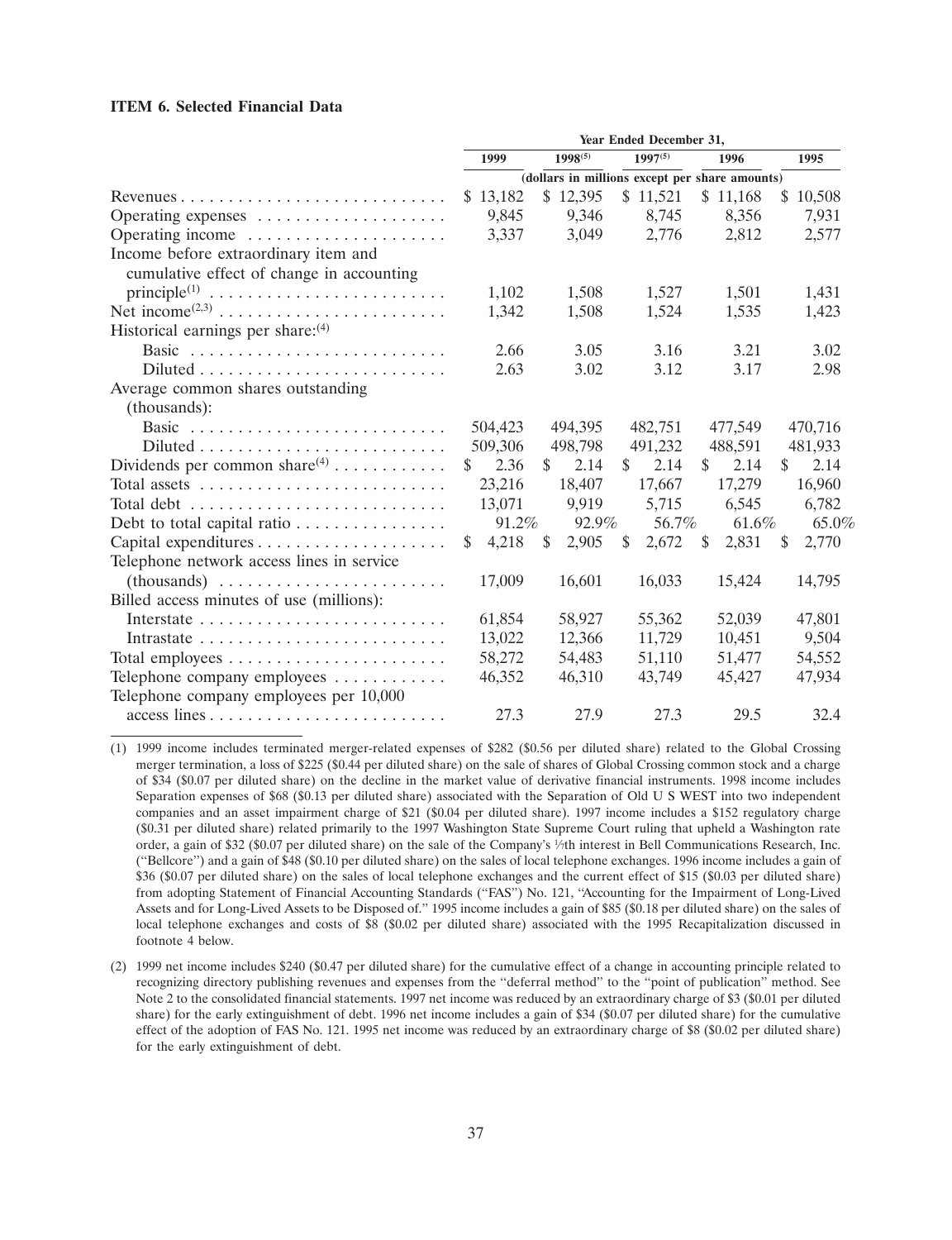**ITEM 6. Selected Financial Data**

| | Year Ended December 31, | | | | |
|---|---|---|---|---|---|
| | 1999 | 1998[5] | 1997[5] | 1996 | 1995 |
| | (dollars in millions except per share amounts) | | | | |
| Revenues | $ 13,182 | $ 12,395 | $ 11,521 | $ 11,168 | $ 10,508 |
| Operating expenses | 9,845 | 9,346 | 8,745 | 8,356 | 7,931 |
| Operating income | 3,337 | 3,049 | 2,776 | 2,812 | 2,577 |
| Income before extraordinary item and cumulative effect of change in accounting principle[1] | 1,102 | 1,508 | 1,527 | 1,501 | 1,431 |
| Net income[2,3] | 1,342 | 1,508 | 1,524 | 1,535 | 1,423 |
| Historical earnings per share:[4] | | | | | |
| Basic | 2.66 | 3.05 | 3.16 | 3.21 | 3.02 |
| Diluted | 2.63 | 3.02 | 3.12 | 3.17 | 2.98 |
| Average common shares outstanding (thousands): | | | | | |
| Basic | 504,423 | 494,395 | 482,751 | 477,549 | 470,716 |
| Diluted | 509,306 | 498,798 | 491,232 | 488,591 | 481,933 |
| Dividends per common share[4] | $ 2.36 | $ 2.14 | $ 2.14 | $ 2.14 | $ 2.14 |
| Total assets | 23,216 | 18,407 | 17,667 | 17,279 | 16,960 |
| Total debt | 13,071 | 9,919 | 5,715 | 6,545 | 6,782 |
| Debt to total capital ratio | 91.2% | 92.9% | 56.7% | 61.6% | 65.0% |
| Capital expenditures | $ 4,218 | $ 2,905 | $ 2,672 | $ 2,831 | $ 2,770 |
| Telephone network access lines in service (thousands) | 17,009 | 16,601 | 16,033 | 15,424 | 14,795 |
| Billed access minutes of use (millions): | | | | | |
| Interstate | 61,854 | 58,927 | 55,362 | 52,039 | 47,801 |
| Intrastate | 13,022 | 12,366 | 11,729 | 10,451 | 9,504 |
| Total employees | 58,272 | 54,483 | 51,110 | 51,477 | 54,552 |
| Telephone company employees | 46,352 | 46,310 | 43,749 | 45,427 | 47,934 |
| Telephone company employees per 10,000 access lines | 27.3 | 27.9 | 27.3 | 29.5 | 32.4 |

(1) 1999 income includes terminated merger-related expenses of $282 ($0.56 per diluted share) related to the Global Crossing merger termination, a loss of $225 ($0.44 per diluted share) on the sale of shares of Global Crossing common stock and a charge of $34 ($0.07 per diluted share) on the decline in the market value of derivative financial instruments. 1998 income includes Separation expenses of $68 ($0.13 per diluted share) associated with the Separation of Old U S WEST into two independent companies and an asset impairment charge of $21 ($0.04 per diluted share). 1997 income includes a $152 regulatory charge ($0.31 per diluted share) related primarily to the 1997 Washington State Supreme Court ruling that upheld a Washington rate order, a gain of $32 ($0.07 per diluted share) on the sale of the Company's ⅐th interest in Bell Communications Research, Inc. ("Bellcore") and a gain of $48 ($0.10 per diluted share) on the sales of local telephone exchanges. 1996 income includes a gain of $36 ($0.07 per diluted share) on the sales of local telephone exchanges and the current effect of $15 ($0.03 per diluted share) from adopting Statement of Financial Accounting Standards ("FAS") No. 121, "Accounting for the Impairment of Long-Lived Assets and for Long-Lived Assets to be Disposed of." 1995 income includes a gain of $85 ($0.18 per diluted share) on the sales of local telephone exchanges and costs of $8 ($0.02 per diluted share) associated with the 1995 Recapitalization discussed in footnote 4 below.

(2) 1999 net income includes $240 ($0.47 per diluted share) for the cumulative effect of a change in accounting principle related to recognizing directory publishing revenues and expenses from the "deferral method" to the "point of publication" method. See Note 2 to the consolidated financial statements. 1997 net income was reduced by an extraordinary charge of $3 ($0.01 per diluted share) for the early extinguishment of debt. 1996 net income includes a gain of $34 ($0.07 per diluted share) for the cumulative effect of the adoption of FAS No. 121. 1995 net income was reduced by an extraordinary charge of $8 ($0.02 per diluted share) for the early extinguishment of debt.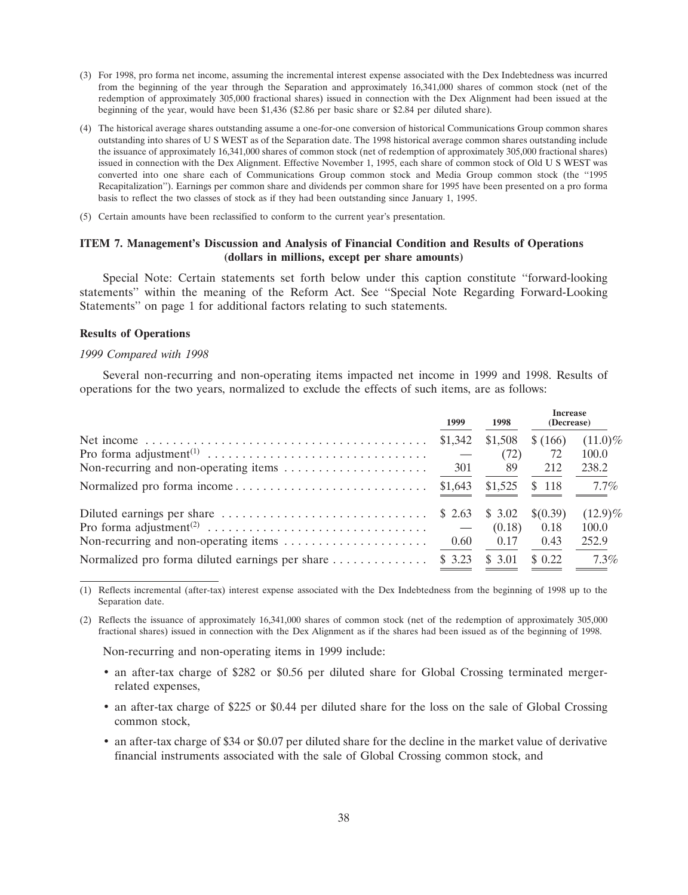(3) For 1998, pro forma net income, assuming the incremental interest expense associated with the Dex Indebtedness was incurred from the beginning of the year through the Separation and approximately 16,341,000 shares of common stock (net of the redemption of approximately 305,000 fractional shares) issued in connection with the Dex Alignment had been issued at the beginning of the year, would have been $1,436 ($2.86 per basic share or $2.84 per diluted share).

(4) The historical average shares outstanding assume a one-for-one conversion of historical Communications Group common shares outstanding into shares of U S WEST as of the Separation date. The 1998 historical average common shares outstanding include the issuance of approximately 16,341,000 shares of common stock (net of redemption of approximately 305,000 fractional shares) issued in connection with the Dex Alignment. Effective November 1, 1995, each share of common stock of Old U S WEST was converted into one share each of Communications Group common stock and Media Group common stock (the "1995 Recapitalization"). Earnings per common share and dividends per common share for 1995 have been presented on a pro forma basis to reflect the two classes of stock as if they had been outstanding since January 1, 1995.

(5) Certain amounts have been reclassified to conform to the current year's presentation.

## ITEM 7. Management's Discussion and Analysis of Financial Condition and Results of Operations (dollars in millions, except per share amounts)

Special Note: Certain statements set forth below under this caption constitute "forward-looking statements" within the meaning of the Reform Act. See "Special Note Regarding Forward-Looking Statements" on page 1 for additional factors relating to such statements.

### Results of Operations

*1999 Compared with 1998*

Several non-recurring and non-operating items impacted net income in 1999 and 1998. Results of operations for the two years, normalized to exclude the effects of such items, are as follows:

| | 1999 | 1998 | Increase (Decrease) | |
|---|---|---|---|---|
| Net income | $1,342 | $1,508 | $ (166) | (11.0)% |
| Pro forma adjustment[1] | — | (72) | 72 | 100.0 |
| Non-recurring and non-operating items | 301 | 89 | 212 | 238.2 |
| Normalized pro forma income | $1,643 | $1,525 | $ 118 | 7.7% |
| Diluted earnings per share | $ 2.63 | $ 3.02 | $(0.39) | (12.9)% |
| Pro forma adjustment[2] | — | (0.18) | 0.18 | 100.0 |
| Non-recurring and non-operating items | 0.60 | 0.17 | 0.43 | 252.9 |
| Normalized pro forma diluted earnings per share | $ 3.23 | $ 3.01 | $ 0.22 | 7.3% |

(1) Reflects incremental (after-tax) interest expense associated with the Dex Indebtedness from the beginning of 1998 up to the Separation date.

(2) Reflects the issuance of approximately 16,341,000 shares of common stock (net of the redemption of approximately 305,000 fractional shares) issued in connection with the Dex Alignment as if the shares had been issued as of the beginning of 1998.

Non-recurring and non-operating items in 1999 include:

- an after-tax charge of $282 or $0.56 per diluted share for Global Crossing terminated merger-related expenses,
- an after-tax charge of $225 or $0.44 per diluted share for the loss on the sale of Global Crossing common stock,
- an after-tax charge of $34 or $0.07 per diluted share for the decline in the market value of derivative financial instruments associated with the sale of Global Crossing common stock, and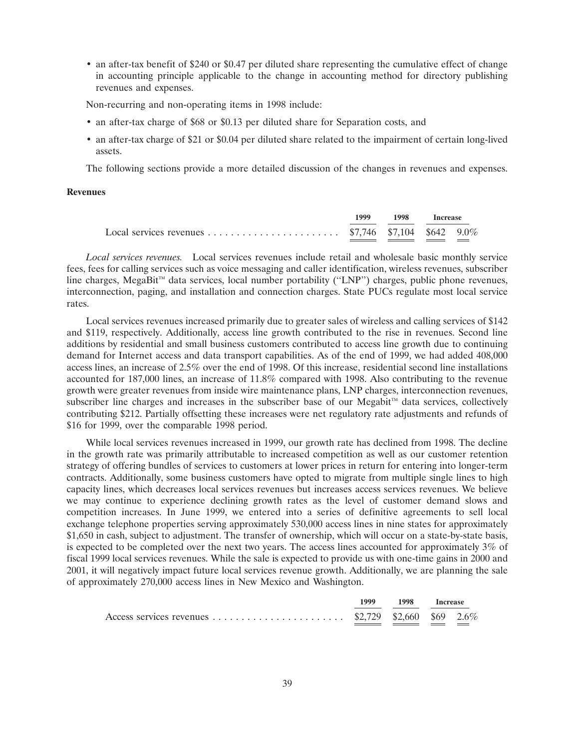- an after-tax benefit of $240 or $0.47 per diluted share representing the cumulative effect of change in accounting principle applicable to the change in accounting method for directory publishing revenues and expenses.

Non-recurring and non-operating items in 1998 include:

- an after-tax charge of $68 or $0.13 per diluted share for Separation costs, and
- an after-tax charge of $21 or $0.04 per diluted share related to the impairment of certain long-lived assets.

The following sections provide a more detailed discussion of the changes in revenues and expenses.

**Revenues**

| | 1999 | 1998 | Increase | |
|---|---|---|---|---|
| Local services revenues | $7,746 | $7,104 | $642 | 9.0% |

*Local services revenues.* Local services revenues include retail and wholesale basic monthly service fees, fees for calling services such as voice messaging and caller identification, wireless revenues, subscriber line charges, MegaBit™ data services, local number portability ("LNP") charges, public phone revenues, interconnection, paging, and installation and connection charges. State PUCs regulate most local service rates.

Local services revenues increased primarily due to greater sales of wireless and calling services of $142 and $119, respectively. Additionally, access line growth contributed to the rise in revenues. Second line additions by residential and small business customers contributed to access line growth due to continuing demand for Internet access and data transport capabilities. As of the end of 1999, we had added 408,000 access lines, an increase of 2.5% over the end of 1998. Of this increase, residential second line installations accounted for 187,000 lines, an increase of 11.8% compared with 1998. Also contributing to the revenue growth were greater revenues from inside wire maintenance plans, LNP charges, interconnection revenues, subscriber line charges and increases in the subscriber base of our Megabit™ data services, collectively contributing $212. Partially offsetting these increases were net regulatory rate adjustments and refunds of $16 for 1999, over the comparable 1998 period.

While local services revenues increased in 1999, our growth rate has declined from 1998. The decline in the growth rate was primarily attributable to increased competition as well as our customer retention strategy of offering bundles of services to customers at lower prices in return for entering into longer-term contracts. Additionally, some business customers have opted to migrate from multiple single lines to high capacity lines, which decreases local services revenues but increases access services revenues. We believe we may continue to experience declining growth rates as the level of customer demand slows and competition increases. In June 1999, we entered into a series of definitive agreements to sell local exchange telephone properties serving approximately 530,000 access lines in nine states for approximately $1,650 in cash, subject to adjustment. The transfer of ownership, which will occur on a state-by-state basis, is expected to be completed over the next two years. The access lines accounted for approximately 3% of fiscal 1999 local services revenues. While the sale is expected to provide us with one-time gains in 2000 and 2001, it will negatively impact future local services revenue growth. Additionally, we are planning the sale of approximately 270,000 access lines in New Mexico and Washington.

| | 1999 | 1998 | Increase | |
|---|---|---|---|---|
| Access services revenues | $2,729 | $2,660 | $69 | 2.6% |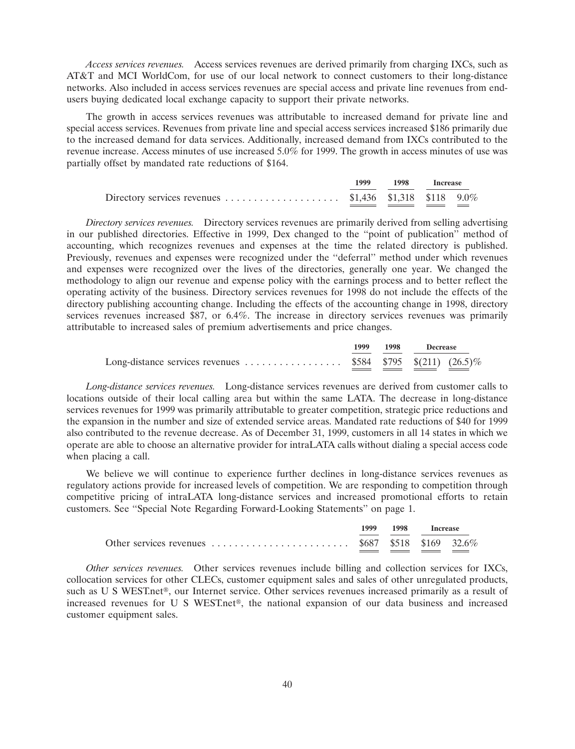*Access services revenues.* Access services revenues are derived primarily from charging IXCs, such as AT&T and MCI WorldCom, for use of our local network to connect customers to their long-distance networks. Also included in access services revenues are special access and private line revenues from end-users buying dedicated local exchange capacity to support their private networks.

The growth in access services revenues was attributable to increased demand for private line and special access services. Revenues from private line and special access services increased $186 primarily due to the increased demand for data services. Additionally, increased demand from IXCs contributed to the revenue increase. Access minutes of use increased 5.0% for 1999. The growth in access minutes of use was partially offset by mandated rate reductions of $164.

| | 1999 | 1998 | Increase | |
|---|---|---|---|---|
| Directory services revenues | $1,436 | $1,318 | $118 | 9.0% |

*Directory services revenues.* Directory services revenues are primarily derived from selling advertising in our published directories. Effective in 1999, Dex changed to the "point of publication" method of accounting, which recognizes revenues and expenses at the time the related directory is published. Previously, revenues and expenses were recognized under the "deferral" method under which revenues and expenses were recognized over the lives of the directories, generally one year. We changed the methodology to align our revenue and expense policy with the earnings process and to better reflect the operating activity of the business. Directory services revenues for 1998 do not include the effects of the directory publishing accounting change. Including the effects of the accounting change in 1998, directory services revenues increased $87, or 6.4%. The increase in directory services revenues was primarily attributable to increased sales of premium advertisements and price changes.

| | 1999 | 1998 | Decrease | |
|---|---|---|---|---|
| Long-distance services revenues | $584 | $795 | $(211) | (26.5)% |

*Long-distance services revenues.* Long-distance services revenues are derived from customer calls to locations outside of their local calling area but within the same LATA. The decrease in long-distance services revenues for 1999 was primarily attributable to greater competition, strategic price reductions and the expansion in the number and size of extended service areas. Mandated rate reductions of $40 for 1999 also contributed to the revenue decrease. As of December 31, 1999, customers in all 14 states in which we operate are able to choose an alternative provider for intraLATA calls without dialing a special access code when placing a call.

We believe we will continue to experience further declines in long-distance services revenues as regulatory actions provide for increased levels of competition. We are responding to competition through competitive pricing of intraLATA long-distance services and increased promotional efforts to retain customers. See "Special Note Regarding Forward-Looking Statements" on page 1.

| | 1999 | 1998 | Increase | |
|---|---|---|---|---|
| Other services revenues | $687 | $518 | $169 | 32.6% |

*Other services revenues.* Other services revenues include billing and collection services for IXCs, collocation services for other CLECs, customer equipment sales and sales of other unregulated products, such as U S WEST.net®, our Internet service. Other services revenues increased primarily as a result of increased revenues for U S WEST.net®, the national expansion of our data business and increased customer equipment sales.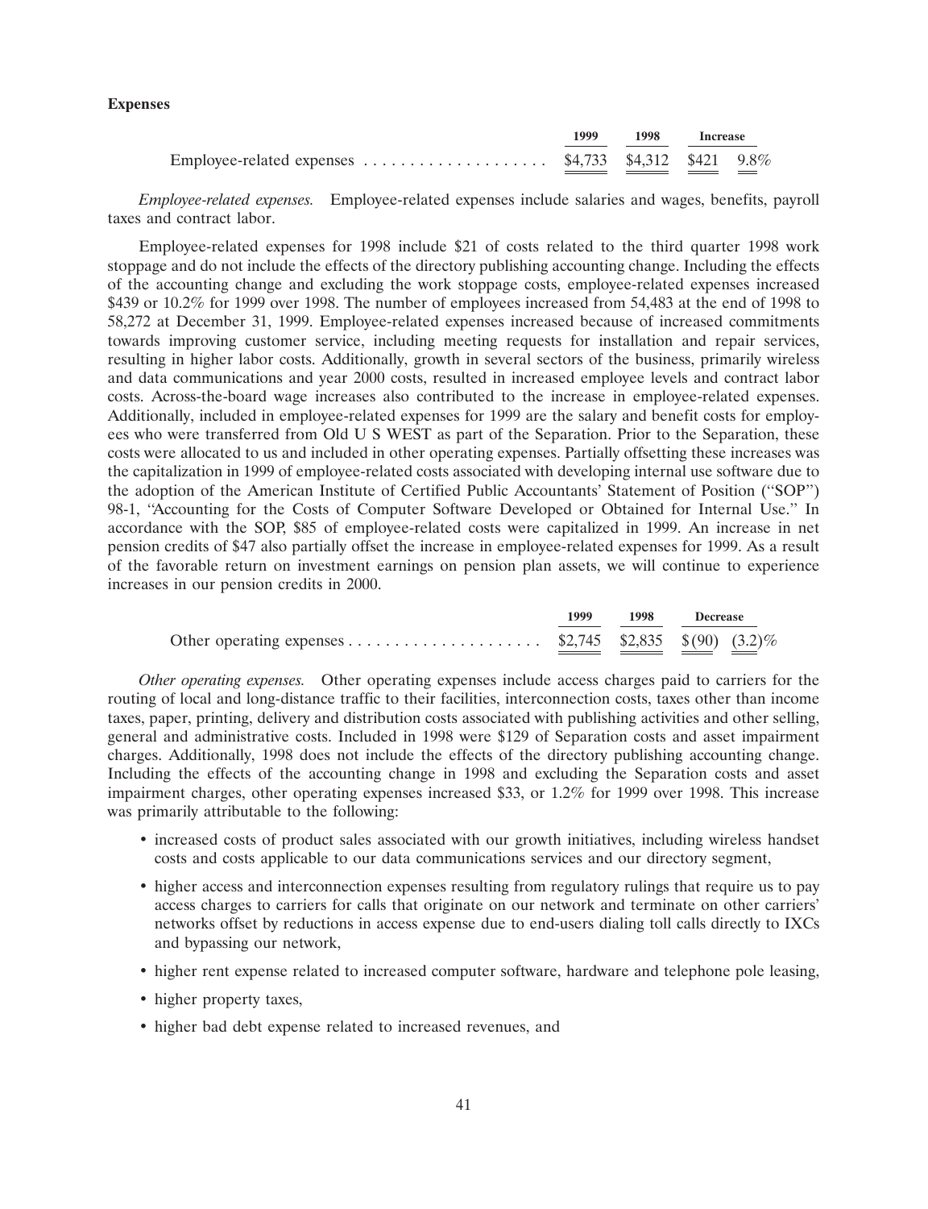**Expenses**

| | 1999 | 1998 | Increase | |
|---|---|---|---|---|
| Employee-related expenses | $4,733 | $4,312 | $421 | 9.8% |

*Employee-related expenses.* Employee-related expenses include salaries and wages, benefits, payroll taxes and contract labor.

Employee-related expenses for 1998 include $21 of costs related to the third quarter 1998 work stoppage and do not include the effects of the directory publishing accounting change. Including the effects of the accounting change and excluding the work stoppage costs, employee-related expenses increased $439 or 10.2% for 1999 over 1998. The number of employees increased from 54,483 at the end of 1998 to 58,272 at December 31, 1999. Employee-related expenses increased because of increased commitments towards improving customer service, including meeting requests for installation and repair services, resulting in higher labor costs. Additionally, growth in several sectors of the business, primarily wireless and data communications and year 2000 costs, resulted in increased employee levels and contract labor costs. Across-the-board wage increases also contributed to the increase in employee-related expenses. Additionally, included in employee-related expenses for 1999 are the salary and benefit costs for employees who were transferred from Old U S WEST as part of the Separation. Prior to the Separation, these costs were allocated to us and included in other operating expenses. Partially offsetting these increases was the capitalization in 1999 of employee-related costs associated with developing internal use software due to the adoption of the American Institute of Certified Public Accountants' Statement of Position ("SOP") 98-1, "Accounting for the Costs of Computer Software Developed or Obtained for Internal Use." In accordance with the SOP, $85 of employee-related costs were capitalized in 1999. An increase in net pension credits of $47 also partially offset the increase in employee-related expenses for 1999. As a result of the favorable return on investment earnings on pension plan assets, we will continue to experience increases in our pension credits in 2000.

| | 1999 | 1998 | Decrease | |
|---|---|---|---|---|
| Other operating expenses | $2,745 | $2,835 | $(90) | (3.2)% |

*Other operating expenses.* Other operating expenses include access charges paid to carriers for the routing of local and long-distance traffic to their facilities, interconnection costs, taxes other than income taxes, paper, printing, delivery and distribution costs associated with publishing activities and other selling, general and administrative costs. Included in 1998 were $129 of Separation costs and asset impairment charges. Additionally, 1998 does not include the effects of the directory publishing accounting change. Including the effects of the accounting change in 1998 and excluding the Separation costs and asset impairment charges, other operating expenses increased $33, or 1.2% for 1999 over 1998. This increase was primarily attributable to the following:

- increased costs of product sales associated with our growth initiatives, including wireless handset costs and costs applicable to our data communications services and our directory segment,
- higher access and interconnection expenses resulting from regulatory rulings that require us to pay access charges to carriers for calls that originate on our network and terminate on other carriers' networks offset by reductions in access expense due to end-users dialing toll calls directly to IXCs and bypassing our network,
- higher rent expense related to increased computer software, hardware and telephone pole leasing,
- higher property taxes,
- higher bad debt expense related to increased revenues, and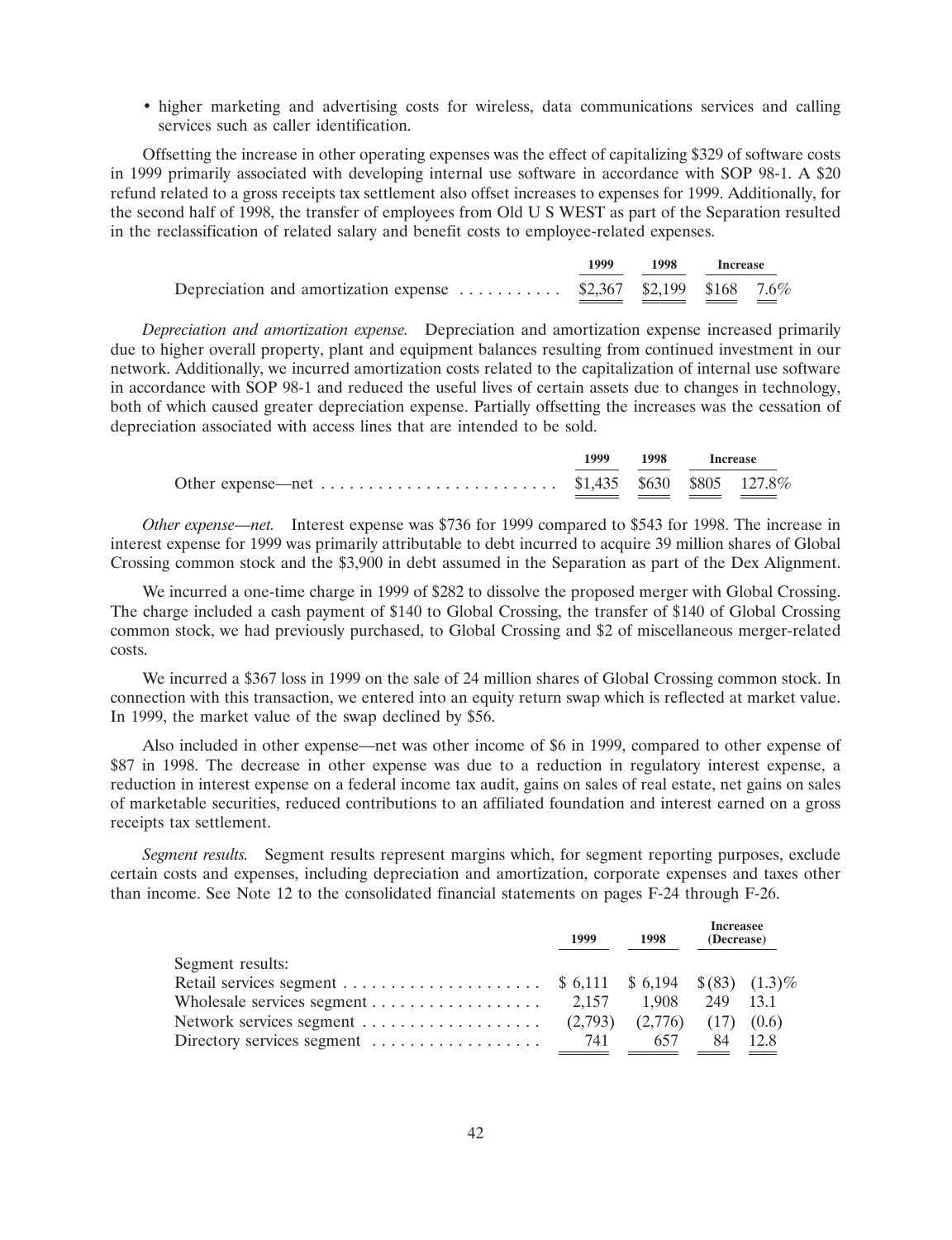- higher marketing and advertising costs for wireless, data communications services and calling services such as caller identification.

Offsetting the increase in other operating expenses was the effect of capitalizing $329 of software costs in 1999 primarily associated with developing internal use software in accordance with SOP 98-1. A $20 refund related to a gross receipts tax settlement also offset increases to expenses for 1999. Additionally, for the second half of 1998, the transfer of employees from Old U S WEST as part of the Separation resulted in the reclassification of related salary and benefit costs to employee-related expenses.

| | 1999 | 1998 | Increase | |
|---|---|---|---|---|
| Depreciation and amortization expense | $2,367 | $2,199 | $168 | 7.6% |

*Depreciation and amortization expense.* Depreciation and amortization expense increased primarily due to higher overall property, plant and equipment balances resulting from continued investment in our network. Additionally, we incurred amortization costs related to the capitalization of internal use software in accordance with SOP 98-1 and reduced the useful lives of certain assets due to changes in technology, both of which caused greater depreciation expense. Partially offsetting the increases was the cessation of depreciation associated with access lines that are intended to be sold.

| | 1999 | 1998 | Increase | |
|---|---|---|---|---|
| Other expense—net | $1,435 | $630 | $805 | 127.8% |

*Other expense—net.* Interest expense was $736 for 1999 compared to $543 for 1998. The increase in interest expense for 1999 was primarily attributable to debt incurred to acquire 39 million shares of Global Crossing common stock and the $3,900 in debt assumed in the Separation as part of the Dex Alignment.

We incurred a one-time charge in 1999 of $282 to dissolve the proposed merger with Global Crossing. The charge included a cash payment of $140 to Global Crossing, the transfer of $140 of Global Crossing common stock, we had previously purchased, to Global Crossing and $2 of miscellaneous merger-related costs.

We incurred a $367 loss in 1999 on the sale of 24 million shares of Global Crossing common stock. In connection with this transaction, we entered into an equity return swap which is reflected at market value. In 1999, the market value of the swap declined by $56.

Also included in other expense—net was other income of $6 in 1999, compared to other expense of $87 in 1998. The decrease in other expense was due to a reduction in regulatory interest expense, a reduction in interest expense on a federal income tax audit, gains on sales of real estate, net gains on sales of marketable securities, reduced contributions to an affiliated foundation and interest earned on a gross receipts tax settlement.

*Segment results.* Segment results represent margins which, for segment reporting purposes, exclude certain costs and expenses, including depreciation and amortization, corporate expenses and taxes other than income. See Note 12 to the consolidated financial statements on pages F-24 through F-26.

| | 1999 | 1998 | Increasee (Decrease) | |
|---|---|---|---|---|
| Segment results: | | | | |
| Retail services segment | $ 6,111 | $ 6,194 | $(83) | (1.3)% |
| Wholesale services segment | 2,157 | 1,908 | 249 | 13.1 |
| Network services segment | (2,793) | (2,776) | (17) | (0.6) |
| Directory services segment | 741 | 657 | 84 | 12.8 |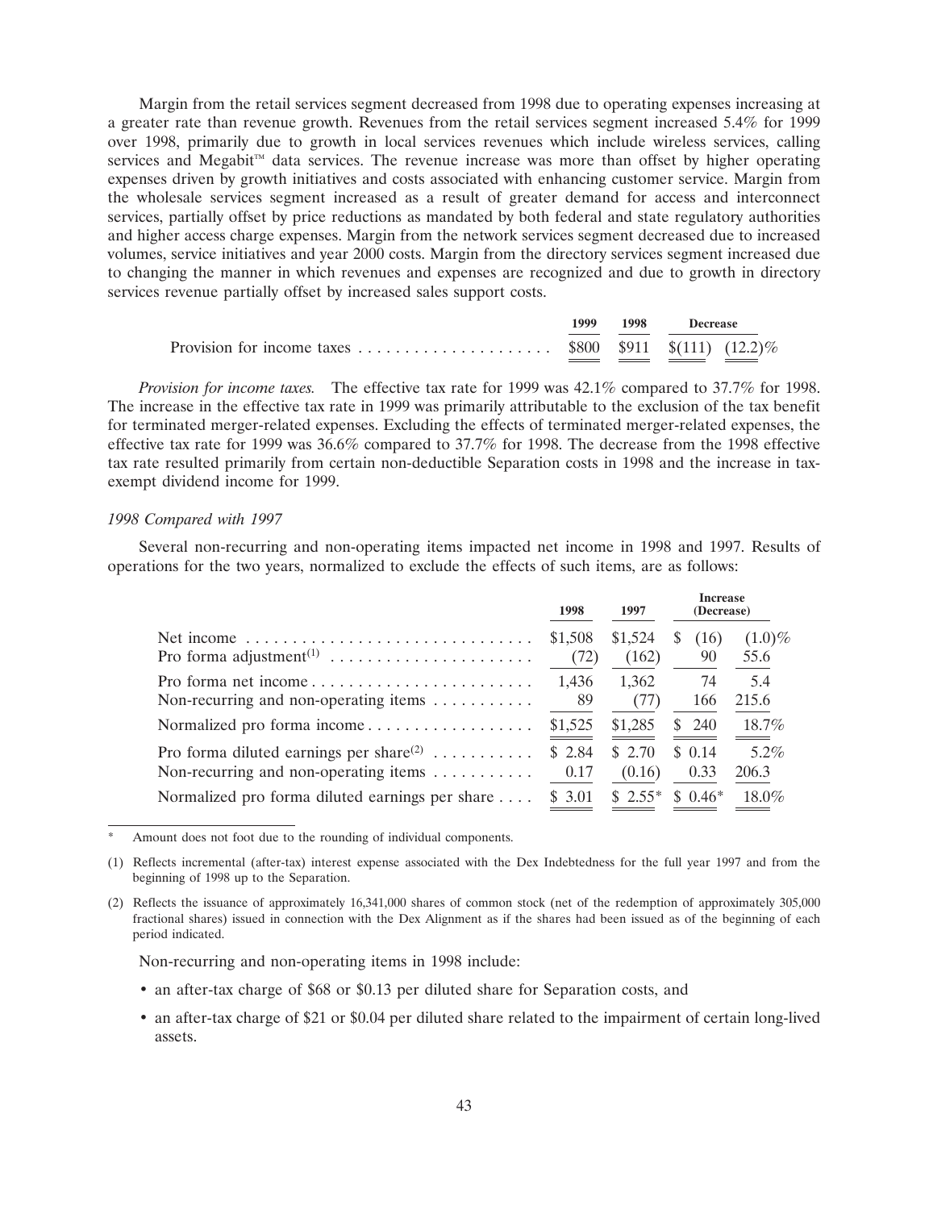Margin from the retail services segment decreased from 1998 due to operating expenses increasing at a greater rate than revenue growth. Revenues from the retail services segment increased 5.4% for 1999 over 1998, primarily due to growth in local services revenues which include wireless services, calling services and Megabit™ data services. The revenue increase was more than offset by higher operating expenses driven by growth initiatives and costs associated with enhancing customer service. Margin from the wholesale services segment increased as a result of greater demand for access and interconnect services, partially offset by price reductions as mandated by both federal and state regulatory authorities and higher access charge expenses. Margin from the network services segment decreased due to increased volumes, service initiatives and year 2000 costs. Margin from the directory services segment increased due to changing the manner in which revenues and expenses are recognized and due to growth in directory services revenue partially offset by increased sales support costs.

| | 1999 | 1998 | Decrease | |
|---|---|---|---|---|
| Provision for income taxes | $800 | $911 | $(111) | (12.2)% |

*Provision for income taxes.* The effective tax rate for 1999 was 42.1% compared to 37.7% for 1998. The increase in the effective tax rate in 1999 was primarily attributable to the exclusion of the tax benefit for terminated merger-related expenses. Excluding the effects of terminated merger-related expenses, the effective tax rate for 1999 was 36.6% compared to 37.7% for 1998. The decrease from the 1998 effective tax rate resulted primarily from certain non-deductible Separation costs in 1998 and the increase in tax-exempt dividend income for 1999.

*1998 Compared with 1997*

Several non-recurring and non-operating items impacted net income in 1998 and 1997. Results of operations for the two years, normalized to exclude the effects of such items, are as follows:

| | 1998 | 1997 | Increase (Decrease) | |
|---|---|---|---|---|
| Net income | $1,508 | $1,524 | $ (16) | (1.0)% |
| Pro forma adjustment(1) | (72) | (162) | 90 | 55.6 |
| Pro forma net income | 1,436 | 1,362 | 74 | 5.4 |
| Non-recurring and non-operating items | 89 | (77) | 166 | 215.6 |
| Normalized pro forma income | $1,525 | $1,285 | $ 240 | 18.7% |
| Pro forma diluted earnings per share(2) | $ 2.84 | $ 2.70 | $ 0.14 | 5.2% |
| Non-recurring and non-operating items | 0.17 | (0.16) | 0.33 | 206.3 |
| Normalized pro forma diluted earnings per share | $ 3.01 | $ 2.55* | $ 0.46* | 18.0% |

\* Amount does not foot due to the rounding of individual components.

(1) Reflects incremental (after-tax) interest expense associated with the Dex Indebtedness for the full year 1997 and from the beginning of 1998 up to the Separation.

(2) Reflects the issuance of approximately 16,341,000 shares of common stock (net of the redemption of approximately 305,000 fractional shares) issued in connection with the Dex Alignment as if the shares had been issued as of the beginning of each period indicated.

Non-recurring and non-operating items in 1998 include:

- an after-tax charge of $68 or $0.13 per diluted share for Separation costs, and
- an after-tax charge of $21 or $0.04 per diluted share related to the impairment of certain long-lived assets.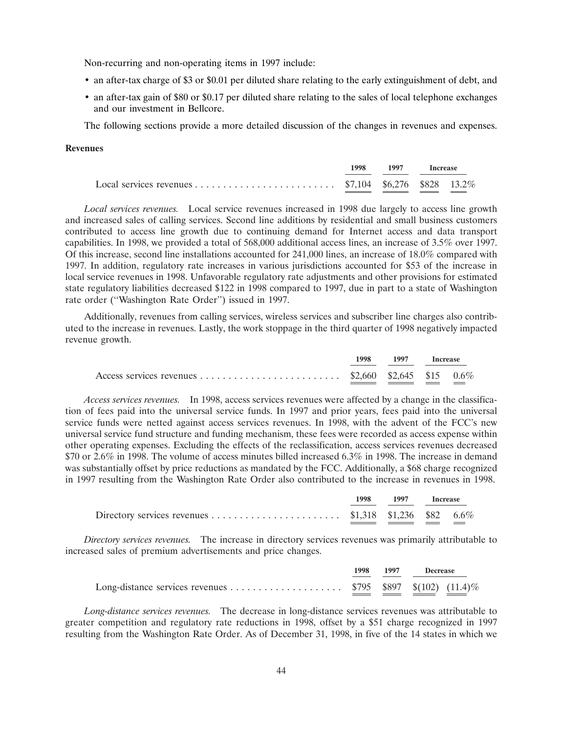Non-recurring and non-operating items in 1997 include:

- an after-tax charge of $3 or $0.01 per diluted share relating to the early extinguishment of debt, and
- an after-tax gain of $80 or $0.17 per diluted share relating to the sales of local telephone exchanges and our investment in Bellcore.

The following sections provide a more detailed discussion of the changes in revenues and expenses.

**Revenues**

| | 1998 | 1997 | Increase | |
|---|---|---|---|---|
| Local services revenues | $7,104 | $6,276 | $828 | 13.2% |

*Local services revenues.* Local service revenues increased in 1998 due largely to access line growth and increased sales of calling services. Second line additions by residential and small business customers contributed to access line growth due to continuing demand for Internet access and data transport capabilities. In 1998, we provided a total of 568,000 additional access lines, an increase of 3.5% over 1997. Of this increase, second line installations accounted for 241,000 lines, an increase of 18.0% compared with 1997. In addition, regulatory rate increases in various jurisdictions accounted for $53 of the increase in local service revenues in 1998. Unfavorable regulatory rate adjustments and other provisions for estimated state regulatory liabilities decreased $122 in 1998 compared to 1997, due in part to a state of Washington rate order (''Washington Rate Order'') issued in 1997.

Additionally, revenues from calling services, wireless services and subscriber line charges also contributed to the increase in revenues. Lastly, the work stoppage in the third quarter of 1998 negatively impacted revenue growth.

| | 1998 | 1997 | Increase | |
|---|---|---|---|---|
| Access services revenues | $2,660 | $2,645 | $15 | 0.6% |

*Access services revenues.* In 1998, access services revenues were affected by a change in the classification of fees paid into the universal service funds. In 1997 and prior years, fees paid into the universal service funds were netted against access services revenues. In 1998, with the advent of the FCC's new universal service fund structure and funding mechanism, these fees were recorded as access expense within other operating expenses. Excluding the effects of the reclassification, access services revenues decreased $70 or 2.6% in 1998. The volume of access minutes billed increased 6.3% in 1998. The increase in demand was substantially offset by price reductions as mandated by the FCC. Additionally, a $68 charge recognized in 1997 resulting from the Washington Rate Order also contributed to the increase in revenues in 1998.

| | 1998 | 1997 | Increase | |
|---|---|---|---|---|
| Directory services revenues | $1,318 | $1,236 | $82 | 6.6% |

*Directory services revenues.* The increase in directory services revenues was primarily attributable to increased sales of premium advertisements and price changes.

| | 1998 | 1997 | Decrease | |
|---|---|---|---|---|
| Long-distance services revenues | $795 | $897 | $(102) | (11.4)% |

*Long-distance services revenues.* The decrease in long-distance services revenues was attributable to greater competition and regulatory rate reductions in 1998, offset by a $51 charge recognized in 1997 resulting from the Washington Rate Order. As of December 31, 1998, in five of the 14 states in which we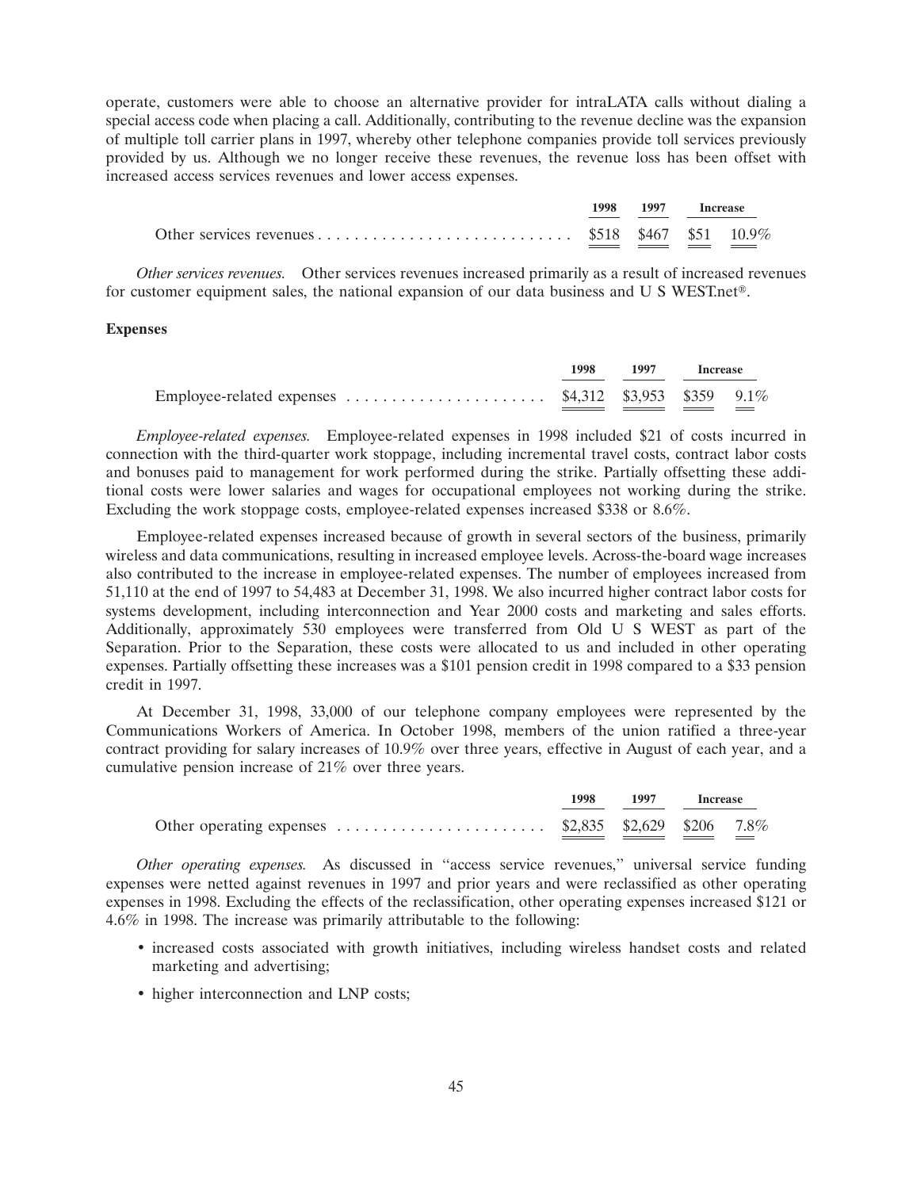operate, customers were able to choose an alternative provider for intraLATA calls without dialing a special access code when placing a call. Additionally, contributing to the revenue decline was the expansion of multiple toll carrier plans in 1997, whereby other telephone companies provide toll services previously provided by us. Although we no longer receive these revenues, the revenue loss has been offset with increased access services revenues and lower access expenses.

| | 1998 | 1997 | Increase | |
|---|---|---|---|---|
| Other services revenues | $518 | $467 | $51 | 10.9% |

*Other services revenues.* Other services revenues increased primarily as a result of increased revenues for customer equipment sales, the national expansion of our data business and U S WEST.net®.

**Expenses**

| | 1998 | 1997 | Increase | |
|---|---|---|---|---|
| Employee-related expenses | $4,312 | $3,953 | $359 | 9.1% |

*Employee-related expenses.* Employee-related expenses in 1998 included $21 of costs incurred in connection with the third-quarter work stoppage, including incremental travel costs, contract labor costs and bonuses paid to management for work performed during the strike. Partially offsetting these additional costs were lower salaries and wages for occupational employees not working during the strike. Excluding the work stoppage costs, employee-related expenses increased $338 or 8.6%.

Employee-related expenses increased because of growth in several sectors of the business, primarily wireless and data communications, resulting in increased employee levels. Across-the-board wage increases also contributed to the increase in employee-related expenses. The number of employees increased from 51,110 at the end of 1997 to 54,483 at December 31, 1998. We also incurred higher contract labor costs for systems development, including interconnection and Year 2000 costs and marketing and sales efforts. Additionally, approximately 530 employees were transferred from Old U S WEST as part of the Separation. Prior to the Separation, these costs were allocated to us and included in other operating expenses. Partially offsetting these increases was a $101 pension credit in 1998 compared to a $33 pension credit in 1997.

At December 31, 1998, 33,000 of our telephone company employees were represented by the Communications Workers of America. In October 1998, members of the union ratified a three-year contract providing for salary increases of 10.9% over three years, effective in August of each year, and a cumulative pension increase of 21% over three years.

| | 1998 | 1997 | Increase | |
|---|---|---|---|---|
| Other operating expenses | $2,835 | $2,629 | $206 | 7.8% |

*Other operating expenses.* As discussed in "access service revenues," universal service funding expenses were netted against revenues in 1997 and prior years and were reclassified as other operating expenses in 1998. Excluding the effects of the reclassification, other operating expenses increased $121 or 4.6% in 1998. The increase was primarily attributable to the following:

- increased costs associated with growth initiatives, including wireless handset costs and related marketing and advertising;
- higher interconnection and LNP costs;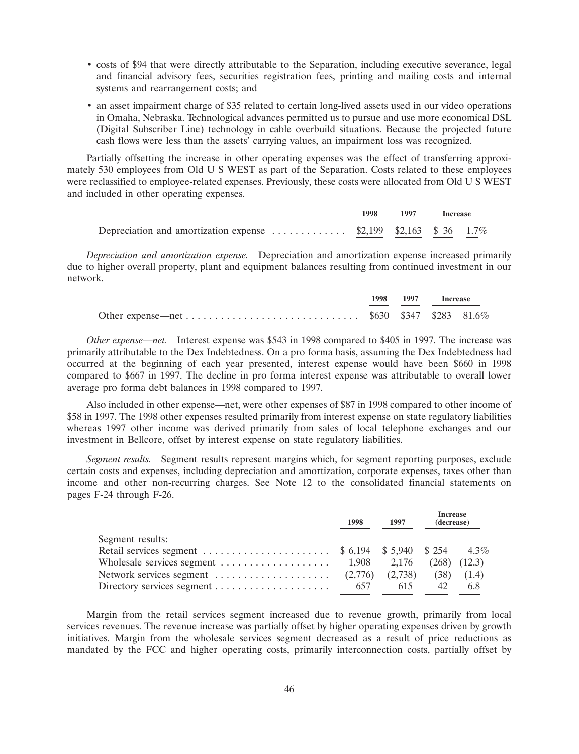- costs of $94 that were directly attributable to the Separation, including executive severance, legal and financial advisory fees, securities registration fees, printing and mailing costs and internal systems and rearrangement costs; and
- an asset impairment charge of $35 related to certain long-lived assets used in our video operations in Omaha, Nebraska. Technological advances permitted us to pursue and use more economical DSL (Digital Subscriber Line) technology in cable overbuild situations. Because the projected future cash flows were less than the assets' carrying values, an impairment loss was recognized.

Partially offsetting the increase in other operating expenses was the effect of transferring approximately 530 employees from Old U S WEST as part of the Separation. Costs related to these employees were reclassified to employee-related expenses. Previously, these costs were allocated from Old U S WEST and included in other operating expenses.

| | 1998 | 1997 | Increase | |
|---|---|---|---|---|
| Depreciation and amortization expense | $2,199 | $2,163 | $ 36 | 1.7% |

*Depreciation and amortization expense.* Depreciation and amortization expense increased primarily due to higher overall property, plant and equipment balances resulting from continued investment in our network.

| | 1998 | 1997 | Increase | |
|---|---|---|---|---|
| Other expense—net | $630 | $347 | $283 | 81.6% |

*Other expense—net.* Interest expense was $543 in 1998 compared to $405 in 1997. The increase was primarily attributable to the Dex Indebtedness. On a pro forma basis, assuming the Dex Indebtedness had occurred at the beginning of each year presented, interest expense would have been $660 in 1998 compared to $667 in 1997. The decline in pro forma interest expense was attributable to overall lower average pro forma debt balances in 1998 compared to 1997.

Also included in other expense—net, were other expenses of $87 in 1998 compared to other income of $58 in 1997. The 1998 other expenses resulted primarily from interest expense on state regulatory liabilities whereas 1997 other income was derived primarily from sales of local telephone exchanges and our investment in Bellcore, offset by interest expense on state regulatory liabilities.

*Segment results.* Segment results represent margins which, for segment reporting purposes, exclude certain costs and expenses, including depreciation and amortization, corporate expenses, taxes other than income and other non-recurring charges. See Note 12 to the consolidated financial statements on pages F-24 through F-26.

| | 1998 | 1997 | Increase (decrease) | |
|---|---|---|---|---|
| Segment results: | | | | |
| Retail services segment | $ 6,194 | $ 5,940 | $ 254 | 4.3% |
| Wholesale services segment | 1,908 | 2,176 | (268) | (12.3) |
| Network services segment | (2,776) | (2,738) | (38) | (1.4) |
| Directory services segment | 657 | 615 | 42 | 6.8 |

Margin from the retail services segment increased due to revenue growth, primarily from local services revenues. The revenue increase was partially offset by higher operating expenses driven by growth initiatives. Margin from the wholesale services segment decreased as a result of price reductions as mandated by the FCC and higher operating costs, primarily interconnection costs, partially offset by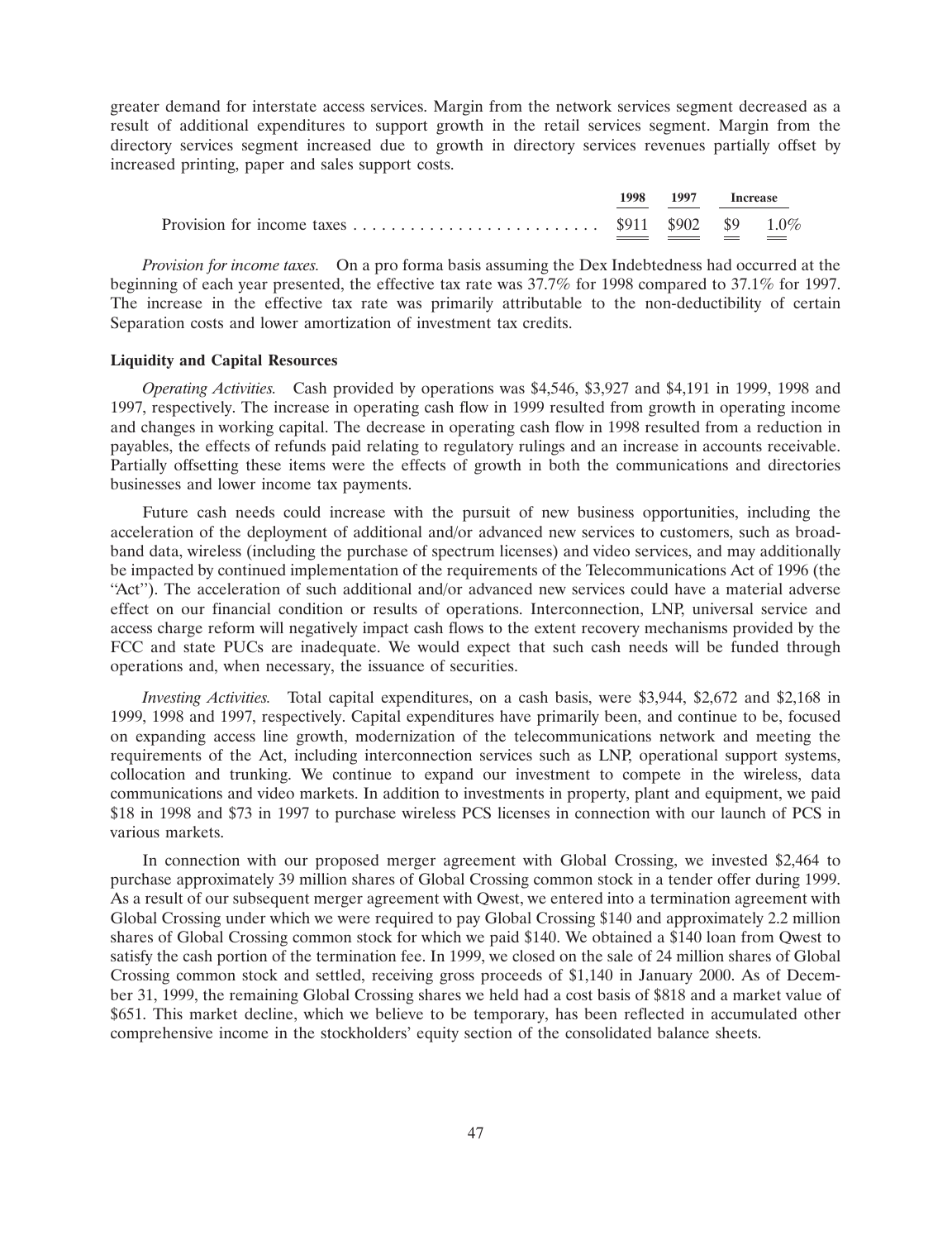greater demand for interstate access services. Margin from the network services segment decreased as a result of additional expenditures to support growth in the retail services segment. Margin from the directory services segment increased due to growth in directory services revenues partially offset by increased printing, paper and sales support costs.

| | 1998 | 1997 | Increase | |
|---|---|---|---|---|
| Provision for income taxes | $911 | $902 | $9 | 1.0% |

*Provision for income taxes.* On a pro forma basis assuming the Dex Indebtedness had occurred at the beginning of each year presented, the effective tax rate was 37.7% for 1998 compared to 37.1% for 1997. The increase in the effective tax rate was primarily attributable to the non-deductibility of certain Separation costs and lower amortization of investment tax credits.

**Liquidity and Capital Resources**

*Operating Activities.* Cash provided by operations was $4,546, $3,927 and $4,191 in 1999, 1998 and 1997, respectively. The increase in operating cash flow in 1999 resulted from growth in operating income and changes in working capital. The decrease in operating cash flow in 1998 resulted from a reduction in payables, the effects of refunds paid relating to regulatory rulings and an increase in accounts receivable. Partially offsetting these items were the effects of growth in both the communications and directories businesses and lower income tax payments.

Future cash needs could increase with the pursuit of new business opportunities, including the acceleration of the deployment of additional and/or advanced new services to customers, such as broadband data, wireless (including the purchase of spectrum licenses) and video services, and may additionally be impacted by continued implementation of the requirements of the Telecommunications Act of 1996 (the "Act"). The acceleration of such additional and/or advanced new services could have a material adverse effect on our financial condition or results of operations. Interconnection, LNP, universal service and access charge reform will negatively impact cash flows to the extent recovery mechanisms provided by the FCC and state PUCs are inadequate. We would expect that such cash needs will be funded through operations and, when necessary, the issuance of securities.

*Investing Activities.* Total capital expenditures, on a cash basis, were $3,944, $2,672 and $2,168 in 1999, 1998 and 1997, respectively. Capital expenditures have primarily been, and continue to be, focused on expanding access line growth, modernization of the telecommunications network and meeting the requirements of the Act, including interconnection services such as LNP, operational support systems, collocation and trunking. We continue to expand our investment to compete in the wireless, data communications and video markets. In addition to investments in property, plant and equipment, we paid $18 in 1998 and $73 in 1997 to purchase wireless PCS licenses in connection with our launch of PCS in various markets.

In connection with our proposed merger agreement with Global Crossing, we invested $2,464 to purchase approximately 39 million shares of Global Crossing common stock in a tender offer during 1999. As a result of our subsequent merger agreement with Qwest, we entered into a termination agreement with Global Crossing under which we were required to pay Global Crossing $140 and approximately 2.2 million shares of Global Crossing common stock for which we paid $140. We obtained a $140 loan from Qwest to satisfy the cash portion of the termination fee. In 1999, we closed on the sale of 24 million shares of Global Crossing common stock and settled, receiving gross proceeds of $1,140 in January 2000. As of December 31, 1999, the remaining Global Crossing shares we held had a cost basis of $818 and a market value of $651. This market decline, which we believe to be temporary, has been reflected in accumulated other comprehensive income in the stockholders' equity section of the consolidated balance sheets.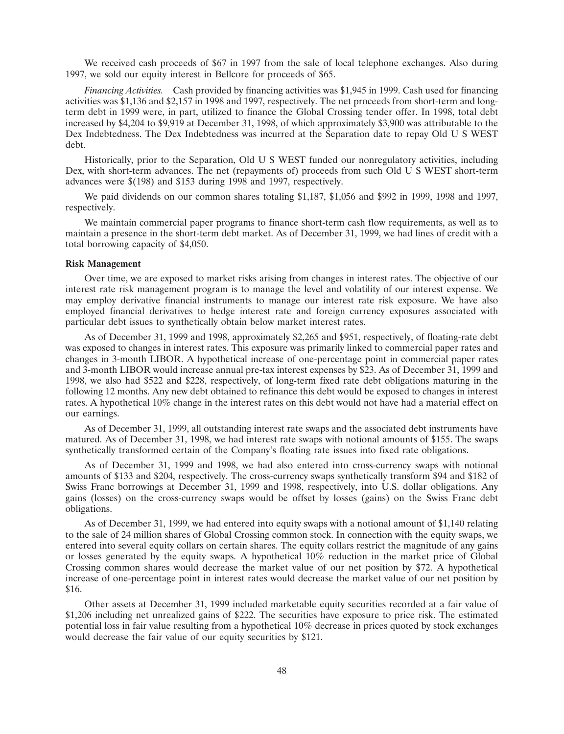We received cash proceeds of $67 in 1997 from the sale of local telephone exchanges. Also during 1997, we sold our equity interest in Bellcore for proceeds of $65.

*Financing Activities.* Cash provided by financing activities was $1,945 in 1999. Cash used for financing activities was $1,136 and $2,157 in 1998 and 1997, respectively. The net proceeds from short-term and long-term debt in 1999 were, in part, utilized to finance the Global Crossing tender offer. In 1998, total debt increased by $4,204 to $9,919 at December 31, 1998, of which approximately $3,900 was attributable to the Dex Indebtedness. The Dex Indebtedness was incurred at the Separation date to repay Old U S WEST debt.

Historically, prior to the Separation, Old U S WEST funded our nonregulatory activities, including Dex, with short-term advances. The net (repayments of) proceeds from such Old U S WEST short-term advances were $(198) and $153 during 1998 and 1997, respectively.

We paid dividends on our common shares totaling $1,187, $1,056 and $992 in 1999, 1998 and 1997, respectively.

We maintain commercial paper programs to finance short-term cash flow requirements, as well as to maintain a presence in the short-term debt market. As of December 31, 1999, we had lines of credit with a total borrowing capacity of $4,050.

**Risk Management**

Over time, we are exposed to market risks arising from changes in interest rates. The objective of our interest rate risk management program is to manage the level and volatility of our interest expense. We may employ derivative financial instruments to manage our interest rate risk exposure. We have also employed financial derivatives to hedge interest rate and foreign currency exposures associated with particular debt issues to synthetically obtain below market interest rates.

As of December 31, 1999 and 1998, approximately $2,265 and $951, respectively, of floating-rate debt was exposed to changes in interest rates. This exposure was primarily linked to commercial paper rates and changes in 3-month LIBOR. A hypothetical increase of one-percentage point in commercial paper rates and 3-month LIBOR would increase annual pre-tax interest expenses by $23. As of December 31, 1999 and 1998, we also had $522 and $228, respectively, of long-term fixed rate debt obligations maturing in the following 12 months. Any new debt obtained to refinance this debt would be exposed to changes in interest rates. A hypothetical 10% change in the interest rates on this debt would not have had a material effect on our earnings.

As of December 31, 1999, all outstanding interest rate swaps and the associated debt instruments have matured. As of December 31, 1998, we had interest rate swaps with notional amounts of $155. The swaps synthetically transformed certain of the Company's floating rate issues into fixed rate obligations.

As of December 31, 1999 and 1998, we had also entered into cross-currency swaps with notional amounts of $133 and $204, respectively. The cross-currency swaps synthetically transform $94 and $182 of Swiss Franc borrowings at December 31, 1999 and 1998, respectively, into U.S. dollar obligations. Any gains (losses) on the cross-currency swaps would be offset by losses (gains) on the Swiss Franc debt obligations.

As of December 31, 1999, we had entered into equity swaps with a notional amount of $1,140 relating to the sale of 24 million shares of Global Crossing common stock. In connection with the equity swaps, we entered into several equity collars on certain shares. The equity collars restrict the magnitude of any gains or losses generated by the equity swaps. A hypothetical 10% reduction in the market price of Global Crossing common shares would decrease the market value of our net position by $72. A hypothetical increase of one-percentage point in interest rates would decrease the market value of our net position by $16.

Other assets at December 31, 1999 included marketable equity securities recorded at a fair value of $1,206 including net unrealized gains of $222. The securities have exposure to price risk. The estimated potential loss in fair value resulting from a hypothetical 10% decrease in prices quoted by stock exchanges would decrease the fair value of our equity securities by $121.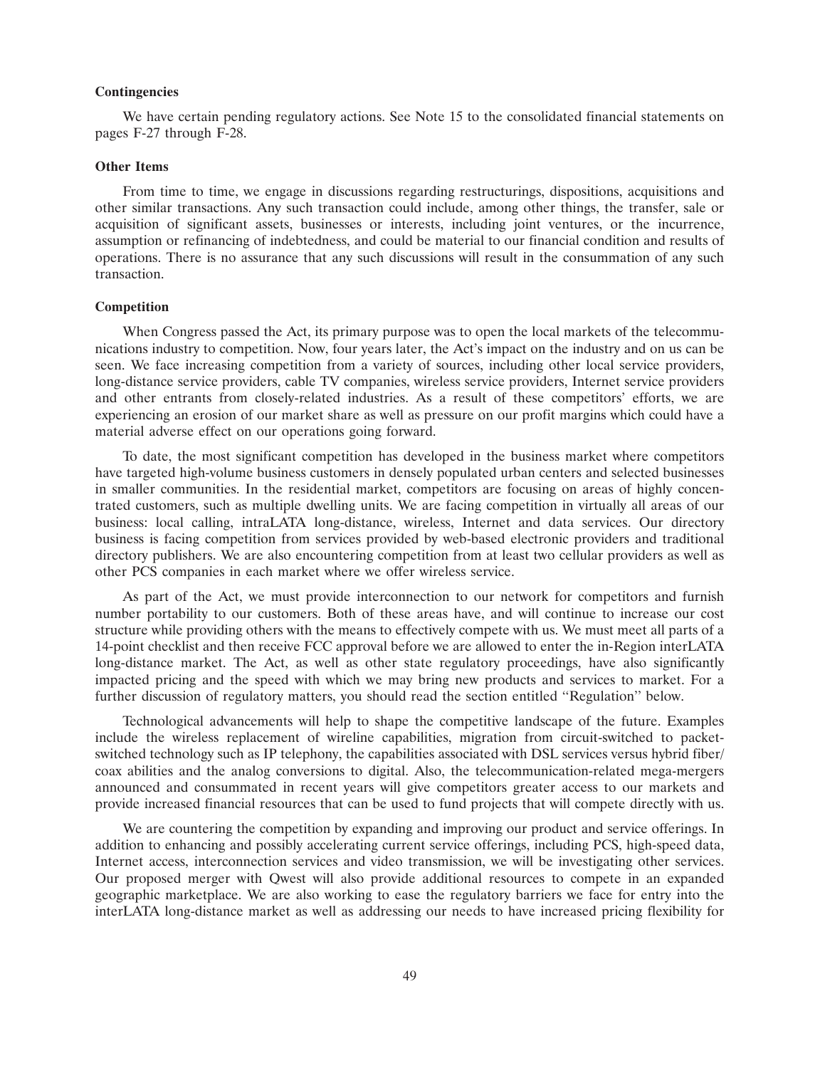### Contingencies

We have certain pending regulatory actions. See Note 15 to the consolidated financial statements on pages F-27 through F-28.

### Other Items

From time to time, we engage in discussions regarding restructurings, dispositions, acquisitions and other similar transactions. Any such transaction could include, among other things, the transfer, sale or acquisition of significant assets, businesses or interests, including joint ventures, or the incurrence, assumption or refinancing of indebtedness, and could be material to our financial condition and results of operations. There is no assurance that any such discussions will result in the consummation of any such transaction.

### Competition

When Congress passed the Act, its primary purpose was to open the local markets of the telecommunications industry to competition. Now, four years later, the Act's impact on the industry and on us can be seen. We face increasing competition from a variety of sources, including other local service providers, long-distance service providers, cable TV companies, wireless service providers, Internet service providers and other entrants from closely-related industries. As a result of these competitors' efforts, we are experiencing an erosion of our market share as well as pressure on our profit margins which could have a material adverse effect on our operations going forward.

To date, the most significant competition has developed in the business market where competitors have targeted high-volume business customers in densely populated urban centers and selected businesses in smaller communities. In the residential market, competitors are focusing on areas of highly concentrated customers, such as multiple dwelling units. We are facing competition in virtually all areas of our business: local calling, intraLATA long-distance, wireless, Internet and data services. Our directory business is facing competition from services provided by web-based electronic providers and traditional directory publishers. We are also encountering competition from at least two cellular providers as well as other PCS companies in each market where we offer wireless service.

As part of the Act, we must provide interconnection to our network for competitors and furnish number portability to our customers. Both of these areas have, and will continue to increase our cost structure while providing others with the means to effectively compete with us. We must meet all parts of a 14-point checklist and then receive FCC approval before we are allowed to enter the in-Region interLATA long-distance market. The Act, as well as other state regulatory proceedings, have also significantly impacted pricing and the speed with which we may bring new products and services to market. For a further discussion of regulatory matters, you should read the section entitled "Regulation" below.

Technological advancements will help to shape the competitive landscape of the future. Examples include the wireless replacement of wireline capabilities, migration from circuit-switched to packet-switched technology such as IP telephony, the capabilities associated with DSL services versus hybrid fiber/coax abilities and the analog conversions to digital. Also, the telecommunication-related mega-mergers announced and consummated in recent years will give competitors greater access to our markets and provide increased financial resources that can be used to fund projects that will compete directly with us.

We are countering the competition by expanding and improving our product and service offerings. In addition to enhancing and possibly accelerating current service offerings, including PCS, high-speed data, Internet access, interconnection services and video transmission, we will be investigating other services. Our proposed merger with Qwest will also provide additional resources to compete in an expanded geographic marketplace. We are also working to ease the regulatory barriers we face for entry into the interLATA long-distance market as well as addressing our needs to have increased pricing flexibility for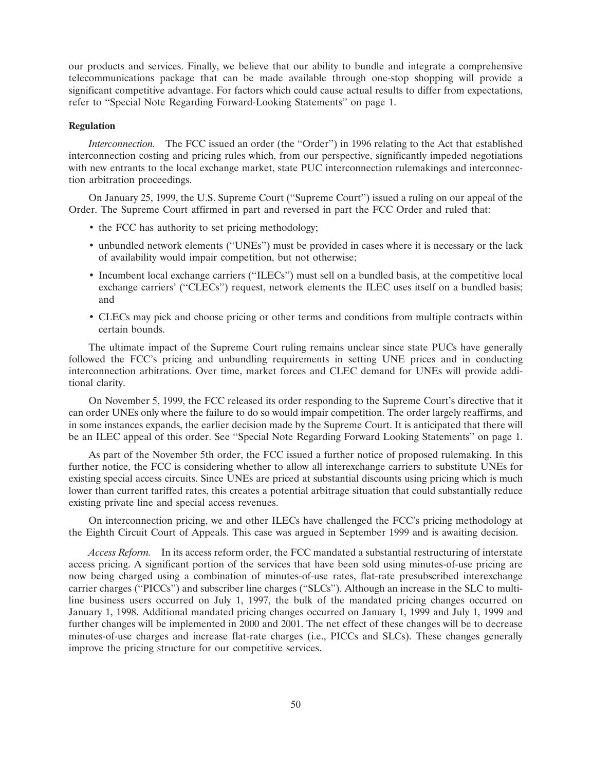our products and services. Finally, we believe that our ability to bundle and integrate a comprehensive telecommunications package that can be made available through one-stop shopping will provide a significant competitive advantage. For factors which could cause actual results to differ from expectations, refer to ''Special Note Regarding Forward-Looking Statements'' on page 1.

**Regulation**

*Interconnection.* The FCC issued an order (the ''Order'') in 1996 relating to the Act that established interconnection costing and pricing rules which, from our perspective, significantly impeded negotiations with new entrants to the local exchange market, state PUC interconnection rulemakings and interconnection arbitration proceedings.

On January 25, 1999, the U.S. Supreme Court (''Supreme Court'') issued a ruling on our appeal of the Order. The Supreme Court affirmed in part and reversed in part the FCC Order and ruled that:

- the FCC has authority to set pricing methodology;
- unbundled network elements (''UNEs'') must be provided in cases where it is necessary or the lack of availability would impair competition, but not otherwise;
- Incumbent local exchange carriers (''ILECs'') must sell on a bundled basis, at the competitive local exchange carriers' (''CLECs'') request, network elements the ILEC uses itself on a bundled basis; and
- CLECs may pick and choose pricing or other terms and conditions from multiple contracts within certain bounds.

The ultimate impact of the Supreme Court ruling remains unclear since state PUCs have generally followed the FCC's pricing and unbundling requirements in setting UNE prices and in conducting interconnection arbitrations. Over time, market forces and CLEC demand for UNEs will provide additional clarity.

On November 5, 1999, the FCC released its order responding to the Supreme Court's directive that it can order UNEs only where the failure to do so would impair competition. The order largely reaffirms, and in some instances expands, the earlier decision made by the Supreme Court. It is anticipated that there will be an ILEC appeal of this order. See ''Special Note Regarding Forward Looking Statements'' on page 1.

As part of the November 5th order, the FCC issued a further notice of proposed rulemaking. In this further notice, the FCC is considering whether to allow all interexchange carriers to substitute UNEs for existing special access circuits. Since UNEs are priced at substantial discounts using pricing which is much lower than current tariffed rates, this creates a potential arbitrage situation that could substantially reduce existing private line and special access revenues.

On interconnection pricing, we and other ILECs have challenged the FCC's pricing methodology at the Eighth Circuit Court of Appeals. This case was argued in September 1999 and is awaiting decision.

*Access Reform.* In its access reform order, the FCC mandated a substantial restructuring of interstate access pricing. A significant portion of the services that have been sold using minutes-of-use pricing are now being charged using a combination of minutes-of-use rates, flat-rate presubscribed interexchange carrier charges (''PICCs'') and subscriber line charges (''SLCs''). Although an increase in the SLC to multi-line business users occurred on July 1, 1997, the bulk of the mandated pricing changes occurred on January 1, 1998. Additional mandated pricing changes occurred on January 1, 1999 and July 1, 1999 and further changes will be implemented in 2000 and 2001. The net effect of these changes will be to decrease minutes-of-use charges and increase flat-rate charges (i.e., PICCs and SLCs). These changes generally improve the pricing structure for our competitive services.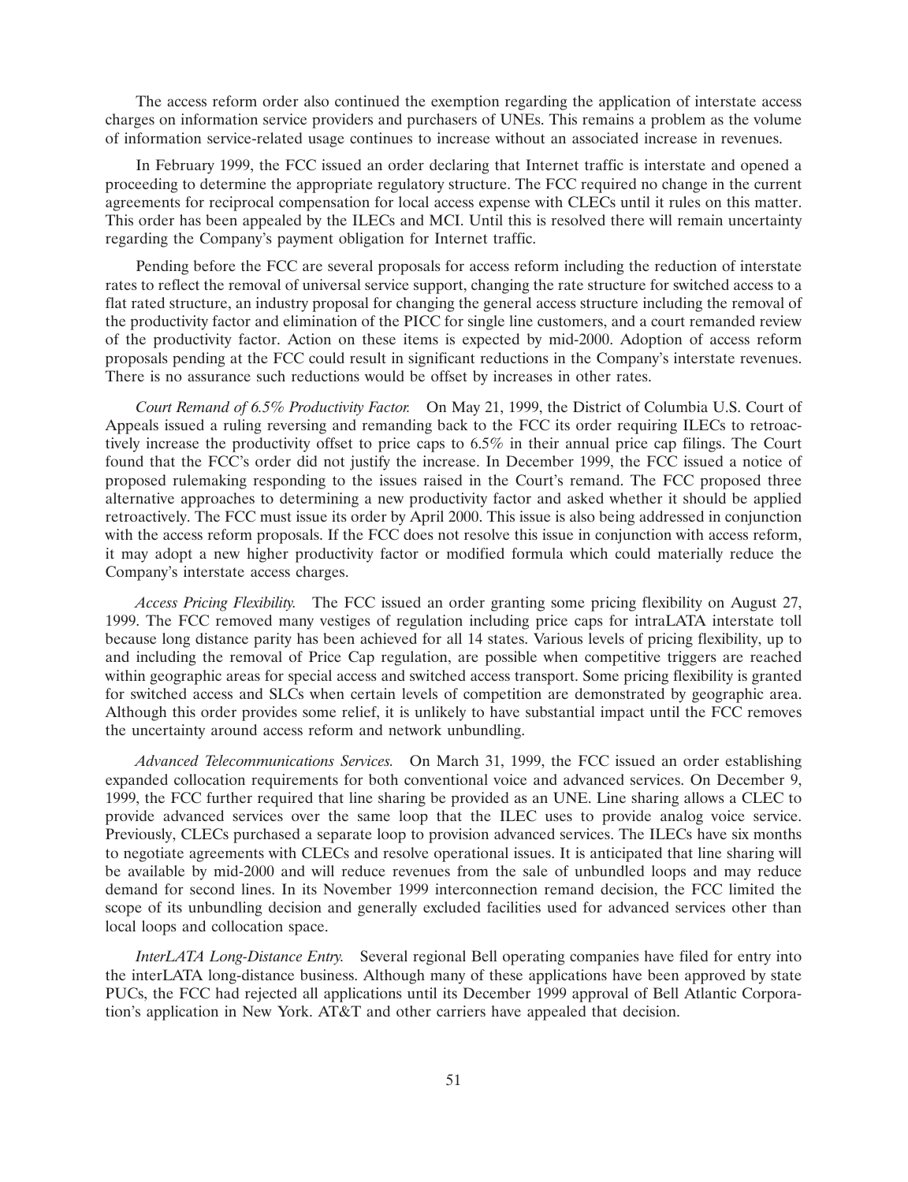The access reform order also continued the exemption regarding the application of interstate access charges on information service providers and purchasers of UNEs. This remains a problem as the volume of information service-related usage continues to increase without an associated increase in revenues.

In February 1999, the FCC issued an order declaring that Internet traffic is interstate and opened a proceeding to determine the appropriate regulatory structure. The FCC required no change in the current agreements for reciprocal compensation for local access expense with CLECs until it rules on this matter. This order has been appealed by the ILECs and MCI. Until this is resolved there will remain uncertainty regarding the Company's payment obligation for Internet traffic.

Pending before the FCC are several proposals for access reform including the reduction of interstate rates to reflect the removal of universal service support, changing the rate structure for switched access to a flat rated structure, an industry proposal for changing the general access structure including the removal of the productivity factor and elimination of the PICC for single line customers, and a court remanded review of the productivity factor. Action on these items is expected by mid-2000. Adoption of access reform proposals pending at the FCC could result in significant reductions in the Company's interstate revenues. There is no assurance such reductions would be offset by increases in other rates.

*Court Remand of 6.5% Productivity Factor.* On May 21, 1999, the District of Columbia U.S. Court of Appeals issued a ruling reversing and remanding back to the FCC its order requiring ILECs to retroactively increase the productivity offset to price caps to 6.5% in their annual price cap filings. The Court found that the FCC's order did not justify the increase. In December 1999, the FCC issued a notice of proposed rulemaking responding to the issues raised in the Court's remand. The FCC proposed three alternative approaches to determining a new productivity factor and asked whether it should be applied retroactively. The FCC must issue its order by April 2000. This issue is also being addressed in conjunction with the access reform proposals. If the FCC does not resolve this issue in conjunction with access reform, it may adopt a new higher productivity factor or modified formula which could materially reduce the Company's interstate access charges.

*Access Pricing Flexibility.* The FCC issued an order granting some pricing flexibility on August 27, 1999. The FCC removed many vestiges of regulation including price caps for intraLATA interstate toll because long distance parity has been achieved for all 14 states. Various levels of pricing flexibility, up to and including the removal of Price Cap regulation, are possible when competitive triggers are reached within geographic areas for special access and switched access transport. Some pricing flexibility is granted for switched access and SLCs when certain levels of competition are demonstrated by geographic area. Although this order provides some relief, it is unlikely to have substantial impact until the FCC removes the uncertainty around access reform and network unbundling.

*Advanced Telecommunications Services.* On March 31, 1999, the FCC issued an order establishing expanded collocation requirements for both conventional voice and advanced services. On December 9, 1999, the FCC further required that line sharing be provided as an UNE. Line sharing allows a CLEC to provide advanced services over the same loop that the ILEC uses to provide analog voice service. Previously, CLECs purchased a separate loop to provision advanced services. The ILECs have six months to negotiate agreements with CLECs and resolve operational issues. It is anticipated that line sharing will be available by mid-2000 and will reduce revenues from the sale of unbundled loops and may reduce demand for second lines. In its November 1999 interconnection remand decision, the FCC limited the scope of its unbundling decision and generally excluded facilities used for advanced services other than local loops and collocation space.

*InterLATA Long-Distance Entry.* Several regional Bell operating companies have filed for entry into the interLATA long-distance business. Although many of these applications have been approved by state PUCs, the FCC had rejected all applications until its December 1999 approval of Bell Atlantic Corporation's application in New York. AT&T and other carriers have appealed that decision.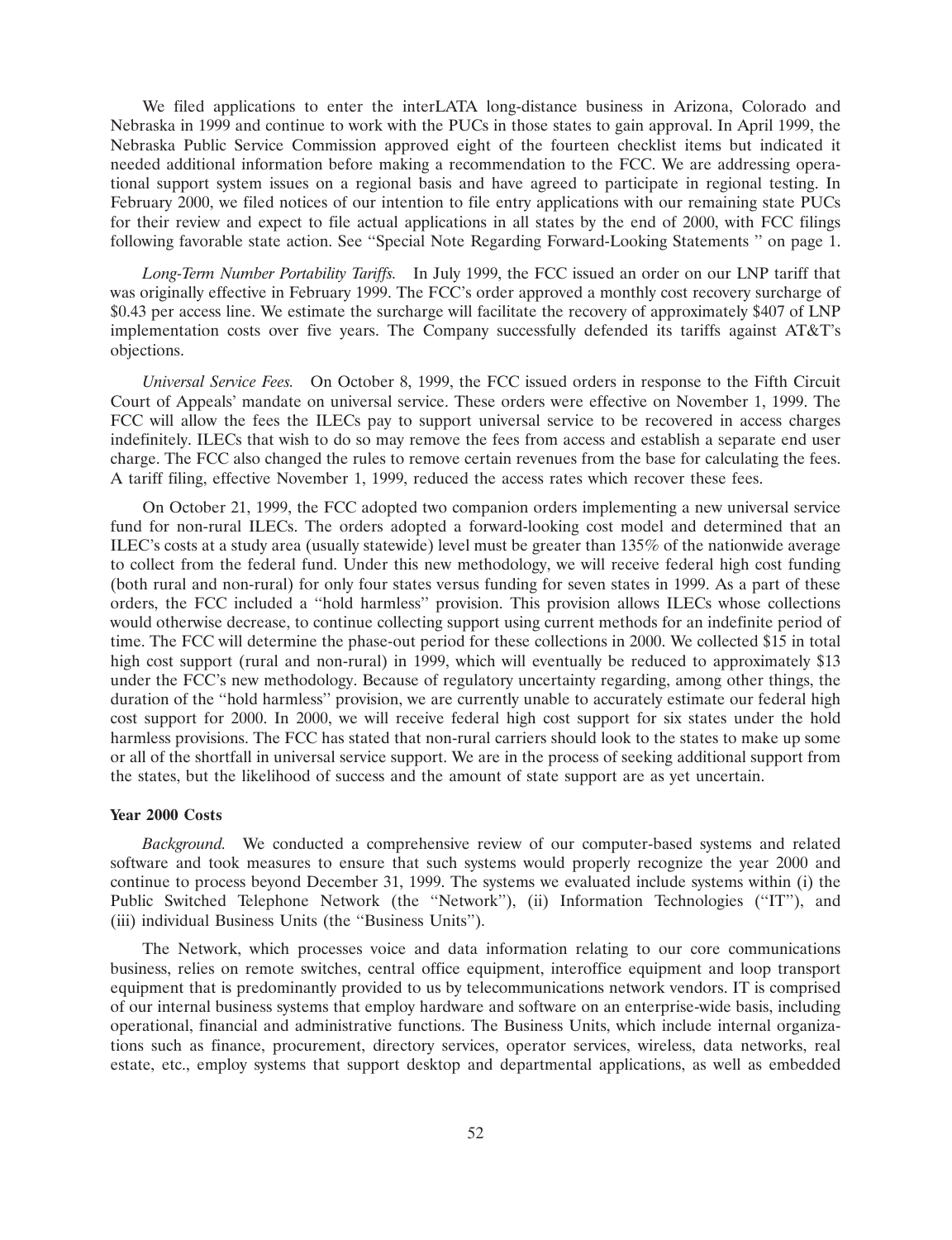We filed applications to enter the interLATA long-distance business in Arizona, Colorado and Nebraska in 1999 and continue to work with the PUCs in those states to gain approval. In April 1999, the Nebraska Public Service Commission approved eight of the fourteen checklist items but indicated it needed additional information before making a recommendation to the FCC. We are addressing operational support system issues on a regional basis and have agreed to participate in regional testing. In February 2000, we filed notices of our intention to file entry applications with our remaining state PUCs for their review and expect to file actual applications in all states by the end of 2000, with FCC filings following favorable state action. See ''Special Note Regarding Forward-Looking Statements '' on page 1.

*Long-Term Number Portability Tariffs.* In July 1999, the FCC issued an order on our LNP tariff that was originally effective in February 1999. The FCC's order approved a monthly cost recovery surcharge of $0.43 per access line. We estimate the surcharge will facilitate the recovery of approximately $407 of LNP implementation costs over five years. The Company successfully defended its tariffs against AT&T's objections.

*Universal Service Fees.* On October 8, 1999, the FCC issued orders in response to the Fifth Circuit Court of Appeals' mandate on universal service. These orders were effective on November 1, 1999. The FCC will allow the fees the ILECs pay to support universal service to be recovered in access charges indefinitely. ILECs that wish to do so may remove the fees from access and establish a separate end user charge. The FCC also changed the rules to remove certain revenues from the base for calculating the fees. A tariff filing, effective November 1, 1999, reduced the access rates which recover these fees.

On October 21, 1999, the FCC adopted two companion orders implementing a new universal service fund for non-rural ILECs. The orders adopted a forward-looking cost model and determined that an ILEC's costs at a study area (usually statewide) level must be greater than 135% of the nationwide average to collect from the federal fund. Under this new methodology, we will receive federal high cost funding (both rural and non-rural) for only four states versus funding for seven states in 1999. As a part of these orders, the FCC included a ''hold harmless'' provision. This provision allows ILECs whose collections would otherwise decrease, to continue collecting support using current methods for an indefinite period of time. The FCC will determine the phase-out period for these collections in 2000. We collected $15 in total high cost support (rural and non-rural) in 1999, which will eventually be reduced to approximately $13 under the FCC's new methodology. Because of regulatory uncertainty regarding, among other things, the duration of the ''hold harmless'' provision, we are currently unable to accurately estimate our federal high cost support for 2000. In 2000, we will receive federal high cost support for six states under the hold harmless provisions. The FCC has stated that non-rural carriers should look to the states to make up some or all of the shortfall in universal service support. We are in the process of seeking additional support from the states, but the likelihood of success and the amount of state support are as yet uncertain.

**Year 2000 Costs**

*Background.* We conducted a comprehensive review of our computer-based systems and related software and took measures to ensure that such systems would properly recognize the year 2000 and continue to process beyond December 31, 1999. The systems we evaluated include systems within (i) the Public Switched Telephone Network (the ''Network''), (ii) Information Technologies (''IT''), and (iii) individual Business Units (the ''Business Units'').

The Network, which processes voice and data information relating to our core communications business, relies on remote switches, central office equipment, interoffice equipment and loop transport equipment that is predominantly provided to us by telecommunications network vendors. IT is comprised of our internal business systems that employ hardware and software on an enterprise-wide basis, including operational, financial and administrative functions. The Business Units, which include internal organizations such as finance, procurement, directory services, operator services, wireless, data networks, real estate, etc., employ systems that support desktop and departmental applications, as well as embedded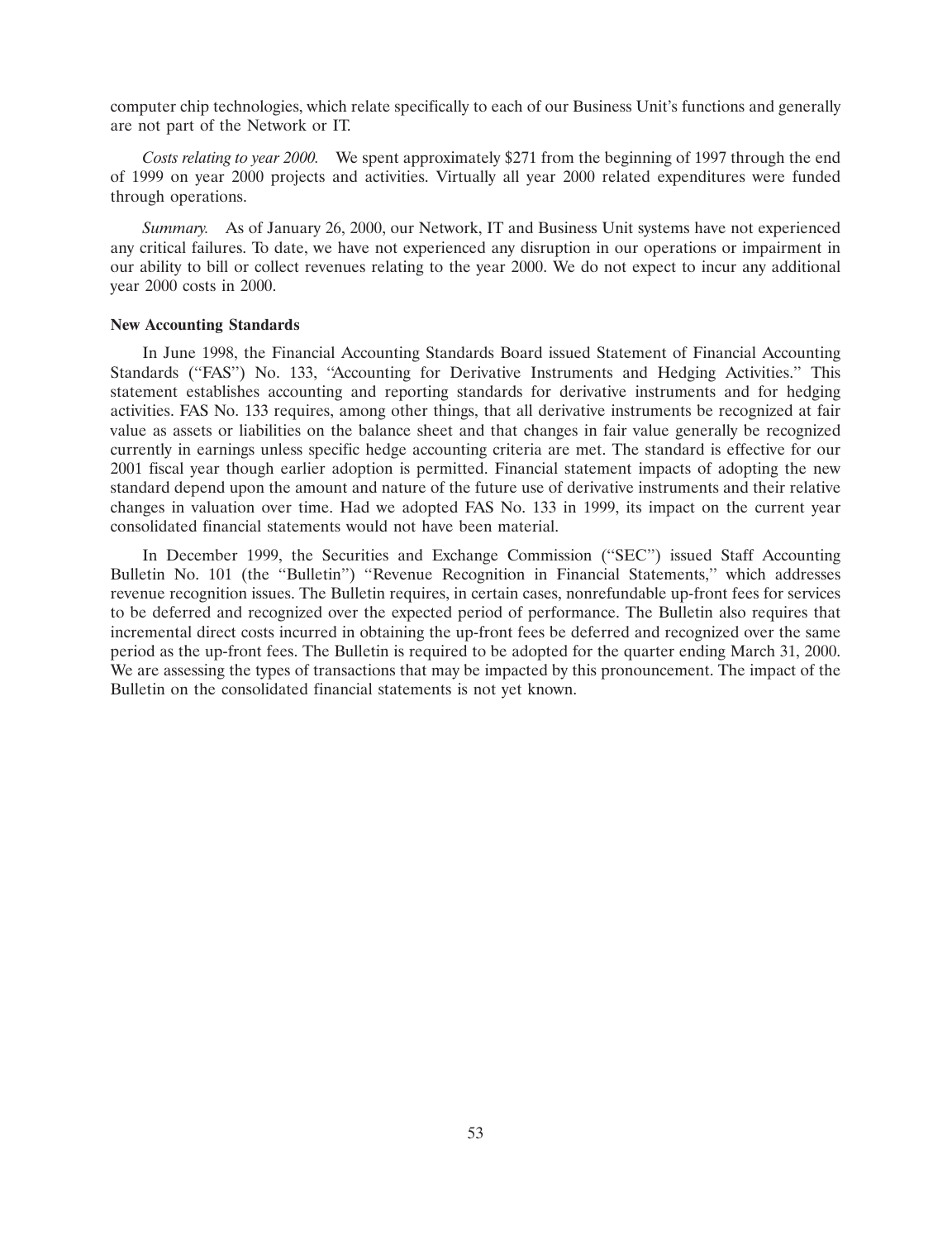computer chip technologies, which relate specifically to each of our Business Unit's functions and generally are not part of the Network or IT.

*Costs relating to year 2000.* We spent approximately $271 from the beginning of 1997 through the end of 1999 on year 2000 projects and activities. Virtually all year 2000 related expenditures were funded through operations.

*Summary.* As of January 26, 2000, our Network, IT and Business Unit systems have not experienced any critical failures. To date, we have not experienced any disruption in our operations or impairment in our ability to bill or collect revenues relating to the year 2000. We do not expect to incur any additional year 2000 costs in 2000.

**New Accounting Standards**

In June 1998, the Financial Accounting Standards Board issued Statement of Financial Accounting Standards (''FAS'') No. 133, ''Accounting for Derivative Instruments and Hedging Activities.'' This statement establishes accounting and reporting standards for derivative instruments and for hedging activities. FAS No. 133 requires, among other things, that all derivative instruments be recognized at fair value as assets or liabilities on the balance sheet and that changes in fair value generally be recognized currently in earnings unless specific hedge accounting criteria are met. The standard is effective for our 2001 fiscal year though earlier adoption is permitted. Financial statement impacts of adopting the new standard depend upon the amount and nature of the future use of derivative instruments and their relative changes in valuation over time. Had we adopted FAS No. 133 in 1999, its impact on the current year consolidated financial statements would not have been material.

In December 1999, the Securities and Exchange Commission (''SEC'') issued Staff Accounting Bulletin No. 101 (the ''Bulletin'') ''Revenue Recognition in Financial Statements,'' which addresses revenue recognition issues. The Bulletin requires, in certain cases, nonrefundable up-front fees for services to be deferred and recognized over the expected period of performance. The Bulletin also requires that incremental direct costs incurred in obtaining the up-front fees be deferred and recognized over the same period as the up-front fees. The Bulletin is required to be adopted for the quarter ending March 31, 2000. We are assessing the types of transactions that may be impacted by this pronouncement. The impact of the Bulletin on the consolidated financial statements is not yet known.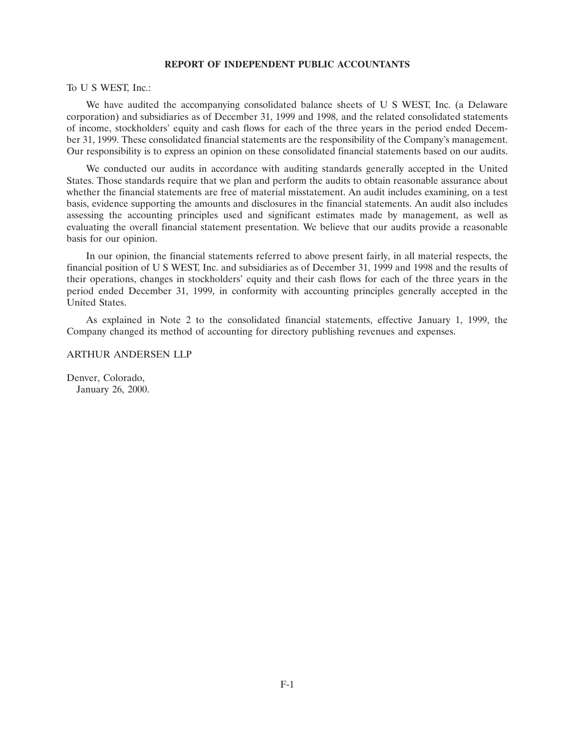## REPORT OF INDEPENDENT PUBLIC ACCOUNTANTS

To U S WEST, Inc.:

We have audited the accompanying consolidated balance sheets of U S WEST, Inc. (a Delaware corporation) and subsidiaries as of December 31, 1999 and 1998, and the related consolidated statements of income, stockholders' equity and cash flows for each of the three years in the period ended December 31, 1999. These consolidated financial statements are the responsibility of the Company's management. Our responsibility is to express an opinion on these consolidated financial statements based on our audits.

We conducted our audits in accordance with auditing standards generally accepted in the United States. Those standards require that we plan and perform the audits to obtain reasonable assurance about whether the financial statements are free of material misstatement. An audit includes examining, on a test basis, evidence supporting the amounts and disclosures in the financial statements. An audit also includes assessing the accounting principles used and significant estimates made by management, as well as evaluating the overall financial statement presentation. We believe that our audits provide a reasonable basis for our opinion.

In our opinion, the financial statements referred to above present fairly, in all material respects, the financial position of U S WEST, Inc. and subsidiaries as of December 31, 1999 and 1998 and the results of their operations, changes in stockholders' equity and their cash flows for each of the three years in the period ended December 31, 1999, in conformity with accounting principles generally accepted in the United States.

As explained in Note 2 to the consolidated financial statements, effective January 1, 1999, the Company changed its method of accounting for directory publishing revenues and expenses.

ARTHUR ANDERSEN LLP

Denver, Colorado,
January 26, 2000.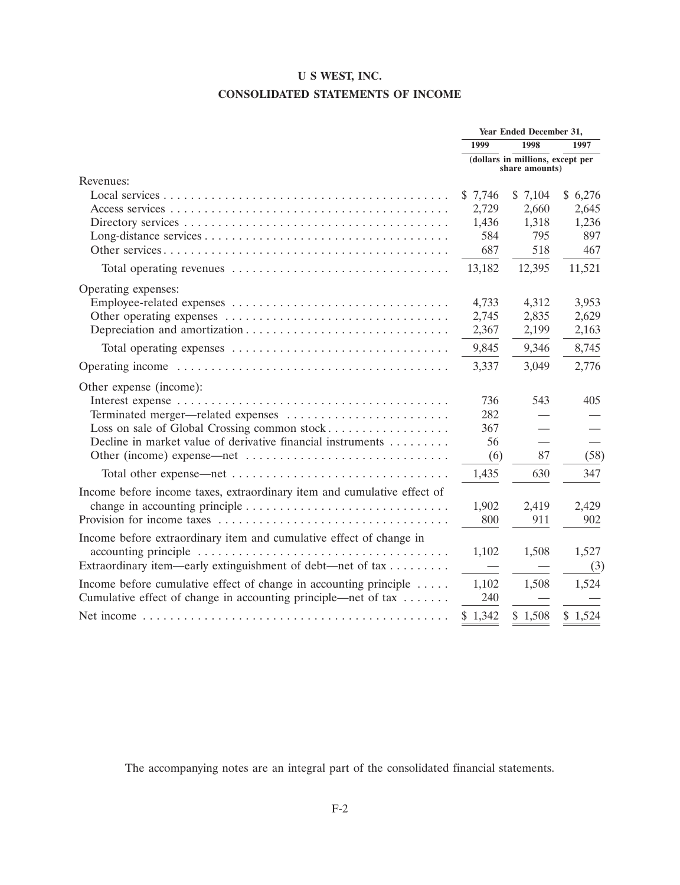# U S WEST, INC.

## CONSOLIDATED STATEMENTS OF INCOME

| | Year Ended December 31, | | |
|---|---|---|---|
| | 1999 | 1998 | 1997 |
| | (dollars in millions, except per share amounts) | | |
| Revenues: | | | |
| Local services | $ 7,746 | $ 7,104 | $ 6,276 |
| Access services | 2,729 | 2,660 | 2,645 |
| Directory services | 1,436 | 1,318 | 1,236 |
| Long-distance services | 584 | 795 | 897 |
| Other services | 687 | 518 | 467 |
| Total operating revenues | 13,182 | 12,395 | 11,521 |
| Operating expenses: | | | |
| Employee-related expenses | 4,733 | 4,312 | 3,953 |
| Other operating expenses | 2,745 | 2,835 | 2,629 |
| Depreciation and amortization | 2,367 | 2,199 | 2,163 |
| Total operating expenses | 9,845 | 9,346 | 8,745 |
| Operating income | 3,337 | 3,049 | 2,776 |
| Other expense (income): | | | |
| Interest expense | 736 | 543 | 405 |
| Terminated merger—related expenses | 282 | — | — |
| Loss on sale of Global Crossing common stock | 367 | — | — |
| Decline in market value of derivative financial instruments | 56 | — | — |
| Other (income) expense—net | (6) | 87 | (58) |
| Total other expense—net | 1,435 | 630 | 347 |
| Income before income taxes, extraordinary item and cumulative effect of change in accounting principle | 1,902 | 2,419 | 2,429 |
| Provision for income taxes | 800 | 911 | 902 |
| Income before extraordinary item and cumulative effect of change in accounting principle | 1,102 | 1,508 | 1,527 |
| Extraordinary item—early extinguishment of debt—net of tax | — | — | (3) |
| Income before cumulative effect of change in accounting principle | 1,102 | 1,508 | 1,524 |
| Cumulative effect of change in accounting principle—net of tax | 240 | — | — |
| Net income | $ 1,342 | $ 1,508 | $ 1,524 |

The accompanying notes are an integral part of the consolidated financial statements.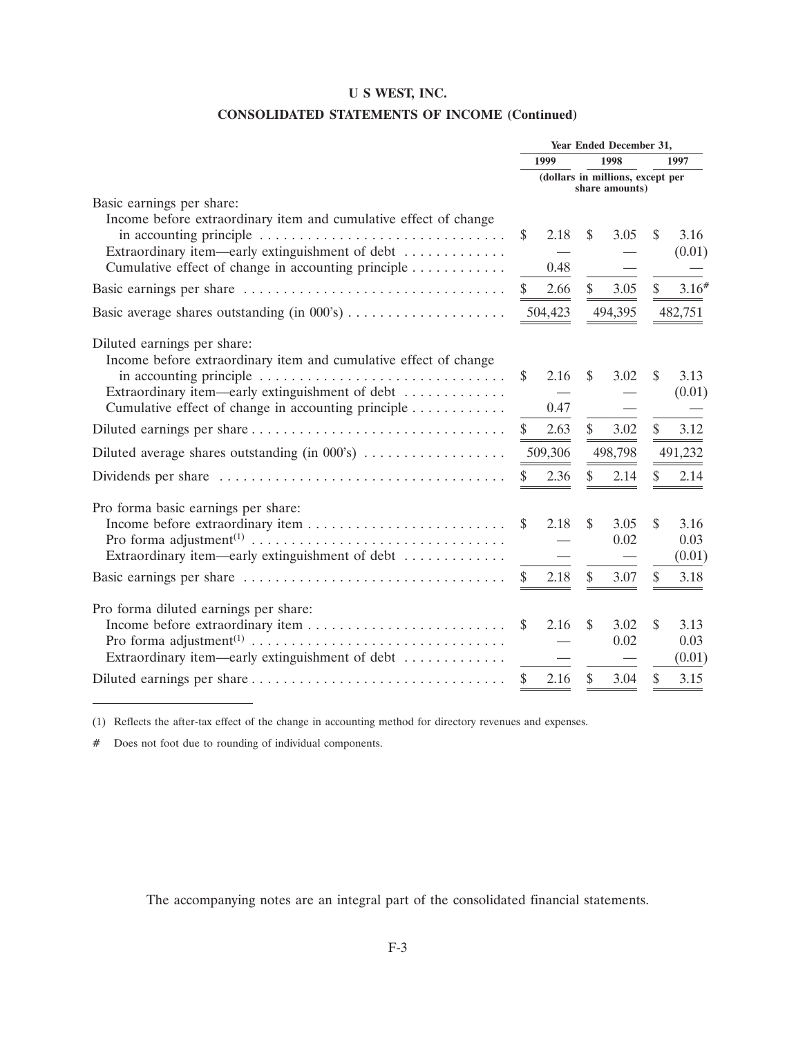**U S WEST, INC.**

**CONSOLIDATED STATEMENTS OF INCOME (Continued)**

| | Year Ended December 31, | | |
|---|---|---|---|
| | 1999 | 1998 | 1997 |
| | (dollars in millions, except per share amounts) | | |
| Basic earnings per share: | | | |
| Income before extraordinary item and cumulative effect of change in accounting principle | $ 2.18 | $ 3.05 | $ 3.16 |
| Extraordinary item—early extinguishment of debt | — | — | (0.01) |
| Cumulative effect of change in accounting principle | 0.48 | — | — |
| Basic earnings per share | $ 2.66 | $ 3.05 | $ 3.16# |
| Basic average shares outstanding (in 000's) | 504,423 | 494,395 | 482,751 |
| Diluted earnings per share: | | | |
| Income before extraordinary item and cumulative effect of change in accounting principle | $ 2.16 | $ 3.02 | $ 3.13 |
| Extraordinary item—early extinguishment of debt | — | — | (0.01) |
| Cumulative effect of change in accounting principle | 0.47 | — | — |
| Diluted earnings per share | $ 2.63 | $ 3.02 | $ 3.12 |
| Diluted average shares outstanding (in 000's) | 509,306 | 498,798 | 491,232 |
| Dividends per share | $ 2.36 | $ 2.14 | $ 2.14 |
| Pro forma basic earnings per share: | | | |
| Income before extraordinary item | $ 2.18 | $ 3.05 | $ 3.16 |
| Pro forma adjustment[1] | — | 0.02 | 0.03 |
| Extraordinary item—early extinguishment of debt | — | — | (0.01) |
| Basic earnings per share | $ 2.18 | $ 3.07 | $ 3.18 |
| Pro forma diluted earnings per share: | | | |
| Income before extraordinary item | $ 2.16 | $ 3.02 | $ 3.13 |
| Pro forma adjustment[1] | — | 0.02 | 0.03 |
| Extraordinary item—early extinguishment of debt | — | — | (0.01) |
| Diluted earnings per share | $ 2.16 | $ 3.04 | $ 3.15 |

(1) Reflects the after-tax effect of the change in accounting method for directory revenues and expenses.

\# Does not foot due to rounding of individual components.

The accompanying notes are an integral part of the consolidated financial statements.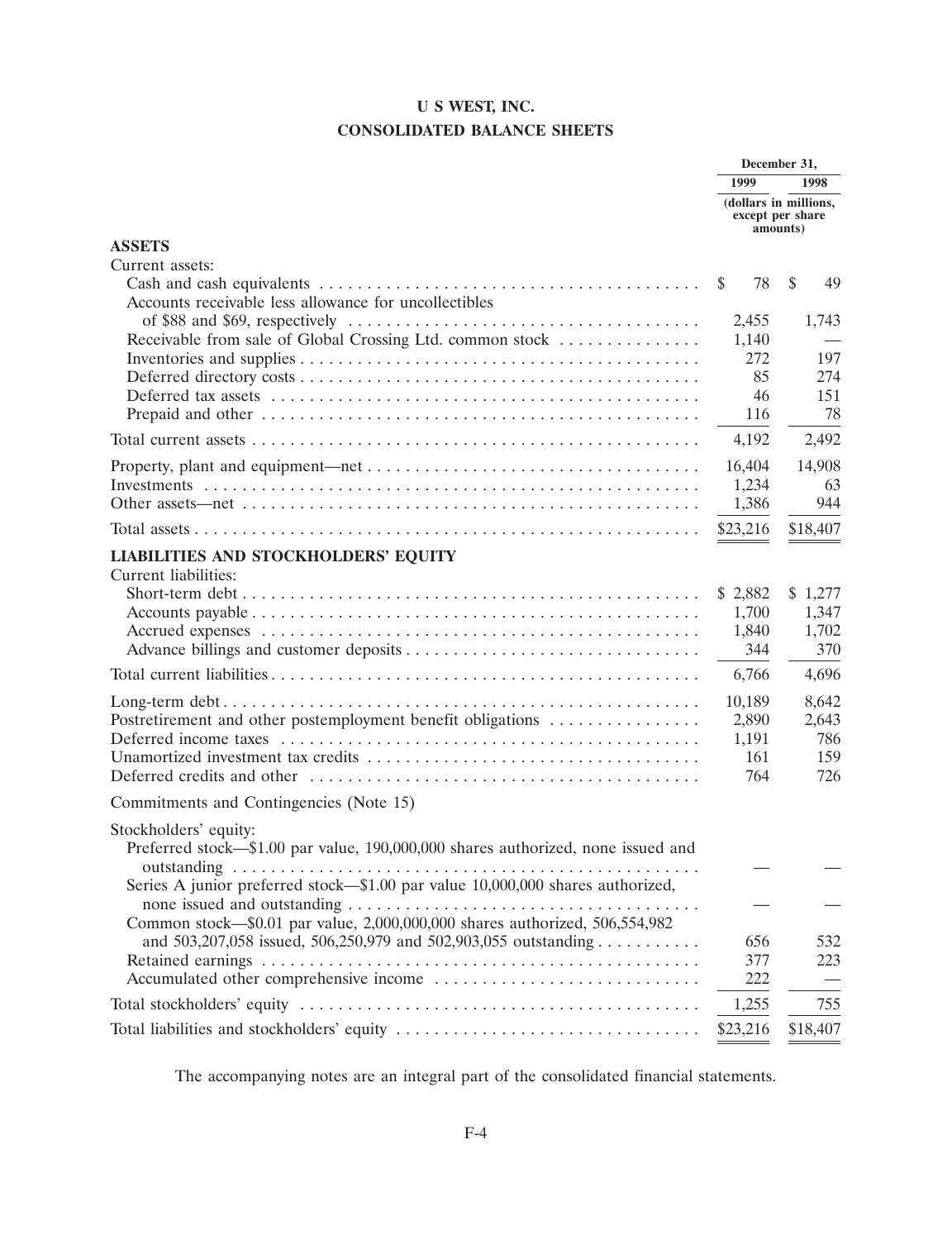# U S WEST, INC.

## CONSOLIDATED BALANCE SHEETS

| | December 31, 1999 | December 31, 1998 |
|---|---|---|
| | (dollars in millions, except per share amounts) | |
| **ASSETS** | | |
| Current assets: | | |
| Cash and cash equivalents | $ 78 | $ 49 |
| Accounts receivable less allowance for uncollectibles of $88 and $69, respectively | 2,455 | 1,743 |
| Receivable from sale of Global Crossing Ltd. common stock | 1,140 | — |
| Inventories and supplies | 272 | 197 |
| Deferred directory costs | 85 | 274 |
| Deferred tax assets | 46 | 151 |
| Prepaid and other | 116 | 78 |
| Total current assets | 4,192 | 2,492 |
| Property, plant and equipment—net | 16,404 | 14,908 |
| Investments | 1,234 | 63 |
| Other assets—net | 1,386 | 944 |
| Total assets | $23,216 | $18,407 |
| **LIABILITIES AND STOCKHOLDERS' EQUITY** | | |
| Current liabilities: | | |
| Short-term debt | $ 2,882 | $ 1,277 |
| Accounts payable | 1,700 | 1,347 |
| Accrued expenses | 1,840 | 1,702 |
| Advance billings and customer deposits | 344 | 370 |
| Total current liabilities | 6,766 | 4,696 |
| Long-term debt | 10,189 | 8,642 |
| Postretirement and other postemployment benefit obligations | 2,890 | 2,643 |
| Deferred income taxes | 1,191 | 786 |
| Unamortized investment tax credits | 161 | 159 |
| Deferred credits and other | 764 | 726 |
| Commitments and Contingencies (Note 15) | | |
| Stockholders' equity: | | |
| Preferred stock—$1.00 par value, 190,000,000 shares authorized, none issued and outstanding | — | — |
| Series A junior preferred stock—$1.00 par value 10,000,000 shares authorized, none issued and outstanding | — | — |
| Common stock—$0.01 par value, 2,000,000,000 shares authorized, 506,554,982 and 503,207,058 issued, 506,250,979 and 502,903,055 outstanding | 656 | 532 |
| Retained earnings | 377 | 223 |
| Accumulated other comprehensive income | 222 | — |
| Total stockholders' equity | 1,255 | 755 |
| Total liabilities and stockholders' equity | $23,216 | $18,407 |

The accompanying notes are an integral part of the consolidated financial statements.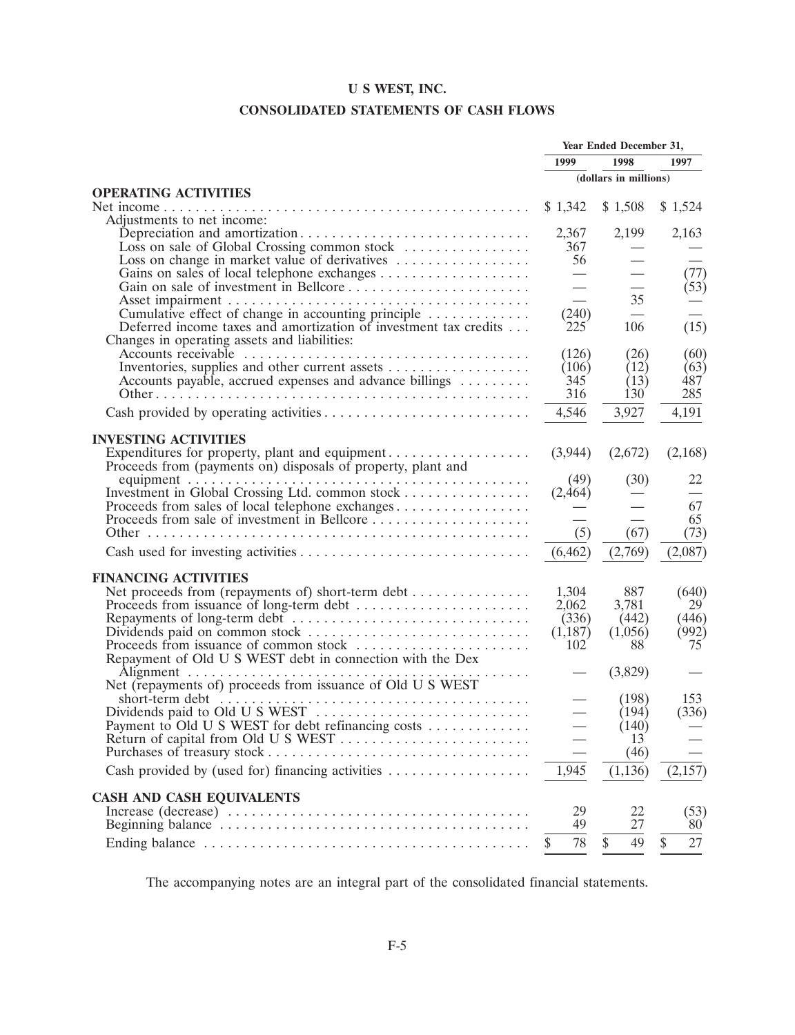# U S WEST, INC.

## CONSOLIDATED STATEMENTS OF CASH FLOWS

| | Year Ended December 31, | | |
|---|---|---|---|
| | 1999 | 1998 | 1997 |
| | (dollars in millions) | | |
| **OPERATING ACTIVITIES** | | | |
| Net income | $ 1,342 | $ 1,508 | $ 1,524 |
| Adjustments to net income: | | | |
| Depreciation and amortization | 2,367 | 2,199 | 2,163 |
| Loss on sale of Global Crossing common stock | 367 | — | — |
| Loss on change in market value of derivatives | 56 | — | — |
| Gains on sales of local telephone exchanges | — | — | (77) |
| Gain on sale of investment in Bellcore | — | — | (53) |
| Asset impairment | — | 35 | — |
| Cumulative effect of change in accounting principle | (240) | — | — |
| Deferred income taxes and amortization of investment tax credits | 225 | 106 | (15) |
| Changes in operating assets and liabilities: | | | |
| Accounts receivable | (126) | (26) | (60) |
| Inventories, supplies and other current assets | (106) | (12) | (63) |
| Accounts payable, accrued expenses and advance billings | 345 | (13) | 487 |
| Other | 316 | 130 | 285 |
| Cash provided by operating activities | 4,546 | 3,927 | 4,191 |
| **INVESTING ACTIVITIES** | | | |
| Expenditures for property, plant and equipment | (3,944) | (2,672) | (2,168) |
| Proceeds from (payments on) disposals of property, plant and equipment | (49) | (30) | 22 |
| Investment in Global Crossing Ltd. common stock | (2,464) | — | — |
| Proceeds from sales of local telephone exchanges | — | — | 67 |
| Proceeds from sale of investment in Bellcore | — | — | 65 |
| Other | (5) | (67) | (73) |
| Cash used for investing activities | (6,462) | (2,769) | (2,087) |
| **FINANCING ACTIVITIES** | | | |
| Net proceeds from (repayments of) short-term debt | 1,304 | 887 | (640) |
| Proceeds from issuance of long-term debt | 2,062 | 3,781 | 29 |
| Repayments of long-term debt | (336) | (442) | (446) |
| Dividends paid on common stock | (1,187) | (1,056) | (992) |
| Proceeds from issuance of common stock | 102 | 88 | 75 |
| Repayment of Old U S WEST debt in connection with the Dex Alignment | — | (3,829) | — |
| Net (repayments of) proceeds from issuance of Old U S WEST short-term debt | — | (198) | 153 |
| Dividends paid to Old U S WEST | — | (194) | (336) |
| Payment to Old U S WEST for debt refinancing costs | — | (140) | — |
| Return of capital from Old U S WEST | — | 13 | — |
| Purchases of treasury stock | — | (46) | — |
| Cash provided by (used for) financing activities | 1,945 | (1,136) | (2,157) |
| **CASH AND CASH EQUIVALENTS** | | | |
| Increase (decrease) | 29 | 22 | (53) |
| Beginning balance | 49 | 27 | 80 |
| Ending balance | $ 78 | $ 49 | $ 27 |

The accompanying notes are an integral part of the consolidated financial statements.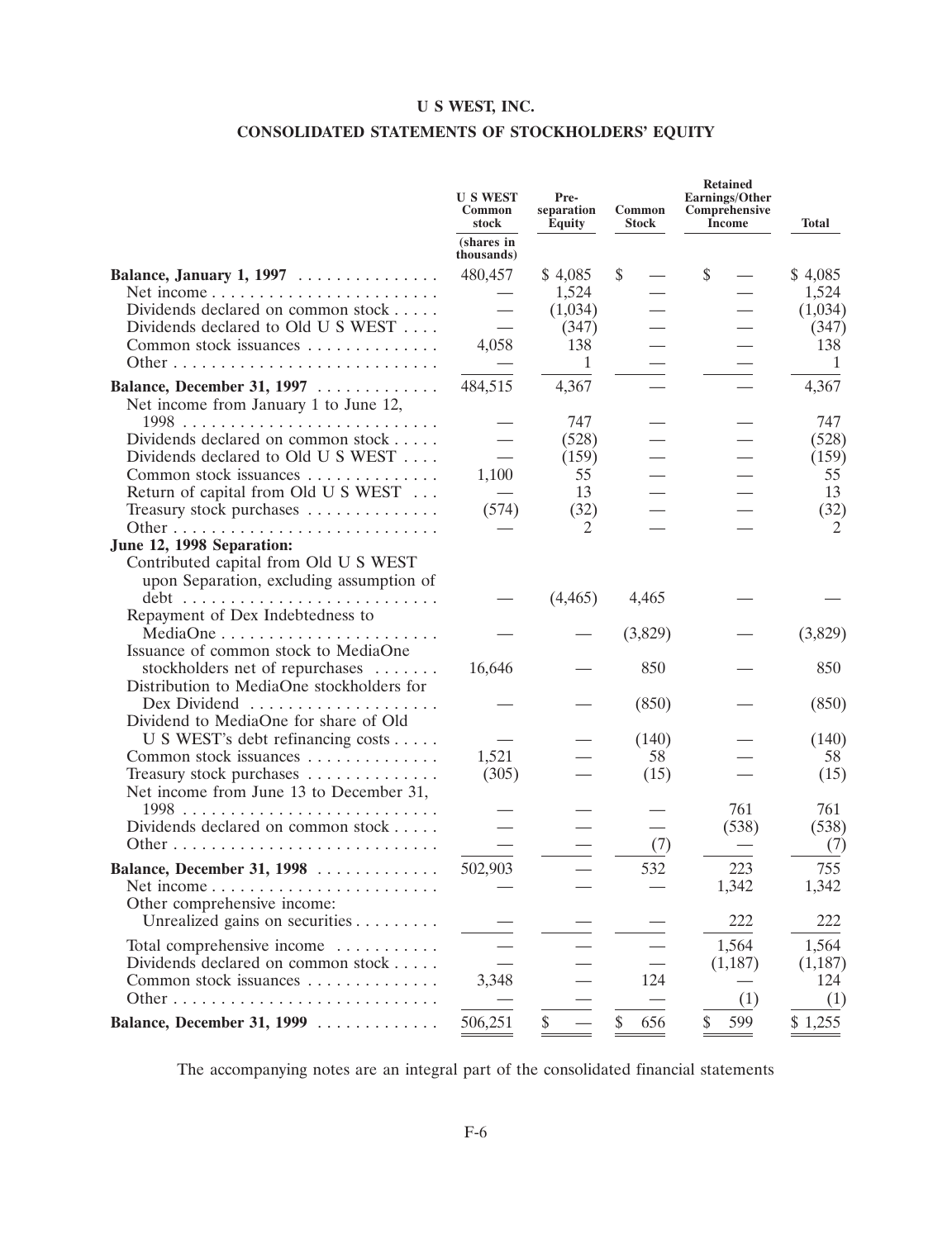# U S WEST, INC.

## CONSOLIDATED STATEMENTS OF STOCKHOLDERS' EQUITY

| | U S WEST Common stock (shares in thousands) | Pre-separation Equity | Common Stock | Retained Earnings/Other Comprehensive Income | Total |
|---|---|---|---|---|---|
| **Balance, January 1, 1997** | 480,457 | $ 4,085 | $ — | $ — | $ 4,085 |
| Net income | — | 1,524 | — | — | 1,524 |
| Dividends declared on common stock | — | (1,034) | — | — | (1,034) |
| Dividends declared to Old U S WEST | — | (347) | — | — | (347) |
| Common stock issuances | 4,058 | 138 | — | — | 138 |
| Other | — | 1 | — | — | 1 |
| **Balance, December 31, 1997** | 484,515 | 4,367 | — | — | 4,367 |
| Net income from January 1 to June 12, 1998 | — | 747 | — | — | 747 |
| Dividends declared on common stock | — | (528) | — | — | (528) |
| Dividends declared to Old U S WEST | — | (159) | — | — | (159) |
| Common stock issuances | 1,100 | 55 | — | — | 55 |
| Return of capital from Old U S WEST | — | 13 | — | — | 13 |
| Treasury stock purchases | (574) | (32) | — | — | (32) |
| Other | — | 2 | — | — | 2 |
| **June 12, 1998 Separation:** | | | | | |
| Contributed capital from Old U S WEST upon Separation, excluding assumption of debt | — | (4,465) | 4,465 | — | — |
| Repayment of Dex Indebtedness to MediaOne | — | — | (3,829) | — | (3,829) |
| Issuance of common stock to MediaOne stockholders net of repurchases | 16,646 | — | 850 | — | 850 |
| Distribution to MediaOne stockholders for Dex Dividend | — | — | (850) | — | (850) |
| Dividend to MediaOne for share of Old U S WEST's debt refinancing costs | — | — | (140) | — | (140) |
| Common stock issuances | 1,521 | — | 58 | — | 58 |
| Treasury stock purchases | (305) | — | (15) | — | (15) |
| Net income from June 13 to December 31, 1998 | — | — | — | 761 | 761 |
| Dividends declared on common stock | — | — | — | (538) | (538) |
| Other | — | — | (7) | — | (7) |
| **Balance, December 31, 1998** | 502,903 | — | 532 | 223 | 755 |
| Net income | — | — | — | 1,342 | 1,342 |
| Other comprehensive income: Unrealized gains on securities | — | — | — | 222 | 222 |
| Total comprehensive income | — | — | — | 1,564 | 1,564 |
| Dividends declared on common stock | — | — | — | (1,187) | (1,187) |
| Common stock issuances | 3,348 | — | 124 | — | 124 |
| Other | — | — | — | (1) | (1) |
| **Balance, December 31, 1999** | 506,251 | $ — | $ 656 | $ 599 | $ 1,255 |

The accompanying notes are an integral part of the consolidated financial statements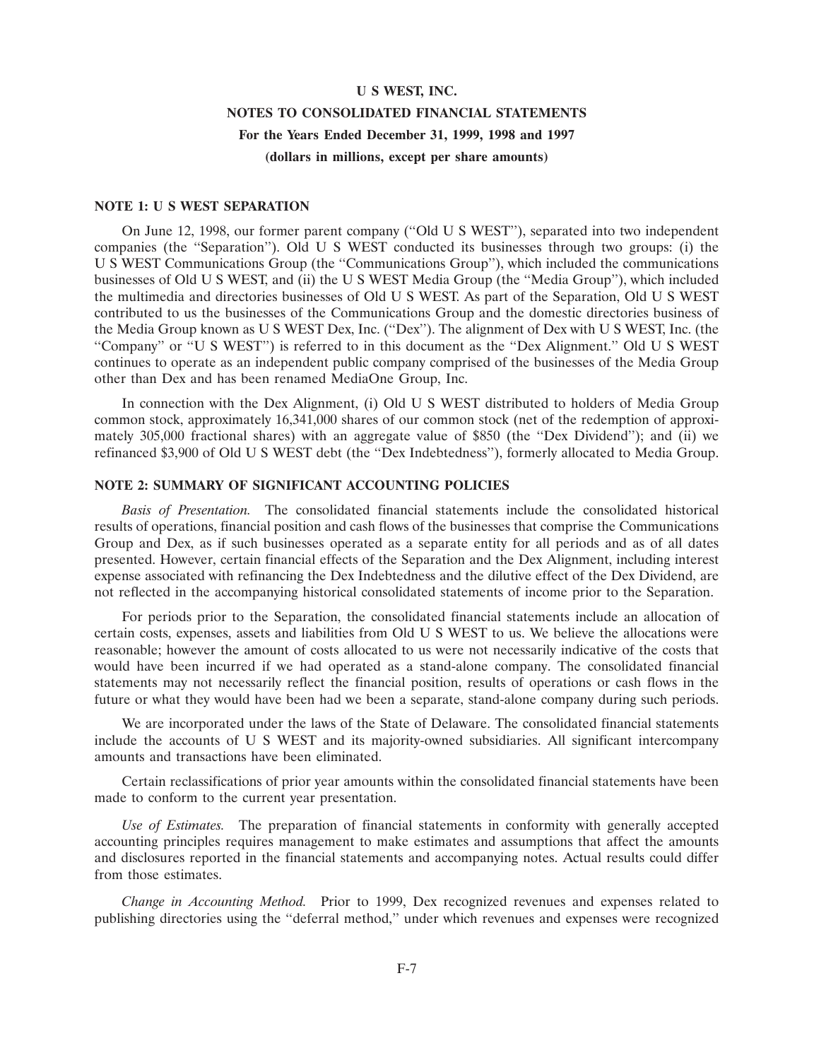# U S WEST, INC.

## NOTES TO CONSOLIDATED FINANCIAL STATEMENTS

### For the Years Ended December 31, 1999, 1998 and 1997

### (dollars in millions, except per share amounts)

#### NOTE 1: U S WEST SEPARATION

On June 12, 1998, our former parent company (''Old U S WEST''), separated into two independent companies (the ''Separation''). Old U S WEST conducted its businesses through two groups: (i) the U S WEST Communications Group (the ''Communications Group''), which included the communications businesses of Old U S WEST, and (ii) the U S WEST Media Group (the ''Media Group''), which included the multimedia and directories businesses of Old U S WEST. As part of the Separation, Old U S WEST contributed to us the businesses of the Communications Group and the domestic directories business of the Media Group known as U S WEST Dex, Inc. (''Dex''). The alignment of Dex with U S WEST, Inc. (the ''Company'' or ''U S WEST'') is referred to in this document as the ''Dex Alignment.'' Old U S WEST continues to operate as an independent public company comprised of the businesses of the Media Group other than Dex and has been renamed MediaOne Group, Inc.

In connection with the Dex Alignment, (i) Old U S WEST distributed to holders of Media Group common stock, approximately 16,341,000 shares of our common stock (net of the redemption of approximately 305,000 fractional shares) with an aggregate value of $850 (the ''Dex Dividend''); and (ii) we refinanced $3,900 of Old U S WEST debt (the ''Dex Indebtedness''), formerly allocated to Media Group.

#### NOTE 2: SUMMARY OF SIGNIFICANT ACCOUNTING POLICIES

*Basis of Presentation.* The consolidated financial statements include the consolidated historical results of operations, financial position and cash flows of the businesses that comprise the Communications Group and Dex, as if such businesses operated as a separate entity for all periods and as of all dates presented. However, certain financial effects of the Separation and the Dex Alignment, including interest expense associated with refinancing the Dex Indebtedness and the dilutive effect of the Dex Dividend, are not reflected in the accompanying historical consolidated statements of income prior to the Separation.

For periods prior to the Separation, the consolidated financial statements include an allocation of certain costs, expenses, assets and liabilities from Old U S WEST to us. We believe the allocations were reasonable; however the amount of costs allocated to us were not necessarily indicative of the costs that would have been incurred if we had operated as a stand-alone company. The consolidated financial statements may not necessarily reflect the financial position, results of operations or cash flows in the future or what they would have been had we been a separate, stand-alone company during such periods.

We are incorporated under the laws of the State of Delaware. The consolidated financial statements include the accounts of U S WEST and its majority-owned subsidiaries. All significant intercompany amounts and transactions have been eliminated.

Certain reclassifications of prior year amounts within the consolidated financial statements have been made to conform to the current year presentation.

*Use of Estimates.* The preparation of financial statements in conformity with generally accepted accounting principles requires management to make estimates and assumptions that affect the amounts and disclosures reported in the financial statements and accompanying notes. Actual results could differ from those estimates.

*Change in Accounting Method.* Prior to 1999, Dex recognized revenues and expenses related to publishing directories using the ''deferral method,'' under which revenues and expenses were recognized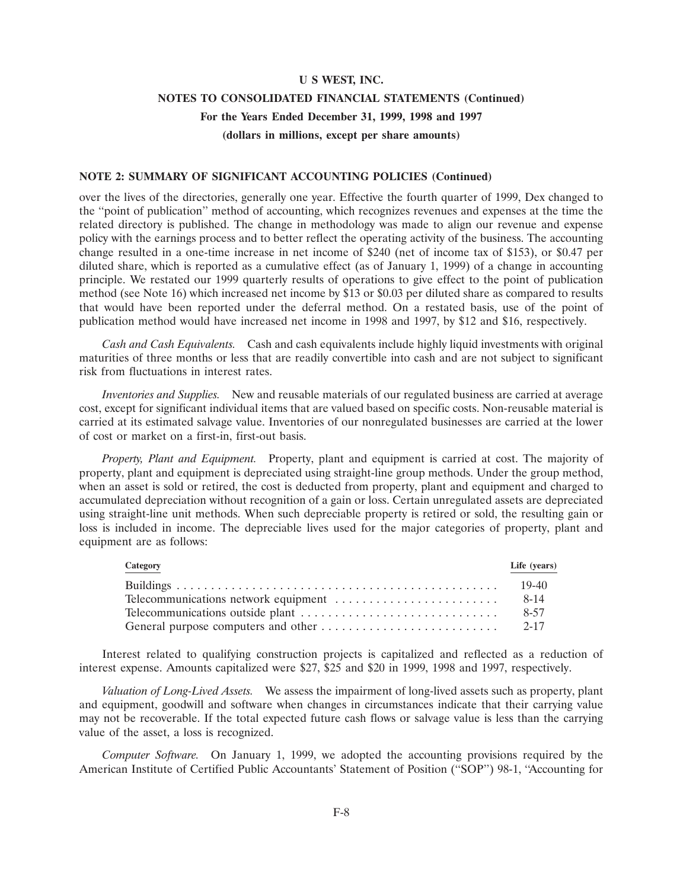### NOTE 2: SUMMARY OF SIGNIFICANT ACCOUNTING POLICIES (Continued)

over the lives of the directories, generally one year. Effective the fourth quarter of 1999, Dex changed to the ''point of publication'' method of accounting, which recognizes revenues and expenses at the time the related directory is published. The change in methodology was made to align our revenue and expense policy with the earnings process and to better reflect the operating activity of the business. The accounting change resulted in a one-time increase in net income of $240 (net of income tax of $153), or $0.47 per diluted share, which is reported as a cumulative effect (as of January 1, 1999) of a change in accounting principle. We restated our 1999 quarterly results of operations to give effect to the point of publication method (see Note 16) which increased net income by $13 or $0.03 per diluted share as compared to results that would have been reported under the deferral method. On a restated basis, use of the point of publication method would have increased net income in 1998 and 1997, by $12 and $16, respectively.

*Cash and Cash Equivalents.* Cash and cash equivalents include highly liquid investments with original maturities of three months or less that are readily convertible into cash and are not subject to significant risk from fluctuations in interest rates.

*Inventories and Supplies.* New and reusable materials of our regulated business are carried at average cost, except for significant individual items that are valued based on specific costs. Non-reusable material is carried at its estimated salvage value. Inventories of our nonregulated businesses are carried at the lower of cost or market on a first-in, first-out basis.

*Property, Plant and Equipment.* Property, plant and equipment is carried at cost. The majority of property, plant and equipment is depreciated using straight-line group methods. Under the group method, when an asset is sold or retired, the cost is deducted from property, plant and equipment and charged to accumulated depreciation without recognition of a gain or loss. Certain unregulated assets are depreciated using straight-line unit methods. When such depreciable property is retired or sold, the resulting gain or loss is included in income. The depreciable lives used for the major categories of property, plant and equipment are as follows:

| Category | Life (years) |
|---|---|
| Buildings | 19-40 |
| Telecommunications network equipment | 8-14 |
| Telecommunications outside plant | 8-57 |
| General purpose computers and other | 2-17 |

Interest related to qualifying construction projects is capitalized and reflected as a reduction of interest expense. Amounts capitalized were $27, $25 and $20 in 1999, 1998 and 1997, respectively.

*Valuation of Long-Lived Assets.* We assess the impairment of long-lived assets such as property, plant and equipment, goodwill and software when changes in circumstances indicate that their carrying value may not be recoverable. If the total expected future cash flows or salvage value is less than the carrying value of the asset, a loss is recognized.

*Computer Software.* On January 1, 1999, we adopted the accounting provisions required by the American Institute of Certified Public Accountants' Statement of Position (''SOP'') 98-1, ''Accounting for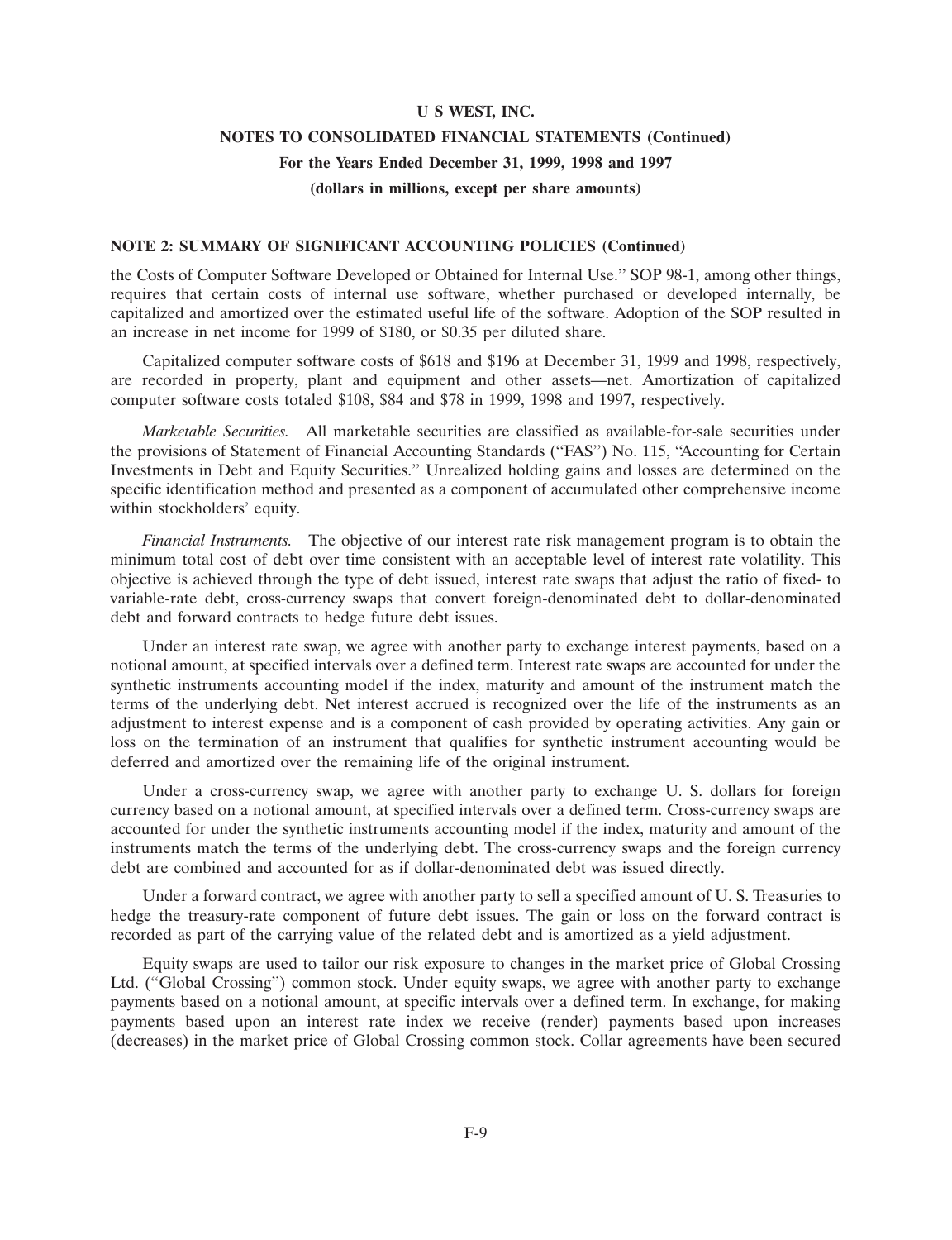**NOTE 2: SUMMARY OF SIGNIFICANT ACCOUNTING POLICIES (Continued)**

the Costs of Computer Software Developed or Obtained for Internal Use.'' SOP 98-1, among other things, requires that certain costs of internal use software, whether purchased or developed internally, be capitalized and amortized over the estimated useful life of the software. Adoption of the SOP resulted in an increase in net income for 1999 of $180, or $0.35 per diluted share.

Capitalized computer software costs of $618 and $196 at December 31, 1999 and 1998, respectively, are recorded in property, plant and equipment and other assets—net. Amortization of capitalized computer software costs totaled $108, $84 and $78 in 1999, 1998 and 1997, respectively.

*Marketable Securities.* All marketable securities are classified as available-for-sale securities under the provisions of Statement of Financial Accounting Standards (''FAS'') No. 115, ''Accounting for Certain Investments in Debt and Equity Securities.'' Unrealized holding gains and losses are determined on the specific identification method and presented as a component of accumulated other comprehensive income within stockholders' equity.

*Financial Instruments.* The objective of our interest rate risk management program is to obtain the minimum total cost of debt over time consistent with an acceptable level of interest rate volatility. This objective is achieved through the type of debt issued, interest rate swaps that adjust the ratio of fixed- to variable-rate debt, cross-currency swaps that convert foreign-denominated debt to dollar-denominated debt and forward contracts to hedge future debt issues.

Under an interest rate swap, we agree with another party to exchange interest payments, based on a notional amount, at specified intervals over a defined term. Interest rate swaps are accounted for under the synthetic instruments accounting model if the index, maturity and amount of the instrument match the terms of the underlying debt. Net interest accrued is recognized over the life of the instruments as an adjustment to interest expense and is a component of cash provided by operating activities. Any gain or loss on the termination of an instrument that qualifies for synthetic instrument accounting would be deferred and amortized over the remaining life of the original instrument.

Under a cross-currency swap, we agree with another party to exchange U. S. dollars for foreign currency based on a notional amount, at specified intervals over a defined term. Cross-currency swaps are accounted for under the synthetic instruments accounting model if the index, maturity and amount of the instruments match the terms of the underlying debt. The cross-currency swaps and the foreign currency debt are combined and accounted for as if dollar-denominated debt was issued directly.

Under a forward contract, we agree with another party to sell a specified amount of U. S. Treasuries to hedge the treasury-rate component of future debt issues. The gain or loss on the forward contract is recorded as part of the carrying value of the related debt and is amortized as a yield adjustment.

Equity swaps are used to tailor our risk exposure to changes in the market price of Global Crossing Ltd. (''Global Crossing'') common stock. Under equity swaps, we agree with another party to exchange payments based on a notional amount, at specific intervals over a defined term. In exchange, for making payments based upon an interest rate index we receive (render) payments based upon increases (decreases) in the market price of Global Crossing common stock. Collar agreements have been secured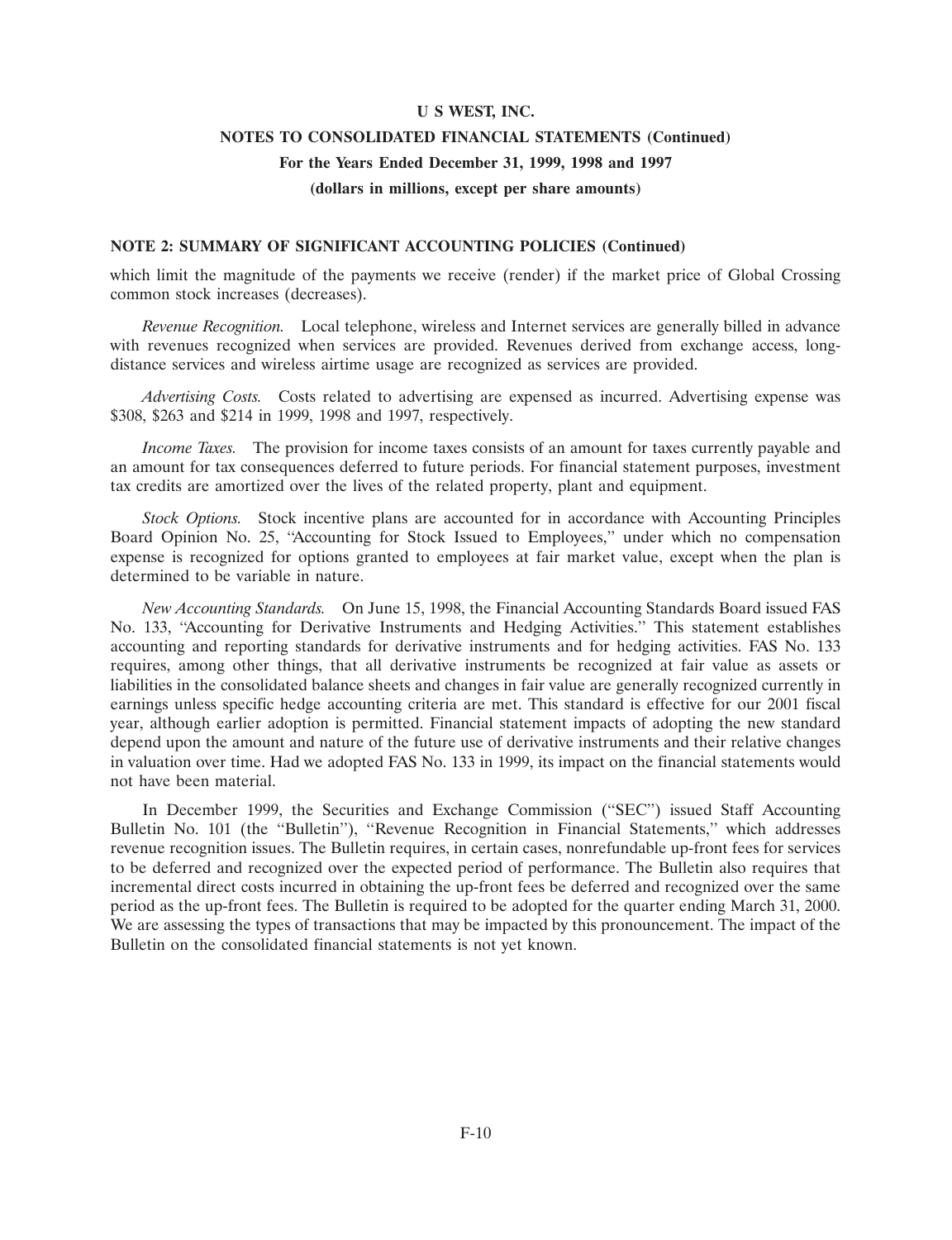**NOTE 2: SUMMARY OF SIGNIFICANT ACCOUNTING POLICIES (Continued)**

which limit the magnitude of the payments we receive (render) if the market price of Global Crossing common stock increases (decreases).

*Revenue Recognition.* Local telephone, wireless and Internet services are generally billed in advance with revenues recognized when services are provided. Revenues derived from exchange access, long-distance services and wireless airtime usage are recognized as services are provided.

*Advertising Costs.* Costs related to advertising are expensed as incurred. Advertising expense was $308, $263 and $214 in 1999, 1998 and 1997, respectively.

*Income Taxes.* The provision for income taxes consists of an amount for taxes currently payable and an amount for tax consequences deferred to future periods. For financial statement purposes, investment tax credits are amortized over the lives of the related property, plant and equipment.

*Stock Options.* Stock incentive plans are accounted for in accordance with Accounting Principles Board Opinion No. 25, ''Accounting for Stock Issued to Employees,'' under which no compensation expense is recognized for options granted to employees at fair market value, except when the plan is determined to be variable in nature.

*New Accounting Standards.* On June 15, 1998, the Financial Accounting Standards Board issued FAS No. 133, ''Accounting for Derivative Instruments and Hedging Activities.'' This statement establishes accounting and reporting standards for derivative instruments and for hedging activities. FAS No. 133 requires, among other things, that all derivative instruments be recognized at fair value as assets or liabilities in the consolidated balance sheets and changes in fair value are generally recognized currently in earnings unless specific hedge accounting criteria are met. This standard is effective for our 2001 fiscal year, although earlier adoption is permitted. Financial statement impacts of adopting the new standard depend upon the amount and nature of the future use of derivative instruments and their relative changes in valuation over time. Had we adopted FAS No. 133 in 1999, its impact on the financial statements would not have been material.

In December 1999, the Securities and Exchange Commission (''SEC'') issued Staff Accounting Bulletin No. 101 (the ''Bulletin''), ''Revenue Recognition in Financial Statements,'' which addresses revenue recognition issues. The Bulletin requires, in certain cases, nonrefundable up-front fees for services to be deferred and recognized over the expected period of performance. The Bulletin also requires that incremental direct costs incurred in obtaining the up-front fees be deferred and recognized over the same period as the up-front fees. The Bulletin is required to be adopted for the quarter ending March 31, 2000. We are assessing the types of transactions that may be impacted by this pronouncement. The impact of the Bulletin on the consolidated financial statements is not yet known.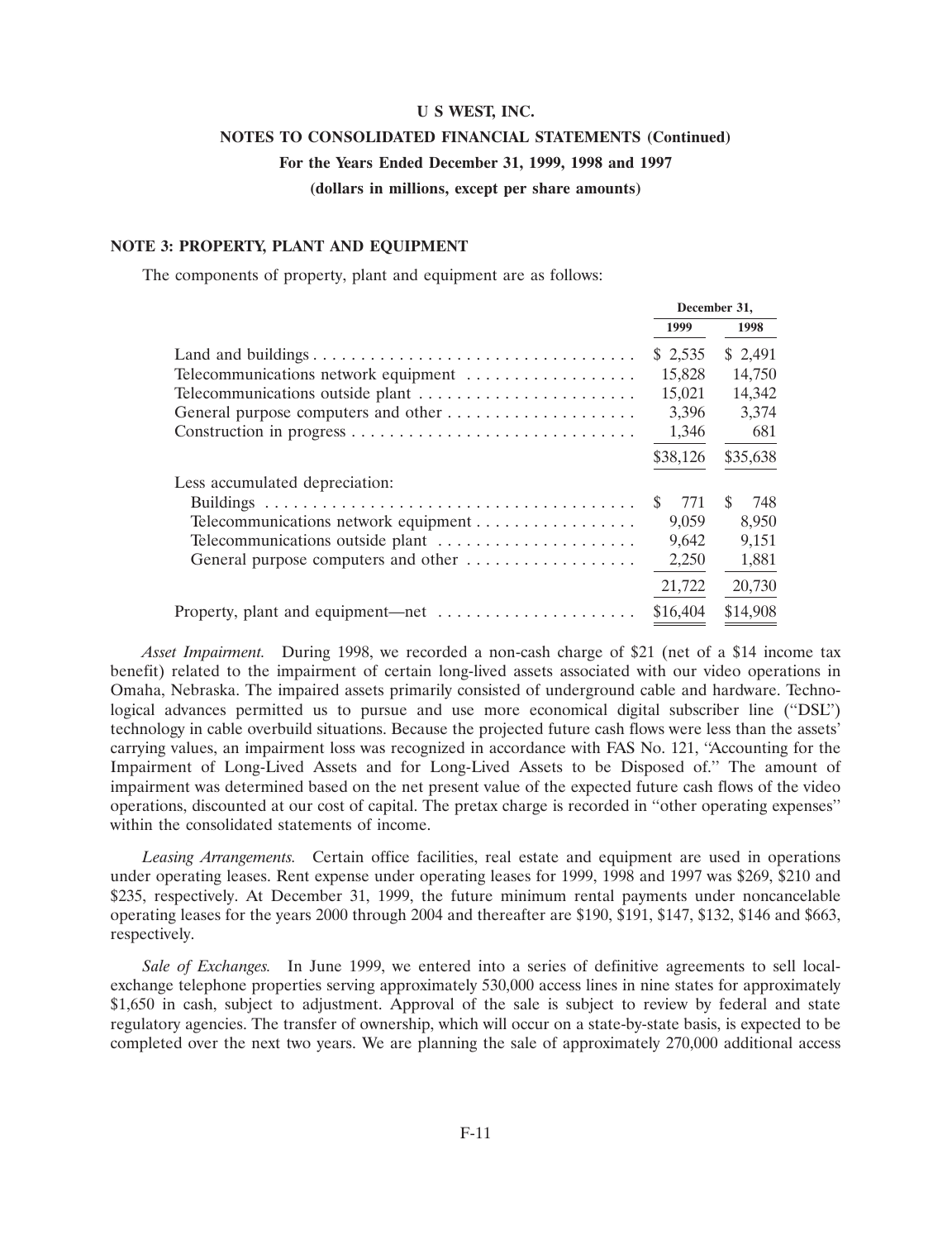**U S WEST, INC.**

**NOTES TO CONSOLIDATED FINANCIAL STATEMENTS (Continued)**

**For the Years Ended December 31, 1999, 1998 and 1997**

**(dollars in millions, except per share amounts)**

### NOTE 3: PROPERTY, PLANT AND EQUIPMENT

The components of property, plant and equipment are as follows:

| | December 31, | |
|---|---|---|
| | 1999 | 1998 |
| Land and buildings | $ 2,535 | $ 2,491 |
| Telecommunications network equipment | 15,828 | 14,750 |
| Telecommunications outside plant | 15,021 | 14,342 |
| General purpose computers and other | 3,396 | 3,374 |
| Construction in progress | 1,346 | 681 |
| | $38,126 | $35,638 |
| Less accumulated depreciation: | | |
| Buildings | $ 771 | $ 748 |
| Telecommunications network equipment | 9,059 | 8,950 |
| Telecommunications outside plant | 9,642 | 9,151 |
| General purpose computers and other | 2,250 | 1,881 |
| | 21,722 | 20,730 |
| Property, plant and equipment—net | $16,404 | $14,908 |

*Asset Impairment.* During 1998, we recorded a non-cash charge of $21 (net of a $14 income tax benefit) related to the impairment of certain long-lived assets associated with our video operations in Omaha, Nebraska. The impaired assets primarily consisted of underground cable and hardware. Technological advances permitted us to pursue and use more economical digital subscriber line (''DSL'') technology in cable overbuild situations. Because the projected future cash flows were less than the assets' carrying values, an impairment loss was recognized in accordance with FAS No. 121, ''Accounting for the Impairment of Long-Lived Assets and for Long-Lived Assets to be Disposed of.'' The amount of impairment was determined based on the net present value of the expected future cash flows of the video operations, discounted at our cost of capital. The pretax charge is recorded in ''other operating expenses'' within the consolidated statements of income.

*Leasing Arrangements.* Certain office facilities, real estate and equipment are used in operations under operating leases. Rent expense under operating leases for 1999, 1998 and 1997 was $269, $210 and $235, respectively. At December 31, 1999, the future minimum rental payments under noncancelable operating leases for the years 2000 through 2004 and thereafter are $190, $191, $147, $132, $146 and $663, respectively.

*Sale of Exchanges.* In June 1999, we entered into a series of definitive agreements to sell local-exchange telephone properties serving approximately 530,000 access lines in nine states for approximately $1,650 in cash, subject to adjustment. Approval of the sale is subject to review by federal and state regulatory agencies. The transfer of ownership, which will occur on a state-by-state basis, is expected to be completed over the next two years. We are planning the sale of approximately 270,000 additional access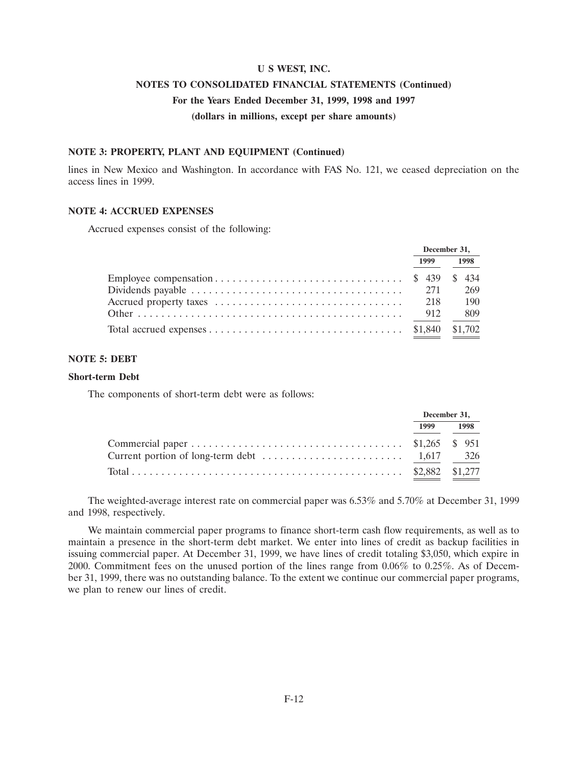**NOTE 3: PROPERTY, PLANT AND EQUIPMENT (Continued)**

lines in New Mexico and Washington. In accordance with FAS No. 121, we ceased depreciation on the access lines in 1999.

**NOTE 4: ACCRUED EXPENSES**

Accrued expenses consist of the following:

| | December 31, | |
|---|---|---|
| | 1999 | 1998 |
| Employee compensation | $ 439 | $ 434 |
| Dividends payable | 271 | 269 |
| Accrued property taxes | 218 | 190 |
| Other | 912 | 809 |
| Total accrued expenses | $1,840 | $1,702 |

**NOTE 5: DEBT**

**Short-term Debt**

The components of short-term debt were as follows:

| | December 31, | |
|---|---|---|
| | 1999 | 1998 |
| Commercial paper | $1,265 | $ 951 |
| Current portion of long-term debt | 1,617 | 326 |
| Total | $2,882 | $1,277 |

The weighted-average interest rate on commercial paper was 6.53% and 5.70% at December 31, 1999 and 1998, respectively.

We maintain commercial paper programs to finance short-term cash flow requirements, as well as to maintain a presence in the short-term debt market. We enter into lines of credit as backup facilities in issuing commercial paper. At December 31, 1999, we have lines of credit totaling $3,050, which expire in 2000. Commitment fees on the unused portion of the lines range from 0.06% to 0.25%. As of December 31, 1999, there was no outstanding balance. To the extent we continue our commercial paper programs, we plan to renew our lines of credit.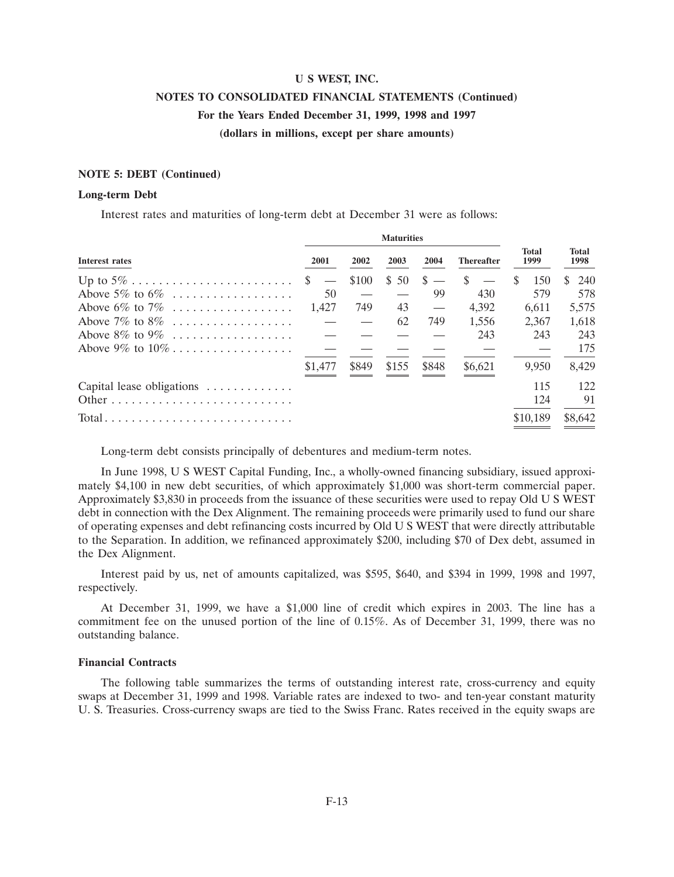# U S WEST, INC.

## NOTES TO CONSOLIDATED FINANCIAL STATEMENTS (Continued)

### For the Years Ended December 31, 1999, 1998 and 1997

### (dollars in millions, except per share amounts)

**NOTE 5: DEBT (Continued)**

**Long-term Debt**

Interest rates and maturities of long-term debt at December 31 were as follows:

| | Maturities | | | | | | |
|---|---|---|---|---|---|---|---|
| Interest rates | 2001 | 2002 | 2003 | 2004 | Thereafter | Total 1999 | Total 1998 |
| Up to 5% | $ — | $100 | $ 50 | $ — | $ — | $ 150 | $ 240 |
| Above 5% to 6% | 50 | — | — | 99 | 430 | 579 | 578 |
| Above 6% to 7% | 1,427 | 749 | 43 | — | 4,392 | 6,611 | 5,575 |
| Above 7% to 8% | — | — | 62 | 749 | 1,556 | 2,367 | 1,618 |
| Above 8% to 9% | — | — | — | — | 243 | 243 | 243 |
| Above 9% to 10% | — | — | — | — | — | — | 175 |
| | $1,477 | $849 | $155 | $848 | $6,621 | 9,950 | 8,429 |
| Capital lease obligations | | | | | | 115 | 122 |
| Other | | | | | | 124 | 91 |
| Total | | | | | | $10,189 | $8,642 |

Long-term debt consists principally of debentures and medium-term notes.

In June 1998, U S WEST Capital Funding, Inc., a wholly-owned financing subsidiary, issued approximately $4,100 in new debt securities, of which approximately $1,000 was short-term commercial paper. Approximately $3,830 in proceeds from the issuance of these securities were used to repay Old U S WEST debt in connection with the Dex Alignment. The remaining proceeds were primarily used to fund our share of operating expenses and debt refinancing costs incurred by Old U S WEST that were directly attributable to the Separation. In addition, we refinanced approximately $200, including $70 of Dex debt, assumed in the Dex Alignment.

Interest paid by us, net of amounts capitalized, was $595, $640, and $394 in 1999, 1998 and 1997, respectively.

At December 31, 1999, we have a $1,000 line of credit which expires in 2003. The line has a commitment fee on the unused portion of the line of 0.15%. As of December 31, 1999, there was no outstanding balance.

**Financial Contracts**

The following table summarizes the terms of outstanding interest rate, cross-currency and equity swaps at December 31, 1999 and 1998. Variable rates are indexed to two- and ten-year constant maturity U. S. Treasuries. Cross-currency swaps are tied to the Swiss Franc. Rates received in the equity swaps are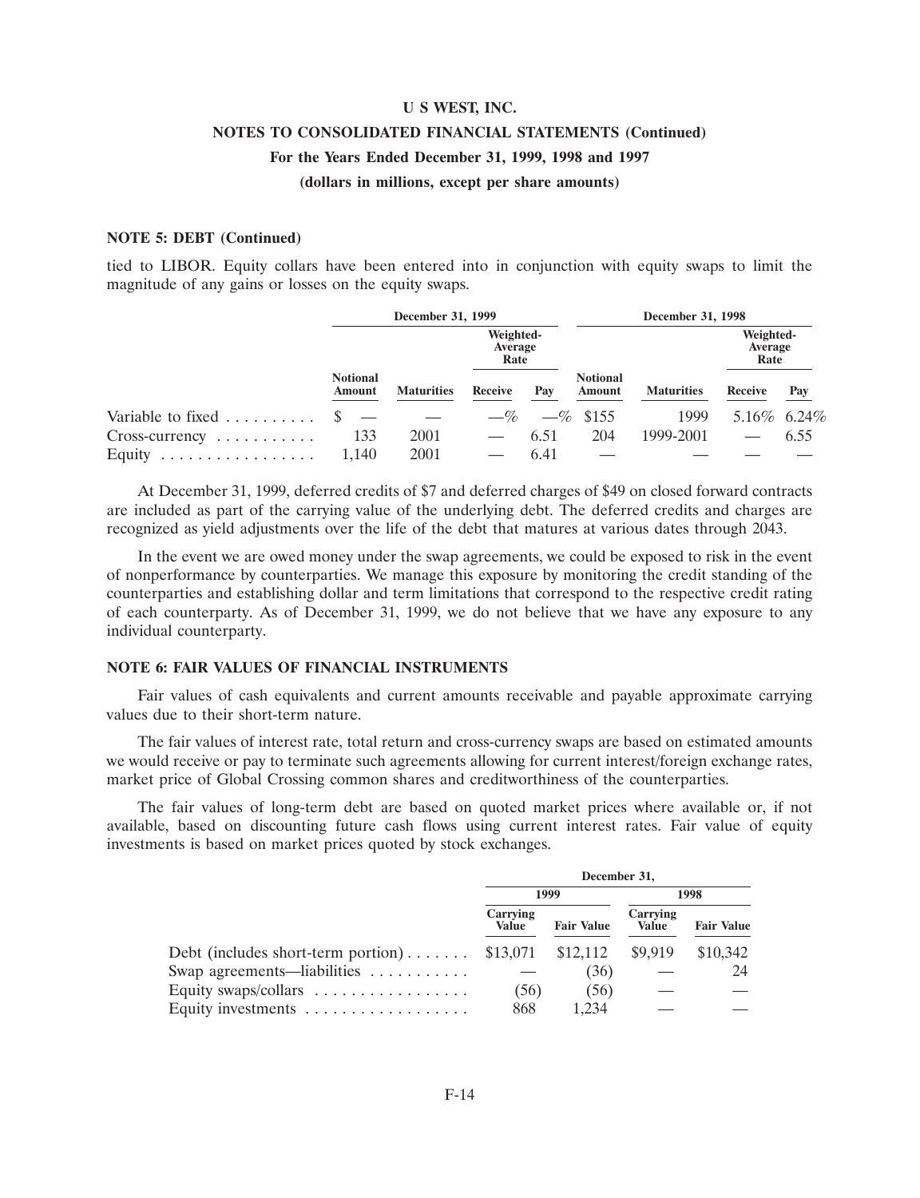**NOTE 5: DEBT (Continued)**

tied to LIBOR. Equity collars have been entered into in conjunction with equity swaps to limit the magnitude of any gains or losses on the equity swaps.

| | December 31, 1999 | | | | December 31, 1998 | | | |
|---|---|---|---|---|---|---|---|---|
| | | | Weighted-Average Rate | | | | Weighted-Average Rate | |
| | Notional Amount | Maturities | Receive | Pay | Notional Amount | Maturities | Receive | Pay |
| Variable to fixed | $ — | — | —% | —% | $155 | 1999 | 5.16% | 6.24% |
| Cross-currency | 133 | 2001 | — | 6.51 | 204 | 1999-2001 | — | 6.55 |
| Equity | 1,140 | 2001 | — | 6.41 | — | — | — | — |

At December 31, 1999, deferred credits of $7 and deferred charges of $49 on closed forward contracts are included as part of the carrying value of the underlying debt. The deferred credits and charges are recognized as yield adjustments over the life of the debt that matures at various dates through 2043.

In the event we are owed money under the swap agreements, we could be exposed to risk in the event of nonperformance by counterparties. We manage this exposure by monitoring the credit standing of the counterparties and establishing dollar and term limitations that correspond to the respective credit rating of each counterparty. As of December 31, 1999, we do not believe that we have any exposure to any individual counterparty.

**NOTE 6: FAIR VALUES OF FINANCIAL INSTRUMENTS**

Fair values of cash equivalents and current amounts receivable and payable approximate carrying values due to their short-term nature.

The fair values of interest rate, total return and cross-currency swaps are based on estimated amounts we would receive or pay to terminate such agreements allowing for current interest/foreign exchange rates, market price of Global Crossing common shares and creditworthiness of the counterparties.

The fair values of long-term debt are based on quoted market prices where available or, if not available, based on discounting future cash flows using current interest rates. Fair value of equity investments is based on market prices quoted by stock exchanges.

| | December 31, | | | |
|---|---|---|---|---|
| | 1999 | | 1998 | |
| | Carrying Value | Fair Value | Carrying Value | Fair Value |
| Debt (includes short-term portion) | $13,071 | $12,112 | $9,919 | $10,342 |
| Swap agreements—liabilities | — | (36) | — | 24 |
| Equity swaps/collars | (56) | (56) | — | — |
| Equity investments | 868 | 1,234 | — | — |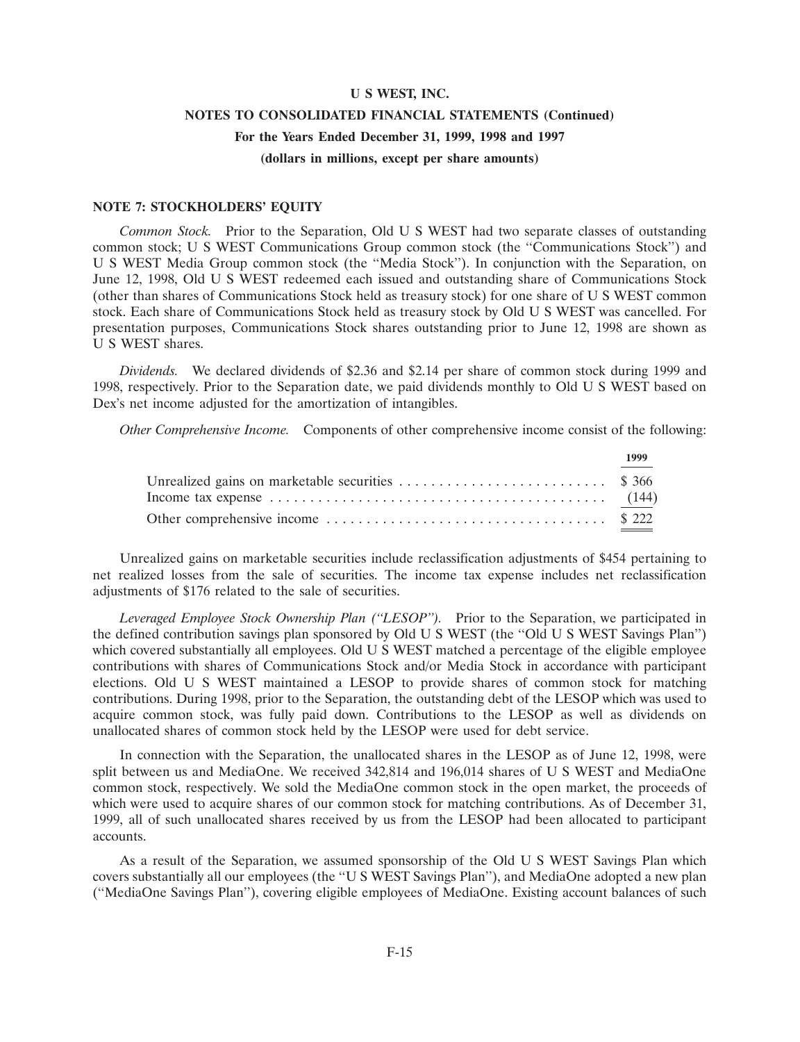## NOTE 7: STOCKHOLDERS' EQUITY

*Common Stock.* Prior to the Separation, Old U S WEST had two separate classes of outstanding common stock; U S WEST Communications Group common stock (the "Communications Stock") and U S WEST Media Group common stock (the "Media Stock"). In conjunction with the Separation, on June 12, 1998, Old U S WEST redeemed each issued and outstanding share of Communications Stock (other than shares of Communications Stock held as treasury stock) for one share of U S WEST common stock. Each share of Communications Stock held as treasury stock by Old U S WEST was cancelled. For presentation purposes, Communications Stock shares outstanding prior to June 12, 1998 are shown as U S WEST shares.

*Dividends.* We declared dividends of $2.36 and $2.14 per share of common stock during 1999 and 1998, respectively. Prior to the Separation date, we paid dividends monthly to Old U S WEST based on Dex's net income adjusted for the amortization of intangibles.

*Other Comprehensive Income.* Components of other comprehensive income consist of the following:

| | 1999 |
|---|---|
| Unrealized gains on marketable securities | $ 366 |
| Income tax expense | (144) |
| Other comprehensive income | $ 222 |

Unrealized gains on marketable securities include reclassification adjustments of $454 pertaining to net realized losses from the sale of securities. The income tax expense includes net reclassification adjustments of $176 related to the sale of securities.

*Leveraged Employee Stock Ownership Plan ("LESOP").* Prior to the Separation, we participated in the defined contribution savings plan sponsored by Old U S WEST (the "Old U S WEST Savings Plan") which covered substantially all employees. Old U S WEST matched a percentage of the eligible employee contributions with shares of Communications Stock and/or Media Stock in accordance with participant elections. Old U S WEST maintained a LESOP to provide shares of common stock for matching contributions. During 1998, prior to the Separation, the outstanding debt of the LESOP which was used to acquire common stock, was fully paid down. Contributions to the LESOP as well as dividends on unallocated shares of common stock held by the LESOP were used for debt service.

In connection with the Separation, the unallocated shares in the LESOP as of June 12, 1998, were split between us and MediaOne. We received 342,814 and 196,014 shares of U S WEST and MediaOne common stock, respectively. We sold the MediaOne common stock in the open market, the proceeds of which were used to acquire shares of our common stock for matching contributions. As of December 31, 1999, all of such unallocated shares received by us from the LESOP had been allocated to participant accounts.

As a result of the Separation, we assumed sponsorship of the Old U S WEST Savings Plan which covers substantially all our employees (the "U S WEST Savings Plan"), and MediaOne adopted a new plan ("MediaOne Savings Plan"), covering eligible employees of MediaOne. Existing account balances of such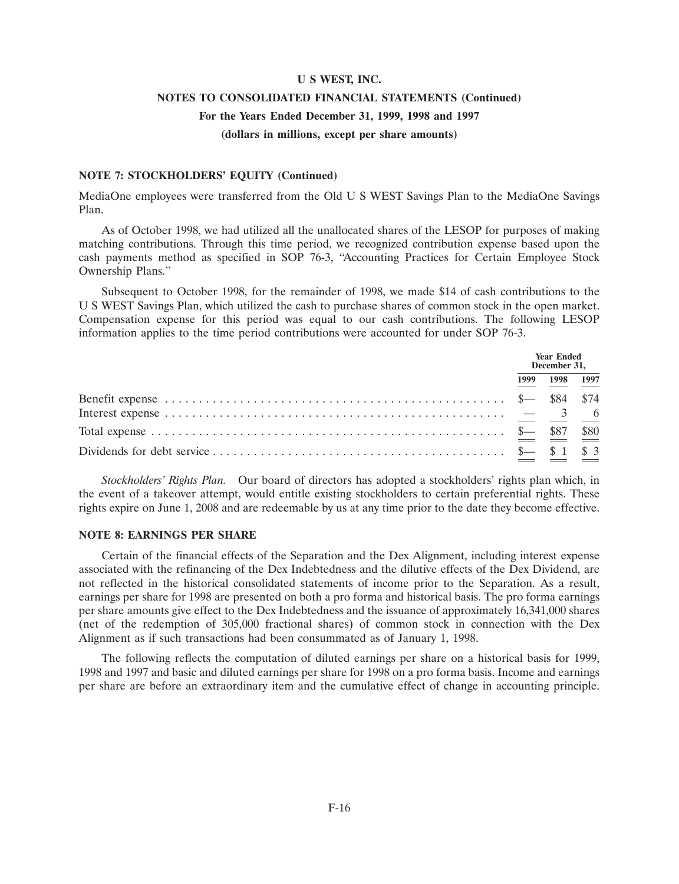**NOTE 7: STOCKHOLDERS' EQUITY (Continued)**

MediaOne employees were transferred from the Old U S WEST Savings Plan to the MediaOne Savings Plan.

As of October 1998, we had utilized all the unallocated shares of the LESOP for purposes of making matching contributions. Through this time period, we recognized contribution expense based upon the cash payments method as specified in SOP 76-3, "Accounting Practices for Certain Employee Stock Ownership Plans."

Subsequent to October 1998, for the remainder of 1998, we made $14 of cash contributions to the U S WEST Savings Plan, which utilized the cash to purchase shares of common stock in the open market. Compensation expense for this period was equal to our cash contributions. The following LESOP information applies to the time period contributions were accounted for under SOP 76-3.

| | Year Ended December 31, | | |
|---|---|---|---|
| | 1999 | 1998 | 1997 |
| Benefit expense | $— | $84 | $74 |
| Interest expense | — | 3 | 6 |
| Total expense | $— | $87 | $80 |
| Dividends for debt service | $— | $ 1 | $ 3 |

*Stockholders' Rights Plan.* Our board of directors has adopted a stockholders' rights plan which, in the event of a takeover attempt, would entitle existing stockholders to certain preferential rights. These rights expire on June 1, 2008 and are redeemable by us at any time prior to the date they become effective.

**NOTE 8: EARNINGS PER SHARE**

Certain of the financial effects of the Separation and the Dex Alignment, including interest expense associated with the refinancing of the Dex Indebtedness and the dilutive effects of the Dex Dividend, are not reflected in the historical consolidated statements of income prior to the Separation. As a result, earnings per share for 1998 are presented on both a pro forma and historical basis. The pro forma earnings per share amounts give effect to the Dex Indebtedness and the issuance of approximately 16,341,000 shares (net of the redemption of 305,000 fractional shares) of common stock in connection with the Dex Alignment as if such transactions had been consummated as of January 1, 1998.

The following reflects the computation of diluted earnings per share on a historical basis for 1999, 1998 and 1997 and basic and diluted earnings per share for 1998 on a pro forma basis. Income and earnings per share are before an extraordinary item and the cumulative effect of change in accounting principle.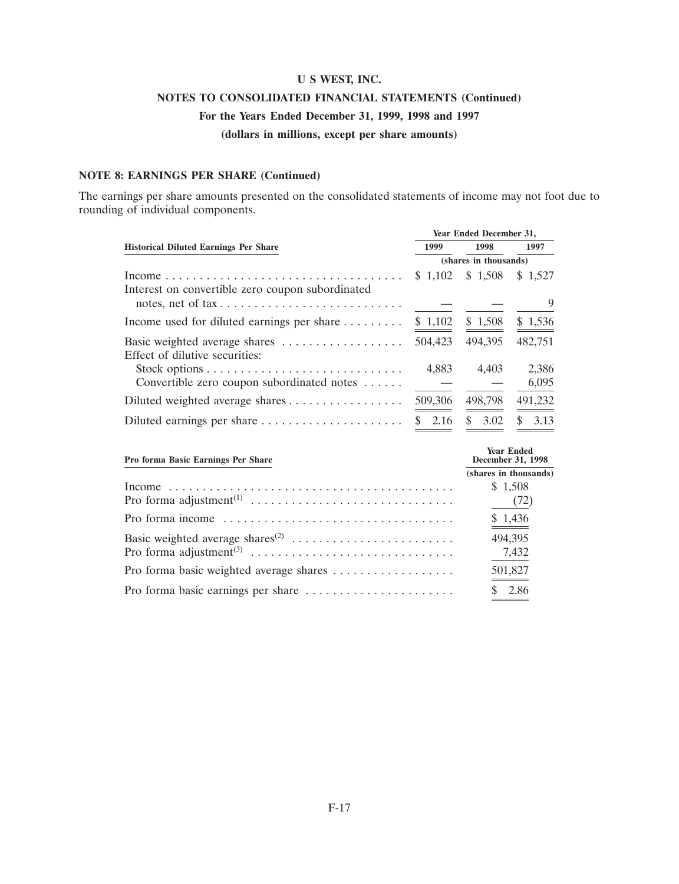**U S WEST, INC.**

**NOTES TO CONSOLIDATED FINANCIAL STATEMENTS (Continued)**

**For the Years Ended December 31, 1999, 1998 and 1997**

**(dollars in millions, except per share amounts)**

**NOTE 8: EARNINGS PER SHARE (Continued)**

The earnings per share amounts presented on the consolidated statements of income may not foot due to rounding of individual components.

| Historical Diluted Earnings Per Share | Year Ended December 31, 1999 | 1998 | 1997 |
|---|---|---|---|
| | (shares in thousands) | | |
| Income | $ 1,102 | $ 1,508 | $ 1,527 |
| Interest on convertible zero coupon subordinated notes, net of tax | — | — | 9 |
| Income used for diluted earnings per share | $ 1,102 | $ 1,508 | $ 1,536 |
| Basic weighted average shares | 504,423 | 494,395 | 482,751 |
| Effect of dilutive securities: | | | |
| Stock options | 4,883 | 4,403 | 2,386 |
| Convertible zero coupon subordinated notes | — | — | 6,095 |
| Diluted weighted average shares | 509,306 | 498,798 | 491,232 |
| Diluted earnings per share | $ 2.16 | $ 3.02 | $ 3.13 |

| Pro forma Basic Earnings Per Share | Year Ended December 31, 1998 |
|---|---|
| | (shares in thousands) |
| Income | $ 1,508 |
| Pro forma adjustment[(1)] | (72) |
| Pro forma income | $ 1,436 |
| Basic weighted average shares[(2)] | 494,395 |
| Pro forma adjustment[(3)] | 7,432 |
| Pro forma basic weighted average shares | 501,827 |
| Pro forma basic earnings per share | $ 2.86 |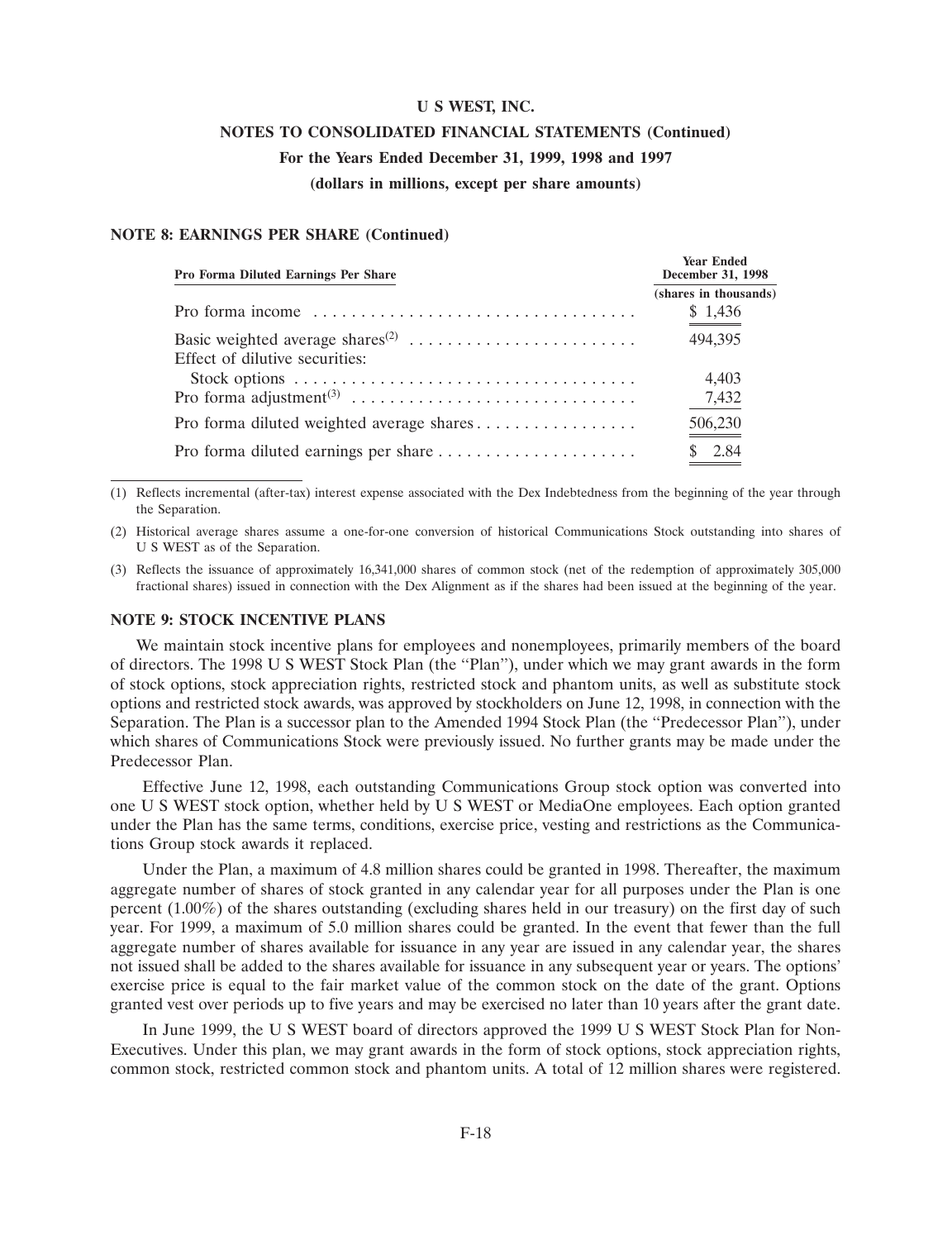**U S WEST, INC.**

**NOTES TO CONSOLIDATED FINANCIAL STATEMENTS (Continued)**

**For the Years Ended December 31, 1999, 1998 and 1997**

**(dollars in millions, except per share amounts)**

**NOTE 8: EARNINGS PER SHARE (Continued)**

| Pro Forma Diluted Earnings Per Share | Year Ended December 31, 1998 |
|---|---|
| | (shares in thousands) |
| Pro forma income | $ 1,436 |
| Basic weighted average shares[(2)] | 494,395 |
| Effect of dilutive securities: | |
| Stock options | 4,403 |
| Pro forma adjustment[(3)] | 7,432 |
| Pro forma diluted weighted average shares | 506,230 |
| Pro forma diluted earnings per share | $ 2.84 |

(1) Reflects incremental (after-tax) interest expense associated with the Dex Indebtedness from the beginning of the year through the Separation.

(2) Historical average shares assume a one-for-one conversion of historical Communications Stock outstanding into shares of U S WEST as of the Separation.

(3) Reflects the issuance of approximately 16,341,000 shares of common stock (net of the redemption of approximately 305,000 fractional shares) issued in connection with the Dex Alignment as if the shares had been issued at the beginning of the year.

**NOTE 9: STOCK INCENTIVE PLANS**

We maintain stock incentive plans for employees and nonemployees, primarily members of the board of directors. The 1998 U S WEST Stock Plan (the "Plan"), under which we may grant awards in the form of stock options, stock appreciation rights, restricted stock and phantom units, as well as substitute stock options and restricted stock awards, was approved by stockholders on June 12, 1998, in connection with the Separation. The Plan is a successor plan to the Amended 1994 Stock Plan (the "Predecessor Plan"), under which shares of Communications Stock were previously issued. No further grants may be made under the Predecessor Plan.

Effective June 12, 1998, each outstanding Communications Group stock option was converted into one U S WEST stock option, whether held by U S WEST or MediaOne employees. Each option granted under the Plan has the same terms, conditions, exercise price, vesting and restrictions as the Communications Group stock awards it replaced.

Under the Plan, a maximum of 4.8 million shares could be granted in 1998. Thereafter, the maximum aggregate number of shares of stock granted in any calendar year for all purposes under the Plan is one percent (1.00%) of the shares outstanding (excluding shares held in our treasury) on the first day of such year. For 1999, a maximum of 5.0 million shares could be granted. In the event that fewer than the full aggregate number of shares available for issuance in any year are issued in any calendar year, the shares not issued shall be added to the shares available for issuance in any subsequent year or years. The options' exercise price is equal to the fair market value of the common stock on the date of the grant. Options granted vest over periods up to five years and may be exercised no later than 10 years after the grant date.

In June 1999, the U S WEST board of directors approved the 1999 U S WEST Stock Plan for Non-Executives. Under this plan, we may grant awards in the form of stock options, stock appreciation rights, common stock, restricted common stock and phantom units. A total of 12 million shares were registered.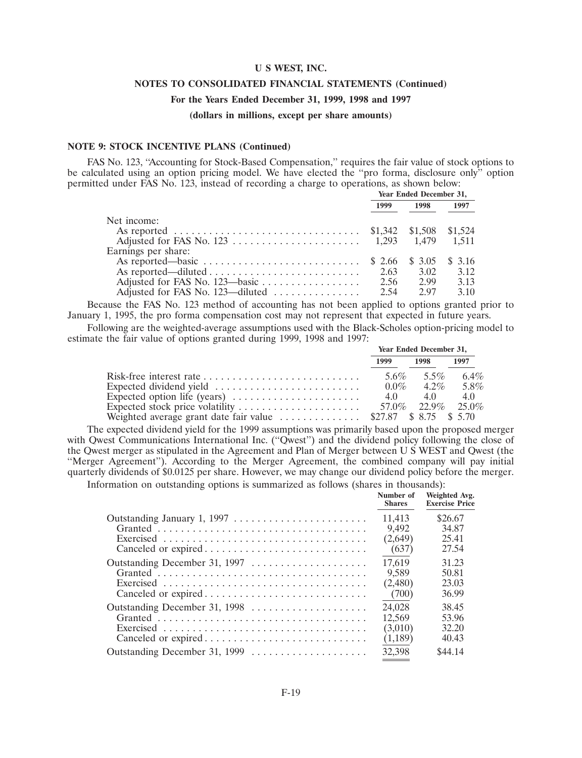# U S WEST, INC.

## NOTES TO CONSOLIDATED FINANCIAL STATEMENTS (Continued)

### For the Years Ended December 31, 1999, 1998 and 1997

### (dollars in millions, except per share amounts)

**NOTE 9: STOCK INCENTIVE PLANS (Continued)**

FAS No. 123, "Accounting for Stock-Based Compensation," requires the fair value of stock options to be calculated using an option pricing model. We have elected the "pro forma, disclosure only" option permitted under FAS No. 123, instead of recording a charge to operations, as shown below:

| | Year Ended December 31, | | |
|---|---|---|---|
| | 1999 | 1998 | 1997 |
| Net income: | | | |
| As reported | $1,342 | $1,508 | $1,524 |
| Adjusted for FAS No. 123 | 1,293 | 1,479 | 1,511 |
| Earnings per share: | | | |
| As reported—basic | $ 2.66 | $ 3.05 | $ 3.16 |
| As reported—diluted | 2.63 | 3.02 | 3.12 |
| Adjusted for FAS No. 123—basic | 2.56 | 2.99 | 3.13 |
| Adjusted for FAS No. 123—diluted | 2.54 | 2.97 | 3.10 |

Because the FAS No. 123 method of accounting has not been applied to options granted prior to January 1, 1995, the pro forma compensation cost may not represent that expected in future years.

Following are the weighted-average assumptions used with the Black-Scholes option-pricing model to estimate the fair value of options granted during 1999, 1998 and 1997:

| | Year Ended December 31, | | |
|---|---|---|---|
| | 1999 | 1998 | 1997 |
| Risk-free interest rate | 5.6% | 5.5% | 6.4% |
| Expected dividend yield | 0.0% | 4.2% | 5.8% |
| Expected option life (years) | 4.0 | 4.0 | 4.0 |
| Expected stock price volatility | 57.0% | 22.9% | 25.0% |
| Weighted average grant date fair value | $27.87 | $ 8.75 | $ 5.70 |

The expected dividend yield for the 1999 assumptions was primarily based upon the proposed merger with Qwest Communications International Inc. ("Qwest") and the dividend policy following the close of the Qwest merger as stipulated in the Agreement and Plan of Merger between U S WEST and Qwest (the "Merger Agreement"). According to the Merger Agreement, the combined company will pay initial quarterly dividends of $0.0125 per share. However, we may change our dividend policy before the merger.

Information on outstanding options is summarized as follows (shares in thousands):

| | Number of Shares | Weighted Avg. Exercise Price |
|---|---|---|
| Outstanding January 1, 1997 | 11,413 | $26.67 |
| Granted | 9,492 | 34.87 |
| Exercised | (2,649) | 25.41 |
| Canceled or expired | (637) | 27.54 |
| Outstanding December 31, 1997 | 17,619 | 31.23 |
| Granted | 9,589 | 50.81 |
| Exercised | (2,480) | 23.03 |
| Canceled or expired | (700) | 36.99 |
| Outstanding December 31, 1998 | 24,028 | 38.45 |
| Granted | 12,569 | 53.96 |
| Exercised | (3,010) | 32.20 |
| Canceled or expired | (1,189) | 40.43 |
| Outstanding December 31, 1999 | 32,398 | $44.14 |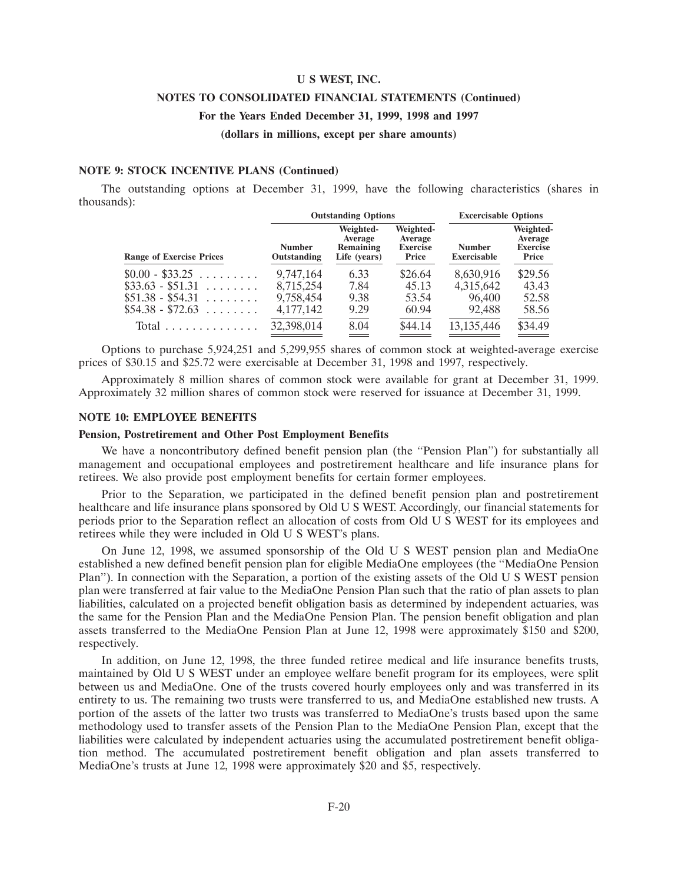**U S WEST, INC.**

**NOTES TO CONSOLIDATED FINANCIAL STATEMENTS (Continued)**

**For the Years Ended December 31, 1999, 1998 and 1997**

**(dollars in millions, except per share amounts)**

**NOTE 9: STOCK INCENTIVE PLANS (Continued)**

The outstanding options at December 31, 1999, have the following characteristics (shares in thousands):

| | Outstanding Options | | | Excercisable Options | |
|---|---|---|---|---|---|
| Range of Exercise Prices | Number Outstanding | Weighted-Average Remaining Life (years) | Weighted-Average Exercise Price | Number Exercisable | Weighted-Average Exercise Price |
| $0.00 - $33.25 | 9,747,164 | 6.33 | $26.64 | 8,630,916 | $29.56 |
| $33.63 - $51.31 | 8,715,254 | 7.84 | 45.13 | 4,315,642 | 43.43 |
| $51.38 - $54.31 | 9,758,454 | 9.38 | 53.54 | 96,400 | 52.58 |
| $54.38 - $72.63 | 4,177,142 | 9.29 | 60.94 | 92,488 | 58.56 |
| Total | 32,398,014 | 8.04 | $44.14 | 13,135,446 | $34.49 |

Options to purchase 5,924,251 and 5,299,955 shares of common stock at weighted-average exercise prices of $30.15 and $25.72 were exercisable at December 31, 1998 and 1997, respectively.

Approximately 8 million shares of common stock were available for grant at December 31, 1999. Approximately 32 million shares of common stock were reserved for issuance at December 31, 1999.

**NOTE 10: EMPLOYEE BENEFITS**

**Pension, Postretirement and Other Post Employment Benefits**

We have a noncontributory defined benefit pension plan (the ''Pension Plan'') for substantially all management and occupational employees and postretirement healthcare and life insurance plans for retirees. We also provide post employment benefits for certain former employees.

Prior to the Separation, we participated in the defined benefit pension plan and postretirement healthcare and life insurance plans sponsored by Old U S WEST. Accordingly, our financial statements for periods prior to the Separation reflect an allocation of costs from Old U S WEST for its employees and retirees while they were included in Old U S WEST's plans.

On June 12, 1998, we assumed sponsorship of the Old U S WEST pension plan and MediaOne established a new defined benefit pension plan for eligible MediaOne employees (the ''MediaOne Pension Plan''). In connection with the Separation, a portion of the existing assets of the Old U S WEST pension plan were transferred at fair value to the MediaOne Pension Plan such that the ratio of plan assets to plan liabilities, calculated on a projected benefit obligation basis as determined by independent actuaries, was the same for the Pension Plan and the MediaOne Pension Plan. The pension benefit obligation and plan assets transferred to the MediaOne Pension Plan at June 12, 1998 were approximately $150 and $200, respectively.

In addition, on June 12, 1998, the three funded retiree medical and life insurance benefits trusts, maintained by Old U S WEST under an employee welfare benefit program for its employees, were split between us and MediaOne. One of the trusts covered hourly employees only and was transferred in its entirety to us. The remaining two trusts were transferred to us, and MediaOne established new trusts. A portion of the assets of the latter two trusts was transferred to MediaOne's trusts based upon the same methodology used to transfer assets of the Pension Plan to the MediaOne Pension Plan, except that the liabilities were calculated by independent actuaries using the accumulated postretirement benefit obligation method. The accumulated postretirement benefit obligation and plan assets transferred to MediaOne's trusts at June 12, 1998 were approximately $20 and $5, respectively.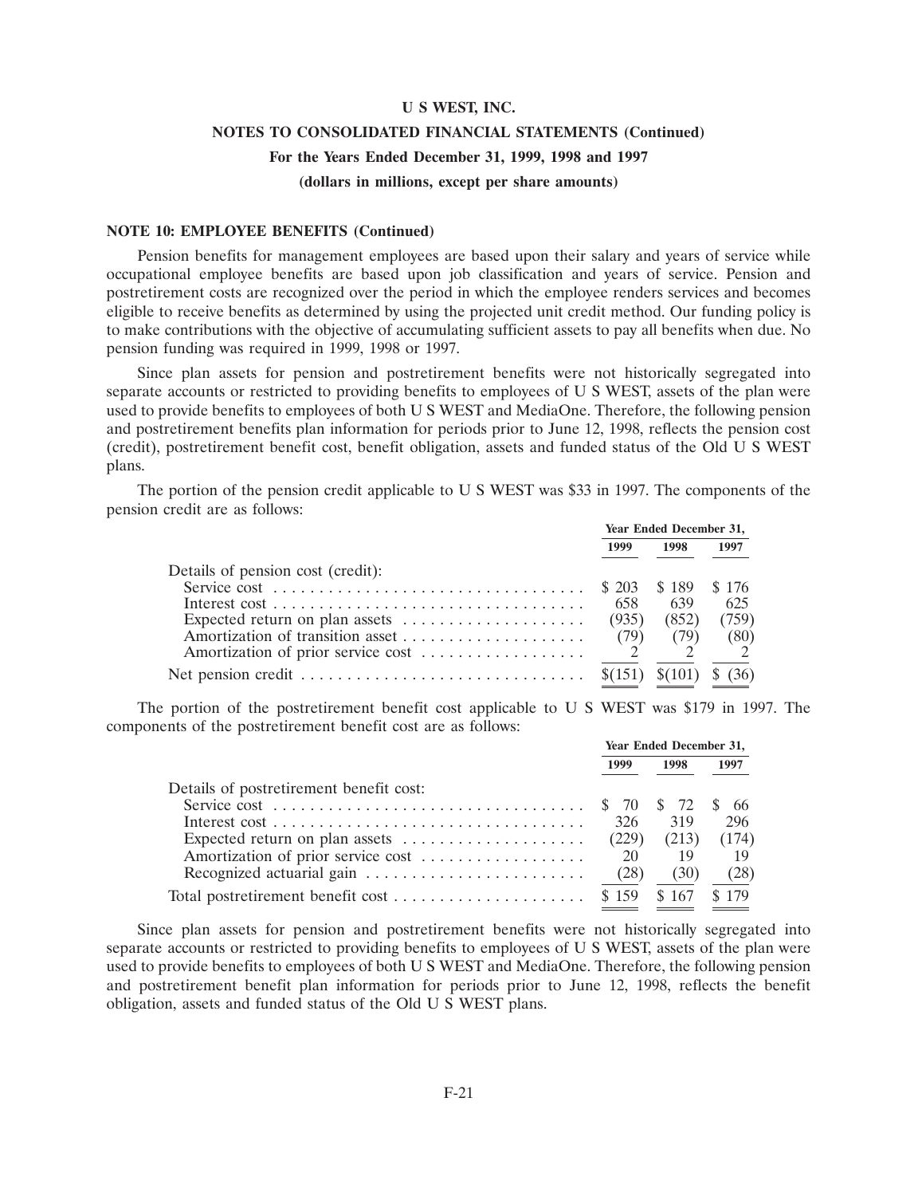**U S WEST, INC.**

**NOTES TO CONSOLIDATED FINANCIAL STATEMENTS (Continued)**

**For the Years Ended December 31, 1999, 1998 and 1997**

**(dollars in millions, except per share amounts)**

**NOTE 10: EMPLOYEE BENEFITS (Continued)**

Pension benefits for management employees are based upon their salary and years of service while occupational employee benefits are based upon job classification and years of service. Pension and postretirement costs are recognized over the period in which the employee renders services and becomes eligible to receive benefits as determined by using the projected unit credit method. Our funding policy is to make contributions with the objective of accumulating sufficient assets to pay all benefits when due. No pension funding was required in 1999, 1998 or 1997.

Since plan assets for pension and postretirement benefits were not historically segregated into separate accounts or restricted to providing benefits to employees of U S WEST, assets of the plan were used to provide benefits to employees of both U S WEST and MediaOne. Therefore, the following pension and postretirement benefits plan information for periods prior to June 12, 1998, reflects the pension cost (credit), postretirement benefit cost, benefit obligation, assets and funded status of the Old U S WEST plans.

The portion of the pension credit applicable to U S WEST was $33 in 1997. The components of the pension credit are as follows:

| | Year Ended December 31, | | |
|---|---|---|---|
| | 1999 | 1998 | 1997 |
| Details of pension cost (credit): | | | |
| Service cost | $ 203 | $ 189 | $ 176 |
| Interest cost | 658 | 639 | 625 |
| Expected return on plan assets | (935) | (852) | (759) |
| Amortization of transition asset | (79) | (79) | (80) |
| Amortization of prior service cost | 2 | 2 | 2 |
| Net pension credit | $(151) | $(101) | $ (36) |

The portion of the postretirement benefit cost applicable to U S WEST was $179 in 1997. The components of the postretirement benefit cost are as follows:

| | Year Ended December 31, | | |
|---|---|---|---|
| | 1999 | 1998 | 1997 |
| Details of postretirement benefit cost: | | | |
| Service cost | $ 70 | $ 72 | $ 66 |
| Interest cost | 326 | 319 | 296 |
| Expected return on plan assets | (229) | (213) | (174) |
| Amortization of prior service cost | 20 | 19 | 19 |
| Recognized actuarial gain | (28) | (30) | (28) |
| Total postretirement benefit cost | $ 159 | $ 167 | $ 179 |

Since plan assets for pension and postretirement benefits were not historically segregated into separate accounts or restricted to providing benefits to employees of U S WEST, assets of the plan were used to provide benefits to employees of both U S WEST and MediaOne. Therefore, the following pension and postretirement benefit plan information for periods prior to June 12, 1998, reflects the benefit obligation, assets and funded status of the Old U S WEST plans.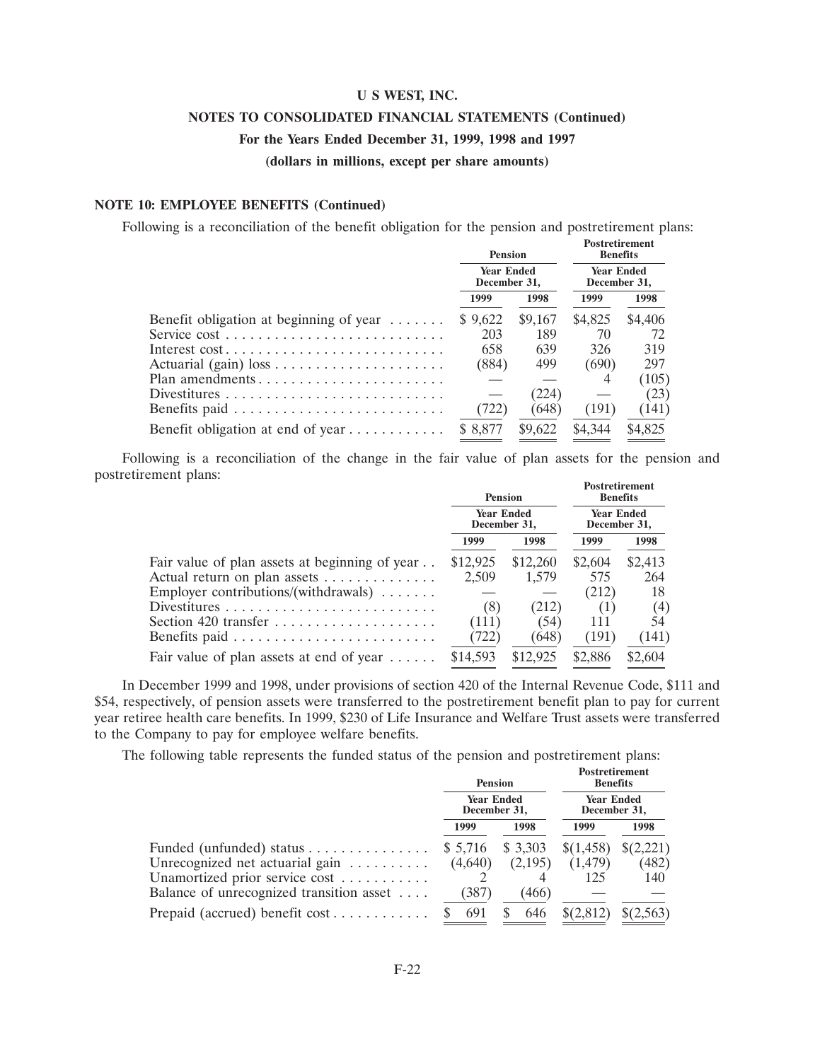**NOTE 10: EMPLOYEE BENEFITS (Continued)**

Following is a reconciliation of the benefit obligation for the pension and postretirement plans:

| | Pension | | Postretirement Benefits | |
|---|---|---|---|---|
| | Year Ended December 31, | | Year Ended December 31, | |
| | 1999 | 1998 | 1999 | 1998 |
| Benefit obligation at beginning of year | $ 9,622 | $9,167 | $4,825 | $4,406 |
| Service cost | 203 | 189 | 70 | 72 |
| Interest cost | 658 | 639 | 326 | 319 |
| Actuarial (gain) loss | (884) | 499 | (690) | 297 |
| Plan amendments | — | — | 4 | (105) |
| Divestitures | — | (224) | — | (23) |
| Benefits paid | (722) | (648) | (191) | (141) |
| Benefit obligation at end of year | $ 8,877 | $9,622 | $4,344 | $4,825 |

Following is a reconciliation of the change in the fair value of plan assets for the pension and postretirement plans:

| | Pension | | Postretirement Benefits | |
|---|---|---|---|---|
| | Year Ended December 31, | | Year Ended December 31, | |
| | 1999 | 1998 | 1999 | 1998 |
| Fair value of plan assets at beginning of year | $12,925 | $12,260 | $2,604 | $2,413 |
| Actual return on plan assets | 2,509 | 1,579 | 575 | 264 |
| Employer contributions/(withdrawals) | — | — | (212) | 18 |
| Divestitures | (8) | (212) | (1) | (4) |
| Section 420 transfer | (111) | (54) | 111 | 54 |
| Benefits paid | (722) | (648) | (191) | (141) |
| Fair value of plan assets at end of year | $14,593 | $12,925 | $2,886 | $2,604 |

In December 1999 and 1998, under provisions of section 420 of the Internal Revenue Code, $111 and $54, respectively, of pension assets were transferred to the postretirement benefit plan to pay for current year retiree health care benefits. In 1999, $230 of Life Insurance and Welfare Trust assets were transferred to the Company to pay for employee welfare benefits.

The following table represents the funded status of the pension and postretirement plans:

| | Pension | | Postretirement Benefits | |
|---|---|---|---|---|
| | Year Ended December 31, | | Year Ended December 31, | |
| | 1999 | 1998 | 1999 | 1998 |
| Funded (unfunded) status | $ 5,716 | $ 3,303 | $(1,458) | $(2,221) |
| Unrecognized net actuarial gain | (4,640) | (2,195) | (1,479) | (482) |
| Unamortized prior service cost | 2 | 4 | 125 | 140 |
| Balance of unrecognized transition asset | (387) | (466) | — | — |
| Prepaid (accrued) benefit cost | $ 691 | $ 646 | $(2,812) | $(2,563) |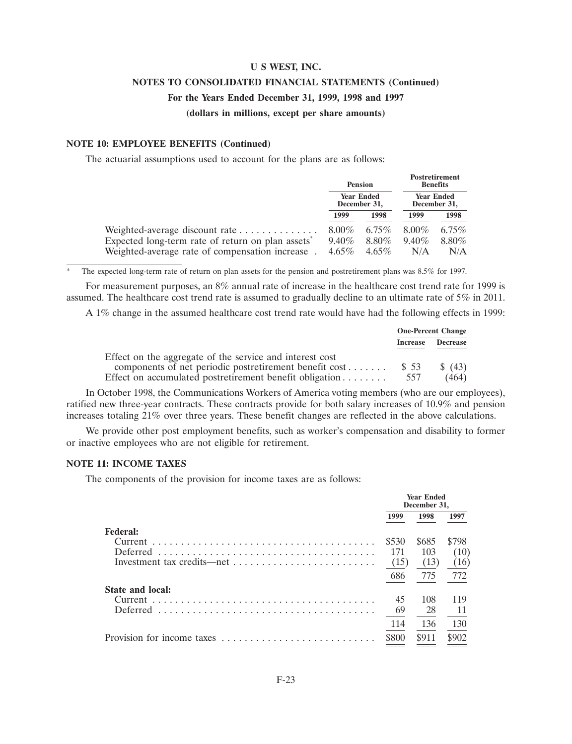U S WEST, INC.

NOTES TO CONSOLIDATED FINANCIAL STATEMENTS (Continued)

For the Years Ended December 31, 1999, 1998 and 1997

(dollars in millions, except per share amounts)

### NOTE 10: EMPLOYEE BENEFITS (Continued)

The actuarial assumptions used to account for the plans are as follows:

| | Pension | | Postretirement Benefits | |
|---|---|---|---|---|
| | Year Ended December 31, | | Year Ended December 31, | |
| | 1999 | 1998 | 1999 | 1998 |
| Weighted-average discount rate | 8.00% | 6.75% | 8.00% | 6.75% |
| Expected long-term rate of return on plan assets* | 9.40% | 8.80% | 9.40% | 8.80% |
| Weighted-average rate of compensation increase | 4.65% | 4.65% | N/A | N/A |

* The expected long-term rate of return on plan assets for the pension and postretirement plans was 8.5% for 1997.

For measurement purposes, an 8% annual rate of increase in the healthcare cost trend rate for 1999 is assumed. The healthcare cost trend rate is assumed to gradually decline to an ultimate rate of 5% in 2011.

A 1% change in the assumed healthcare cost trend rate would have had the following effects in 1999:

| | One-Percent Change | |
|---|---|---|
| | Increase | Decrease |
| Effect on the aggregate of the service and interest cost components of net periodic postretirement benefit cost | $ 53 | $ (43) |
| Effect on accumulated postretirement benefit obligation | 557 | (464) |

In October 1998, the Communications Workers of America voting members (who are our employees), ratified new three-year contracts. These contracts provide for both salary increases of 10.9% and pension increases totaling 21% over three years. These benefit changes are reflected in the above calculations.

We provide other post employment benefits, such as worker's compensation and disability to former or inactive employees who are not eligible for retirement.

### NOTE 11: INCOME TAXES

The components of the provision for income taxes are as follows:

| | Year Ended December 31, | | |
|---|---|---|---|
| | 1999 | 1998 | 1997 |
| **Federal:** | | | |
| Current | $530 | $685 | $798 |
| Deferred | 171 | 103 | (10) |
| Investment tax credits—net | (15) | (13) | (16) |
| | 686 | 775 | 772 |
| **State and local:** | | | |
| Current | 45 | 108 | 119 |
| Deferred | 69 | 28 | 11 |
| | 114 | 136 | 130 |
| Provision for income taxes | $800 | $911 | $902 |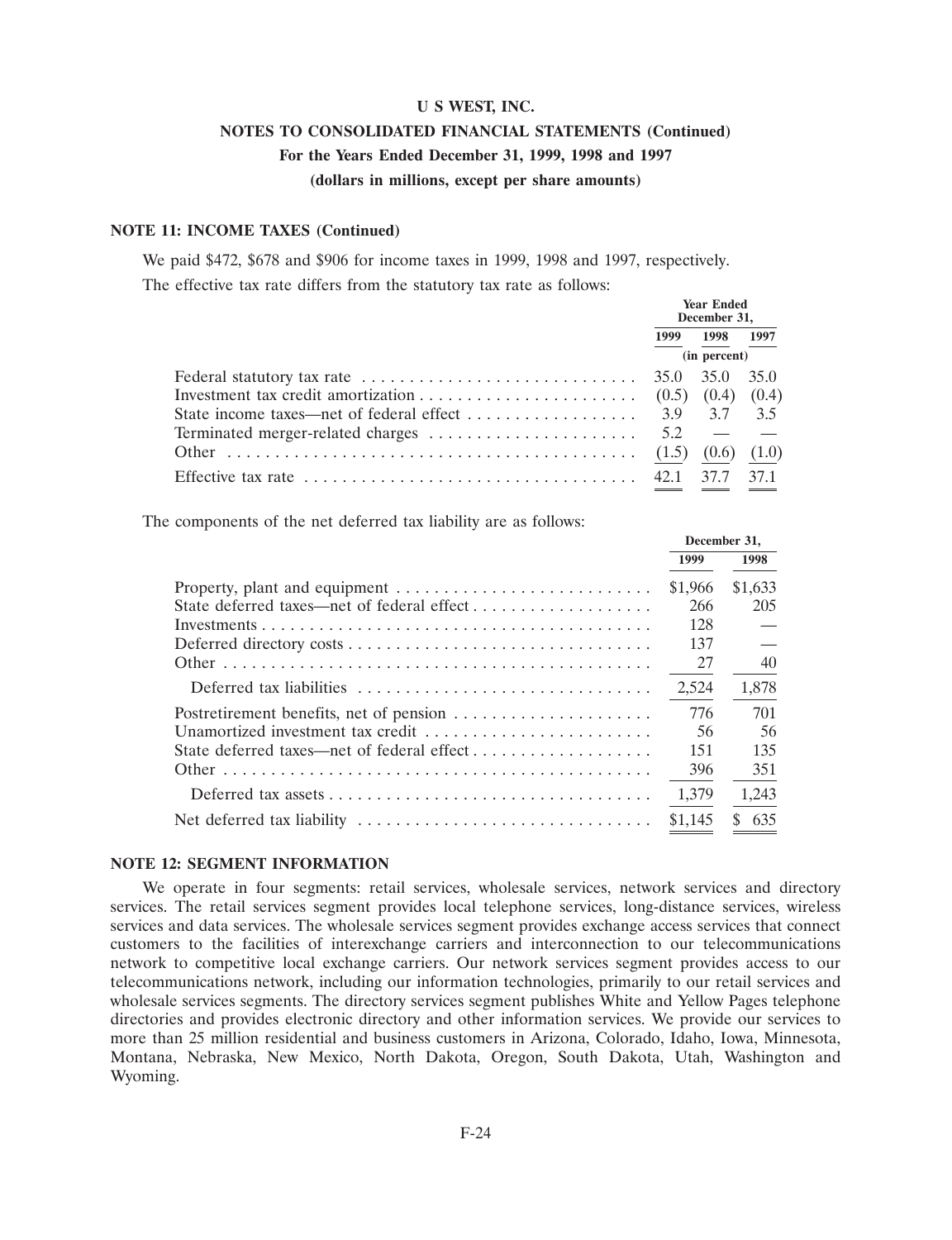**NOTE 11: INCOME TAXES (Continued)**

We paid \$472, \$678 and \$906 for income taxes in 1999, 1998 and 1997, respectively.

The effective tax rate differs from the statutory tax rate as follows:

| | Year Ended December 31, | | |
|---|---|---|---|
| | 1999 | 1998 | 1997 |
| | (in percent) | | |
| Federal statutory tax rate | 35.0 | 35.0 | 35.0 |
| Investment tax credit amortization | (0.5) | (0.4) | (0.4) |
| State income taxes—net of federal effect | 3.9 | 3.7 | 3.5 |
| Terminated merger-related charges | 5.2 | — | — |
| Other | (1.5) | (0.6) | (1.0) |
| Effective tax rate | 42.1 | 37.7 | 37.1 |

The components of the net deferred tax liability are as follows:

| | December 31, | |
|---|---|---|
| | 1999 | 1998 |
| Property, plant and equipment | \$1,966 | \$1,633 |
| State deferred taxes—net of federal effect | 266 | 205 |
| Investments | 128 | — |
| Deferred directory costs | 137 | — |
| Other | 27 | 40 |
| Deferred tax liabilities | 2,524 | 1,878 |
| Postretirement benefits, net of pension | 776 | 701 |
| Unamortized investment tax credit | 56 | 56 |
| State deferred taxes—net of federal effect | 151 | 135 |
| Other | 396 | 351 |
| Deferred tax assets | 1,379 | 1,243 |
| Net deferred tax liability | \$1,145 | \$ 635 |

**NOTE 12: SEGMENT INFORMATION**

We operate in four segments: retail services, wholesale services, network services and directory services. The retail services segment provides local telephone services, long-distance services, wireless services and data services. The wholesale services segment provides exchange access services that connect customers to the facilities of interexchange carriers and interconnection to our telecommunications network to competitive local exchange carriers. Our network services segment provides access to our telecommunications network, including our information technologies, primarily to our retail services and wholesale services segments. The directory services segment publishes White and Yellow Pages telephone directories and provides electronic directory and other information services. We provide our services to more than 25 million residential and business customers in Arizona, Colorado, Idaho, Iowa, Minnesota, Montana, Nebraska, New Mexico, North Dakota, Oregon, South Dakota, Utah, Washington and Wyoming.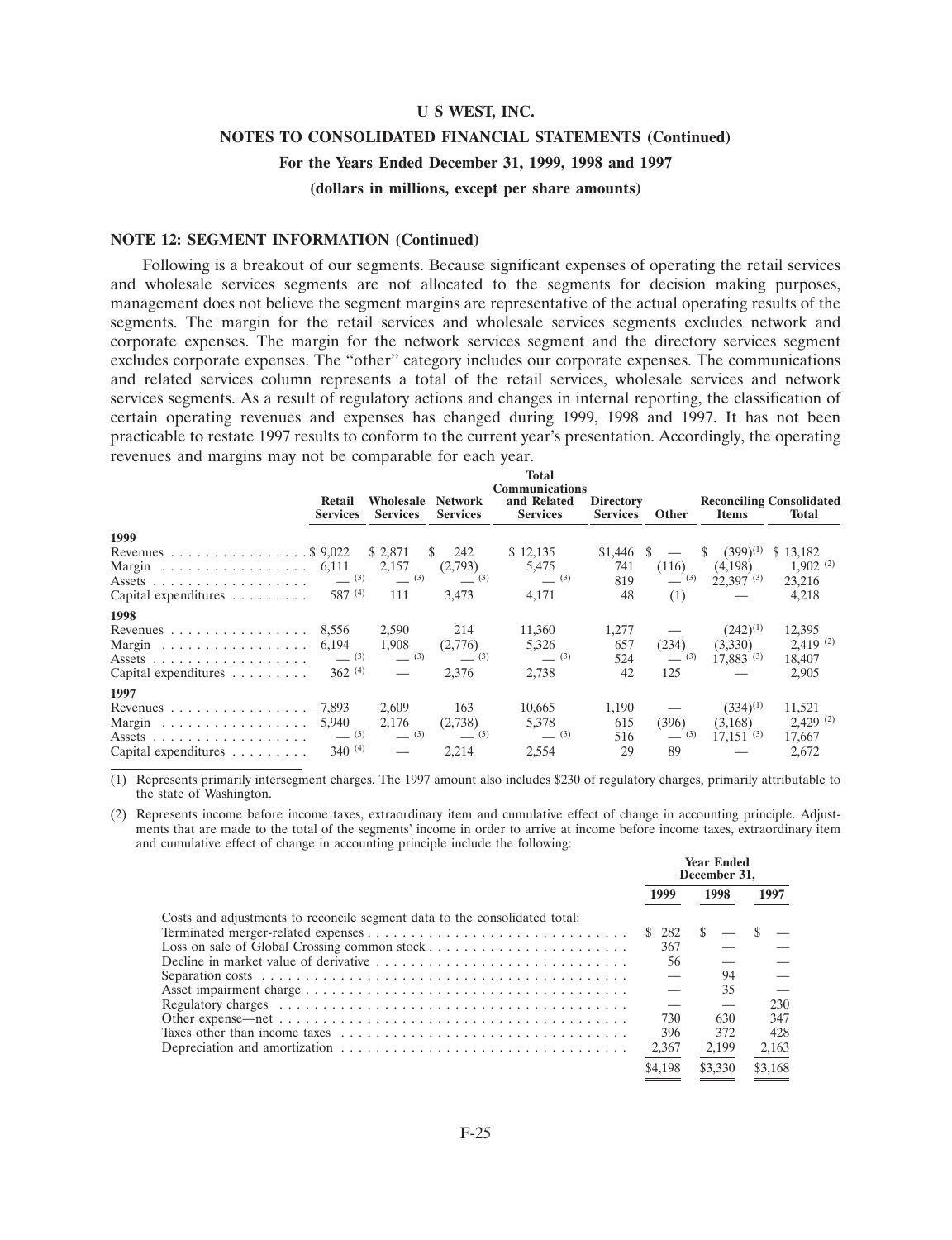# U S WEST, INC.

## NOTES TO CONSOLIDATED FINANCIAL STATEMENTS (Continued)

## For the Years Ended December 31, 1999, 1998 and 1997

## (dollars in millions, except per share amounts)

### NOTE 12: SEGMENT INFORMATION (Continued)

Following is a breakout of our segments. Because significant expenses of operating the retail services and wholesale services segments are not allocated to the segments for decision making purposes, management does not believe the segment margins are representative of the actual operating results of the segments. The margin for the retail services and wholesale services segments excludes network and corporate expenses. The margin for the network services segment and the directory services segment excludes corporate expenses. The "other" category includes our corporate expenses. The communications and related services column represents a total of the retail services, wholesale services and network services segments. As a result of regulatory actions and changes in internal reporting, the classification of certain operating revenues and expenses has changed during 1999, 1998 and 1997. It has not been practicable to restate 1997 results to conform to the current year's presentation. Accordingly, the operating revenues and margins may not be comparable for each year.

| | Retail Services | Wholesale Services | Network Services | Total Communications and Related Services | Directory Services | Other | Reconciling Items | Consolidated Total |
|---|---|---|---|---|---|---|---|---|
| **1999** | | | | | | | | |
| Revenues | $ 9,022 | $ 2,871 | $ 242 | $ 12,135 | $1,446 | $ — | $ (399)(1) | $ 13,182 |
| Margin | 6,111 | 2,157 | (2,793) | 5,475 | 741 | (116) | (4,198) | 1,902 (2) |
| Assets | — (3) | — (3) | — (3) | — (3) | 819 | — (3) | 22,397 (3) | 23,216 |
| Capital expenditures | 587 (4) | 111 | 3,473 | 4,171 | 48 | (1) | — | 4,218 |
| **1998** | | | | | | | | |
| Revenues | 8,556 | 2,590 | 214 | 11,360 | 1,277 | — | (242)(1) | 12,395 |
| Margin | 6,194 | 1,908 | (2,776) | 5,326 | 657 | (234) | (3,330) | 2,419 (2) |
| Assets | — (3) | — (3) | — (3) | — (3) | 524 | — (3) | 17,883 (3) | 18,407 |
| Capital expenditures | 362 (4) | — | 2,376 | 2,738 | 42 | 125 | — | 2,905 |
| **1997** | | | | | | | | |
| Revenues | 7,893 | 2,609 | 163 | 10,665 | 1,190 | — | (334)(1) | 11,521 |
| Margin | 5,940 | 2,176 | (2,738) | 5,378 | 615 | (396) | (3,168) | 2,429 (2) |
| Assets | — (3) | — (3) | — (3) | — (3) | 516 | — (3) | 17,151 (3) | 17,667 |
| Capital expenditures | 340 (4) | — | 2,214 | 2,554 | 29 | 89 | — | 2,672 |

(1) Represents primarily intersegment charges. The 1997 amount also includes $230 of regulatory charges, primarily attributable to the state of Washington.

(2) Represents income before income taxes, extraordinary item and cumulative effect of change in accounting principle. Adjustments that are made to the total of the segments' income in order to arrive at income before income taxes, extraordinary item and cumulative effect of change in accounting principle include the following:

| | Year Ended December 31, | | |
|---|---|---|---|
| | 1999 | 1998 | 1997 |
| Costs and adjustments to reconcile segment data to the consolidated total: | | | |
| Terminated merger-related expenses | $ 282 | $ — | $ — |
| Loss on sale of Global Crossing common stock | 367 | — | — |
| Decline in market value of derivative | 56 | — | — |
| Separation costs | — | 94 | — |
| Asset impairment charge | — | 35 | — |
| Regulatory charges | — | — | 230 |
| Other expense—net | 730 | 630 | 347 |
| Taxes other than income taxes | 396 | 372 | 428 |
| Depreciation and amortization | 2,367 | 2,199 | 2,163 |
| | $4,198 | $3,330 | $3,168 |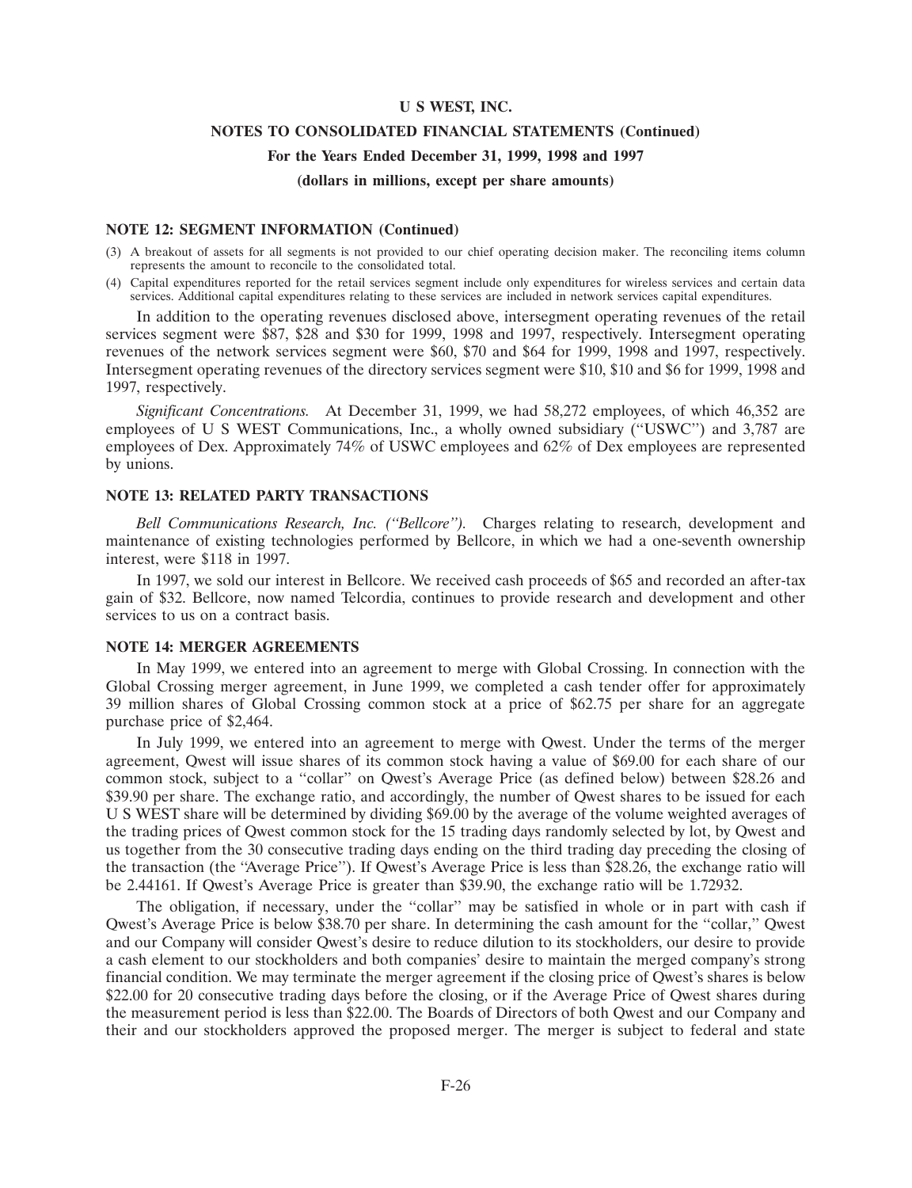**U S WEST, INC.**

**NOTES TO CONSOLIDATED FINANCIAL STATEMENTS (Continued)**

**For the Years Ended December 31, 1999, 1998 and 1997**

**(dollars in millions, except per share amounts)**

**NOTE 12: SEGMENT INFORMATION (Continued)**

(3) A breakout of assets for all segments is not provided to our chief operating decision maker. The reconciling items column represents the amount to reconcile to the consolidated total.

(4) Capital expenditures reported for the retail services segment include only expenditures for wireless services and certain data services. Additional capital expenditures relating to these services are included in network services capital expenditures.

In addition to the operating revenues disclosed above, intersegment operating revenues of the retail services segment were $87, $28 and $30 for 1999, 1998 and 1997, respectively. Intersegment operating revenues of the network services segment were $60, $70 and $64 for 1999, 1998 and 1997, respectively. Intersegment operating revenues of the directory services segment were $10, $10 and $6 for 1999, 1998 and 1997, respectively.

*Significant Concentrations.* At December 31, 1999, we had 58,272 employees, of which 46,352 are employees of U S WEST Communications, Inc., a wholly owned subsidiary ("USWC") and 3,787 are employees of Dex. Approximately 74% of USWC employees and 62% of Dex employees are represented by unions.

**NOTE 13: RELATED PARTY TRANSACTIONS**

*Bell Communications Research, Inc. ("Bellcore").* Charges relating to research, development and maintenance of existing technologies performed by Bellcore, in which we had a one-seventh ownership interest, were $118 in 1997.

In 1997, we sold our interest in Bellcore. We received cash proceeds of $65 and recorded an after-tax gain of $32. Bellcore, now named Telcordia, continues to provide research and development and other services to us on a contract basis.

**NOTE 14: MERGER AGREEMENTS**

In May 1999, we entered into an agreement to merge with Global Crossing. In connection with the Global Crossing merger agreement, in June 1999, we completed a cash tender offer for approximately 39 million shares of Global Crossing common stock at a price of $62.75 per share for an aggregate purchase price of $2,464.

In July 1999, we entered into an agreement to merge with Qwest. Under the terms of the merger agreement, Qwest will issue shares of its common stock having a value of $69.00 for each share of our common stock, subject to a "collar" on Qwest's Average Price (as defined below) between $28.26 and $39.90 per share. The exchange ratio, and accordingly, the number of Qwest shares to be issued for each U S WEST share will be determined by dividing $69.00 by the average of the volume weighted averages of the trading prices of Qwest common stock for the 15 trading days randomly selected by lot, by Qwest and us together from the 30 consecutive trading days ending on the third trading day preceding the closing of the transaction (the "Average Price"). If Qwest's Average Price is less than $28.26, the exchange ratio will be 2.44161. If Qwest's Average Price is greater than $39.90, the exchange ratio will be 1.72932.

The obligation, if necessary, under the "collar" may be satisfied in whole or in part with cash if Qwest's Average Price is below $38.70 per share. In determining the cash amount for the "collar," Qwest and our Company will consider Qwest's desire to reduce dilution to its stockholders, our desire to provide a cash element to our stockholders and both companies' desire to maintain the merged company's strong financial condition. We may terminate the merger agreement if the closing price of Qwest's shares is below $22.00 for 20 consecutive trading days before the closing, or if the Average Price of Qwest shares during the measurement period is less than $22.00. The Boards of Directors of both Qwest and our Company and their and our stockholders approved the proposed merger. The merger is subject to federal and state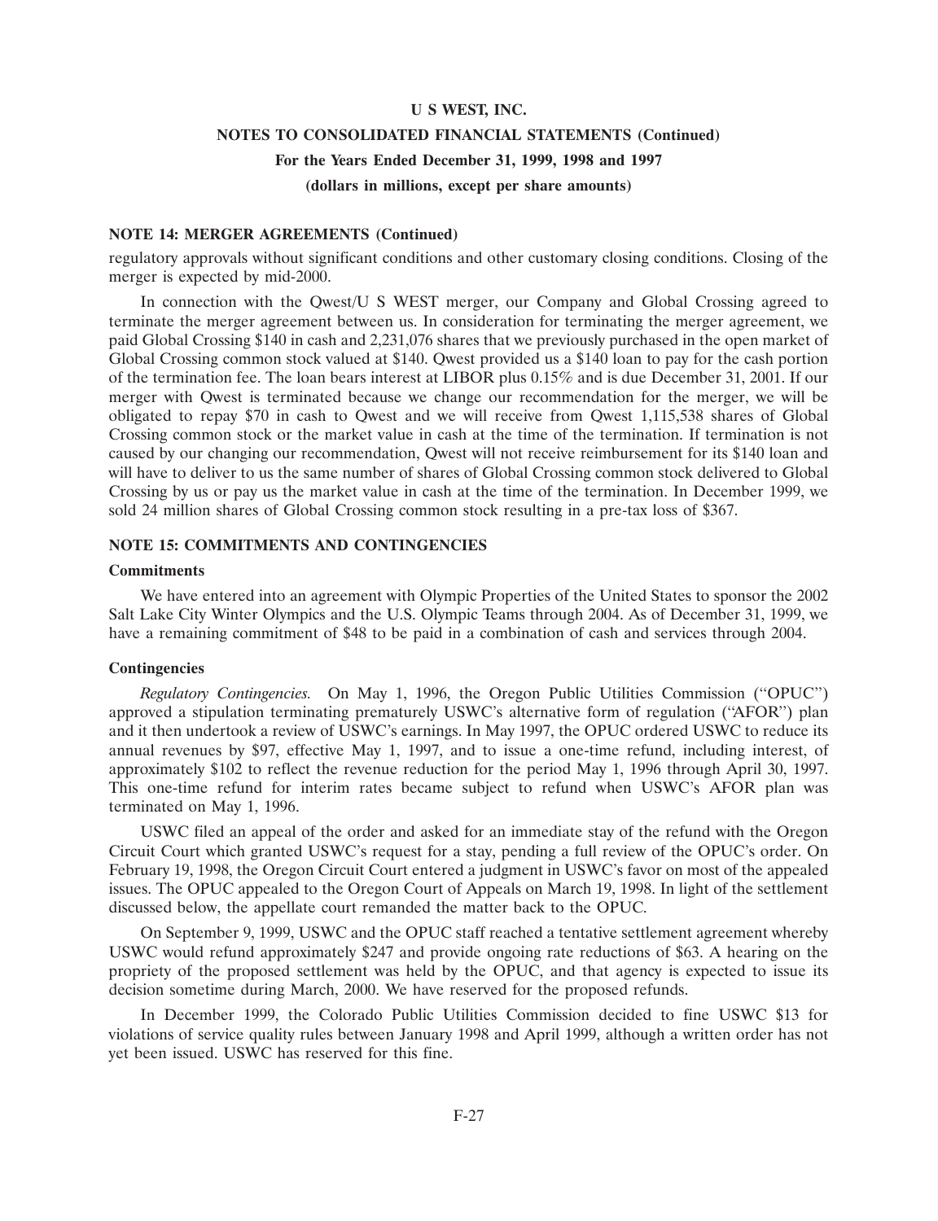# U S WEST, INC.

## NOTES TO CONSOLIDATED FINANCIAL STATEMENTS (Continued)

## For the Years Ended December 31, 1999, 1998 and 1997

## (dollars in millions, except per share amounts)

### NOTE 14: MERGER AGREEMENTS (Continued)

regulatory approvals without significant conditions and other customary closing conditions. Closing of the merger is expected by mid-2000.

In connection with the Qwest/U S WEST merger, our Company and Global Crossing agreed to terminate the merger agreement between us. In consideration for terminating the merger agreement, we paid Global Crossing $140 in cash and 2,231,076 shares that we previously purchased in the open market of Global Crossing common stock valued at $140. Qwest provided us a $140 loan to pay for the cash portion of the termination fee. The loan bears interest at LIBOR plus 0.15% and is due December 31, 2001. If our merger with Qwest is terminated because we change our recommendation for the merger, we will be obligated to repay $70 in cash to Qwest and we will receive from Qwest 1,115,538 shares of Global Crossing common stock or the market value in cash at the time of the termination. If termination is not caused by our changing our recommendation, Qwest will not receive reimbursement for its $140 loan and will have to deliver to us the same number of shares of Global Crossing common stock delivered to Global Crossing by us or pay us the market value in cash at the time of the termination. In December 1999, we sold 24 million shares of Global Crossing common stock resulting in a pre-tax loss of $367.

### NOTE 15: COMMITMENTS AND CONTINGENCIES

#### Commitments

We have entered into an agreement with Olympic Properties of the United States to sponsor the 2002 Salt Lake City Winter Olympics and the U.S. Olympic Teams through 2004. As of December 31, 1999, we have a remaining commitment of $48 to be paid in a combination of cash and services through 2004.

#### Contingencies

*Regulatory Contingencies.* On May 1, 1996, the Oregon Public Utilities Commission ("OPUC") approved a stipulation terminating prematurely USWC's alternative form of regulation ("AFOR") plan and it then undertook a review of USWC's earnings. In May 1997, the OPUC ordered USWC to reduce its annual revenues by $97, effective May 1, 1997, and to issue a one-time refund, including interest, of approximately $102 to reflect the revenue reduction for the period May 1, 1996 through April 30, 1997. This one-time refund for interim rates became subject to refund when USWC's AFOR plan was terminated on May 1, 1996.

USWC filed an appeal of the order and asked for an immediate stay of the refund with the Oregon Circuit Court which granted USWC's request for a stay, pending a full review of the OPUC's order. On February 19, 1998, the Oregon Circuit Court entered a judgment in USWC's favor on most of the appealed issues. The OPUC appealed to the Oregon Court of Appeals on March 19, 1998. In light of the settlement discussed below, the appellate court remanded the matter back to the OPUC.

On September 9, 1999, USWC and the OPUC staff reached a tentative settlement agreement whereby USWC would refund approximately $247 and provide ongoing rate reductions of $63. A hearing on the propriety of the proposed settlement was held by the OPUC, and that agency is expected to issue its decision sometime during March, 2000. We have reserved for the proposed refunds.

In December 1999, the Colorado Public Utilities Commission decided to fine USWC $13 for violations of service quality rules between January 1998 and April 1999, although a written order has not yet been issued. USWC has reserved for this fine.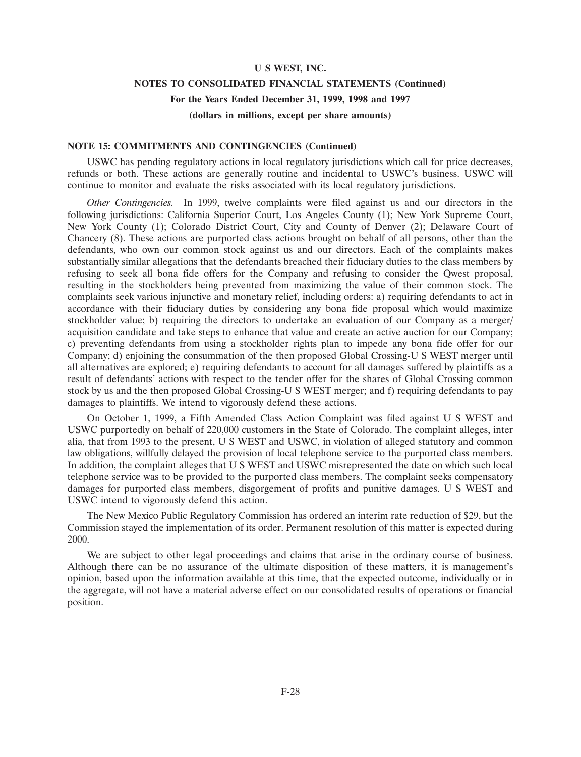### NOTE 15: COMMITMENTS AND CONTINGENCIES (Continued)

USWC has pending regulatory actions in local regulatory jurisdictions which call for price decreases, refunds or both. These actions are generally routine and incidental to USWC's business. USWC will continue to monitor and evaluate the risks associated with its local regulatory jurisdictions.

*Other Contingencies.* In 1999, twelve complaints were filed against us and our directors in the following jurisdictions: California Superior Court, Los Angeles County (1); New York Supreme Court, New York County (1); Colorado District Court, City and County of Denver (2); Delaware Court of Chancery (8). These actions are purported class actions brought on behalf of all persons, other than the defendants, who own our common stock against us and our directors. Each of the complaints makes substantially similar allegations that the defendants breached their fiduciary duties to the class members by refusing to seek all bona fide offers for the Company and refusing to consider the Qwest proposal, resulting in the stockholders being prevented from maximizing the value of their common stock. The complaints seek various injunctive and monetary relief, including orders: a) requiring defendants to act in accordance with their fiduciary duties by considering any bona fide proposal which would maximize stockholder value; b) requiring the directors to undertake an evaluation of our Company as a merger/acquisition candidate and take steps to enhance that value and create an active auction for our Company; c) preventing defendants from using a stockholder rights plan to impede any bona fide offer for our Company; d) enjoining the consummation of the then proposed Global Crossing-U S WEST merger until all alternatives are explored; e) requiring defendants to account for all damages suffered by plaintiffs as a result of defendants' actions with respect to the tender offer for the shares of Global Crossing common stock by us and the then proposed Global Crossing-U S WEST merger; and f) requiring defendants to pay damages to plaintiffs. We intend to vigorously defend these actions.

On October 1, 1999, a Fifth Amended Class Action Complaint was filed against U S WEST and USWC purportedly on behalf of 220,000 customers in the State of Colorado. The complaint alleges, inter alia, that from 1993 to the present, U S WEST and USWC, in violation of alleged statutory and common law obligations, willfully delayed the provision of local telephone service to the purported class members. In addition, the complaint alleges that U S WEST and USWC misrepresented the date on which such local telephone service was to be provided to the purported class members. The complaint seeks compensatory damages for purported class members, disgorgement of profits and punitive damages. U S WEST and USWC intend to vigorously defend this action.

The New Mexico Public Regulatory Commission has ordered an interim rate reduction of $29, but the Commission stayed the implementation of its order. Permanent resolution of this matter is expected during 2000.

We are subject to other legal proceedings and claims that arise in the ordinary course of business. Although there can be no assurance of the ultimate disposition of these matters, it is management's opinion, based upon the information available at this time, that the expected outcome, individually or in the aggregate, will not have a material adverse effect on our consolidated results of operations or financial position.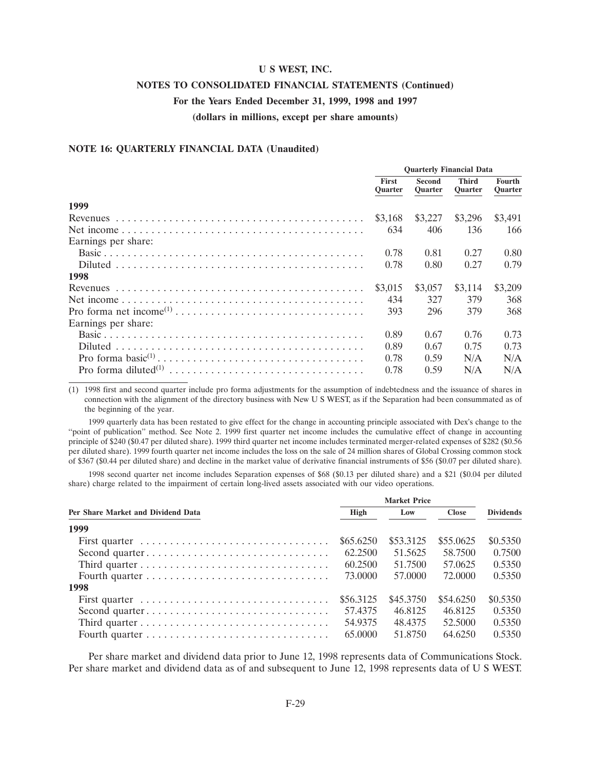# U S WEST, INC.

## NOTES TO CONSOLIDATED FINANCIAL STATEMENTS (Continued)

### For the Years Ended December 31, 1999, 1998 and 1997

### (dollars in millions, except per share amounts)

#### NOTE 16: QUARTERLY FINANCIAL DATA (Unaudited)

| | Quarterly Financial Data | | | |
|---|---|---|---|---|
| | First Quarter | Second Quarter | Third Quarter | Fourth Quarter |
| **1999** | | | | |
| Revenues | $3,168 | $3,227 | $3,296 | $3,491 |
| Net income | 634 | 406 | 136 | 166 |
| Earnings per share: | | | | |
| Basic | 0.78 | 0.81 | 0.27 | 0.80 |
| Diluted | 0.78 | 0.80 | 0.27 | 0.79 |
| **1998** | | | | |
| Revenues | $3,015 | $3,057 | $3,114 | $3,209 |
| Net income | 434 | 327 | 379 | 368 |
| Pro forma net income[(1)] | 393 | 296 | 379 | 368 |
| Earnings per share: | | | | |
| Basic | 0.89 | 0.67 | 0.76 | 0.73 |
| Diluted | 0.89 | 0.67 | 0.75 | 0.73 |
| Pro forma basic[(1)] | 0.78 | 0.59 | N/A | N/A |
| Pro forma diluted[(1)] | 0.78 | 0.59 | N/A | N/A |

(1) 1998 first and second quarter include pro forma adjustments for the assumption of indebtedness and the issuance of shares in connection with the alignment of the directory business with New U S WEST, as if the Separation had been consummated as of the beginning of the year.

1999 quarterly data has been restated to give effect for the change in accounting principle associated with Dex's change to the "point of publication" method. See Note 2. 1999 first quarter net income includes the cumulative effect of change in accounting principle of $240 ($0.47 per diluted share). 1999 third quarter net income includes terminated merger-related expenses of $282 ($0.56 per diluted share). 1999 fourth quarter net income includes the loss on the sale of 24 million shares of Global Crossing common stock of $367 ($0.44 per diluted share) and decline in the market value of derivative financial instruments of $56 ($0.07 per diluted share).

1998 second quarter net income includes Separation expenses of $68 ($0.13 per diluted share) and a $21 ($0.04 per diluted share) charge related to the impairment of certain long-lived assets associated with our video operations.

| | Market Price | | | |
|---|---|---|---|---|
| Per Share Market and Dividend Data | High | Low | Close | Dividends |
| **1999** | | | | |
| First quarter | $65.6250 | $53.3125 | $55.0625 | $0.5350 |
| Second quarter | 62.2500 | 51.5625 | 58.7500 | 0.7500 |
| Third quarter | 60.2500 | 51.7500 | 57.0625 | 0.5350 |
| Fourth quarter | 73.0000 | 57.0000 | 72.0000 | 0.5350 |
| **1998** | | | | |
| First quarter | $56.3125 | $45.3750 | $54.6250 | $0.5350 |
| Second quarter | 57.4375 | 46.8125 | 46.8125 | 0.5350 |
| Third quarter | 54.9375 | 48.4375 | 52.5000 | 0.5350 |
| Fourth quarter | 65.0000 | 51.8750 | 64.6250 | 0.5350 |

Per share market and dividend data prior to June 12, 1998 represents data of Communications Stock. Per share market and dividend data as of and subsequent to June 12, 1998 represents data of U S WEST.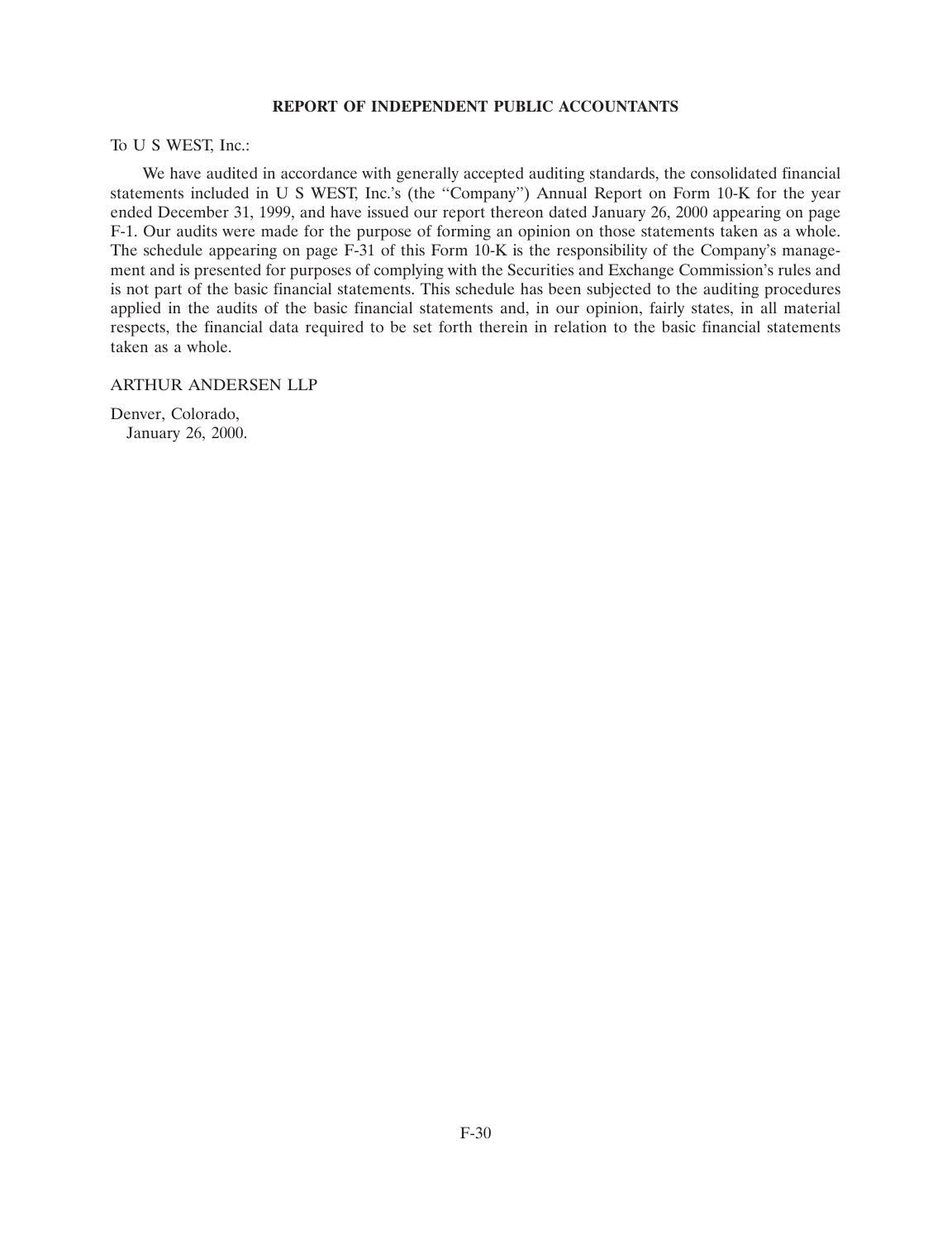## REPORT OF INDEPENDENT PUBLIC ACCOUNTANTS

To U S WEST, Inc.:

We have audited in accordance with generally accepted auditing standards, the consolidated financial statements included in U S WEST, Inc.'s (the ''Company'') Annual Report on Form 10-K for the year ended December 31, 1999, and have issued our report thereon dated January 26, 2000 appearing on page F-1. Our audits were made for the purpose of forming an opinion on those statements taken as a whole. The schedule appearing on page F-31 of this Form 10-K is the responsibility of the Company's management and is presented for purposes of complying with the Securities and Exchange Commission's rules and is not part of the basic financial statements. This schedule has been subjected to the auditing procedures applied in the audits of the basic financial statements and, in our opinion, fairly states, in all material respects, the financial data required to be set forth therein in relation to the basic financial statements taken as a whole.

ARTHUR ANDERSEN LLP

Denver, Colorado,
January 26, 2000.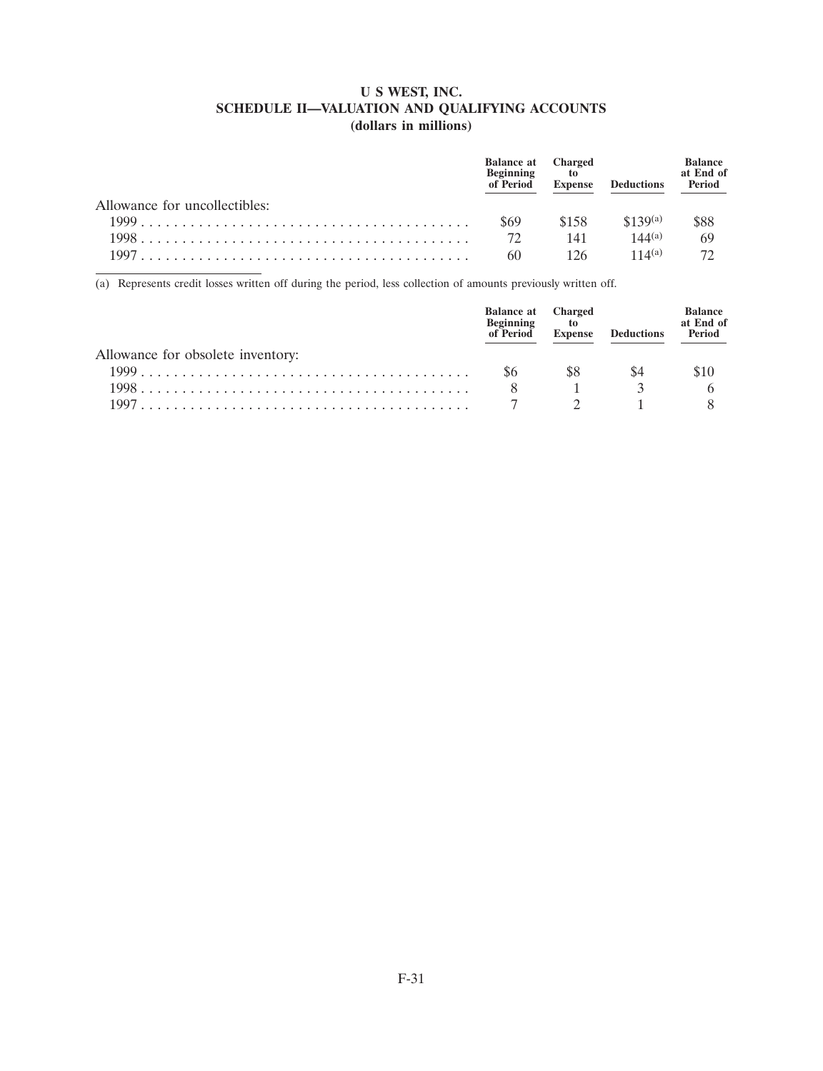# U S WEST, INC.
## SCHEDULE II—VALUATION AND QUALIFYING ACCOUNTS
### (dollars in millions)

| | Balance at Beginning of Period | Charged to Expense | Deductions | Balance at End of Period |
|---|---|---|---|---|
| Allowance for uncollectibles: | | | | |
| 1999 | $69 | $158 | $139[(a)] | $88 |
| 1998 | 72 | 141 | 144[(a)] | 69 |
| 1997 | 60 | 126 | 114[(a)] | 72 |

(a) Represents credit losses written off during the period, less collection of amounts previously written off.

| | Balance at Beginning of Period | Charged to Expense | Deductions | Balance at End of Period |
|---|---|---|---|---|
| Allowance for obsolete inventory: | | | | |
| 1999 | $6 | $8 | $4 | $10 |
| 1998 | 8 | 1 | 3 | 6 |
| 1997 | 7 | 2 | 1 | 8 |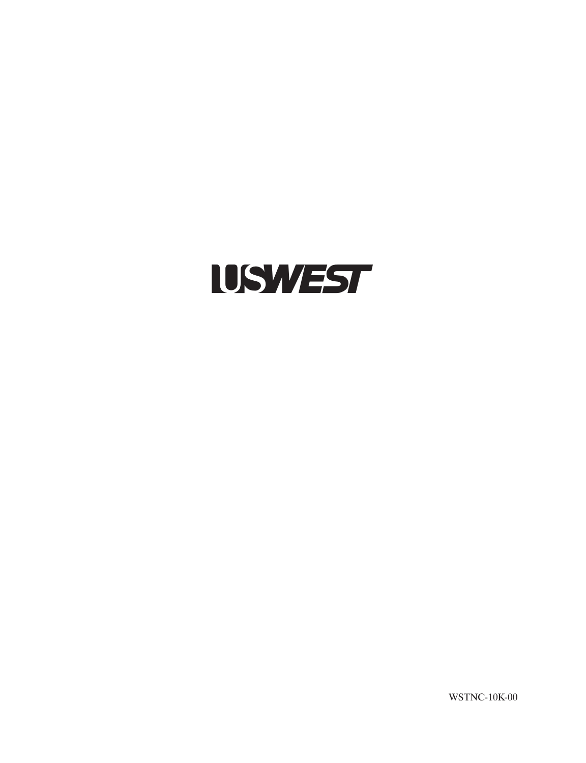USWEST

WSTNC-10K-00